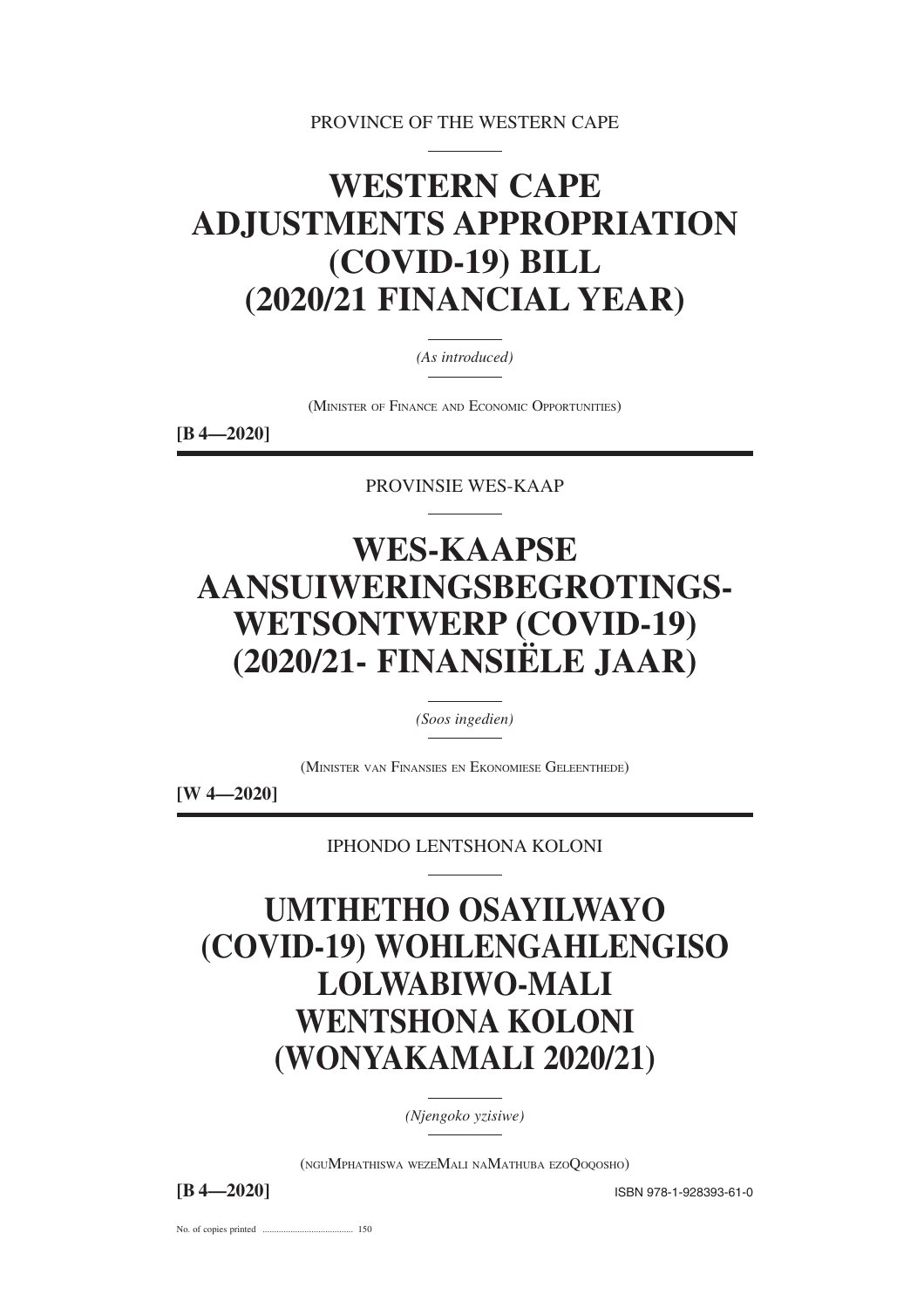PROVINCE OF THE WESTERN CAPE

# WESTERN CAPE ADJUSTMENTS APPROPRIATION (COVID-19) BILL (2020/21 FINANCIAL YEAR)

*(As introduced)*

(MINISTER OF FINANCE AND ECONOMIC OPPORTUNITIES)

**[B 4—2020]**

PROVINSIE WES-KAAP

# WES-KAAPSE AANSUIWERINGSBEGROTINGS-WETSONTWERP (COVID-19) (2020/21- FINANSIËLE JAAR)

*(Soos ingedien)*

(MINISTER VAN FINANSIES EN EKONOMIESE GELEENTHEDE)

**[W 4—2020]**

IPHONDO LENTSHONA KOLONI

# UMTHETHO OSAYILWAYO (COVID-19) WOHLENGAHLENGISO LOLWABIWO-MALI WENTSHONA KOLONI (WONYAKAMALI 2020/21)

*(Njengoko yzisiwe)*

(NGUMPHATHISWA WEZEMALI NAMATHUBA EZOQOQOSHO)

**[B 4—2020]**

ISBN 978-1-928393-61-0

No. of copies printed ....................................... 150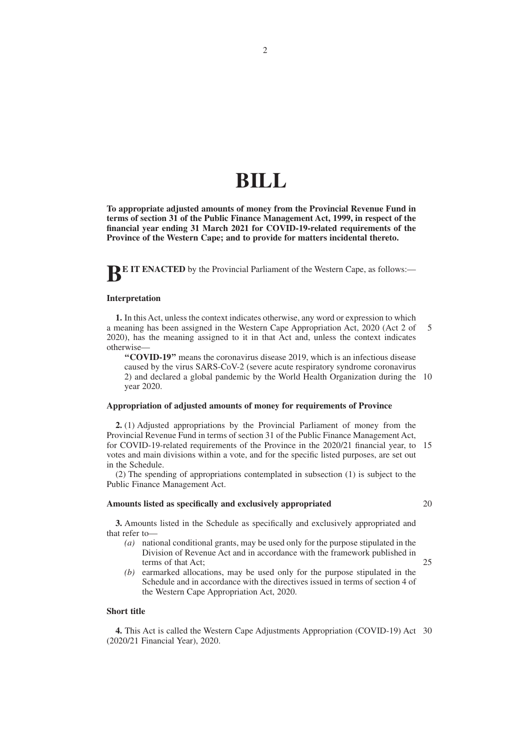# BILL

**To appropriate adjusted amounts of money from the Provincial Revenue Fund in terms of section 31 of the Public Finance Management Act, 1999, in respect of the financial year ending 31 March 2021 for COVID-19-related requirements of the Province of the Western Cape; and to provide for matters incidental thereto.**

**BE IT ENACTED** by the Provincial Parliament of the Western Cape, as follows:—

### Interpretation

**1.** In this Act, unless the context indicates otherwise, any word or expression to which a meaning has been assigned in the Western Cape Appropriation Act, 2020 (Act 2 of 2020), has the meaning assigned to it in that Act and, unless the context indicates otherwise—

> **"COVID-19"** means the coronavirus disease 2019, which is an infectious disease caused by the virus SARS-CoV-2 (severe acute respiratory syndrome coronavirus 2) and declared a global pandemic by the World Health Organization during the year 2020.

### Appropriation of adjusted amounts of money for requirements of Province

**2.** (1) Adjusted appropriations by the Provincial Parliament of money from the Provincial Revenue Fund in terms of section 31 of the Public Finance Management Act, for COVID-19-related requirements of the Province in the 2020/21 financial year, to votes and main divisions within a vote, and for the specific listed purposes, are set out in the Schedule.

(2) The spending of appropriations contemplated in subsection (1) is subject to the Public Finance Management Act.

### Amounts listed as specifically and exclusively appropriated

**3.** Amounts listed in the Schedule as specifically and exclusively appropriated and that refer to—

- *(a)* national conditional grants, may be used only for the purpose stipulated in the Division of Revenue Act and in accordance with the framework published in terms of that Act;
- *(b)* earmarked allocations, may be used only for the purpose stipulated in the Schedule and in accordance with the directives issued in terms of section 4 of the Western Cape Appropriation Act, 2020.

### Short title

**4.** This Act is called the Western Cape Adjustments Appropriation (COVID-19) Act (2020/21 Financial Year), 2020.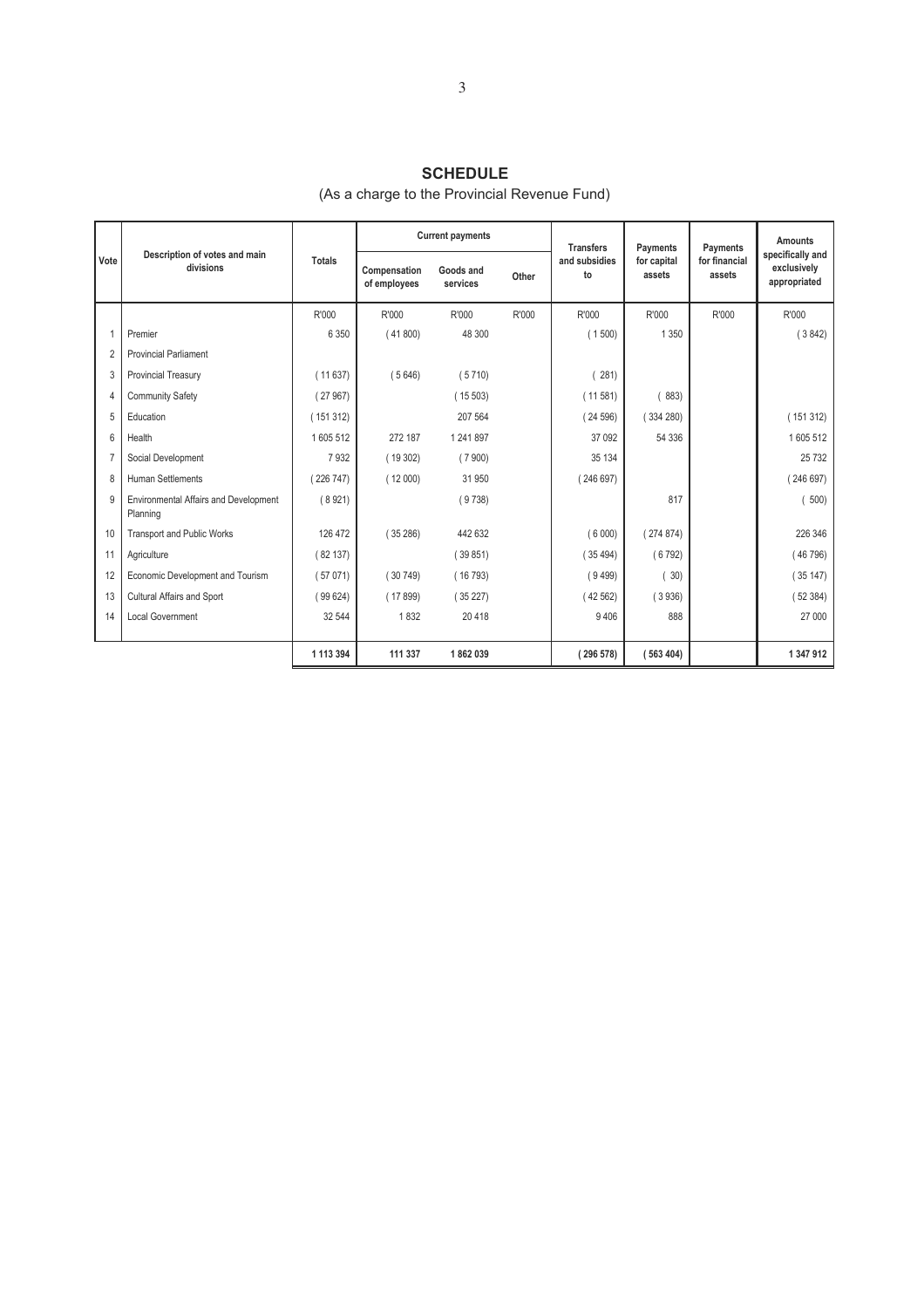**SCHEDULE**

(As a charge to the Provincial Revenue Fund)

| Vote | Description of votes and main divisions | Totals | Current payments | | | Transfers and subsidies to | Payments for capital assets | Payments for financial assets | Amounts specifically and exclusively appropriated |
|---|---|---|---|---|---|---|---|---|---|
| | | | Compensation of employees | Goods and services | Other | | | | |
| | | R'000 | R'000 | R'000 | R'000 | R'000 | R'000 | R'000 | R'000 |
| 1 | Premier | 6 350 | ( 41 800) | 48 300 | | ( 1 500) | 1 350 | | ( 3 842) |
| 2 | Provincial Parliament | | | | | | | | |
| 3 | Provincial Treasury | ( 11 637) | ( 5 646) | ( 5 710) | | ( 281) | | | |
| 4 | Community Safety | ( 27 967) | | ( 15 503) | | ( 11 581) | ( 883) | | |
| 5 | Education | ( 151 312) | | 207 564 | | ( 24 596) | ( 334 280) | | ( 151 312) |
| 6 | Health | 1 605 512 | 272 187 | 1 241 897 | | 37 092 | 54 336 | | 1 605 512 |
| 7 | Social Development | 7 932 | ( 19 302) | ( 7 900) | | 35 134 | | | 25 732 |
| 8 | Human Settlements | ( 226 747) | ( 12 000) | 31 950 | | ( 246 697) | | | ( 246 697) |
| 9 | Environmental Affairs and Development Planning | ( 8 921) | | ( 9 738) | | | 817 | | ( 500) |
| 10 | Transport and Public Works | 126 472 | ( 35 286) | 442 632 | | ( 6 000) | ( 274 874) | | 226 346 |
| 11 | Agriculture | ( 82 137) | | ( 39 851) | | ( 35 494) | ( 6 792) | | ( 46 796) |
| 12 | Economic Development and Tourism | ( 57 071) | ( 30 749) | ( 16 793) | | ( 9 499) | ( 30) | | ( 35 147) |
| 13 | Cultural Affairs and Sport | ( 99 624) | ( 17 899) | ( 35 227) | | ( 42 562) | ( 3 936) | | ( 52 384) |
| 14 | Local Government | 32 544 | 1 832 | 20 418 | | 9 406 | 888 | | 27 000 |
| | | **1 113 394** | **111 337** | **1 862 039** | | **( 296 578)** | **( 563 404)** | | **1 347 912** |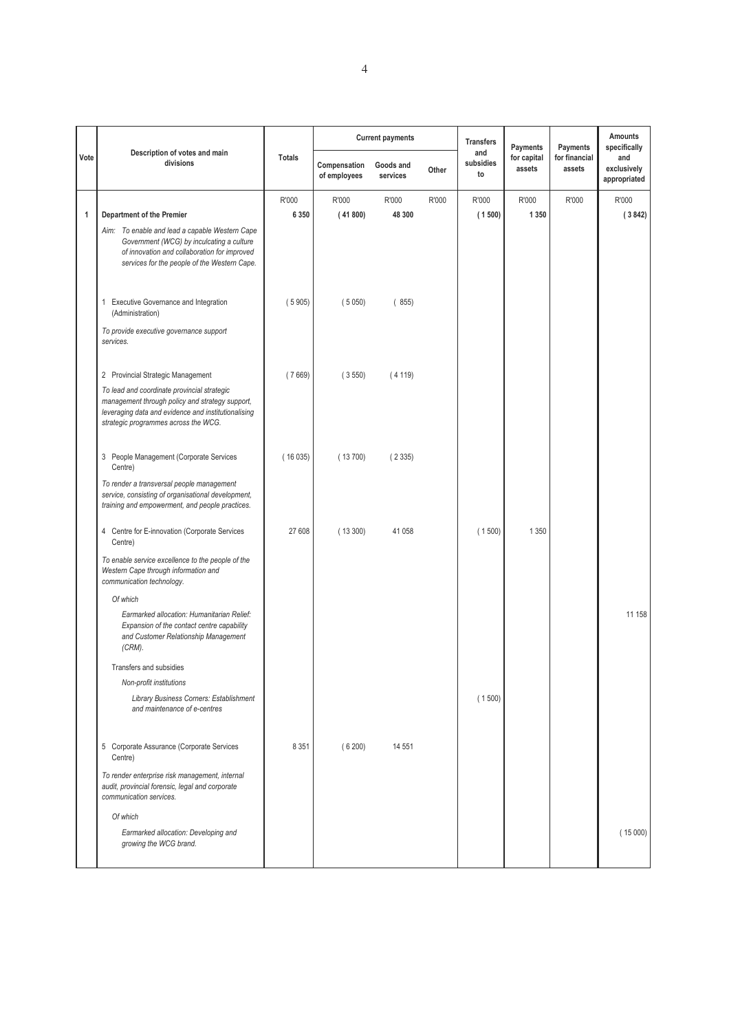| Vote | Description of votes and main divisions | Totals | Current payments | | | Transfers and subsidies to | Payments for capital assets | Payments for financial assets | Amounts specifically and exclusively appropriated |
|---|---|---|---|---|---|---|---|---|---|
| | | | Compensation of employees | Goods and services | Other | | | | |
| | | R'000 | R'000 | R'000 | R'000 | R'000 | R'000 | R'000 | R'000 |
| **1** | **Department of the Premier** | **6 350** | **( 41 800)** | **48 300** | | **( 1 500)** | **1 350** | | **( 3 842)** |
| | *Aim: To enable and lead a capable Western Cape Government (WCG) by inculcating a culture of innovation and collaboration for improved services for the people of the Western Cape.* | | | | | | | | |
| | 1 Executive Governance and Integration (Administration) | ( 5 905) | ( 5 050) | ( 855) | | | | | |
| | *To provide executive governance support services.* | | | | | | | | |
| | 2 Provincial Strategic Management | ( 7 669) | ( 3 550) | ( 4 119) | | | | | |
| | *To lead and coordinate provincial strategic management through policy and strategy support, leveraging data and evidence and institutionalising strategic programmes across the WCG.* | | | | | | | | |
| | 3 People Management (Corporate Services Centre) | ( 16 035) | ( 13 700) | ( 2 335) | | | | | |
| | *To render a transversal people management service, consisting of organisational development, training and empowerment, and people practices.* | | | | | | | | |
| | 4 Centre for E-innovation (Corporate Services Centre) | 27 608 | ( 13 300) | 41 058 | | ( 1 500) | 1 350 | | |
| | *To enable service excellence to the people of the Western Cape through information and communication technology.* | | | | | | | | |
| | *Of which* | | | | | | | | |
| | *Earmarked allocation: Humanitarian Relief: Expansion of the contact centre capability and Customer Relationship Management (CRM).* | | | | | | | | 11 158 |
| | Transfers and subsidies | | | | | | | | |
| | *Non-profit institutions* | | | | | | | | |
| | *Library Business Corners: Establishment and maintenance of e-centres* | | | | | ( 1 500) | | | |
| | 5 Corporate Assurance (Corporate Services Centre) | 8 351 | ( 6 200) | 14 551 | | | | | |
| | *To render enterprise risk management, internal audit, provincial forensic, legal and corporate communication services.* | | | | | | | | |
| | *Of which* | | | | | | | | |
| | *Earmarked allocation: Developing and growing the WCG brand.* | | | | | | | | ( 15 000) |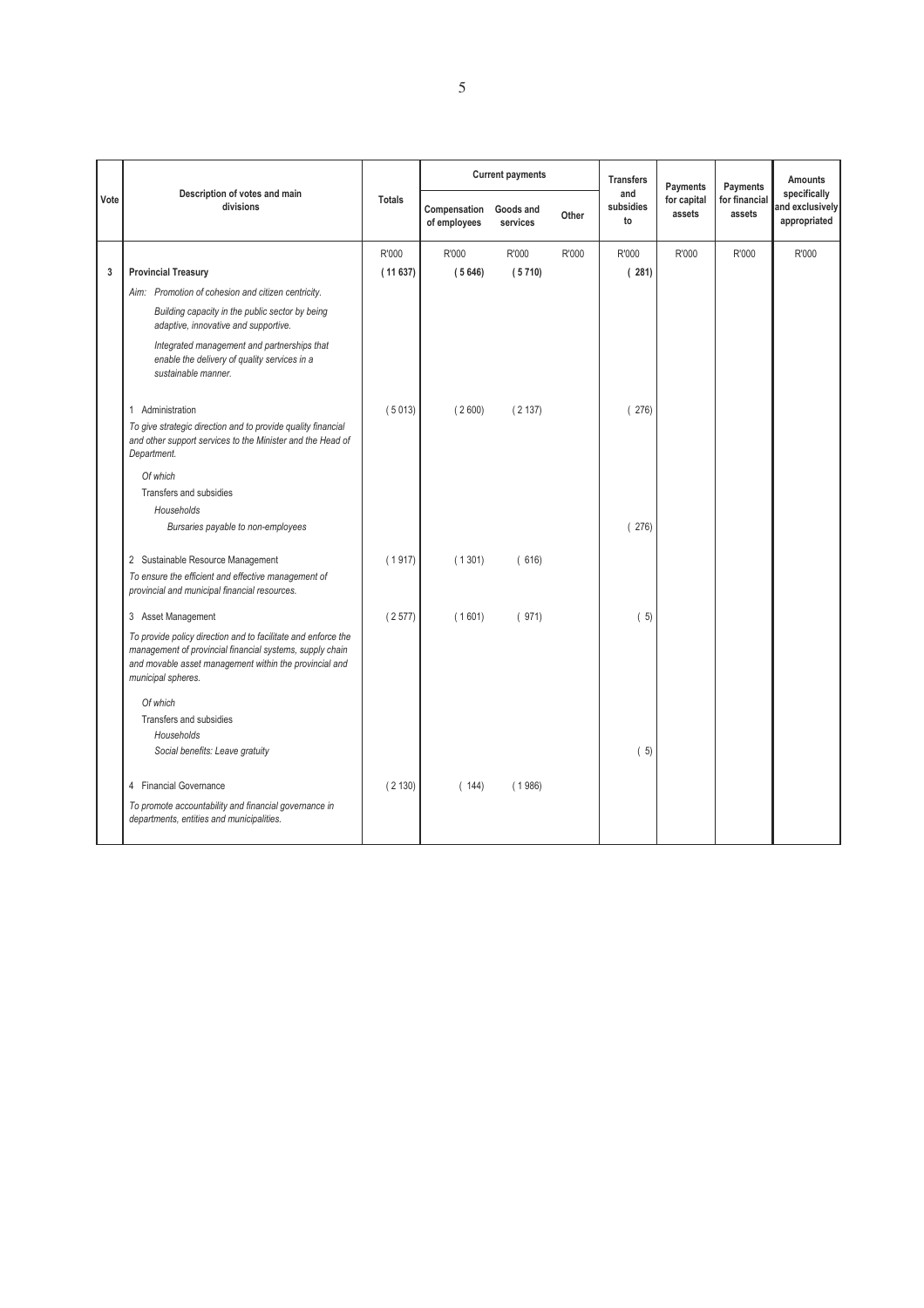| Vote | Description of votes and main divisions | Totals | Current payments | | | Transfers and subsidies to | Payments for capital assets | Payments for financial assets | Amounts specifically and exclusively appropriated |
|---|---|---|---|---|---|---|---|---|---|
| | | | Compensation of employees | Goods and services | Other | | | | |
| | | R'000 | R'000 | R'000 | R'000 | R'000 | R'000 | R'000 | R'000 |
| 3 | **Provincial Treasury** | **( 11 637)** | **( 5 646)** | **( 5 710)** | | **( 281)** | | | |
| | *Aim: Promotion of cohesion and citizen centricity.* | | | | | | | | |
| | *Building capacity in the public sector by being adaptive, innovative and supportive.* | | | | | | | | |
| | *Integrated management and partnerships that enable the delivery of quality services in a sustainable manner.* | | | | | | | | |
| | 1 Administration | ( 5 013) | ( 2 600) | ( 2 137) | | ( 276) | | | |
| | *To give strategic direction and to provide quality financial and other support services to the Minister and the Head of Department.* | | | | | | | | |
| | *Of which* | | | | | | | | |
| | Transfers and subsidies | | | | | | | | |
| | *Households* | | | | | | | | |
| | *Bursaries payable to non-employees* | | | | | ( 276) | | | |
| | 2 Sustainable Resource Management | ( 1 917) | ( 1 301) | ( 616) | | | | | |
| | *To ensure the efficient and effective management of provincial and municipal financial resources.* | | | | | | | | |
| | 3 Asset Management | ( 2 577) | ( 1 601) | ( 971) | | ( 5) | | | |
| | *To provide policy direction and to facilitate and enforce the management of provincial financial systems, supply chain and movable asset management within the provincial and municipal spheres.* | | | | | | | | |
| | *Of which* | | | | | | | | |
| | Transfers and subsidies | | | | | | | | |
| | *Households* | | | | | | | | |
| | *Social benefits: Leave gratuity* | | | | | ( 5) | | | |
| | 4 Financial Governance | ( 2 130) | ( 144) | ( 1 986) | | | | | |
| | *To promote accountability and financial governance in departments, entities and municipalities.* | | | | | | | | |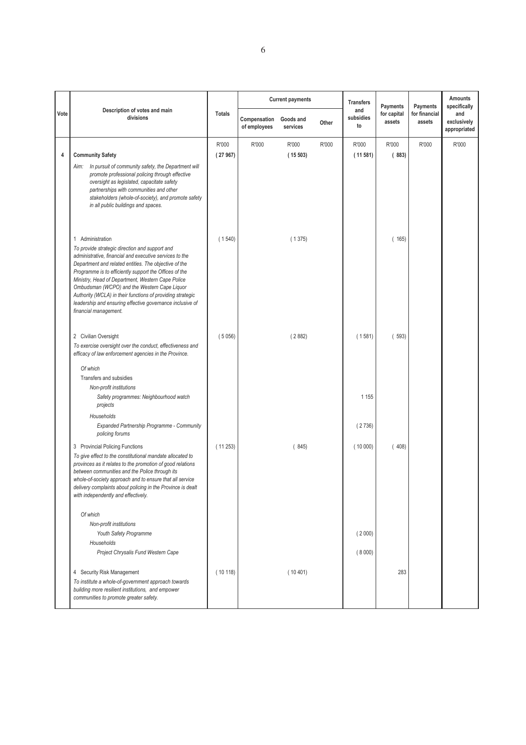| Vote | Description of votes and main divisions | Totals | Current payments | | | Transfers and subsidies to | Payments for capital assets | Payments for financial assets | Amounts specifically and exclusively appropriated |
|---|---|---|---|---|---|---|---|---|---|
| | | | Compensation of employees | Goods and services | Other | | | | |
| | | R'000 | R'000 | R'000 | R'000 | R'000 | R'000 | R'000 | R'000 |
| 4 | **Community Safety** | ( 27 967) | | ( 15 503) | | ( 11 581) | ( 883) | | |
| | *Aim: In pursuit of community safety, the Department will promote professional policing through effective oversight as legislated, capacitate safety partnerships with communities and other stakeholders (whole-of-society), and promote safety in all public buildings and spaces.* | | | | | | | | |
| | 1 Administration<br>*To provide strategic direction and support and administrative, financial and executive services to the Department and related entities. The objective of the Programme is to efficiently support the Offices of the Ministry, Head of Department, Western Cape Police Ombudsman (WCPO) and the Western Cape Liquor Authority (WCLA) in their functions of providing strategic leadership and ensuring effective governance inclusive of financial management.* | ( 1 540) | | ( 1 375) | | | ( 165) | | |
| | 2 Civilian Oversight<br>*To exercise oversight over the conduct, effectiveness and efficacy of law enforcement agencies in the Province.* | ( 5 056) | | ( 2 882) | | ( 1 581) | ( 593) | | |
| | *Of which* | | | | | | | | |
| | Transfers and subsidies | | | | | | | | |
| | *Non-profit institutions* | | | | | | | | |
| | *Safety programmes: Neighbourhood watch projects* | | | | | 1 155 | | | |
| | *Households* | | | | | | | | |
| | *Expanded Partnership Programme - Community policing forums* | | | | | ( 2 736) | | | |
| | 3 Provincial Policing Functions<br>*To give effect to the constitutional mandate allocated to provinces as it relates to the promotion of good relations between communities and the Police through its whole-of-society approach and to ensure that all service delivery complaints about policing in the Province is dealt with independently and effectively.* | ( 11 253) | | ( 845) | | ( 10 000) | ( 408) | | |
| | *Of which* | | | | | | | | |
| | *Non-profit institutions* | | | | | | | | |
| | *Youth Safety Programme* | | | | | ( 2 000) | | | |
| | *Households* | | | | | | | | |
| | *Project Chrysalis Fund Western Cape* | | | | | ( 8 000) | | | |
| | 4 Security Risk Management<br>*To institute a whole-of-government approach towards building more resilient institutions, and empower communities to promote greater safety.* | ( 10 118) | | ( 10 401) | | | 283 | | |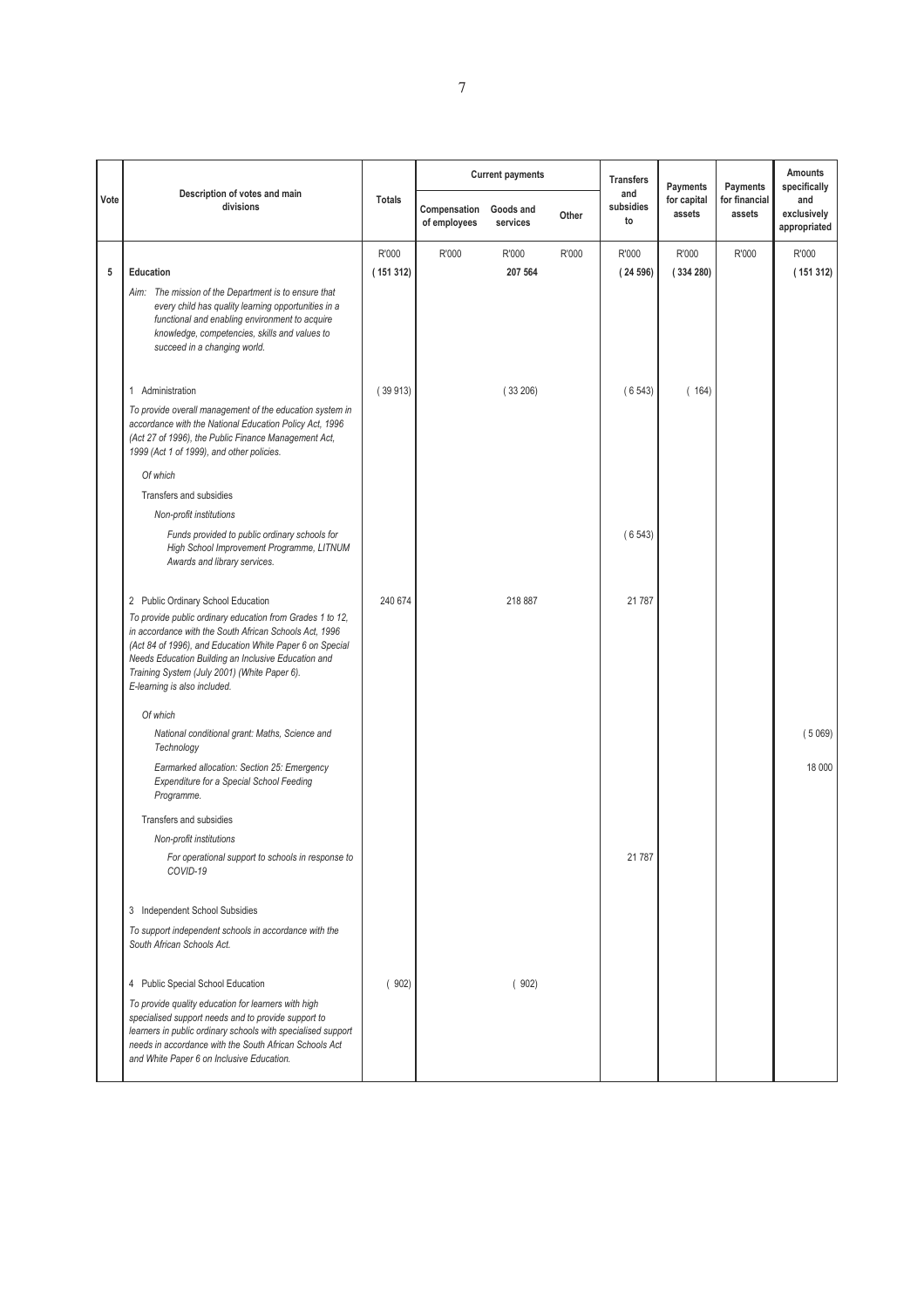| Vote | Description of votes and main divisions | Totals | Current payments | | | Transfers and subsidies to | Payments for capital assets | Payments for financial assets | Amounts specifically and exclusively appropriated |
|---|---|---|---|---|---|---|---|---|---|
| | | | Compensation of employees | Goods and services | Other | | | | |
| | | R'000 | R'000 | R'000 | R'000 | R'000 | R'000 | R'000 | R'000 |
| 5 | **Education** | **( 151 312)** | | **207 564** | | **( 24 596)** | **( 334 280)** | | **( 151 312)** |
| | *Aim: The mission of the Department is to ensure that every child has quality learning opportunities in a functional and enabling environment to acquire knowledge, competencies, skills and values to succeed in a changing world.* | | | | | | | | |
| | 1 Administration | ( 39 913) | | ( 33 206) | | ( 6 543) | ( 164) | | |
| | *To provide overall management of the education system in accordance with the National Education Policy Act, 1996 (Act 27 of 1996), the Public Finance Management Act, 1999 (Act 1 of 1999), and other policies.* | | | | | | | | |
| | *Of which* | | | | | | | | |
| | Transfers and subsidies | | | | | | | | |
| | *Non-profit institutions* | | | | | | | | |
| | *Funds provided to public ordinary schools for High School Improvement Programme, LITNUM Awards and library services.* | | | | | ( 6 543) | | | |
| | 2 Public Ordinary School Education | 240 674 | | 218 887 | | 21 787 | | | |
| | *To provide public ordinary education from Grades 1 to 12, in accordance with the South African Schools Act, 1996 (Act 84 of 1996), and Education White Paper 6 on Special Needs Education Building an Inclusive Education and Training System (July 2001) (White Paper 6). E-learning is also included.* | | | | | | | | |
| | *Of which* | | | | | | | | |
| | *National conditional grant: Maths, Science and Technology* | | | | | | | | ( 5 069) |
| | *Earmarked allocation: Section 25: Emergency Expenditure for a Special School Feeding Programme.* | | | | | | | | 18 000 |
| | Transfers and subsidies | | | | | | | | |
| | *Non-profit institutions* | | | | | | | | |
| | *For operational support to schools in response to COVID-19* | | | | | 21 787 | | | |
| | 3 Independent School Subsidies | | | | | | | | |
| | *To support independent schools in accordance with the South African Schools Act.* | | | | | | | | |
| | 4 Public Special School Education | ( 902) | | ( 902) | | | | | |
| | *To provide quality education for learners with high specialised support needs and to provide support to learners in public ordinary schools with specialised support needs in accordance with the South African Schools Act and White Paper 6 on Inclusive Education.* | | | | | | | | |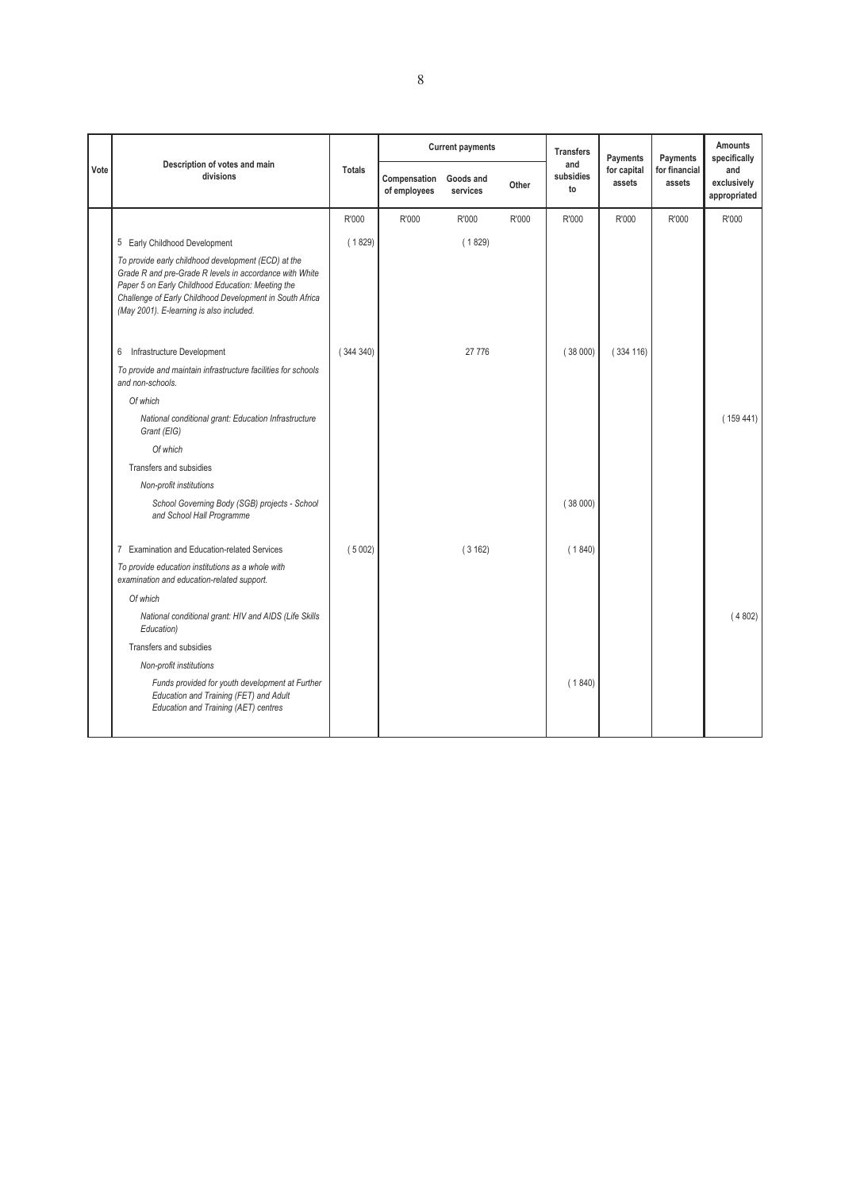| Vote | Description of votes and main divisions | Totals | Current payments | | | Transfers and subsidies to | Payments for capital assets | Payments for financial assets | Amounts specifically and exclusively appropriated |
|---|---|---|---|---|---|---|---|---|---|
| | | | Compensation of employees | Goods and services | Other | | | | |
| | | R'000 | R'000 | R'000 | R'000 | R'000 | R'000 | R'000 | R'000 |
| | 5 Early Childhood Development | ( 1 829) | | ( 1 829) | | | | | |
| | *To provide early childhood development (ECD) at the Grade R and pre-Grade R levels in accordance with White Paper 5 on Early Childhood Education: Meeting the Challenge of Early Childhood Development in South Africa (May 2001). E-learning is also included.* | | | | | | | | |
| | 6 Infrastructure Development | ( 344 340) | | 27 776 | | ( 38 000) | ( 334 116) | | |
| | *To provide and maintain infrastructure facilities for schools and non-schools.* | | | | | | | | |
| | *Of which* | | | | | | | | |
| | *National conditional grant: Education Infrastructure Grant (EIG)* | | | | | | | | ( 159 441) |
| | *Of which* | | | | | | | | |
| | Transfers and subsidies | | | | | | | | |
| | *Non-profit institutions* | | | | | | | | |
| | *School Governing Body (SGB) projects - School and School Hall Programme* | | | | | ( 38 000) | | | |
| | 7 Examination and Education-related Services | ( 5 002) | | ( 3 162) | | ( 1 840) | | | |
| | *To provide education institutions as a whole with examination and education-related support.* | | | | | | | | |
| | *Of which* | | | | | | | | |
| | *National conditional grant: HIV and AIDS (Life Skills Education)* | | | | | | | | ( 4 802) |
| | Transfers and subsidies | | | | | | | | |
| | *Non-profit institutions* | | | | | | | | |
| | *Funds provided for youth development at Further Education and Training (FET) and Adult Education and Training (AET) centres* | | | | | ( 1 840) | | | |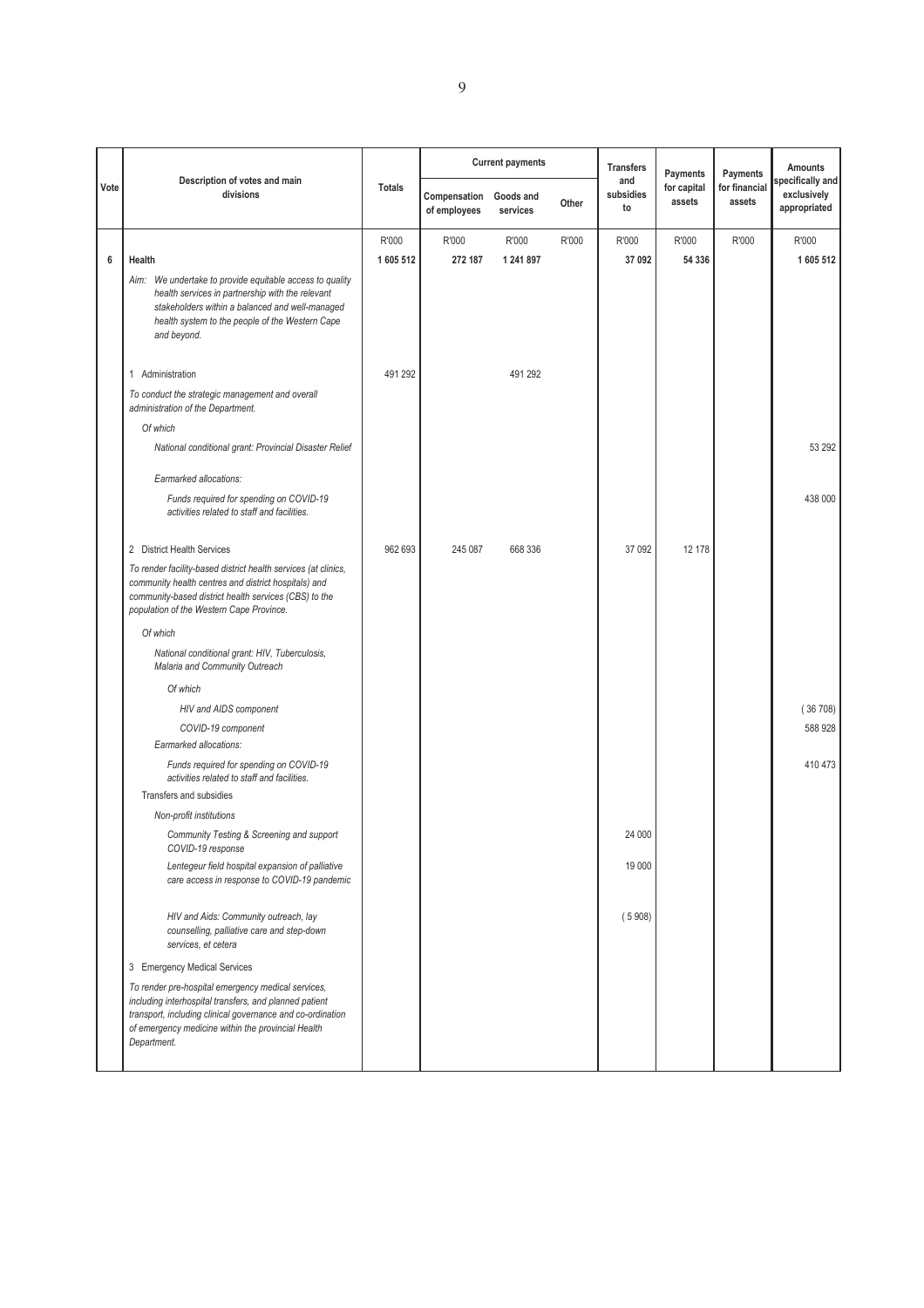| Vote | Description of votes and main divisions | Totals | Current payments | | | Transfers and subsidies to | Payments for capital assets | Payments for financial assets | Amounts specifically and exclusively appropriated |
|---|---|---|---|---|---|---|---|---|---|
| | | | Compensation of employees | Goods and services | Other | | | | |
| | | R'000 | R'000 | R'000 | R'000 | R'000 | R'000 | R'000 | R'000 |
| 6 | **Health** | **1 605 512** | **272 187** | **1 241 897** | | **37 092** | **54 336** | | **1 605 512** |
| | *Aim: We undertake to provide equitable access to quality health services in partnership with the relevant stakeholders within a balanced and well-managed health system to the people of the Western Cape and beyond.* | | | | | | | | |
| | 1 Administration | 491 292 | | 491 292 | | | | | |
| | *To conduct the strategic management and overall administration of the Department.* | | | | | | | | |
| | *Of which* | | | | | | | | |
| | *National conditional grant: Provincial Disaster Relief* | | | | | | | | 53 292 |
| | *Earmarked allocations:* | | | | | | | | |
| | *Funds required for spending on COVID-19 activities related to staff and facilities.* | | | | | | | | 438 000 |
| | 2 District Health Services | 962 693 | 245 087 | 668 336 | | 37 092 | 12 178 | | |
| | *To render facility-based district health services (at clinics, community health centres and district hospitals) and community-based district health services (CBS) to the population of the Western Cape Province.* | | | | | | | | |
| | *Of which* | | | | | | | | |
| | *National conditional grant: HIV, Tuberculosis, Malaria and Community Outreach* | | | | | | | | |
| | *Of which* | | | | | | | | |
| | *HIV and AIDS component* | | | | | | | | ( 36 708) |
| | *COVID-19 component* | | | | | | | | 588 928 |
| | *Earmarked allocations:* | | | | | | | | |
| | *Funds required for spending on COVID-19 activities related to staff and facilities.* | | | | | | | | 410 473 |
| | Transfers and subsidies | | | | | | | | |
| | *Non-profit institutions* | | | | | | | | |
| | *Community Testing & Screening and support COVID-19 response* | | | | | 24 000 | | | |
| | *Lentegeur field hospital expansion of palliative care access in response to COVID-19 pandemic* | | | | | 19 000 | | | |
| | *HIV and Aids: Community outreach, lay counselling, palliative care and step-down services, et cetera* | | | | | ( 5 908) | | | |
| | 3 Emergency Medical Services | | | | | | | | |
| | *To render pre-hospital emergency medical services, including interhospital transfers, and planned patient transport, including clinical governance and co-ordination of emergency medicine within the provincial Health Department.* | | | | | | | | |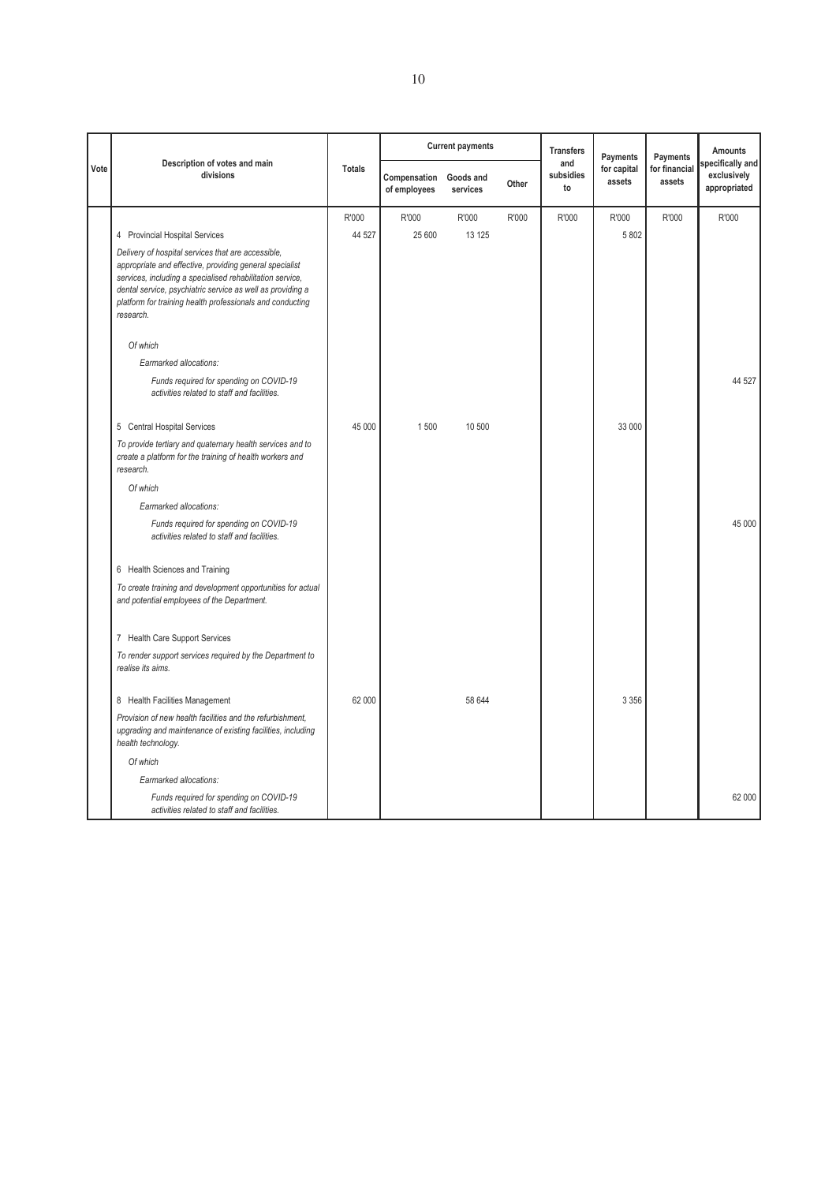| Vote | Description of votes and main divisions | Totals | Current payments | | | Transfers and subsidies to | Payments for capital assets | Payments for financial assets | Amounts specifically and exclusively appropriated |
|---|---|---|---|---|---|---|---|---|---|
| | | | Compensation of employees | Goods and services | Other | | | | |
| | | R'000 | R'000 | R'000 | R'000 | R'000 | R'000 | R'000 | R'000 |
| | 4 Provincial Hospital Services | 44 527 | 25 600 | 13 125 | | | 5 802 | | |
| | *Delivery of hospital services that are accessible, appropriate and effective, providing general specialist services, including a specialised rehabilitation service, dental service, psychiatric service as well as providing a platform for training health professionals and conducting research.* | | | | | | | | |
| | *Of which* | | | | | | | | |
| | *Earmarked allocations:* | | | | | | | | |
| | *Funds required for spending on COVID-19 activities related to staff and facilities.* | | | | | | | | 44 527 |
| | 5 Central Hospital Services | 45 000 | 1 500 | 10 500 | | | 33 000 | | |
| | *To provide tertiary and quaternary health services and to create a platform for the training of health workers and research.* | | | | | | | | |
| | *Of which* | | | | | | | | |
| | *Earmarked allocations:* | | | | | | | | |
| | *Funds required for spending on COVID-19 activities related to staff and facilities.* | | | | | | | | 45 000 |
| | 6 Health Sciences and Training | | | | | | | | |
| | *To create training and development opportunities for actual and potential employees of the Department.* | | | | | | | | |
| | 7 Health Care Support Services | | | | | | | | |
| | *To render support services required by the Department to realise its aims.* | | | | | | | | |
| | 8 Health Facilities Management | 62 000 | | 58 644 | | | 3 356 | | |
| | *Provision of new health facilities and the refurbishment, upgrading and maintenance of existing facilities, including health technology.* | | | | | | | | |
| | *Of which* | | | | | | | | |
| | *Earmarked allocations:* | | | | | | | | |
| | *Funds required for spending on COVID-19 activities related to staff and facilities.* | | | | | | | | 62 000 |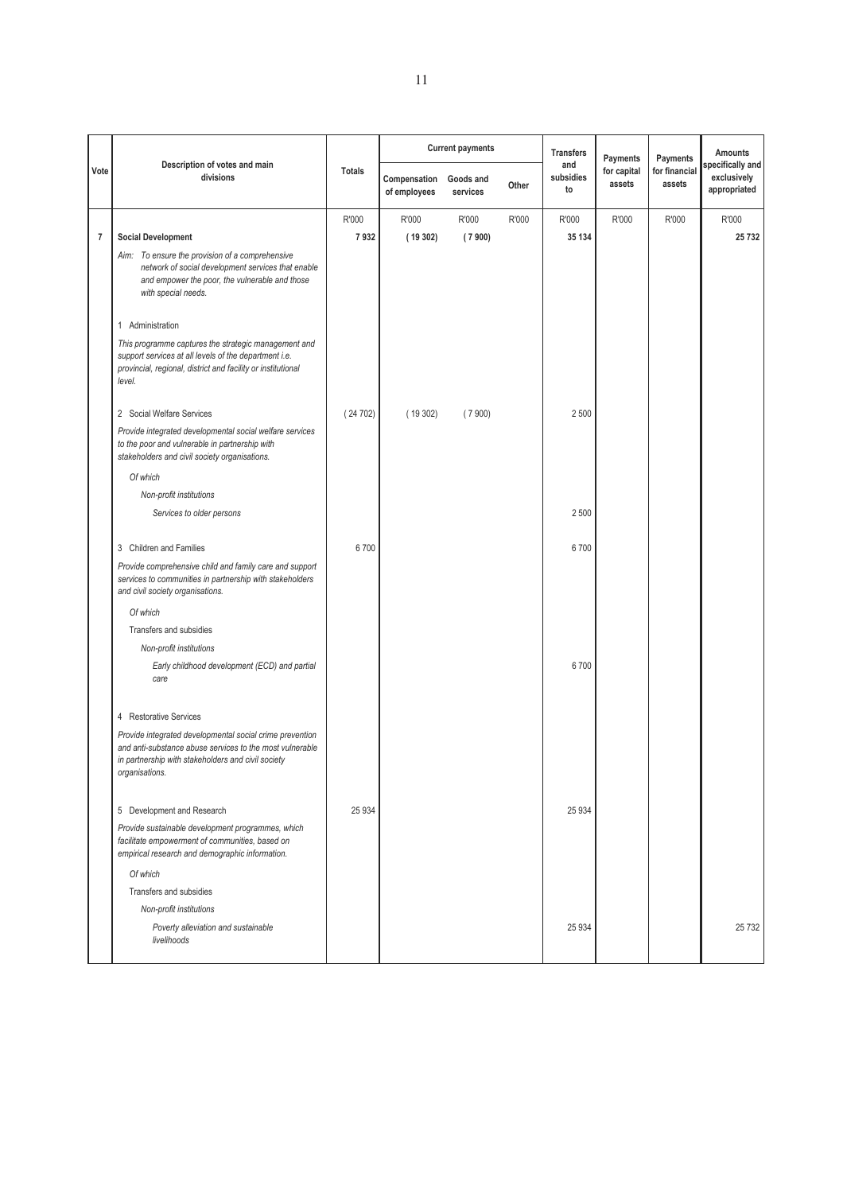| Vote | Description of votes and main divisions | Totals | Current payments | | | Transfers and subsidies to | Payments for capital assets | Payments for financial assets | Amounts specifically and exclusively appropriated |
|---|---|---|---|---|---|---|---|---|---|
| | | | Compensation of employees | Goods and services | Other | | | | |
| | | R'000 | R'000 | R'000 | R'000 | R'000 | R'000 | R'000 | R'000 |
| 7 | **Social Development** | **7 932** | **( 19 302)** | **( 7 900)** | | **35 134** | | | **25 732** |
| | *Aim: To ensure the provision of a comprehensive network of social development services that enable and empower the poor, the vulnerable and those with special needs.* | | | | | | | | |
| | 1 Administration | | | | | | | | |
| | *This programme captures the strategic management and support services at all levels of the department i.e. provincial, regional, district and facility or institutional level.* | | | | | | | | |
| | 2 Social Welfare Services | ( 24 702) | ( 19 302) | ( 7 900) | | 2 500 | | | |
| | *Provide integrated developmental social welfare services to the poor and vulnerable in partnership with stakeholders and civil society organisations.* | | | | | | | | |
| | *Of which* | | | | | | | | |
| | *Non-profit institutions* | | | | | | | | |
| | *Services to older persons* | | | | | 2 500 | | | |
| | 3 Children and Families | 6 700 | | | | 6 700 | | | |
| | *Provide comprehensive child and family care and support services to communities in partnership with stakeholders and civil society organisations.* | | | | | | | | |
| | *Of which* | | | | | | | | |
| | Transfers and subsidies | | | | | | | | |
| | *Non-profit institutions* | | | | | | | | |
| | *Early childhood development (ECD) and partial care* | | | | | 6 700 | | | |
| | 4 Restorative Services | | | | | | | | |
| | *Provide integrated developmental social crime prevention and anti-substance abuse services to the most vulnerable in partnership with stakeholders and civil society organisations.* | | | | | | | | |
| | 5 Development and Research | 25 934 | | | | 25 934 | | | |
| | *Provide sustainable development programmes, which facilitate empowerment of communities, based on empirical research and demographic information.* | | | | | | | | |
| | *Of which* | | | | | | | | |
| | Transfers and subsidies | | | | | | | | |
| | *Non-profit institutions* | | | | | | | | |
| | *Poverty alleviation and sustainable livelihoods* | | | | | 25 934 | | | 25 732 |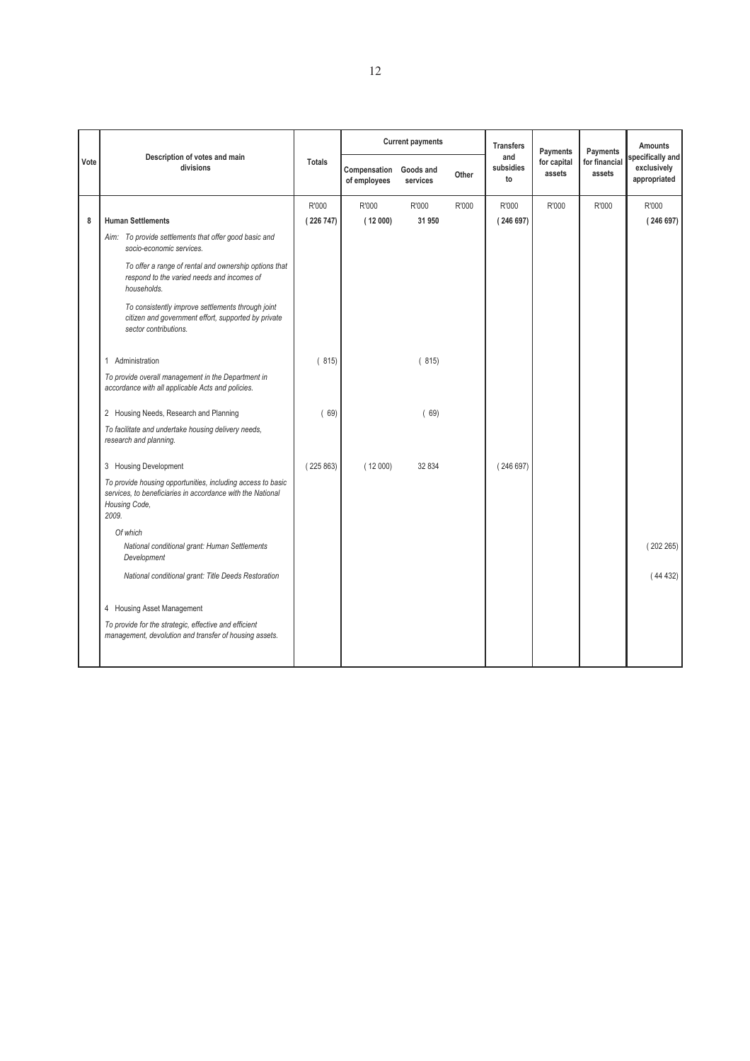| Vote | Description of votes and main divisions | Totals | Current payments | | | Transfers and subsidies to | Payments for capital assets | Payments for financial assets | Amounts specifically and exclusively appropriated |
|---|---|---|---|---|---|---|---|---|---|
| | | | Compensation of employees | Goods and services | Other | | | | |
| | | R'000 | R'000 | R'000 | R'000 | R'000 | R'000 | R'000 | R'000 |
| 8 | **Human Settlements** | **( 226 747)** | **( 12 000)** | **31 950** | | **( 246 697)** | | | **( 246 697)** |
| | *Aim: To provide settlements that offer good basic and socio-economic services.* | | | | | | | | |
| | *To offer a range of rental and ownership options that respond to the varied needs and incomes of households.* | | | | | | | | |
| | *To consistently improve settlements through joint citizen and government effort, supported by private sector contributions.* | | | | | | | | |
| | 1 Administration | ( 815) | | ( 815) | | | | | |
| | *To provide overall management in the Department in accordance with all applicable Acts and policies.* | | | | | | | | |
| | 2 Housing Needs, Research and Planning | ( 69) | | ( 69) | | | | | |
| | *To facilitate and undertake housing delivery needs, research and planning.* | | | | | | | | |
| | 3 Housing Development | ( 225 863) | ( 12 000) | 32 834 | | ( 246 697) | | | |
| | *To provide housing opportunities, including access to basic services, to beneficiaries in accordance with the National Housing Code, 2009.* | | | | | | | | |
| | *Of which* | | | | | | | | |
| | *National conditional grant: Human Settlements Development* | | | | | | | | ( 202 265) |
| | *National conditional grant: Title Deeds Restoration* | | | | | | | | ( 44 432) |
| | 4 Housing Asset Management | | | | | | | | |
| | *To provide for the strategic, effective and efficient management, devolution and transfer of housing assets.* | | | | | | | | |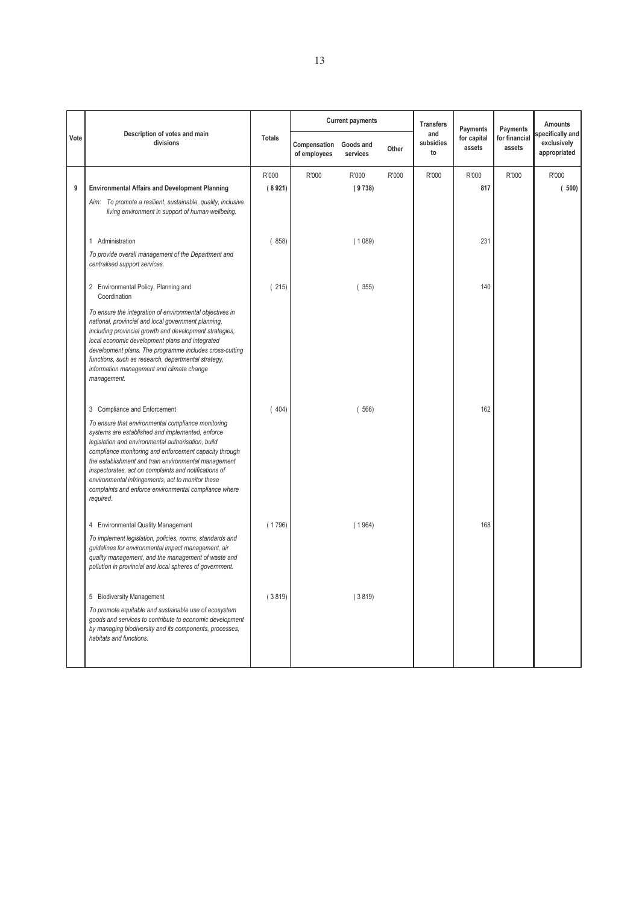| Vote | Description of votes and main divisions | Totals | Current payments | | | Transfers and subsidies to | Payments for capital assets | Payments for financial assets | Amounts specifically and exclusively appropriated |
|---|---|---|---|---|---|---|---|---|---|
| | | | Compensation of employees | Goods and services | Other | | | | |
| | | R'000 | R'000 | R'000 | R'000 | R'000 | R'000 | R'000 | R'000 |
| **9** | **Environmental Affairs and Development Planning** | **( 8 921)** | | **( 9 738)** | | | **817** | | **( 500)** |
| | *Aim: To promote a resilient, sustainable, quality, inclusive living environment in support of human wellbeing.* | | | | | | | | |
| | 1 Administration | ( 858) | | ( 1 089) | | | 231 | | |
| | *To provide overall management of the Department and centralised support services.* | | | | | | | | |
| | 2 Environmental Policy, Planning and Coordination | ( 215) | | ( 355) | | | 140 | | |
| | *To ensure the integration of environmental objectives in national, provincial and local government planning, including provincial growth and development strategies, local economic development plans and integrated development plans. The programme includes cross-cutting functions, such as research, departmental strategy, information management and climate change management.* | | | | | | | | |
| | 3 Compliance and Enforcement | ( 404) | | ( 566) | | | 162 | | |
| | *To ensure that environmental compliance monitoring systems are established and implemented, enforce legislation and environmental authorisation, build compliance monitoring and enforcement capacity through the establishment and train environmental management inspectorates, act on complaints and notifications of environmental infringements, act to monitor these complaints and enforce environmental compliance where required.* | | | | | | | | |
| | 4 Environmental Quality Management | ( 1 796) | | ( 1 964) | | | 168 | | |
| | *To implement legislation, policies, norms, standards and guidelines for environmental impact management, air quality management, and the management of waste and pollution in provincial and local spheres of government.* | | | | | | | | |
| | 5 Biodiversity Management | ( 3 819) | | ( 3 819) | | | | | |
| | *To promote equitable and sustainable use of ecosystem goods and services to contribute to economic development by managing biodiversity and its components, processes, habitats and functions.* | | | | | | | | |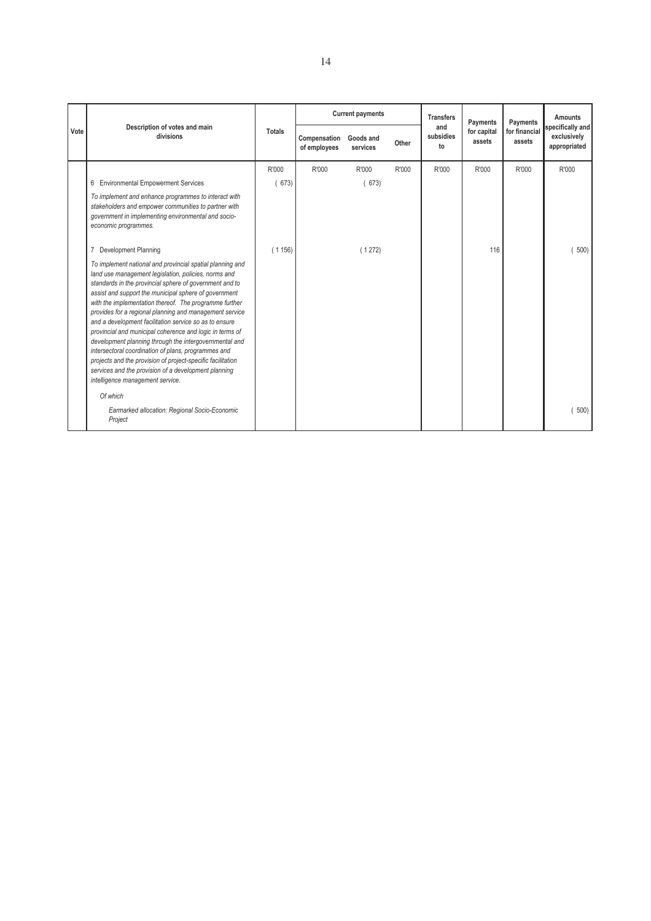| Vote | Description of votes and main divisions | Totals | Current payments | | | Transfers and subsidies to | Payments for capital assets | Payments for financial assets | Amounts specifically and exclusively appropriated |
|---|---|---|---|---|---|---|---|---|---|
| | | | Compensation of employees | Goods and services | Other | | | | |
| | | R'000 | R'000 | R'000 | R'000 | R'000 | R'000 | R'000 | R'000 |
| | 6 Environmental Empowerment Services | ( 673) | | ( 673) | | | | | |
| | *To implement and enhance programmes to interact with stakeholders and empower communities to partner with government in implementing environmental and socio-economic programmes.* | | | | | | | | |
| | 7 Development Planning | ( 1 156) | | ( 1 272) | | | 116 | | ( 500) |
| | *To implement national and provincial spatial planning and land use management legislation, policies, norms and standards in the provincial sphere of government and to assist and support the municipal sphere of government with the implementation thereof. The programme further provides for a regional planning and management service and a development facilitation service so as to ensure provincial and municipal coherence and logic in terms of development planning through the intergovernmental and intersectoral coordination of plans, programmes and projects and the provision of project-specific facilitation services and the provision of a development planning intelligence management service.* | | | | | | | | |
| | *Of which* | | | | | | | | |
| | *Earmarked allocation: Regional Socio-Economic Project* | | | | | | | | ( 500) |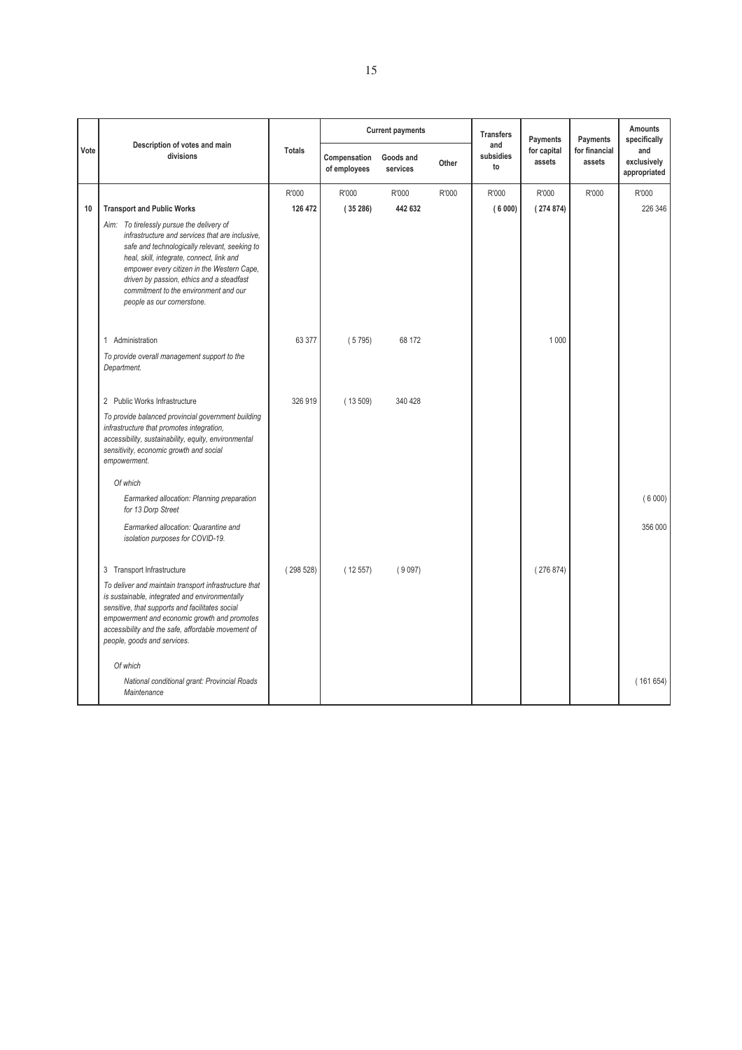| Vote | Description of votes and main divisions | Totals | Current payments | | | Transfers and subsidies to | Payments for capital assets | Payments for financial assets | Amounts specifically and exclusively appropriated |
|---|---|---|---|---|---|---|---|---|---|
| | | | Compensation of employees | Goods and services | Other | | | | |
| | | R'000 | R'000 | R'000 | R'000 | R'000 | R'000 | R'000 | R'000 |
| **10** | **Transport and Public Works** | **126 472** | **( 35 286)** | **442 632** | | **( 6 000)** | **( 274 874)** | | 226 346 |
| | *Aim: To tirelessly pursue the delivery of infrastructure and services that are inclusive, safe and technologically relevant, seeking to heal, skill, integrate, connect, link and empower every citizen in the Western Cape, driven by passion, ethics and a steadfast commitment to the environment and our people as our cornerstone.* | | | | | | | | |
| | 1 Administration | 63 377 | ( 5 795) | 68 172 | | | 1 000 | | |
| | *To provide overall management support to the Department.* | | | | | | | | |
| | 2 Public Works Infrastructure | 326 919 | ( 13 509) | 340 428 | | | | | |
| | *To provide balanced provincial government building infrastructure that promotes integration, accessibility, sustainability, equity, environmental sensitivity, economic growth and social empowerment.* | | | | | | | | |
| | *Of which* | | | | | | | | |
| | *Earmarked allocation: Planning preparation for 13 Dorp Street* | | | | | | | | ( 6 000) |
| | *Earmarked allocation: Quarantine and isolation purposes for COVID-19.* | | | | | | | | 356 000 |
| | 3 Transport Infrastructure | ( 298 528) | ( 12 557) | ( 9 097) | | | ( 276 874) | | |
| | *To deliver and maintain transport infrastructure that is sustainable, integrated and environmentally sensitive, that supports and facilitates social empowerment and economic growth and promotes accessibility and the safe, affordable movement of people, goods and services.* | | | | | | | | |
| | *Of which* | | | | | | | | |
| | *National conditional grant: Provincial Roads Maintenance* | | | | | | | | ( 161 654) |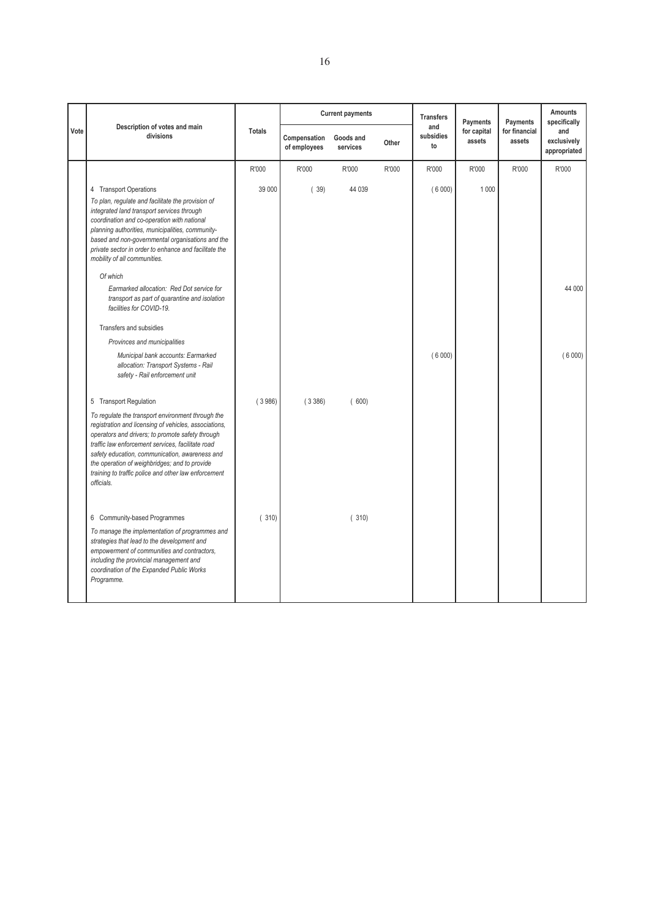| Vote | Description of votes and main divisions | Totals | Current payments | | | Transfers and subsidies to | Payments for capital assets | Payments for financial assets | Amounts specifically and exclusively appropriated |
|---|---|---|---|---|---|---|---|---|---|
| | | | Compensation of employees | Goods and services | Other | | | | |
| | | R'000 | R'000 | R'000 | R'000 | R'000 | R'000 | R'000 | R'000 |
| | 4 Transport Operations<br>*To plan, regulate and facilitate the provision of integrated land transport services through coordination and co-operation with national planning authorities, municipalities, community-based and non-governmental organisations and the private sector in order to enhance and facilitate the mobility of all communities.* | 39 000 | ( 39) | 44 039 | | ( 6 000) | 1 000 | | |
| | *Of which* | | | | | | | | |
| | *Earmarked allocation: Red Dot service for transport as part of quarantine and isolation facilities for COVID-19.* | | | | | | | | 44 000 |
| | Transfers and subsidies | | | | | | | | |
| | *Provinces and municipalities* | | | | | | | | |
| | *Municipal bank accounts: Earmarked allocation: Transport Systems - Rail safety - Rail enforcement unit* | | | | | ( 6 000) | | | ( 6 000) |
| | 5 Transport Regulation<br>*To regulate the transport environment through the registration and licensing of vehicles, associations, operators and drivers; to promote safety through traffic law enforcement services, facilitate road safety education, communication, awareness and the operation of weighbridges; and to provide training to traffic police and other law enforcement officials.* | ( 3 986) | ( 3 386) | ( 600) | | | | | |
| | 6 Community-based Programmes<br>*To manage the implementation of programmes and strategies that lead to the development and empowerment of communities and contractors, including the provincial management and coordination of the Expanded Public Works Programme.* | ( 310) | | ( 310) | | | | | |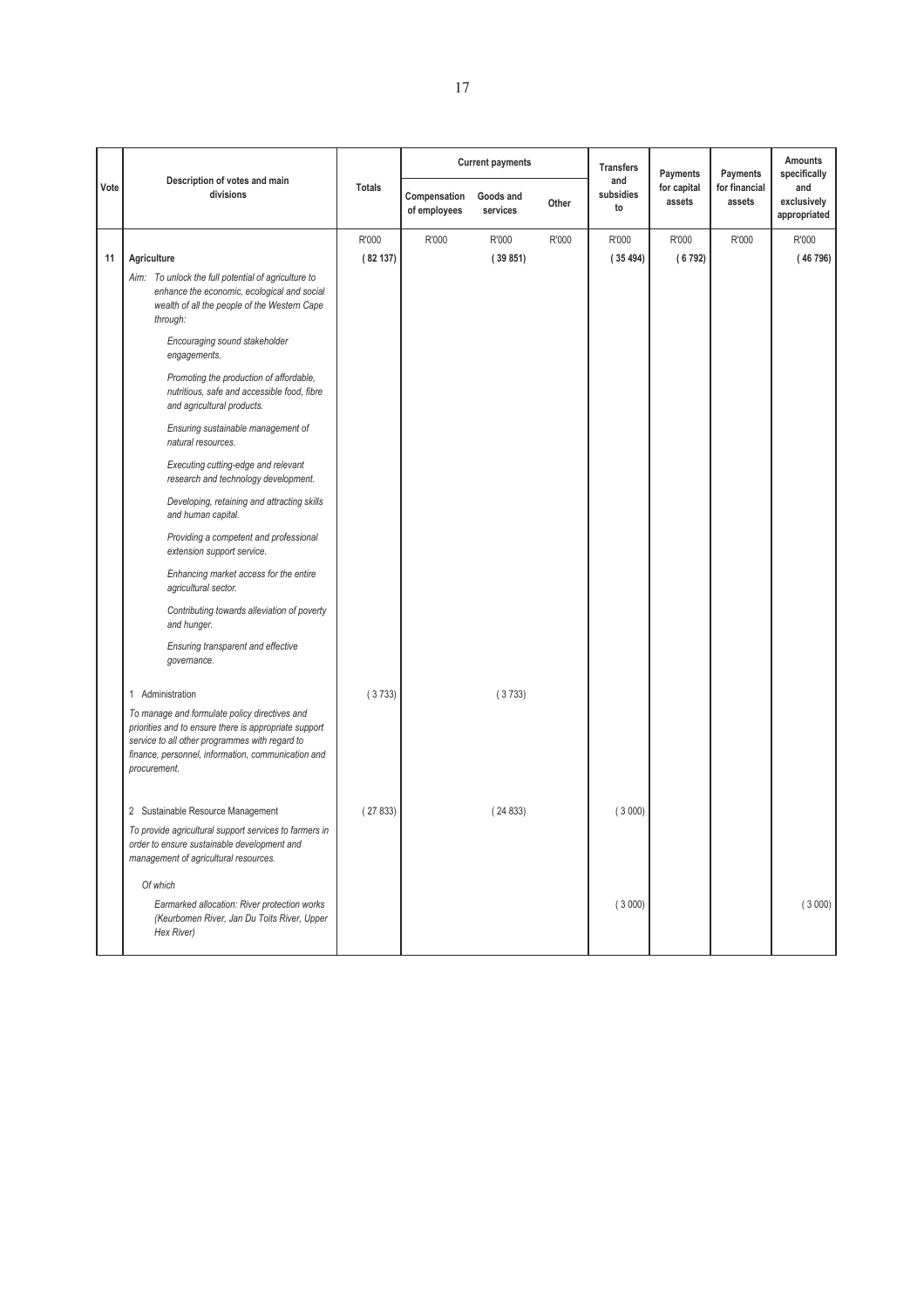| Vote | Description of votes and main divisions | Totals | Current payments | | | Transfers and subsidies to | Payments for capital assets | Payments for financial assets | Amounts specifically and exclusively appropriated |
|---|---|---|---|---|---|---|---|---|---|
| | | | Compensation of employees | Goods and services | Other | | | | |
| | | R'000 | R'000 | R'000 | R'000 | R'000 | R'000 | R'000 | R'000 |
| 11 | **Agriculture** | ( 82 137) | | ( 39 851) | | ( 35 494) | ( 6 792) | | ( 46 796) |
| | *Aim: To unlock the full potential of agriculture to enhance the economic, ecological and social wealth of all the people of the Western Cape through:* | | | | | | | | |
| | *Encouraging sound stakeholder engagements.* | | | | | | | | |
| | *Promoting the production of affordable, nutritious, safe and accessible food, fibre and agricultural products.* | | | | | | | | |
| | *Ensuring sustainable management of natural resources.* | | | | | | | | |
| | *Executing cutting-edge and relevant research and technology development.* | | | | | | | | |
| | *Developing, retaining and attracting skills and human capital.* | | | | | | | | |
| | *Providing a competent and professional extension support service.* | | | | | | | | |
| | *Enhancing market access for the entire agricultural sector.* | | | | | | | | |
| | *Contributing towards alleviation of poverty and hunger.* | | | | | | | | |
| | *Ensuring transparent and effective governance.* | | | | | | | | |
| | 1 Administration | ( 3 733) | | ( 3 733) | | | | | |
| | *To manage and formulate policy directives and priorities and to ensure there is appropriate support service to all other programmes with regard to finance, personnel, information, communication and procurement.* | | | | | | | | |
| | 2 Sustainable Resource Management | ( 27 833) | | ( 24 833) | | ( 3 000) | | | |
| | *To provide agricultural support services to farmers in order to ensure sustainable development and management of agricultural resources.* | | | | | | | | |
| | *Of which* | | | | | | | | |
| | *Earmarked allocation: River protection works (Keurbomen River, Jan Du Toits River, Upper Hex River)* | | | | | ( 3 000) | | | ( 3 000) |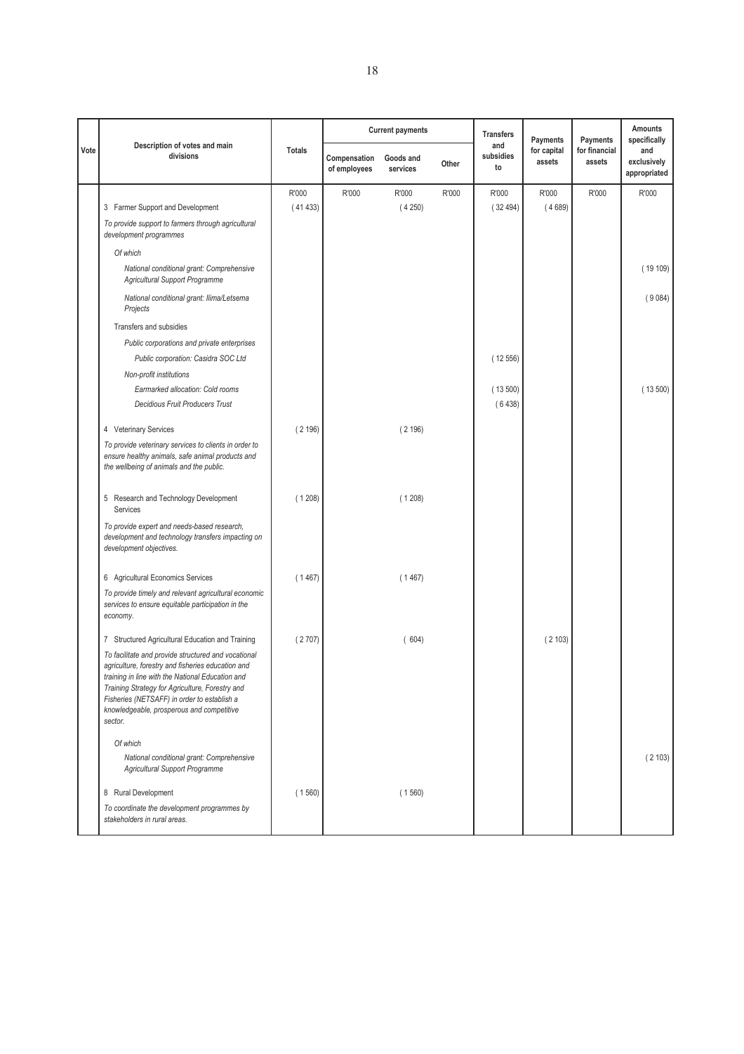| Vote | Description of votes and main divisions | Totals | Current payments | | | Transfers and subsidies to | Payments for capital assets | Payments for financial assets | Amounts specifically and exclusively appropriated |
|---|---|---|---|---|---|---|---|---|---|
| | | | Compensation of employees | Goods and services | Other | | | | |
| | | R'000 | R'000 | R'000 | R'000 | R'000 | R'000 | R'000 | R'000 |
| | 3 Farmer Support and Development | ( 41 433) | | ( 4 250) | | ( 32 494) | ( 4 689) | | |
| | *To provide support to farmers through agricultural development programmes* | | | | | | | | |
| | *Of which* | | | | | | | | |
| | *National conditional grant: Comprehensive Agricultural Support Programme* | | | | | | | | ( 19 109) |
| | *National conditional grant: Ilima/Letsema Projects* | | | | | | | | ( 9 084) |
| | Transfers and subsidies | | | | | | | | |
| | *Public corporations and private enterprises* | | | | | | | | |
| | *Public corporation: Casidra SOC Ltd* | | | | | ( 12 556) | | | |
| | *Non-profit institutions* | | | | | | | | |
| | *Earmarked allocation: Cold rooms* | | | | | ( 13 500) | | | ( 13 500) |
| | *Decidious Fruit Producers Trust* | | | | | ( 6 438) | | | |
| | 4 Veterinary Services | ( 2 196) | | ( 2 196) | | | | | |
| | *To provide veterinary services to clients in order to ensure healthy animals, safe animal products and the wellbeing of animals and the public.* | | | | | | | | |
| | 5 Research and Technology Development Services | ( 1 208) | | ( 1 208) | | | | | |
| | *To provide expert and needs-based research, development and technology transfers impacting on development objectives.* | | | | | | | | |
| | 6 Agricultural Economics Services | ( 1 467) | | ( 1 467) | | | | | |
| | *To provide timely and relevant agricultural economic services to ensure equitable participation in the economy.* | | | | | | | | |
| | 7 Structured Agricultural Education and Training | ( 2 707) | | ( 604) | | | ( 2 103) | | |
| | *To facilitate and provide structured and vocational agriculture, forestry and fisheries education and training in line with the National Education and Training Strategy for Agriculture, Forestry and Fisheries (NETSAFF) in order to establish a knowledgeable, prosperous and competitive sector.* | | | | | | | | |
| | *Of which* | | | | | | | | |
| | *National conditional grant: Comprehensive Agricultural Support Programme* | | | | | | | | ( 2 103) |
| | 8 Rural Development | ( 1 560) | | ( 1 560) | | | | | |
| | *To coordinate the development programmes by stakeholders in rural areas.* | | | | | | | | |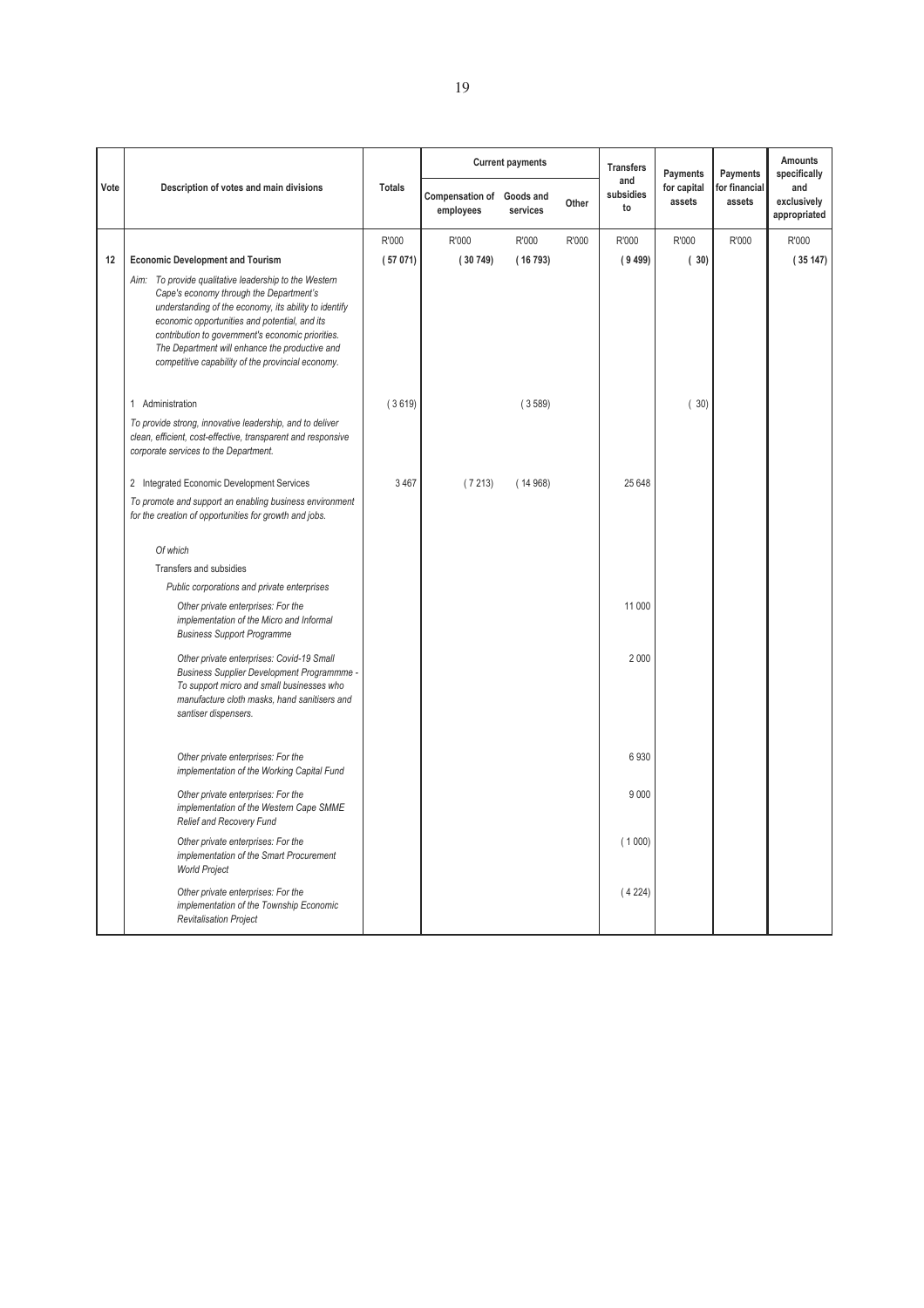| Vote | Description of votes and main divisions | Totals | Current payments | | | Transfers and subsidies to | Payments for capital assets | Payments for financial assets | Amounts specifically and exclusively appropriated |
|---|---|---|---|---|---|---|---|---|---|
| | | | Compensation of employees | Goods and services | Other | | | | |
| | | R'000 | R'000 | R'000 | R'000 | R'000 | R'000 | R'000 | R'000 |
| 12 | **Economic Development and Tourism** | **( 57 071)** | **( 30 749)** | **( 16 793)** | | **( 9 499)** | **( 30)** | | **( 35 147)** |
| | *Aim: To provide qualitative leadership to the Western Cape's economy through the Department's understanding of the economy, its ability to identify economic opportunities and potential, and its contribution to government's economic priorities. The Department will enhance the productive and competitive capability of the provincial economy.* | | | | | | | | |
| | 1 Administration | ( 3 619) | | ( 3 589) | | | ( 30) | | |
| | *To provide strong, innovative leadership, and to deliver clean, efficient, cost-effective, transparent and responsive corporate services to the Department.* | | | | | | | | |
| | 2 Integrated Economic Development Services | 3 467 | ( 7 213) | ( 14 968) | | 25 648 | | | |
| | *To promote and support an enabling business environment for the creation of opportunities for growth and jobs.* | | | | | | | | |
| | *Of which* | | | | | | | | |
| | Transfers and subsidies | | | | | | | | |
| | *Public corporations and private enterprises* | | | | | | | | |
| | *Other private enterprises: For the implementation of the Micro and Informal Business Support Programme* | | | | | 11 000 | | | |
| | *Other private enterprises: Covid-19 Small Business Supplier Development Programmme - To support micro and small businesses who manufacture cloth masks, hand sanitisers and santiser dispensers.* | | | | | 2 000 | | | |
| | *Other private enterprises: For the implementation of the Working Capital Fund* | | | | | 6 930 | | | |
| | *Other private enterprises: For the implementation of the Western Cape SMME Relief and Recovery Fund* | | | | | 9 000 | | | |
| | *Other private enterprises: For the implementation of the Smart Procurement World Project* | | | | | ( 1 000) | | | |
| | *Other private enterprises: For the implementation of the Township Economic Revitalisation Project* | | | | | ( 4 224) | | | |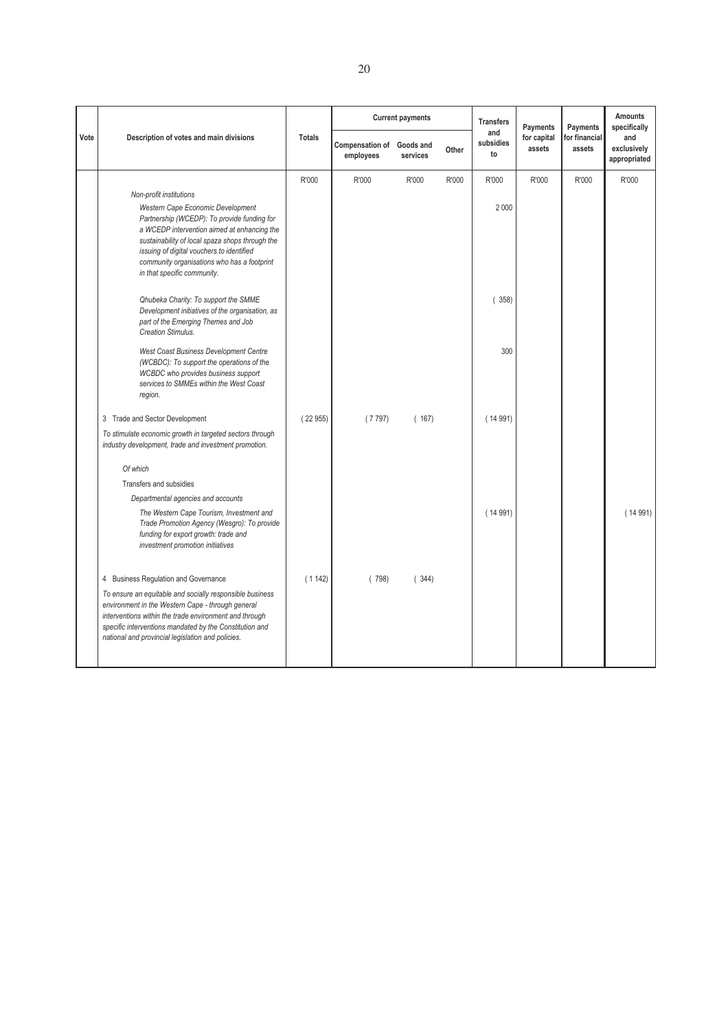| Vote | Description of votes and main divisions | Totals | Current payments | | | Transfers and subsidies to | Payments for capital assets | Payments for financial assets | Amounts specifically and exclusively appropriated |
|---|---|---|---|---|---|---|---|---|---|
| | | | Compensation of employees | Goods and services | Other | | | | |
| | | R'000 | R'000 | R'000 | R'000 | R'000 | R'000 | R'000 | R'000 |
| | *Non-profit institutions* | | | | | | | | |
| | *Western Cape Economic Development Partnership (WCEDP): To provide funding for a WCEDP intervention aimed at enhancing the sustainability of local spaza shops through the issuing of digital vouchers to identified community organisations who has a footprint in that specific community.* | | | | | 2 000 | | | |
| | *Qhubeka Charity: To support the SMME Development initiatives of the organisation, as part of the Emerging Themes and Job Creation Stimulus.* | | | | | ( 358) | | | |
| | *West Coast Business Development Centre (WCBDC): To support the operations of the WCBDC who provides business support services to SMMEs within the West Coast region.* | | | | | 300 | | | |
| | 3 Trade and Sector Development | ( 22 955) | ( 7 797) | ( 167) | | ( 14 991) | | | |
| | *To stimulate economic growth in targeted sectors through industry development, trade and investment promotion.* | | | | | | | | |
| | *Of which* | | | | | | | | |
| | Transfers and subsidies | | | | | | | | |
| | *Departmental agencies and accounts* | | | | | | | | |
| | *The Western Cape Tourism, Investment and Trade Promotion Agency (Wesgro): To provide funding for export growth: trade and investment promotion initiatives* | | | | | ( 14 991) | | | ( 14 991) |
| | 4 Business Regulation and Governance | ( 1 142) | ( 798) | ( 344) | | | | | |
| | *To ensure an equitable and socially responsible business environment in the Western Cape - through general interventions within the trade environment and through specific interventions mandated by the Constitution and national and provincial legislation and policies.* | | | | | | | | |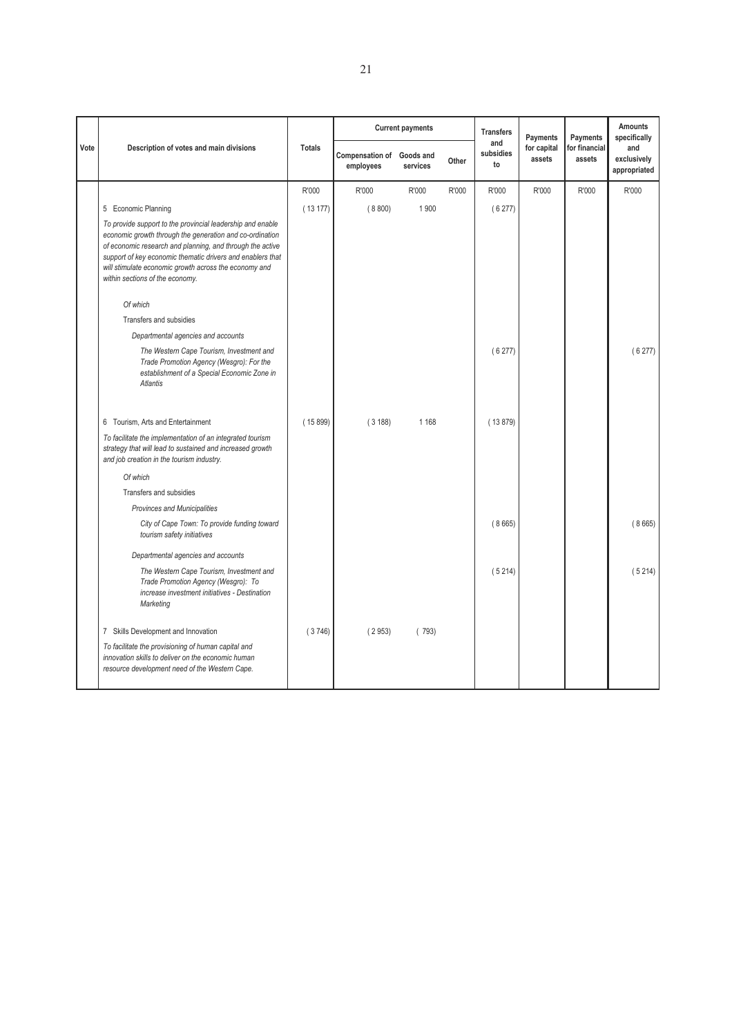| Vote | Description of votes and main divisions | Totals | Current payments | | | Transfers and subsidies to | Payments for capital assets | Payments for financial assets | Amounts specifically and exclusively appropriated |
|---|---|---|---|---|---|---|---|---|---|
| | | | Compensation of employees | Goods and services | Other | | | | |
| | | R'000 | R'000 | R'000 | R'000 | R'000 | R'000 | R'000 | R'000 |
| | 5 Economic Planning | ( 13 177) | ( 8 800) | 1 900 | | ( 6 277) | | | |
| | *To provide support to the provincial leadership and enable economic growth through the generation and co-ordination of economic research and planning, and through the active support of key economic thematic drivers and enablers that will stimulate economic growth across the economy and within sections of the economy.* | | | | | | | | |
| | *Of which* | | | | | | | | |
| | Transfers and subsidies | | | | | | | | |
| | *Departmental agencies and accounts* | | | | | | | | |
| | *The Western Cape Tourism, Investment and Trade Promotion Agency (Wesgro): For the establishment of a Special Economic Zone in Atlantis* | | | | | ( 6 277) | | | ( 6 277) |
| | 6 Tourism, Arts and Entertainment | ( 15 899) | ( 3 188) | 1 168 | | ( 13 879) | | | |
| | *To facilitate the implementation of an integrated tourism strategy that will lead to sustained and increased growth and job creation in the tourism industry.* | | | | | | | | |
| | *Of which* | | | | | | | | |
| | Transfers and subsidies | | | | | | | | |
| | *Provinces and Municipalities* | | | | | | | | |
| | *City of Cape Town: To provide funding toward tourism safety initiatives* | | | | | ( 8 665) | | | ( 8 665) |
| | *Departmental agencies and accounts* | | | | | | | | |
| | *The Western Cape Tourism, Investment and Trade Promotion Agency (Wesgro): To increase investment initiatives - Destination Marketing* | | | | | ( 5 214) | | | ( 5 214) |
| | 7 Skills Development and Innovation | ( 3 746) | ( 2 953) | ( 793) | | | | | |
| | *To facilitate the provisioning of human capital and innovation skills to deliver on the economic human resource development need of the Western Cape.* | | | | | | | | |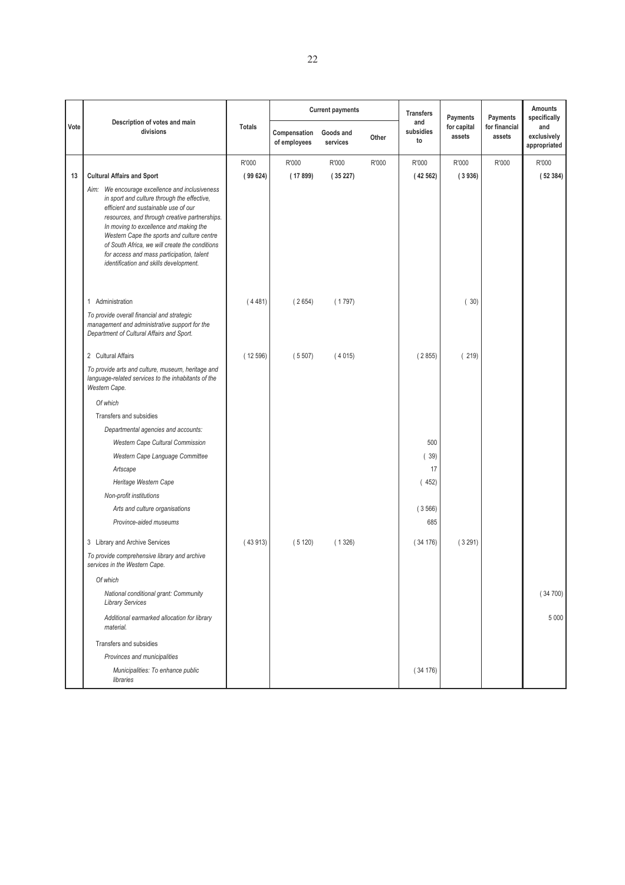| Vote | Description of votes and main divisions | Totals | Current payments | | | Transfers and subsidies to | Payments for capital assets | Payments for financial assets | Amounts specifically and exclusively appropriated |
|---|---|---|---|---|---|---|---|---|---|
| | | | Compensation of employees | Goods and services | Other | | | | |
| | | R'000 | R'000 | R'000 | R'000 | R'000 | R'000 | R'000 | R'000 |
| 13 | **Cultural Affairs and Sport** | **( 99 624)** | **( 17 899)** | **( 35 227)** | | **( 42 562)** | **( 3 936)** | | **( 52 384)** |
| | *Aim: We encourage excellence and inclusiveness in sport and culture through the effective, efficient and sustainable use of our resources, and through creative partnerships. In moving to excellence and making the Western Cape the sports and culture centre of South Africa, we will create the conditions for access and mass participation, talent identification and skills development.* | | | | | | | | |
| | 1 Administration | ( 4 481) | ( 2 654) | ( 1 797) | | | ( 30) | | |
| | *To provide overall financial and strategic management and administrative support for the Department of Cultural Affairs and Sport.* | | | | | | | | |
| | 2 Cultural Affairs | ( 12 596) | ( 5 507) | ( 4 015) | | ( 2 855) | ( 219) | | |
| | *To provide arts and culture, museum, heritage and language-related services to the inhabitants of the Western Cape.* | | | | | | | | |
| | *Of which* | | | | | | | | |
| | Transfers and subsidies | | | | | | | | |
| | *Departmental agencies and accounts:* | | | | | | | | |
| | *Western Cape Cultural Commission* | | | | | 500 | | | |
| | *Western Cape Language Committee* | | | | | ( 39) | | | |
| | *Artscape* | | | | | 17 | | | |
| | *Heritage Western Cape* | | | | | ( 452) | | | |
| | *Non-profit institutions* | | | | | | | | |
| | *Arts and culture organisations* | | | | | ( 3 566) | | | |
| | *Province-aided museums* | | | | | 685 | | | |
| | 3 Library and Archive Services | ( 43 913) | ( 5 120) | ( 1 326) | | ( 34 176) | ( 3 291) | | |
| | *To provide comprehensive library and archive services in the Western Cape.* | | | | | | | | |
| | *Of which* | | | | | | | | |
| | *National conditional grant: Community Library Services* | | | | | | | | ( 34 700) |
| | *Additional earmarked allocation for library material.* | | | | | | | | 5 000 |
| | Transfers and subsidies | | | | | | | | |
| | *Provinces and municipalities* | | | | | | | | |
| | *Municipalities: To enhance public libraries* | | | | | ( 34 176) | | | |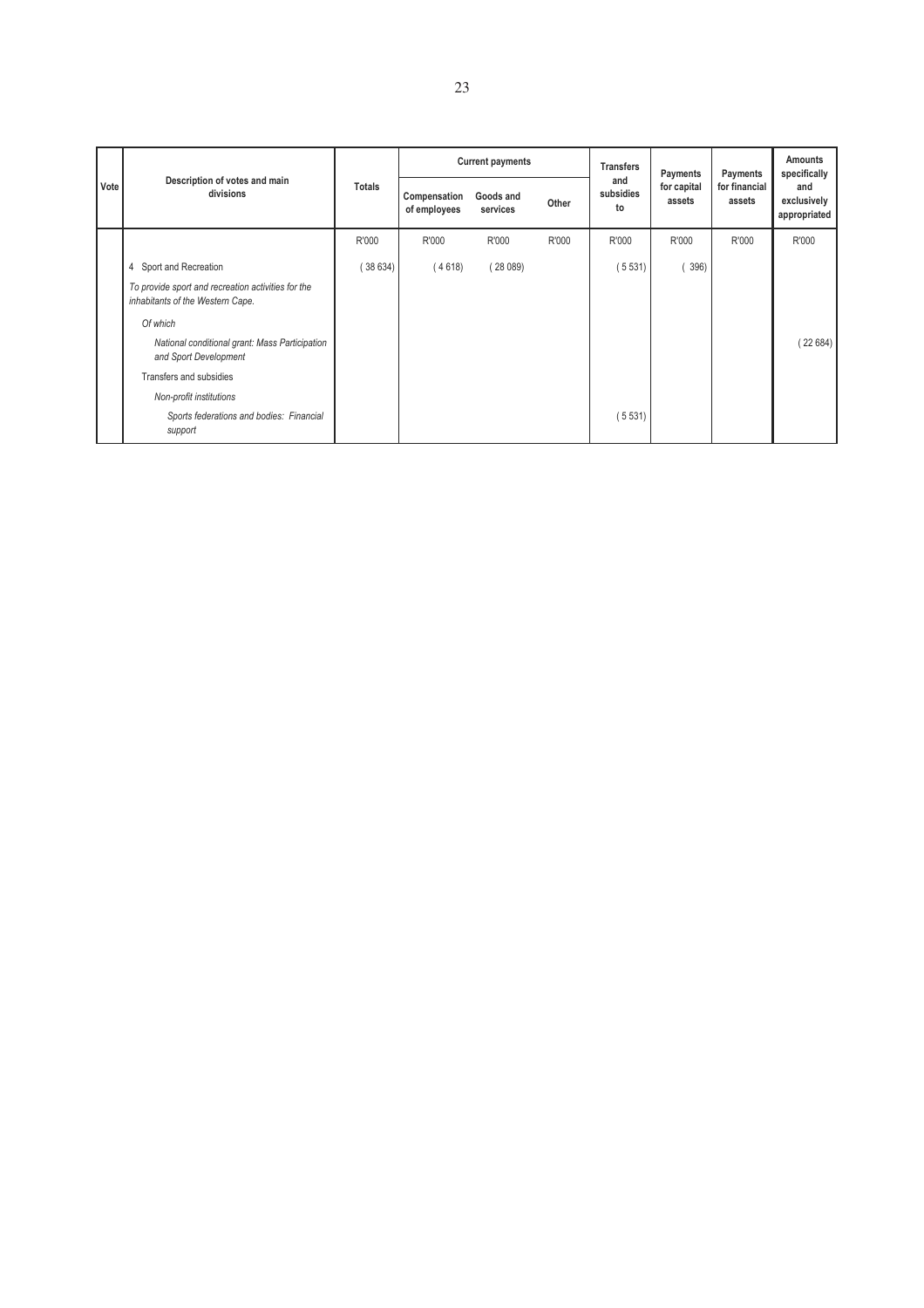| Vote | Description of votes and main divisions | Totals | Current payments | | | Transfers and subsidies to | Payments for capital assets | Payments for financial assets | Amounts specifically and exclusively appropriated |
|---|---|---|---|---|---|---|---|---|---|
| | | | Compensation of employees | Goods and services | Other | | | | |
| | | R'000 | R'000 | R'000 | R'000 | R'000 | R'000 | R'000 | R'000 |
| | 4 Sport and Recreation | ( 38 634) | ( 4 618) | ( 28 089) | | ( 5 531) | ( 396) | | |
| | *To provide sport and recreation activities for the inhabitants of the Western Cape.* | | | | | | | | |
| | *Of which* | | | | | | | | |
| | *National conditional grant: Mass Participation and Sport Development* | | | | | | | | ( 22 684) |
| | Transfers and subsidies | | | | | | | | |
| | *Non-profit institutions* | | | | | | | | |
| | *Sports federations and bodies: Financial support* | | | | | ( 5 531) | | | |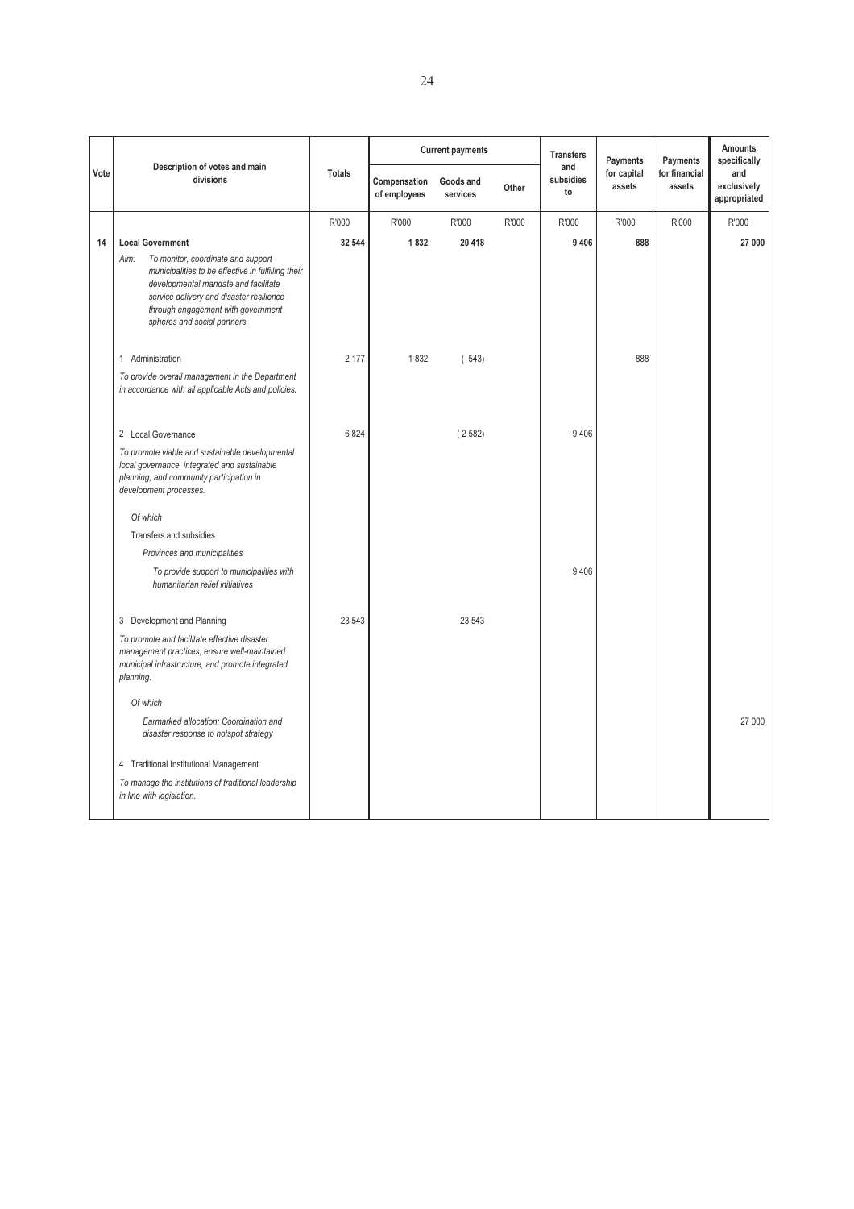| Vote | Description of votes and main divisions | Totals | Current payments | | | Transfers and subsidies to | Payments for capital assets | Payments for financial assets | Amounts specifically and exclusively appropriated |
|---|---|---|---|---|---|---|---|---|---|
| | | | Compensation of employees | Goods and services | Other | | | | |
| | | R'000 | R'000 | R'000 | R'000 | R'000 | R'000 | R'000 | R'000 |
| **14** | **Local Government** | **32 544** | **1 832** | **20 418** | | **9 406** | **888** | | **27 000** |
| | *Aim: To monitor, coordinate and support municipalities to be effective in fulfilling their developmental mandate and facilitate service delivery and disaster resilience through engagement with government spheres and social partners.* | | | | | | | | |
| | 1 Administration | 2 177 | 1 832 | ( 543) | | | 888 | | |
| | *To provide overall management in the Department in accordance with all applicable Acts and policies.* | | | | | | | | |
| | 2 Local Governance | 6 824 | | ( 2 582) | | 9 406 | | | |
| | *To promote viable and sustainable developmental local governance, integrated and sustainable planning, and community participation in development processes.* | | | | | | | | |
| | *Of which* | | | | | | | | |
| | Transfers and subsidies | | | | | | | | |
| | *Provinces and municipalities* | | | | | | | | |
| | *To provide support to municipalities with humanitarian relief initiatives* | | | | | 9 406 | | | |
| | 3 Development and Planning | 23 543 | | 23 543 | | | | | |
| | *To promote and facilitate effective disaster management practices, ensure well-maintained municipal infrastructure, and promote integrated planning.* | | | | | | | | |
| | *Of which* | | | | | | | | |
| | *Earmarked allocation: Coordination and disaster response to hotspot strategy* | | | | | | | | 27 000 |
| | 4 Traditional Institutional Management | | | | | | | | |
| | *To manage the institutions of traditional leadership in line with legislation.* | | | | | | | | |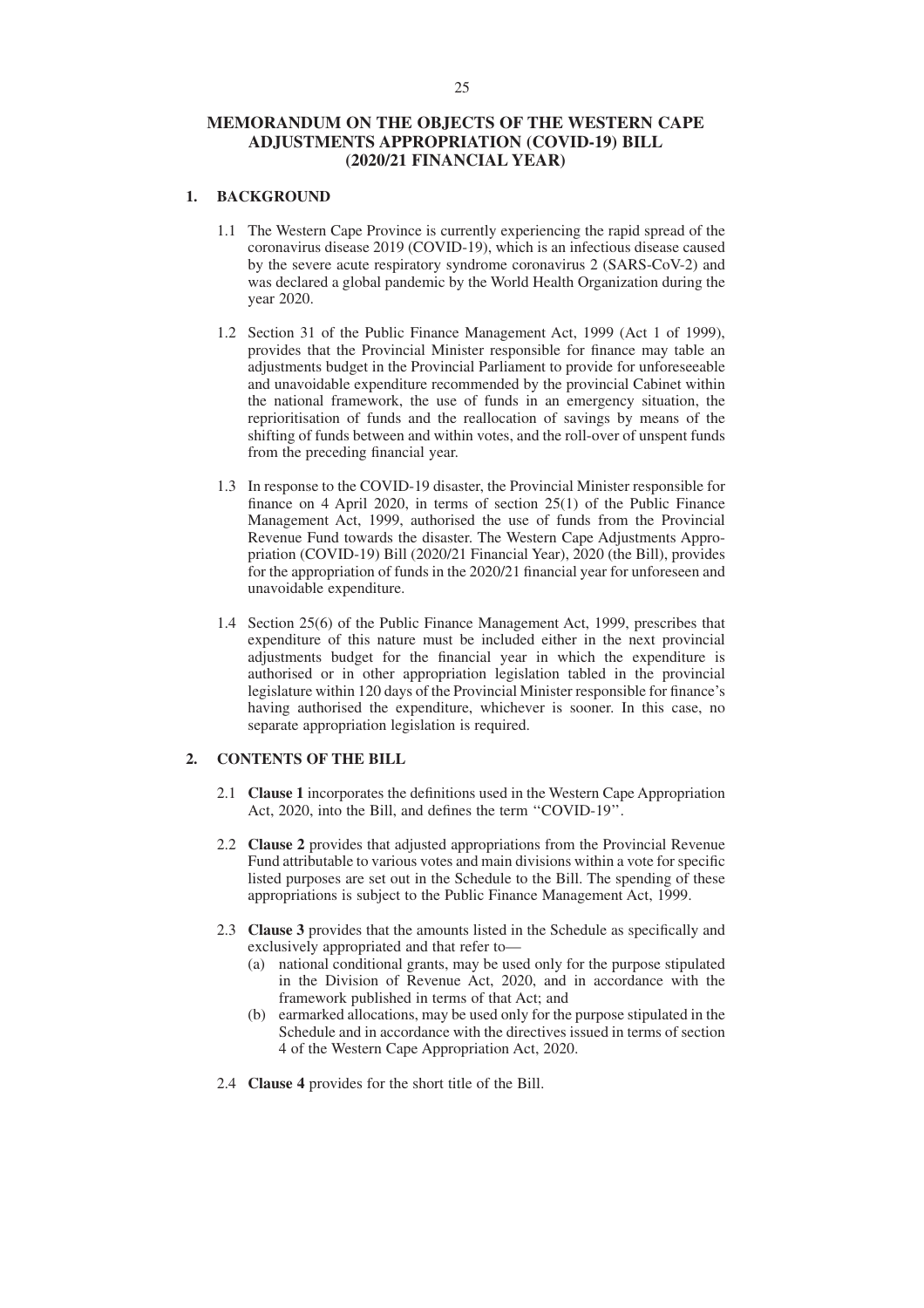# MEMORANDUM ON THE OBJECTS OF THE WESTERN CAPE ADJUSTMENTS APPROPRIATION (COVID-19) BILL (2020/21 FINANCIAL YEAR)

## 1. BACKGROUND

1.1 The Western Cape Province is currently experiencing the rapid spread of the coronavirus disease 2019 (COVID-19), which is an infectious disease caused by the severe acute respiratory syndrome coronavirus 2 (SARS-CoV-2) and was declared a global pandemic by the World Health Organization during the year 2020.

1.2 Section 31 of the Public Finance Management Act, 1999 (Act 1 of 1999), provides that the Provincial Minister responsible for finance may table an adjustments budget in the Provincial Parliament to provide for unforeseeable and unavoidable expenditure recommended by the provincial Cabinet within the national framework, the use of funds in an emergency situation, the reprioritisation of funds and the reallocation of savings by means of the shifting of funds between and within votes, and the roll-over of unspent funds from the preceding financial year.

1.3 In response to the COVID-19 disaster, the Provincial Minister responsible for finance on 4 April 2020, in terms of section 25(1) of the Public Finance Management Act, 1999, authorised the use of funds from the Provincial Revenue Fund towards the disaster. The Western Cape Adjustments Appropriation (COVID-19) Bill (2020/21 Financial Year), 2020 (the Bill), provides for the appropriation of funds in the 2020/21 financial year for unforeseen and unavoidable expenditure.

1.4 Section 25(6) of the Public Finance Management Act, 1999, prescribes that expenditure of this nature must be included either in the next provincial adjustments budget for the financial year in which the expenditure is authorised or in other appropriation legislation tabled in the provincial legislature within 120 days of the Provincial Minister responsible for finance's having authorised the expenditure, whichever is sooner. In this case, no separate appropriation legislation is required.

## 2. CONTENTS OF THE BILL

2.1 **Clause 1** incorporates the definitions used in the Western Cape Appropriation Act, 2020, into the Bill, and defines the term ''COVID-19''.

2.2 **Clause 2** provides that adjusted appropriations from the Provincial Revenue Fund attributable to various votes and main divisions within a vote for specific listed purposes are set out in the Schedule to the Bill. The spending of these appropriations is subject to the Public Finance Management Act, 1999.

2.3 **Clause 3** provides that the amounts listed in the Schedule as specifically and exclusively appropriated and that refer to—

(a) national conditional grants, may be used only for the purpose stipulated in the Division of Revenue Act, 2020, and in accordance with the framework published in terms of that Act; and

(b) earmarked allocations, may be used only for the purpose stipulated in the Schedule and in accordance with the directives issued in terms of section 4 of the Western Cape Appropriation Act, 2020.

2.4 **Clause 4** provides for the short title of the Bill.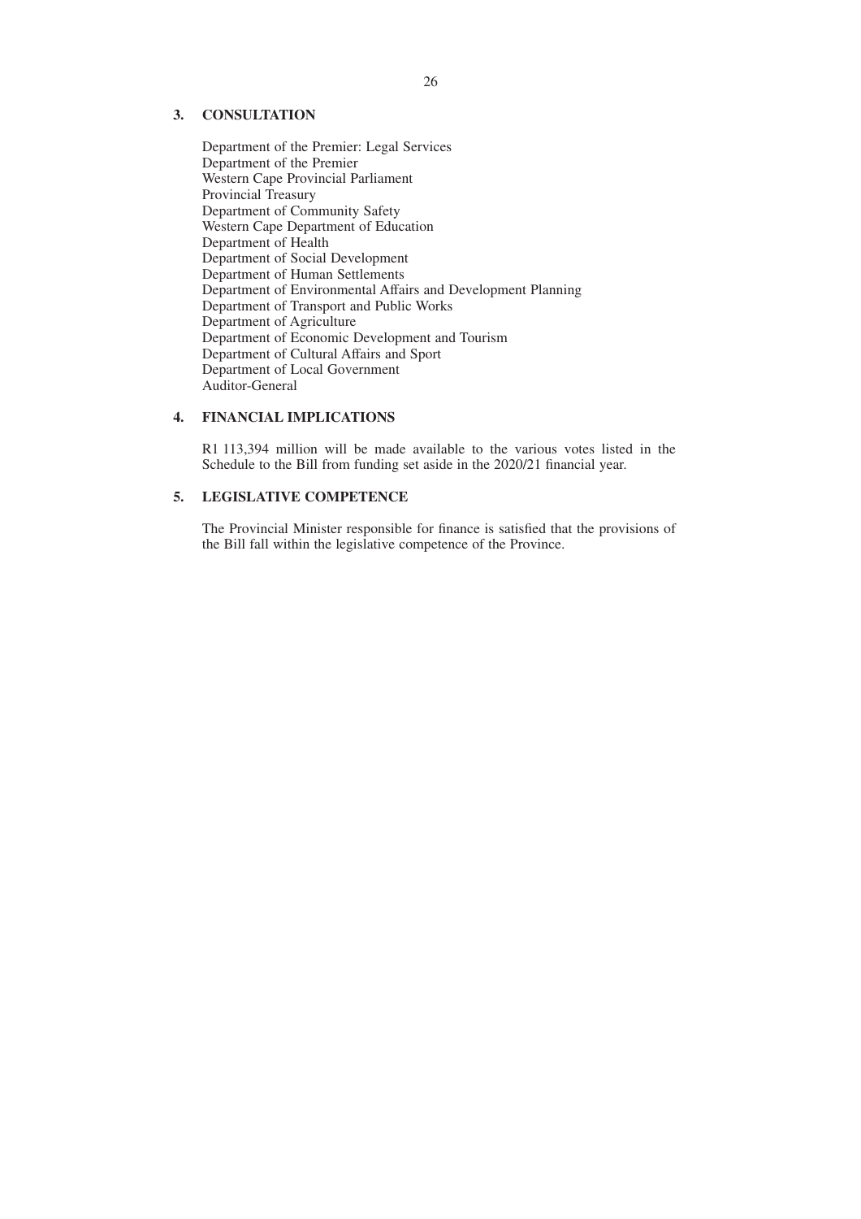## 3. CONSULTATION

Department of the Premier: Legal Services
Department of the Premier
Western Cape Provincial Parliament
Provincial Treasury
Department of Community Safety
Western Cape Department of Education
Department of Health
Department of Social Development
Department of Human Settlements
Department of Environmental Affairs and Development Planning
Department of Transport and Public Works
Department of Agriculture
Department of Economic Development and Tourism
Department of Cultural Affairs and Sport
Department of Local Government
Auditor-General

## 4. FINANCIAL IMPLICATIONS

R1 113,394 million will be made available to the various votes listed in the Schedule to the Bill from funding set aside in the 2020/21 financial year.

## 5. LEGISLATIVE COMPETENCE

The Provincial Minister responsible for finance is satisfied that the provisions of the Bill fall within the legislative competence of the Province.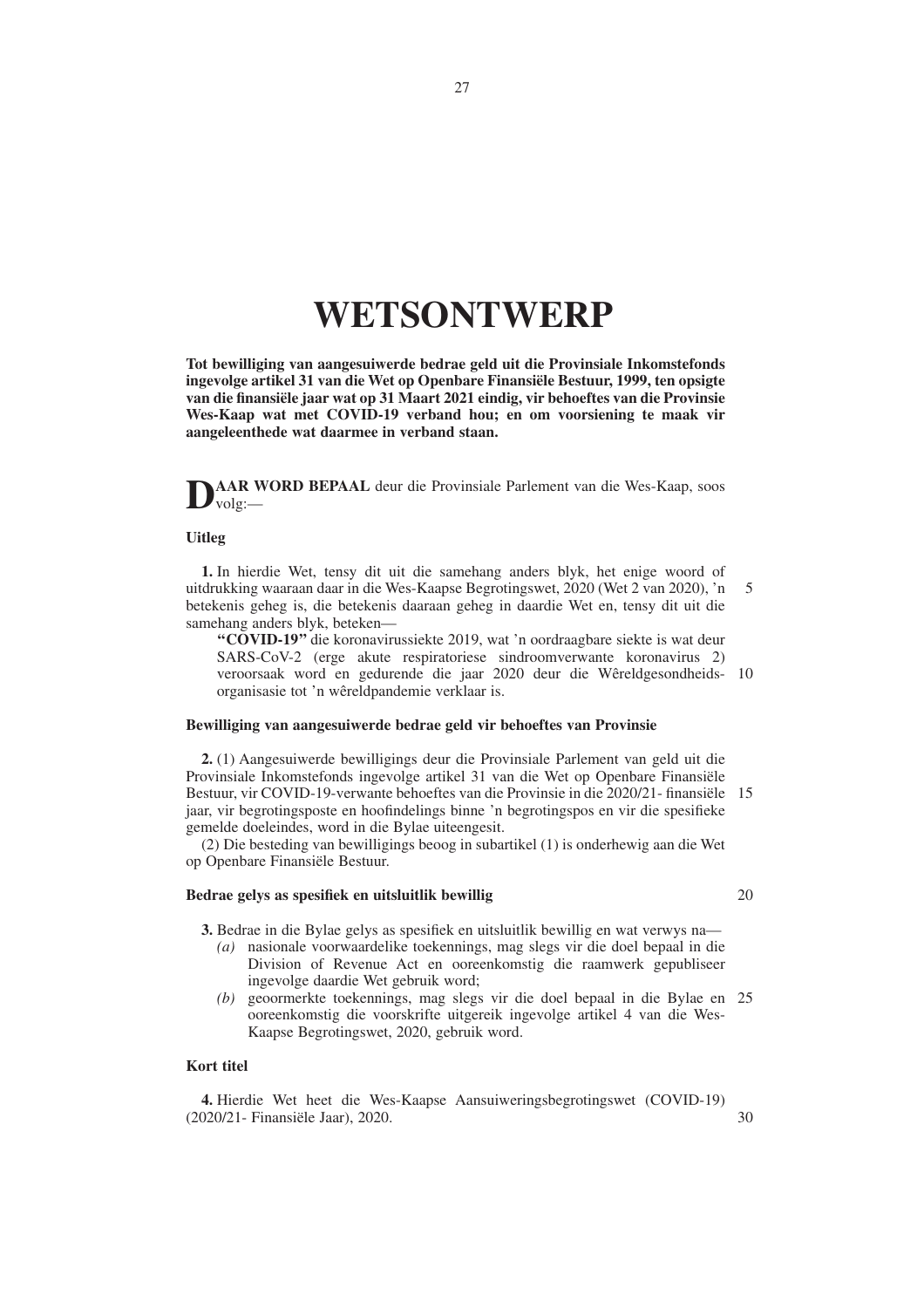# WETSONTWERP

**Tot bewilliging van aangesuiwerde bedrae geld uit die Provinsiale Inkomstefonds ingevolge artikel 31 van die Wet op Openbare Finansiële Bestuur, 1999, ten opsigte van die finansiële jaar wat op 31 Maart 2021 eindig, vir behoeftes van die Provinsie Wes-Kaap wat met COVID-19 verband hou; en om voorsiening te maak vir aangeleenthede wat daarmee in verband staan.**

**DAAR WORD BEPAAL** deur die Provinsiale Parlement van die Wes-Kaap, soos volg:—

**Uitleg**

**1.** In hierdie Wet, tensy dit uit die samehang anders blyk, het enige woord of uitdrukking waaraan daar in die Wes-Kaapse Begrotingswet, 2020 (Wet 2 van 2020), 'n betekenis geheg is, die betekenis daaraan geheg in daardie Wet en, tensy dit uit die samehang anders blyk, beteken—

**"COVID-19"** die koronavirussiekte 2019, wat 'n oordraagbare siekte is wat deur SARS-CoV-2 (erge akute respiratoriese sindroomverwante koronavirus 2) veroorsaak word en gedurende die jaar 2020 deur die Wêreldgesondheidsorganisasie tot 'n wêreldpandemie verklaar is.

**Bewilliging van aangesuiwerde bedrae geld vir behoeftes van Provinsie**

**2.** (1) Aangesuiwerde bewilligings deur die Provinsiale Parlement van geld uit die Provinsiale Inkomstefonds ingevolge artikel 31 van die Wet op Openbare Finansiële Bestuur, vir COVID-19-verwante behoeftes van die Provinsie in die 2020/21- finansiële jaar, vir begrotingsposte en hoofindelings binne 'n begrotingspos en vir die spesifieke gemelde doeleindes, word in die Bylae uiteengesit.

(2) Die besteding van bewilligings beoog in subartikel (1) is onderhewig aan die Wet op Openbare Finansiële Bestuur.

**Bedrae gelys as spesifiek en uitsluitlik bewillig**

**3.** Bedrae in die Bylae gelys as spesifiek en uitsluitlik bewillig en wat verwys na—

*(a)* nasionale voorwaardelike toekennings, mag slegs vir die doel bepaal in die Division of Revenue Act en ooreenkomstig die raamwerk gepubliseer ingevolge daardie Wet gebruik word;

*(b)* geoormerkte toekennings, mag slegs vir die doel bepaal in die Bylae en ooreenkomstig die voorskrifte uitgereik ingevolge artikel 4 van die Wes-Kaapse Begrotingswet, 2020, gebruik word.

**Kort titel**

**4.** Hierdie Wet heet die Wes-Kaapse Aansuiweringsbegrotingswet (COVID-19) (2020/21- Finansiële Jaar), 2020.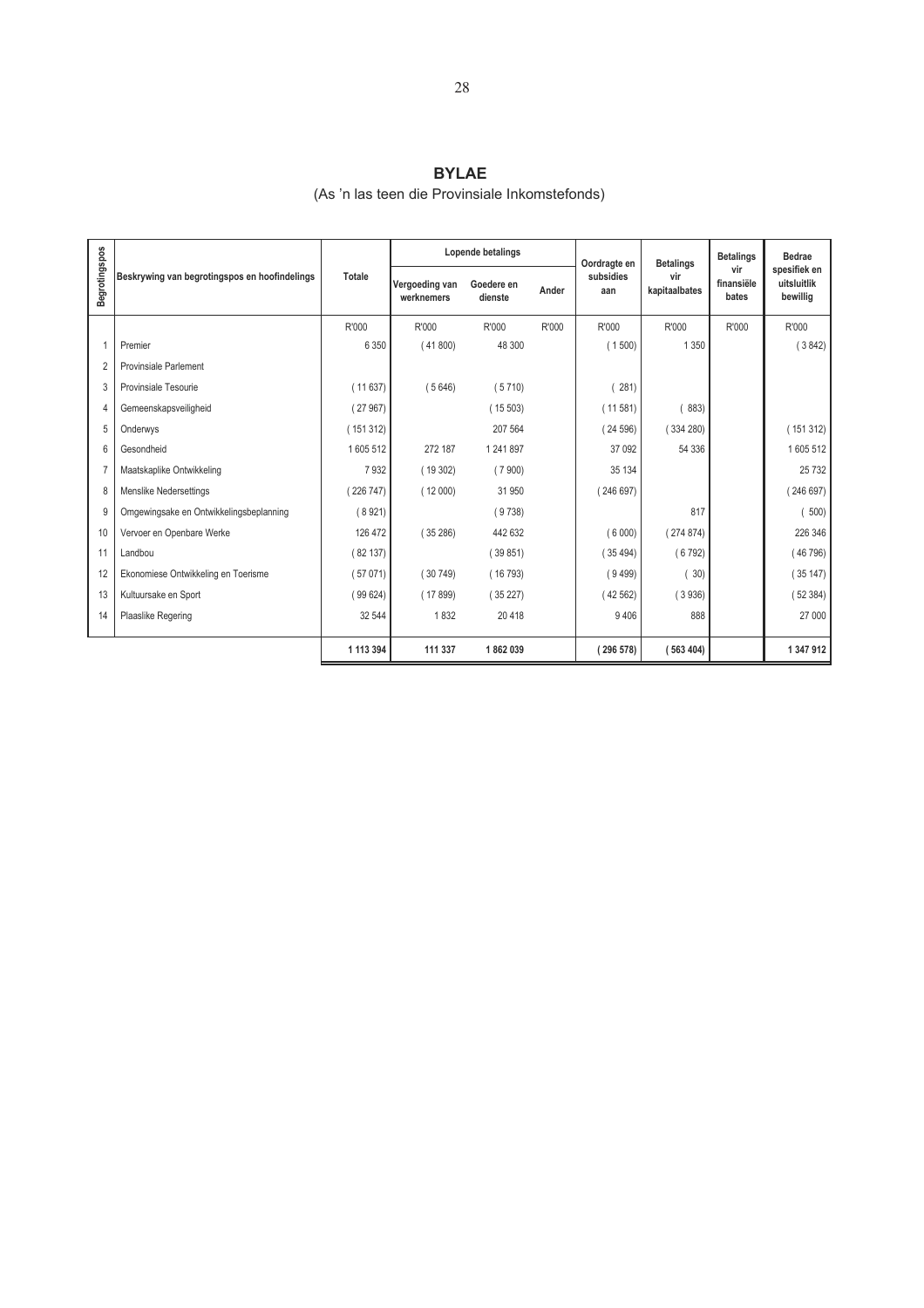# BYLAE

(As 'n las teen die Provinsiale Inkomstefonds)

| Begrotingspos | Beskrywing van begrotingspos en hoofindelings | Totale | Lopende betalings | | | Oordragte en subsidies aan | Betalings vir kapitaalbates | Betalings vir finansiële bates | Bedrae spesifiek en uitsluitlik bewillig |
|---|---|---|---|---|---|---|---|---|---|
| | | | Vergoeding van werknemers | Goedere en dienste | Ander | | | | |
| | | R'000 | R'000 | R'000 | R'000 | R'000 | R'000 | R'000 | R'000 |
| 1 | Premier | 6 350 | ( 41 800) | 48 300 | | ( 1 500) | 1 350 | | ( 3 842) |
| 2 | Provinsiale Parlement | | | | | | | | |
| 3 | Provinsiale Tesourie | ( 11 637) | ( 5 646) | ( 5 710) | | ( 281) | | | |
| 4 | Gemeenskapsveiligheid | ( 27 967) | | ( 15 503) | | ( 11 581) | ( 883) | | |
| 5 | Onderwys | ( 151 312) | | 207 564 | | ( 24 596) | ( 334 280) | | ( 151 312) |
| 6 | Gesondheid | 1 605 512 | 272 187 | 1 241 897 | | 37 092 | 54 336 | | 1 605 512 |
| 7 | Maatskaplike Ontwikkeling | 7 932 | ( 19 302) | ( 7 900) | | 35 134 | | | 25 732 |
| 8 | Menslike Nedersettings | ( 226 747) | ( 12 000) | 31 950 | | ( 246 697) | | | ( 246 697) |
| 9 | Omgewingsake en Ontwikkelingsbeplanning | ( 8 921) | | ( 9 738) | | | 817 | | ( 500) |
| 10 | Vervoer en Openbare Werke | 126 472 | ( 35 286) | 442 632 | | ( 6 000) | ( 274 874) | | 226 346 |
| 11 | Landbou | ( 82 137) | | ( 39 851) | | ( 35 494) | ( 6 792) | | ( 46 796) |
| 12 | Ekonomiese Ontwikkeling en Toerisme | ( 57 071) | ( 30 749) | ( 16 793) | | ( 9 499) | ( 30) | | ( 35 147) |
| 13 | Kultuursake en Sport | ( 99 624) | ( 17 899) | ( 35 227) | | ( 42 562) | ( 3 936) | | ( 52 384) |
| 14 | Plaaslike Regering | 32 544 | 1 832 | 20 418 | | 9 406 | 888 | | 27 000 |
| | | **1 113 394** | **111 337** | **1 862 039** | | **( 296 578)** | **( 563 404)** | | **1 347 912** |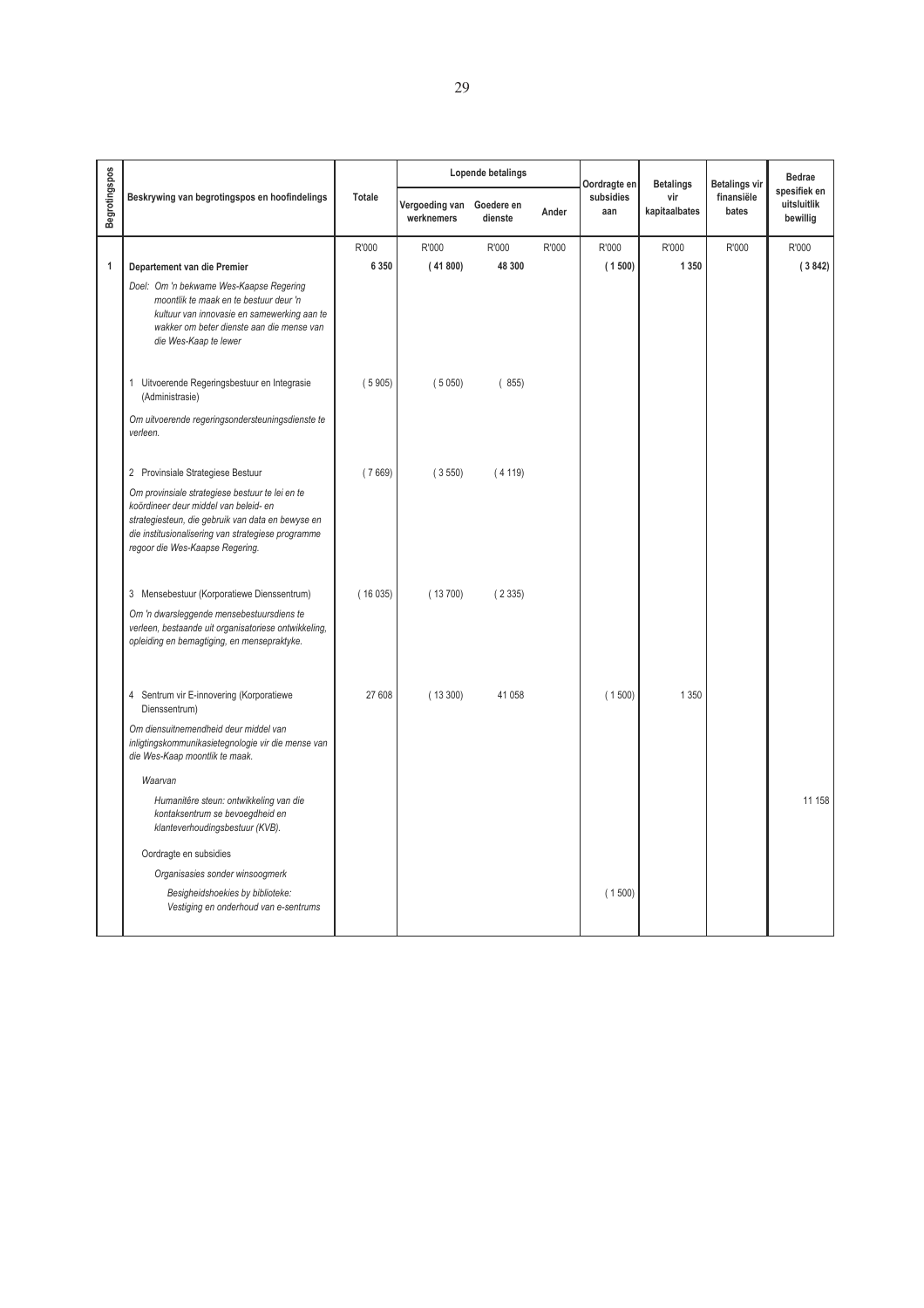| Begrotingspos | Beskrywing van begrotingspos en hoofindelings | Totale | Lopende betalings | | | Oordragte en subsidies aan | Betalings vir kapitaalbates | Betalings vir finansiële bates | Bedrae spesifiek en uitsluitlik bewillig |
|---|---|---|---|---|---|---|---|---|---|
| | | | Vergoeding van werknemers | Goedere en dienste | Ander | | | | |
| | | R'000 | R'000 | R'000 | R'000 | R'000 | R'000 | R'000 | R'000 |
| **1** | **Departement van die Premier** | **6 350** | **( 41 800)** | **48 300** | | **( 1 500)** | **1 350** | | **( 3 842)** |
| | *Doel: Om 'n bekwame Wes-Kaapse Regering moontlik te maak en te bestuur deur 'n kultuur van innovasie en samewerking aan te wakker om beter dienste aan die mense van die Wes-Kaap te lewer* | | | | | | | | |
| | 1 Uitvoerende Regeringsbestuur en Integrasie (Administrasie) | ( 5 905) | ( 5 050) | ( 855) | | | | | |
| | *Om uitvoerende regeringsondersteuningsdienste te verleen.* | | | | | | | | |
| | 2 Provinsiale Strategiese Bestuur | ( 7 669) | ( 3 550) | ( 4 119) | | | | | |
| | *Om provinsiale strategiese bestuur te lei en te koördineer deur middel van beleid- en strategiesteun, die gebruik van data en bewyse en die institusionalisering van strategiese programme regoor die Wes-Kaapse Regering.* | | | | | | | | |
| | 3 Mensebestuur (Korporatiewe Dienssentrum) | ( 16 035) | ( 13 700) | ( 2 335) | | | | | |
| | *Om 'n dwarsleggende mensebestuursdiens te verleen, bestaande uit organisatoriese ontwikkeling, opleiding en bemagtiging, en mensepraktyke.* | | | | | | | | |
| | 4 Sentrum vir E-innovering (Korporatiewe Dienssentrum) | 27 608 | ( 13 300) | 41 058 | | ( 1 500) | 1 350 | | |
| | *Om diensuitnemendheid deur middel van inligtingskommunikasietegnologie vir die mense van die Wes-Kaap moontlik te maak.* | | | | | | | | |
| | *Waarvan* | | | | | | | | |
| | *Humanitêre steun: ontwikkeling van die kontaksentrum se bevoegdheid en klanteverhoudingsbestuur (KVB).* | | | | | | | | 11 158 |
| | Oordragte en subsidies | | | | | | | | |
| | *Organisasies sonder winsoogmerk* | | | | | | | | |
| | *Besigheidshoekies by biblioteke: Vestiging en onderhoud van e-sentrums* | | | | | ( 1 500) | | | |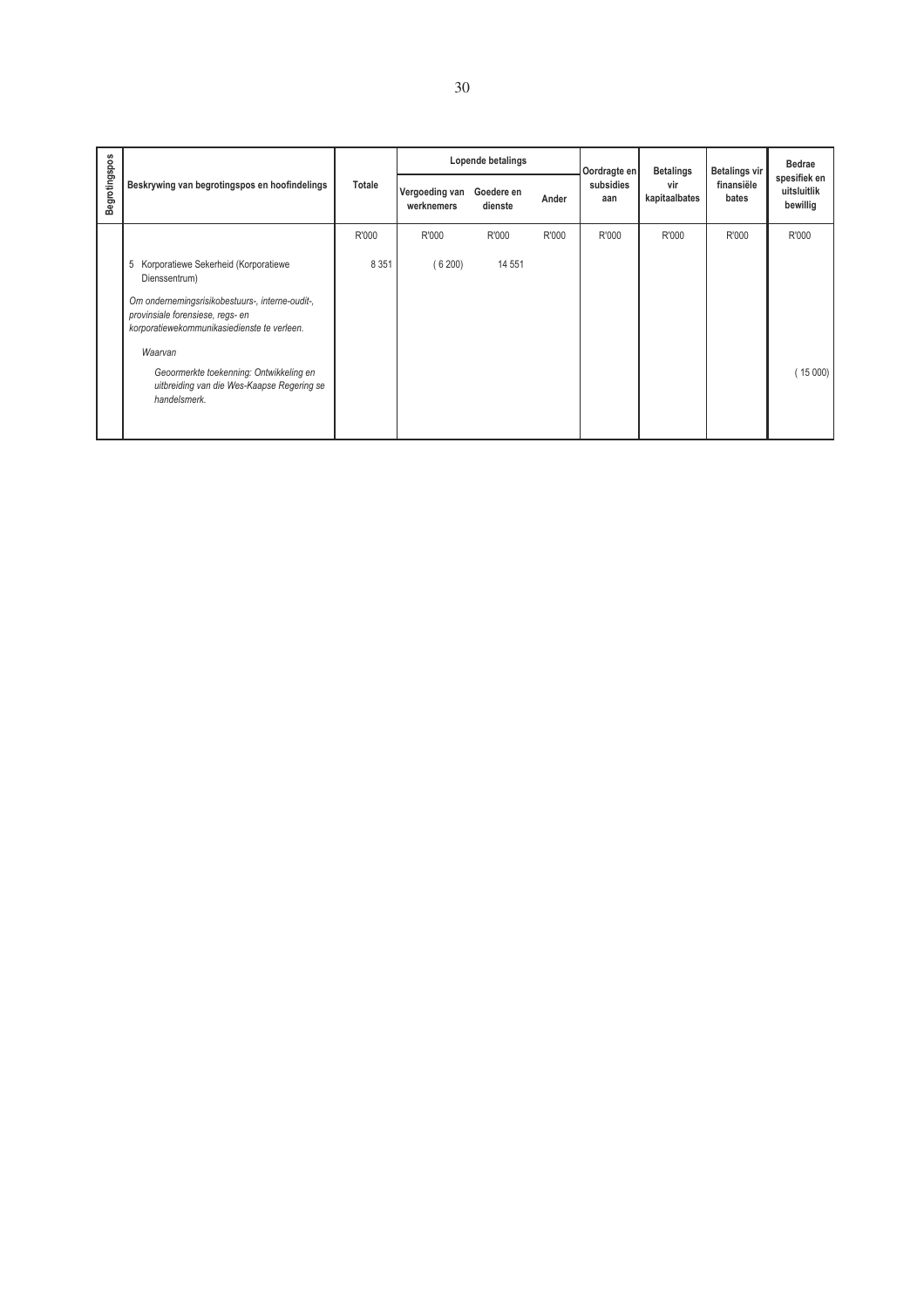| Begrotingspos | Beskrywing van begrotingspos en hoofindelings | Totale | Lopende betalings | | | Oordragte en subsidies aan | Betalings vir kapitaalbates | Betalings vir finansiële bates | Bedrae spesifiek en uitsluitlik bewillig |
|---|---|---|---|---|---|---|---|---|---|
| | | | Vergoeding van werknemers | Goedere en dienste | Ander | | | | |
| | | R'000 | R'000 | R'000 | R'000 | R'000 | R'000 | R'000 | R'000 |
| | 5 Korporatiewe Sekerheid (Korporatiewe Dienssentrum) | 8 351 | ( 6 200) | 14 551 | | | | | |
| | *Om ondernemingsrisikobestuurs-, interne-oudit-, provinsiale forensiese, regs- en korporatiewekommunikasiedienste te verleen.* | | | | | | | | |
| | *Waarvan* | | | | | | | | |
| | *Geoormerkte toekenning: Ontwikkeling en uitbreiding van die Wes-Kaapse Regering se handelsmerk.* | | | | | | | | ( 15 000) |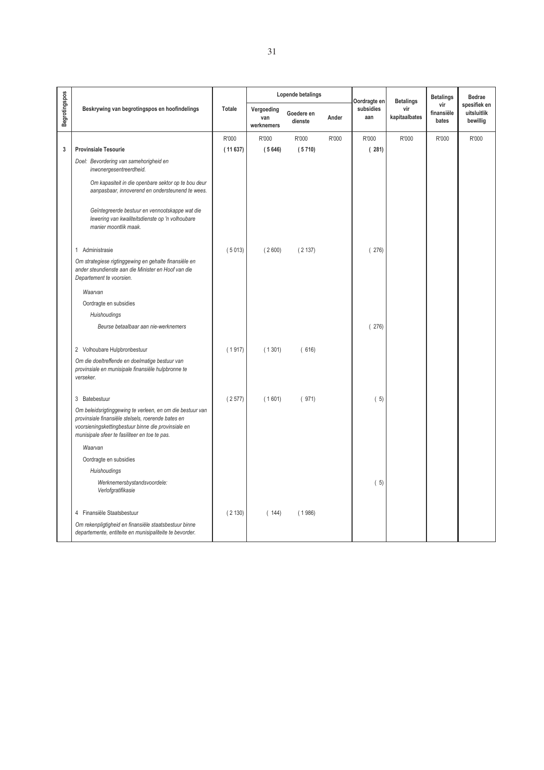| Begrotingspos | Beskrywing van begrotingspos en hoofindelings | Totale | Lopende betalings | | | Oordragte en subsidies aan | Betalings vir kapitaalbates | Betalings vir finansiële bates | Bedrae spesifiek en uitsluitlik bewillig |
|---|---|---|---|---|---|---|---|---|---|
| | | | Vergoeding van werknemers | Goedere en dienste | Ander | | | | |
| | | R'000 | R'000 | R'000 | R'000 | R'000 | R'000 | R'000 | R'000 |
| **3** | **Provinsiale Tesourie** | **( 11 637)** | **( 5 646)** | **( 5 710)** | | **( 281)** | | | |
| | *Doel: Bevordering van samehorigheid en inwonergesentreerdheid.* | | | | | | | | |
| | *Om kapasiteit in die openbare sektor op te bou deur aanpasbaar, innoverend en ondersteunend te wees.* | | | | | | | | |
| | *Geïntegreerde bestuur en vennootskappe wat die lewering van kwaliteitsdienste op 'n volhoubare manier moontlik maak.* | | | | | | | | |
| | 1 Administrasie | ( 5 013) | ( 2 600) | ( 2 137) | | ( 276) | | | |
| | *Om strategiese rigtinggewing en gehalte finansiële en ander steundienste aan die Minister en Hoof van die Departement te voorsien.* | | | | | | | | |
| | *Waarvan* | | | | | | | | |
| | Oordragte en subsidies | | | | | | | | |
| | *Huishoudings* | | | | | | | | |
| | *Beurse betaalbaar aan nie-werknemers* | | | | | ( 276) | | | |
| | 2 Volhoubare Hulpbronbestuur | ( 1 917) | ( 1 301) | ( 616) | | | | | |
| | *Om die doeltreffende en doelmatige bestuur van provinsiale en munisipale finansiële hulpbronne te verseker.* | | | | | | | | |
| | 3 Batebestuur | ( 2 577) | ( 1 601) | ( 971) | | ( 5) | | | |
| | *Om beleidsrigtinggewing te verleen, en om die bestuur van provinsiale finansiële stelsels, roerende bates en voorsieningskettingbestuur binne die provinsiale en munisipale sfeer te fasiliteer en toe te pas.* | | | | | | | | |
| | *Waarvan* | | | | | | | | |
| | Oordragte en subsidies | | | | | | | | |
| | *Huishoudings* | | | | | | | | |
| | *Werknemersbystandsvoordele: Verlofgratifikasie* | | | | | ( 5) | | | |
| | 4 Finansiële Staatsbestuur | ( 2 130) | ( 144) | ( 1 986) | | | | | |
| | *Om rekenpligtigheid en finansiële staatsbestuur binne departemente, entiteite en munisipaliteite te bevorder.* | | | | | | | | |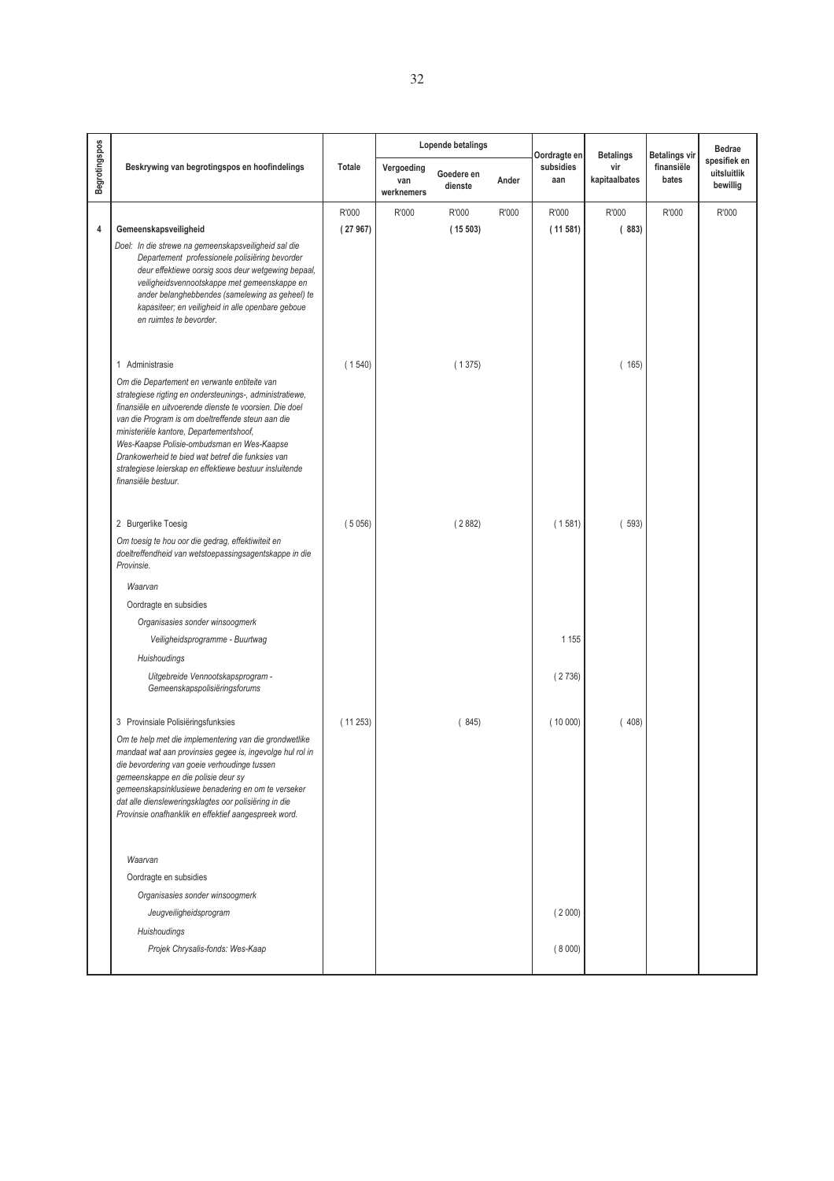| Begrotingspos | Beskrywing van begrotingspos en hoofindelings | Totale | Lopende betalings | | | Oordragte en subsidies aan | Betalings vir kapitaalbates | Betalings vir finansiële bates | Bedrae spesifiek en uitsluitlik bewillig |
|---|---|---|---|---|---|---|---|---|---|
| | | | Vergoeding van werknemers | Goedere en dienste | Ander | | | | |
| | | R'000 | R'000 | R'000 | R'000 | R'000 | R'000 | R'000 | R'000 |
| 4 | **Gemeenskapsveiligheid** | **( 27 967)** | | **( 15 503)** | | **( 11 581)** | **( 883)** | | |
| | *Doel: In die strewe na gemeenskapsveiligheid sal die Departement professionele polisiëring bevorder deur effektiewe oorsig soos deur wetgewing bepaal, veiligheidsvennootskappe met gemeenskappe en ander belanghebbendes (samelewing as geheel) te kapasiteer; en veiligheid in alle openbare geboue en ruimtes te bevorder.* | | | | | | | | |
| | 1 Administrasie | ( 1 540) | | ( 1 375) | | | ( 165) | | |
| | *Om die Departement en verwante entiteite van strategiese rigting en ondersteunings-, administratiewe, finansiële en uitvoerende dienste te voorsien. Die doel van die Program is om doeltreffende steun aan die ministeriële kantore, Departementshoof, Wes-Kaapse Polisie-ombudsman en Wes-Kaapse Drankowerheid te bied wat betref die funksies van strategiese leierskap en effektiewe bestuur insluitende finansiële bestuur.* | | | | | | | | |
| | 2 Burgerlike Toesig | ( 5 056) | | ( 2 882) | | ( 1 581) | ( 593) | | |
| | *Om toesig te hou oor die gedrag, effektiwiteit en doeltreffendheid van wetstoepassingsagentskappe in die Provinsie.* | | | | | | | | |
| | *Waarvan* | | | | | | | | |
| | Oordragte en subsidies | | | | | | | | |
| | *Organisasies sonder winsoogmerk* | | | | | | | | |
| | *Veiligheidsprogramme - Buurtwag* | | | | | 1 155 | | | |
| | *Huishoudings* | | | | | | | | |
| | *Uitgebreide Vennootskapsprogram - Gemeenskapspolisiëringsforums* | | | | | ( 2 736) | | | |
| | 3 Provinsiale Polisiëringsfunksies | ( 11 253) | | ( 845) | | ( 10 000) | ( 408) | | |
| | *Om te help met die implementering van die grondwetlike mandaat wat aan provinsies gegee is, ingevolge hul rol in die bevordering van goeie verhoudinge tussen gemeenskappe en die polisie deur sy gemeenskapsinklusiewe benadering en om te verseker dat alle diensleweringsklagtes oor polisiëring in die Provinsie onafhanklik en effektief aangespreek word.* | | | | | | | | |
| | *Waarvan* | | | | | | | | |
| | Oordragte en subsidies | | | | | | | | |
| | *Organisasies sonder winsoogmerk* | | | | | | | | |
| | *Jeugveiligheidsprogram* | | | | | ( 2 000) | | | |
| | *Huishoudings* | | | | | | | | |
| | *Projek Chrysalis-fonds: Wes-Kaap* | | | | | ( 8 000) | | | |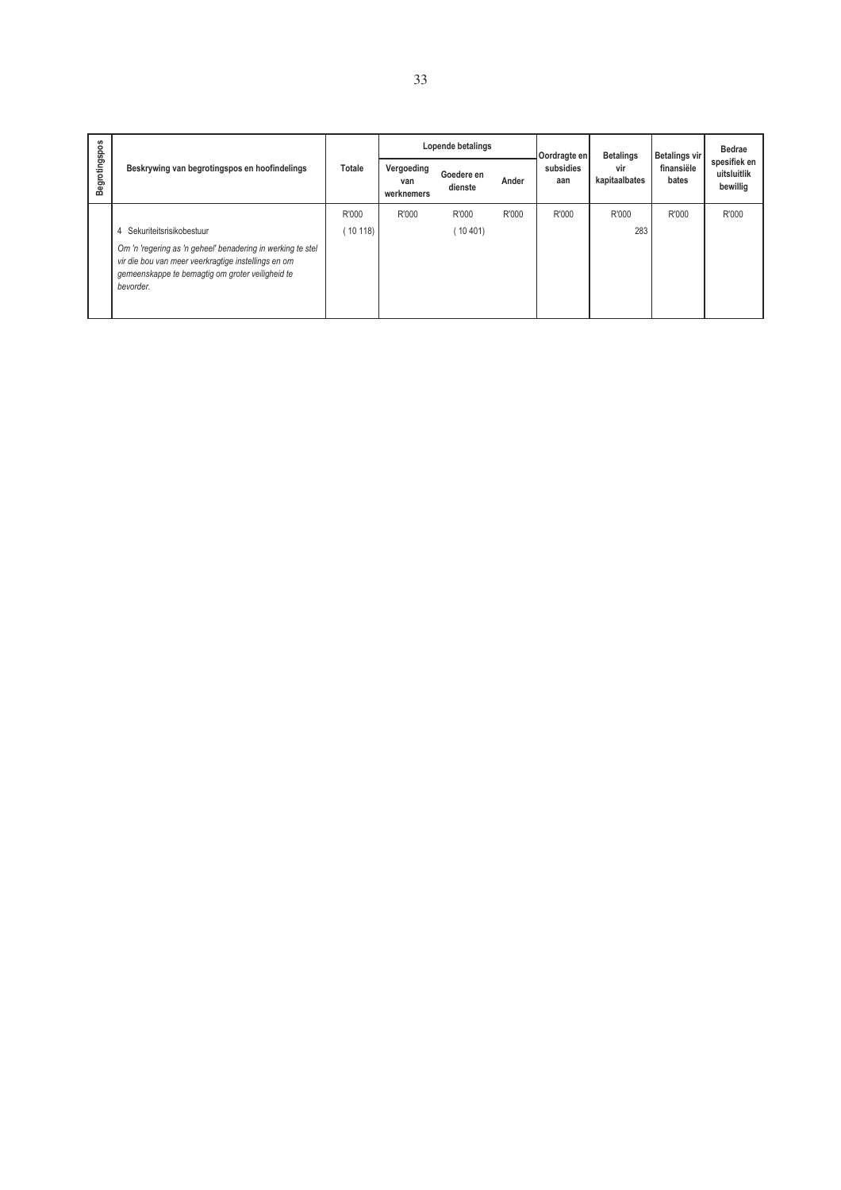| Begrotingspos | Beskrywing van begrotingspos en hoofindelings | Totale | Lopende betalings | | | Oordragte en subsidies aan | Betalings vir kapitaalbates | Betalings vir finansiële bates | Bedrae spesifiek en uitsluitlik bewillig |
|---|---|---|---|---|---|---|---|---|---|
| | | | Vergoeding van werknemers | Goedere en dienste | Ander | | | | |
| | | R'000 | R'000 | R'000 | R'000 | R'000 | R'000 | R'000 | R'000 |
| | 4 Sekuriteitsrisikobestuur<br>*Om 'n 'regering as 'n geheel' benadering in werking te stel vir die bou van meer veerkragtige instellings en om gemeenskappe te bemagtig om groter veiligheid te bevorder.* | ( 10 118) | | ( 10 401) | | | 283 | | |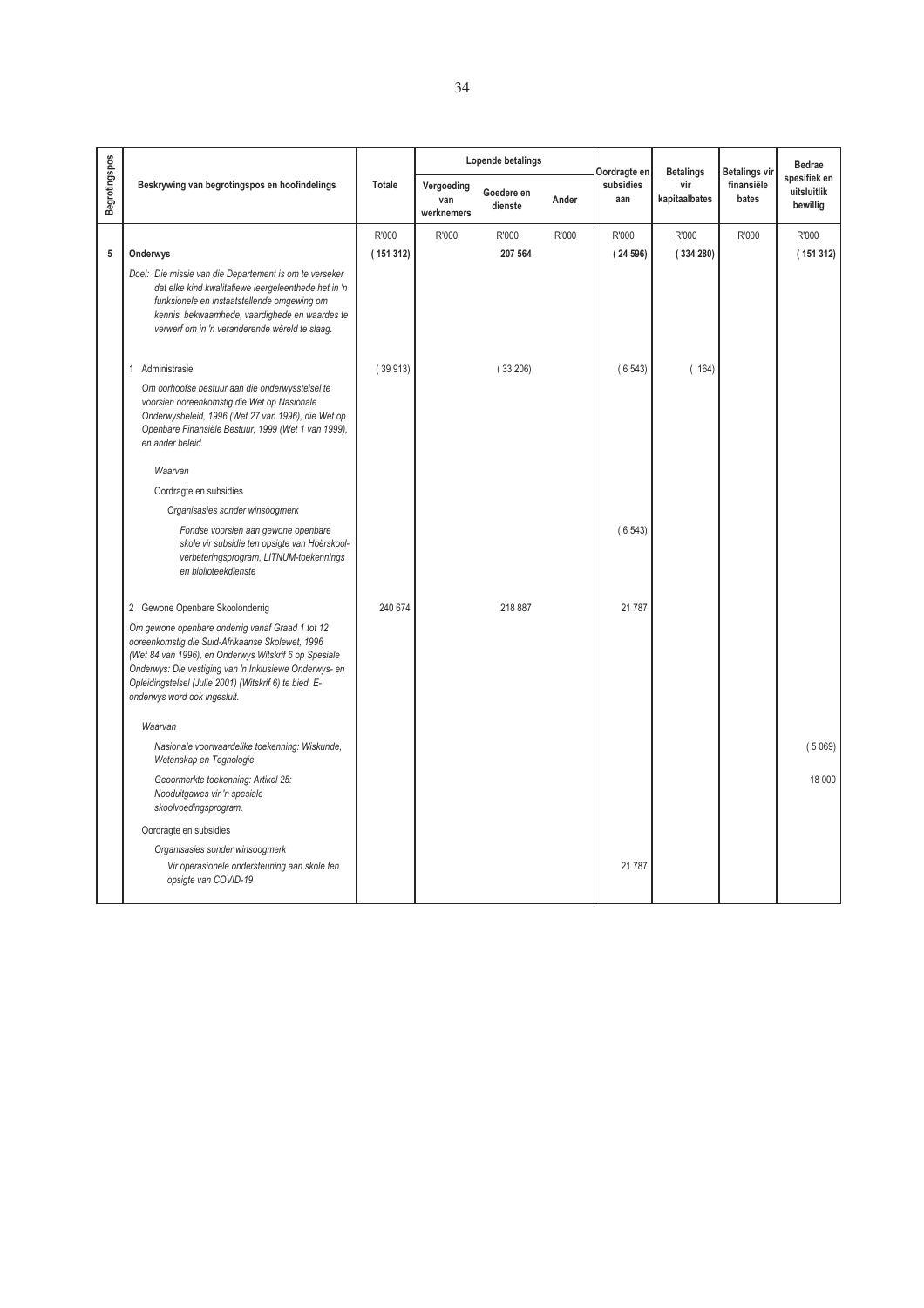| Begrotingspos | Beskrywing van begrotingspos en hoofindelings | Totale | Lopende betalings | | | Oordragte en subsidies aan | Betalings vir kapitaalbates | Betalings vir finansiële bates | Bedrae spesifiek en uitsluitlik bewillig |
|---|---|---|---|---|---|---|---|---|---|
| | | | Vergoeding van werknemers | Goedere en dienste | Ander | | | | |
| | | R'000 | R'000 | R'000 | R'000 | R'000 | R'000 | R'000 | R'000 |
| **5** | **Onderwys** | **( 151 312)** | | **207 564** | | **( 24 596)** | **( 334 280)** | | **( 151 312)** |
| | *Doel: Die missie van die Departement is om te verseker dat elke kind kwalitatiewe leergeleenthede het in 'n funksionele en instaatstellende omgewing om kennis, bekwaamhede, vaardighede en waardes te verwerf om in 'n veranderende wêreld te slaag.* | | | | | | | | |
| | 1 Administrasie | ( 39 913) | | ( 33 206) | | ( 6 543) | ( 164) | | |
| | *Om oorhoofse bestuur aan die onderwysstelsel te voorsien ooreenkomstig die Wet op Nasionale Onderwysbeleid, 1996 (Wet 27 van 1996), die Wet op Openbare Finansiële Bestuur, 1999 (Wet 1 van 1999), en ander beleid.* | | | | | | | | |
| | *Waarvan* | | | | | | | | |
| | Oordragte en subsidies | | | | | | | | |
| | *Organisasies sonder winsoogmerk* | | | | | | | | |
| | *Fondse voorsien aan gewone openbare skole vir subsidie ten opsigte van Hoërskool-verbeteringsprogram, LITNUM-toekennings en biblioteekdienste* | | | | | ( 6 543) | | | |
| | 2 Gewone Openbare Skoolonderrig | 240 674 | | 218 887 | | 21 787 | | | |
| | *Om gewone openbare onderrig vanaf Graad 1 tot 12 ooreenkomstig die Suid-Afrikaanse Skolewet, 1996 (Wet 84 van 1996), en Onderwys Witskrif 6 op Spesiale Onderwys: Die vestiging van 'n Inklusiewe Onderwys- en Opleidingstelsel (Julie 2001) (Witskrif 6) te bied. E-onderwys word ook ingesluit.* | | | | | | | | |
| | *Waarvan* | | | | | | | | |
| | *Nasionale voorwaardelike toekenning: Wiskunde, Wetenskap en Tegnologie* | | | | | | | | ( 5 069) |
| | *Geoormerkte toekenning: Artikel 25: Nooduitgawes vir 'n spesiale skoolvoedingsprogram.* | | | | | | | | 18 000 |
| | Oordragte en subsidies | | | | | | | | |
| | *Organisasies sonder winsoogmerk* | | | | | | | | |
| | *Vir operasionele ondersteuning aan skole ten opsigte van COVID-19* | | | | | 21 787 | | | |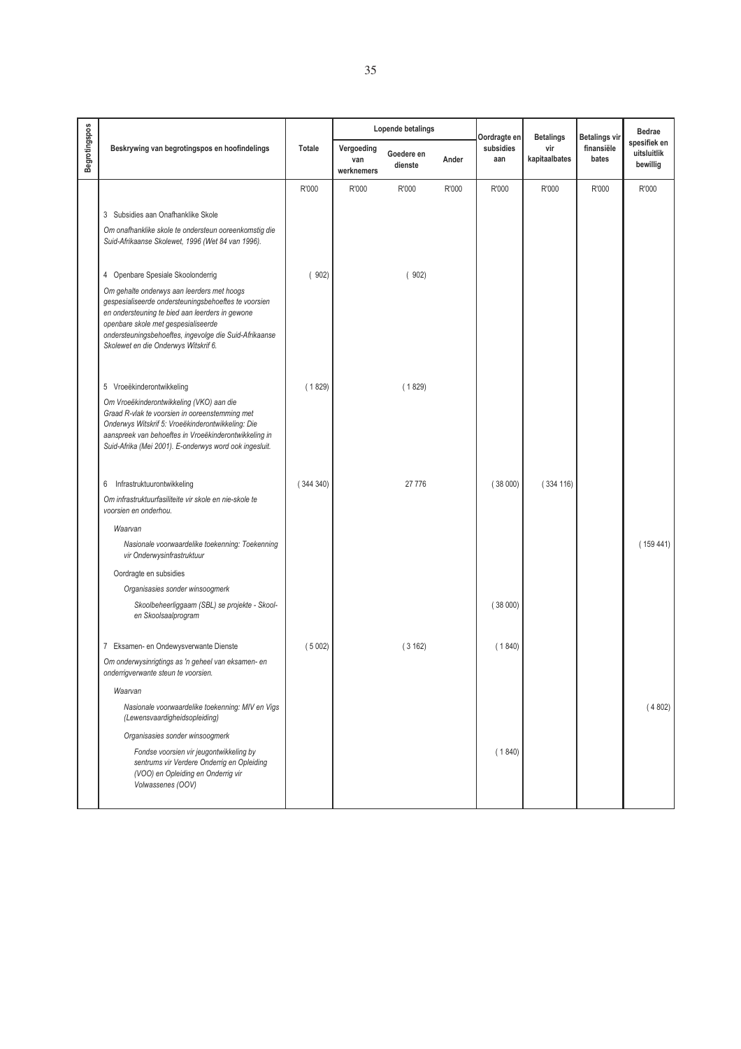| Begrotingspos | Beskrywing van begrotingspos en hoofindelings | Totale | Lopende betalings | | | Oordragte en subsidies aan | Betalings vir kapitaalbates | Betalings vir finansiële bates | Bedrae spesifiek en uitsluitlik bewillig |
|---|---|---|---|---|---|---|---|---|---|
| | | | Vergoeding van werknemers | Goedere en dienste | Ander | | | | |
| | | R'000 | R'000 | R'000 | R'000 | R'000 | R'000 | R'000 | R'000 |
| | 3 Subsidies aan Onafhanklike Skole | | | | | | | | |
| | *Om onafhanklike skole te ondersteun ooreenkomstig die Suid-Afrikaanse Skolewet, 1996 (Wet 84 van 1996).* | | | | | | | | |
| | 4 Openbare Spesiale Skoolonderrig | ( 902) | | ( 902) | | | | | |
| | *Om gehalte onderwys aan leerders met hoogs gespesialiseerde ondersteuningsbehoeftes te voorsien en ondersteuning te bied aan leerders in gewone openbare skole met gespesialiseerde ondersteuningsbehoeftes, ingevolge die Suid-Afrikaanse Skolewet en die Onderwys Witskrif 6.* | | | | | | | | |
| | 5 Vroeëkinderontwikkeling | ( 1 829) | | ( 1 829) | | | | | |
| | *Om Vroeëkinderontwikkeling (VKO) aan die Graad R-vlak te voorsien in ooreenstemming met Onderwys Witskrif 5: Vroeëkinderontwikkeling: Die aanspreek van behoeftes in Vroeëkinderontwikkeling in Suid-Afrika (Mei 2001). E-onderwys word ook ingesluit.* | | | | | | | | |
| | 6 Infrastruktuurontwikkeling | ( 344 340) | | 27 776 | | ( 38 000) | ( 334 116) | | |
| | *Om infrastruktuurfasiliteite vir skole en nie-skole te voorsien en onderhou.* | | | | | | | | |
| | *Waarvan* | | | | | | | | |
| | *Nasionale voorwaardelike toekenning: Toekenning vir Onderwysinfrastruktuur* | | | | | | | | ( 159 441) |
| | Oordragte en subsidies | | | | | | | | |
| | *Organisasies sonder winsoogmerk* | | | | | | | | |
| | *Skoolbeheerliggaam (SBL) se projekte - Skool- en Skoolsaalprogram* | | | | | ( 38 000) | | | |
| | 7 Eksamen- en Ondewysverwante Dienste | ( 5 002) | | ( 3 162) | | ( 1 840) | | | |
| | *Om onderwysinrigtings as 'n geheel van eksamen- en onderrigverwante steun te voorsien.* | | | | | | | | |
| | *Waarvan* | | | | | | | | |
| | *Nasionale voorwaardelike toekenning: MIV en Vigs (Lewensvaardigheidsopleiding)* | | | | | | | | ( 4 802) |
| | *Organisasies sonder winsoogmerk* | | | | | | | | |
| | *Fondse voorsien vir jeugontwikkeling by sentrums vir Verdere Onderrig en Opleiding (VOO) en Opleiding en Onderrig vir Volwassenes (OOV)* | | | | | ( 1 840) | | | |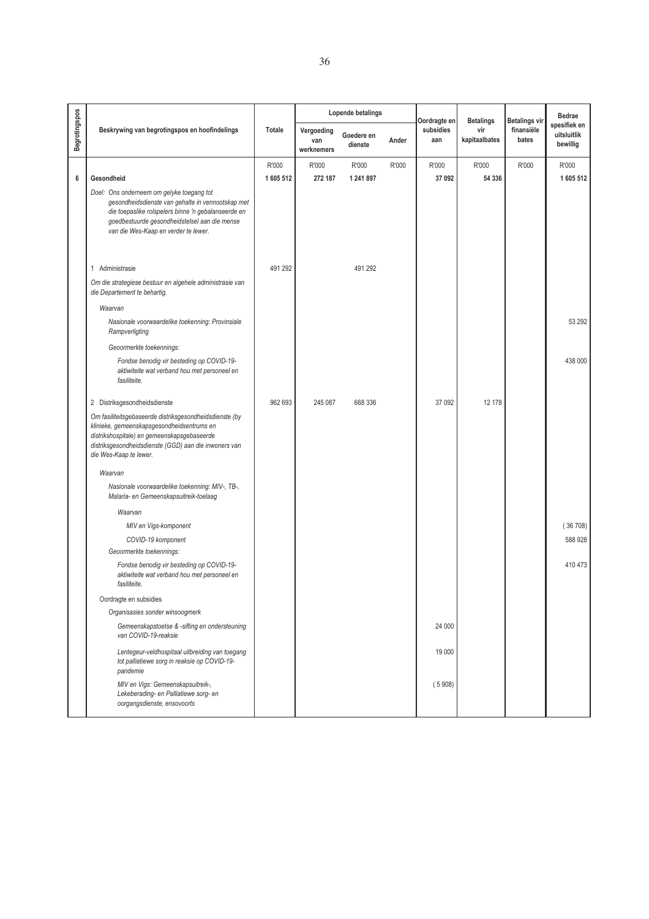| Begrotingspos | Beskrywing van begrotingspos en hoofindelings | Totale | Lopende betalings | | | Oordragte en subsidies aan | Betalings vir kapitaalbates | Betalings vir finansiële bates | Bedrae spesifiek en uitsluitlik bewillig |
|---|---|---|---|---|---|---|---|---|---|
| | | | Vergoeding van werknemers | Goedere en dienste | Ander | | | | |
| | | R'000 | R'000 | R'000 | R'000 | R'000 | R'000 | R'000 | R'000 |
| 6 | **Gesondheid** | **1 605 512** | **272 187** | **1 241 897** | | **37 092** | **54 336** | | **1 605 512** |
| | *Doel: Ons onderneem om gelyke toegang tot gesondheidsdienste van gehalte in vennootskap met die toepaslike rolspelers binne 'n gebalanseerde en goedbestuurde gesondheidstelsel aan die mense van die Wes-Kaap en verder te lewer.* | | | | | | | | |
| | 1 Administrasie | 491 292 | | 491 292 | | | | | |
| | *Om die strategiese bestuur en algehele administrasie van die Departement te behartig.* | | | | | | | | |
| | *Waarvan* | | | | | | | | |
| | *Nasionale voorwaardelike toekenning: Provinsiale Rampverligting* | | | | | | | | 53 292 |
| | *Geoormerkte toekennings:* | | | | | | | | |
| | *Fondse benodig vir besteding op COVID-19-aktiwiteite wat verband hou met personeel en fasiliteite.* | | | | | | | | 438 000 |
| | 2 Distriksgesondheidsdienste | 962 693 | 245 087 | 668 336 | | 37 092 | 12 178 | | |
| | *Om fasiliteitsgebaseerde distriksgesondheidsdienste (by klinieke, gemeenskapsgesondheidsentrums en distrikshospitale) en gemeenskapsgebaseerde distriksgesondheidsdienste (GGD) aan die inwoners van die Wes-Kaap te lewer.* | | | | | | | | |
| | *Waarvan* | | | | | | | | |
| | *Nasionale voorwaardelike toekenning: MIV-, TB-, Malaria- en Gemeenskapsuitreik-toelaag* | | | | | | | | |
| | *Waarvan* | | | | | | | | |
| | *MIV en Vigs-komponent* | | | | | | | | ( 36 708) |
| | *COVID-19 komponent* | | | | | | | | 588 928 |
| | *Geoormerkte toekennings:* | | | | | | | | |
| | *Fondse benodig vir besteding op COVID-19-aktiwiteite wat verband hou met personeel en fasiliteite.* | | | | | | | | 410 473 |
| | Oordragte en subsidies | | | | | | | | |
| | *Organisasies sonder winsoogmerk* | | | | | | | | |
| | *Gemeenskapstoetse & -sifting en ondersteuning van COVID-19-reaksie* | | | | | 24 000 | | | |
| | *Lentegeur-veldhospitaal uitbreiding van toegang tot palliatiewe sorg in reaksie op COVID-19-pandemie* | | | | | 19 000 | | | |
| | *MIV en Vigs: Gemeenskapsuitreik-, Lekeberading- en Palliatiewe sorg- en oorgangsdienste, ensovoorts* | | | | | ( 5 908) | | | |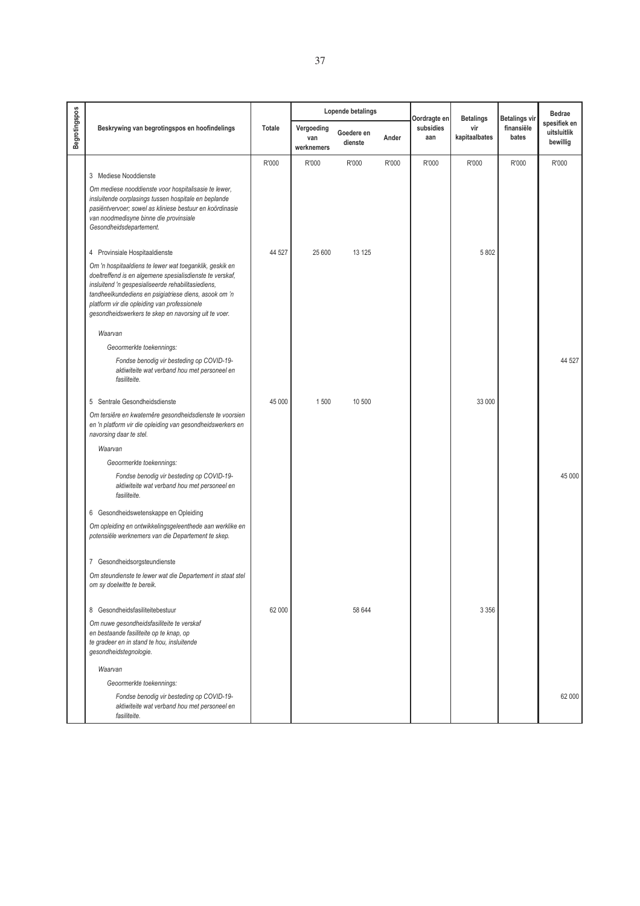| Begrotingspos | Beskrywing van begrotingspos en hoofindelings | Totale | Lopende betalings | | | Oordragte en subsidies aan | Betalings vir kapitaalbates | Betalings vir finansiële bates | Bedrae spesifiek en uitsluitlik bewillig |
|---|---|---|---|---|---|---|---|---|---|
| | | | Vergoeding van werknemers | Goedere en dienste | Ander | | | | |
| | | R'000 | R'000 | R'000 | R'000 | R'000 | R'000 | R'000 | R'000 |
| | 3 Mediese Nooddienste | | | | | | | | |
| | *Om mediese nooddienste voor hospitalisasie te lewer, insluitende oorplasings tussen hospitale en beplande pasiëntvervoer; sowel as kliniese bestuur en koördinasie van noodmedisyne binne die provinsiale Gesondheidsdepartement.* | | | | | | | | |
| | 4 Provinsiale Hospitaaldienste | 44 527 | 25 600 | 13 125 | | | 5 802 | | |
| | *Om 'n hospitaaldiens te lewer wat toeganklik, geskik en doeltreffend is en algemene spesialisdienste te verskaf, insluitend 'n gespesialiseerde rehabilitasiediens, tandheelkundediens en psigiatriese diens, asook om 'n platform vir die opleiding van professionele gesondheidswerkers te skep en navorsing uit te voer.* | | | | | | | | |
| | *Waarvan* | | | | | | | | |
| | *Geoormerkte toekennings:* | | | | | | | | |
| | *Fondse benodig vir besteding op COVID-19-aktiwiteite wat verband hou met personeel en fasiliteite.* | | | | | | | | 44 527 |
| | 5 Sentrale Gesondheidsdienste | 45 000 | 1 500 | 10 500 | | | 33 000 | | |
| | *Om tersiêre en kwaternêre gesondheidsdienste te voorsien en 'n platform vir die opleiding van gesondheidswerkers en navorsing daar te stel.* | | | | | | | | |
| | *Waarvan* | | | | | | | | |
| | *Geoormerkte toekennings:* | | | | | | | | |
| | *Fondse benodig vir besteding op COVID-19-aktiwiteite wat verband hou met personeel en fasiliteite.* | | | | | | | | 45 000 |
| | 6 Gesondheidswetenskappe en Opleiding | | | | | | | | |
| | *Om opleiding en ontwikkelingsgeleenthede aan werklike en potensiële werknemers van die Departement te skep.* | | | | | | | | |
| | 7 Gesondheidsorgsteundienste | | | | | | | | |
| | *Om steundienste te lewer wat die Departement in staat stel om sy doelwitte te bereik.* | | | | | | | | |
| | 8 Gesondheidsfasiliteitebestuur | 62 000 | | 58 644 | | | 3 356 | | |
| | *Om nuwe gesondheidsfasiliteite te verskaf en bestaande fasiliteite op te knap, op te gradeer en in stand te hou, insluitende gesondheidstegnologie.* | | | | | | | | |
| | *Waarvan* | | | | | | | | |
| | *Geoormerkte toekennings:* | | | | | | | | |
| | *Fondse benodig vir besteding op COVID-19-aktiwiteite wat verband hou met personeel en fasiliteite.* | | | | | | | | 62 000 |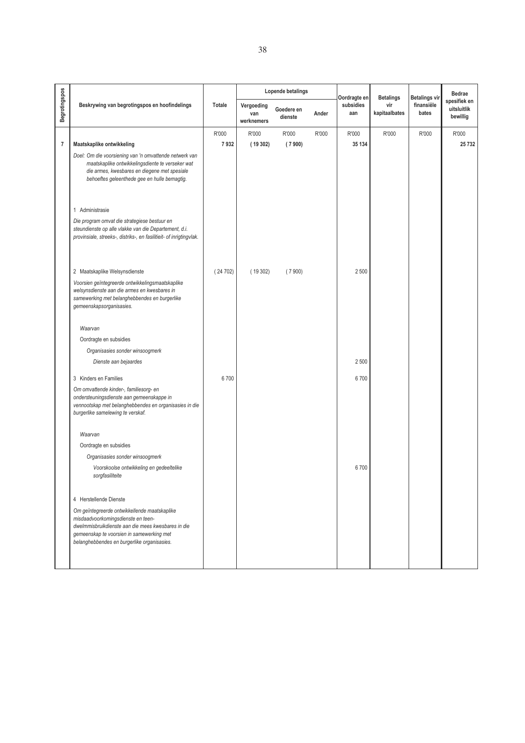| Begrotingspos | Beskrywing van begrotingspos en hoofindelings | Totale | Lopende betalings | | | Oordragte en subsidies aan | Betalings vir kapitaalbates | Betalings vir finansiële bates | Bedrae spesifiek en uitsluitlik bewillig |
|---|---|---|---|---|---|---|---|---|---|
| | | | Vergoeding van werknemers | Goedere en dienste | Ander | | | | |
| | | R'000 | R'000 | R'000 | R'000 | R'000 | R'000 | R'000 | R'000 |
| 7 | **Maatskaplike ontwikkeling** | **7 932** | **( 19 302)** | **( 7 900)** | | **35 134** | | | **25 732** |
| | *Doel: Om die voorsiening van 'n omvattende netwerk van maatskaplike ontwikkelingsdiente te verseker wat die armes, kwesbares en diegene met spesiale behoeftes geleenthede gee en hulle bemagtig.* | | | | | | | | |
| | 1 Administrasie | | | | | | | | |
| | *Die program omvat die strategiese bestuur en steundienste op alle vlakke van die Departement, d.i. provinsiale, streeks-, distriks-, en fasiliteit- of inrigtingvlak.* | | | | | | | | |
| | 2 Maatskaplike Welsynsdienste | ( 24 702) | ( 19 302) | ( 7 900) | | 2 500 | | | |
| | *Voorsien geïntegreerde ontwikkelingsmaatskaplike welsynsdienste aan die armes en kwesbares in samewerking met belanghebbendes en burgerlike gemeenskapsorganisasies.* | | | | | | | | |
| | *Waarvan* | | | | | | | | |
| | Oordragte en subsidies | | | | | | | | |
| | *Organisasies sonder winsoogmerk* | | | | | | | | |
| | *Dienste aan bejaardes* | | | | | 2 500 | | | |
| | 3 Kinders en Families | 6 700 | | | | 6 700 | | | |
| | *Om omvattende kinder-, familiesorg- en ondersteuningsdienste aan gemeenskappe in vennootskap met belanghebbendes en organisasies in die burgerlike samelewing te verskaf.* | | | | | | | | |
| | *Waarvan* | | | | | | | | |
| | Oordragte en subsidies | | | | | | | | |
| | *Organisasies sonder winsoogmerk* | | | | | | | | |
| | *Voorskoolse ontwikkeling en gedeeltelike sorgfasiliteite* | | | | | 6 700 | | | |
| | 4 Herstellende Dienste | | | | | | | | |
| | *Om geïntegreerde ontwikkellende maatskaplike misdaadvoorkomingsdienste en teen-dwelmmisbruikdienste aan die mees kwesbares in die gemeenskap te voorsien in samewerking met belanghebbendes en burgerlike organisasies.* | | | | | | | | |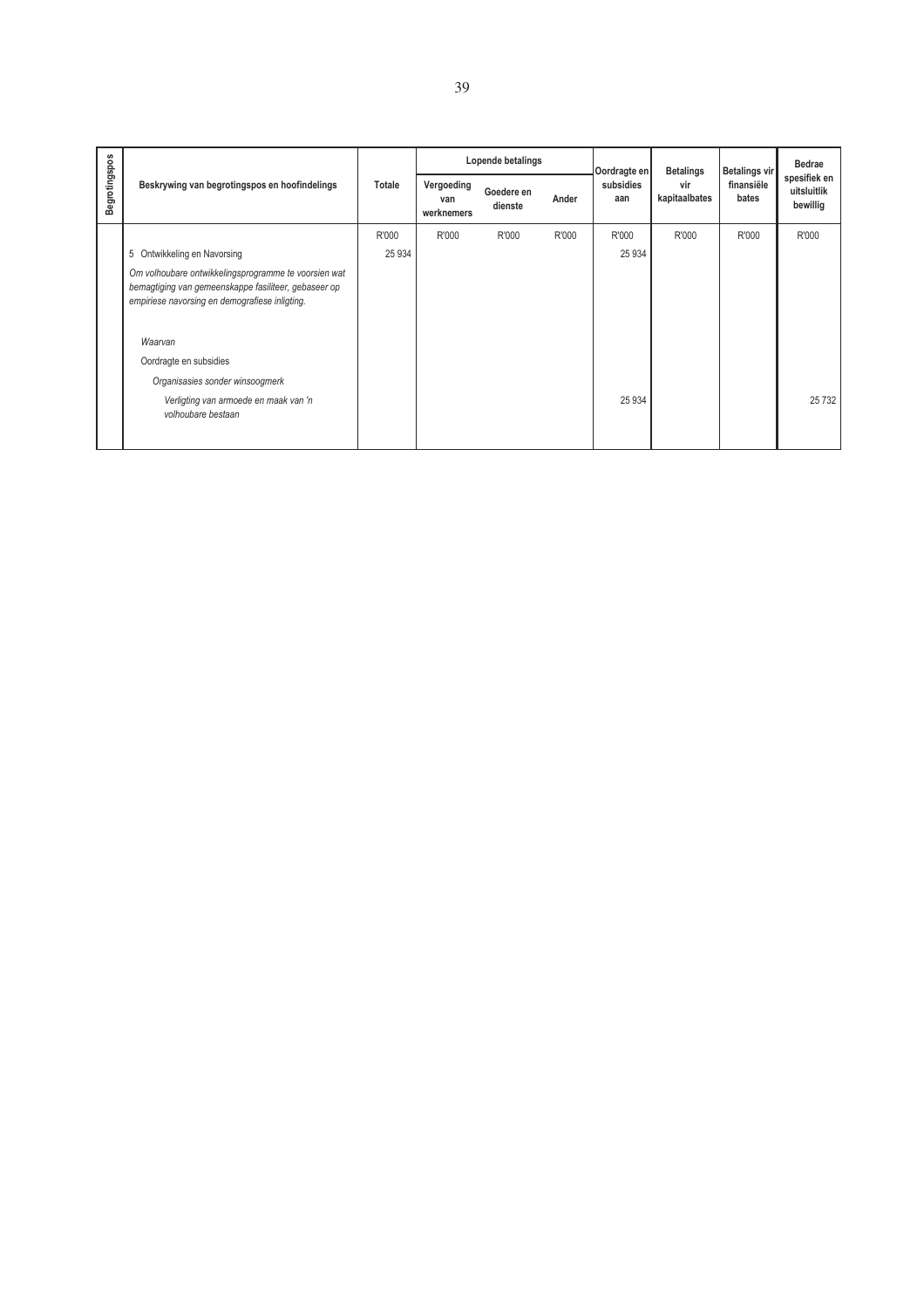| Begrotingspos | Beskrywing van begrotingspos en hoofindelings | Totale | Lopende betalings | | | Oordragte en subsidies aan | Betalings vir kapitaalbates | Betalings vir finansiële bates | Bedrae spesifiek en uitsluitlik bewillig |
|---|---|---|---|---|---|---|---|---|---|
| | | | Vergoeding van werknemers | Goedere en dienste | Ander | | | | |
| | | R'000 | R'000 | R'000 | R'000 | R'000 | R'000 | R'000 | R'000 |
| | 5 Ontwikkeling en Navorsing | 25 934 | | | | 25 934 | | | |
| | *Om volhoubare ontwikkelingsprogramme te voorsien wat bemagtiging van gemeenskappe fasiliteer, gebaseer op empiriese navorsing en demografiese inligting.* | | | | | | | | |
| | *Waarvan* | | | | | | | | |
| | Oordragte en subsidies | | | | | | | | |
| | *Organisasies sonder winsoogmerk* | | | | | | | | |
| | *Verligting van armoede en maak van 'n volhoubare bestaan* | | | | | 25 934 | | | 25 732 |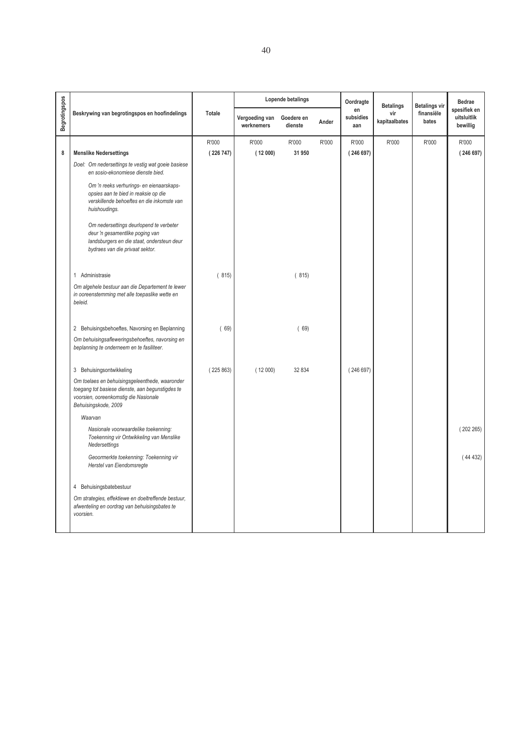| Begrotingspos | Beskrywing van begrotingspos en hoofindelings | Totale | Lopende betalings | | | Oordragte en subsidies aan | Betalings vir kapitaalbates | Betalings vir finansiële bates | Bedrae spesifiek en uitsluitlik bewillig |
|---|---|---|---|---|---|---|---|---|---|
| | | | Vergoeding van werknemers | Goedere en dienste | Ander | | | | |
| | | R'000 | R'000 | R'000 | R'000 | R'000 | R'000 | R'000 | R'000 |
| **8** | **Menslike Nedersettings** | **( 226 747)** | **( 12 000)** | **31 950** | | **( 246 697)** | | | **( 246 697)** |
| | *Doel: Om nedersettings te vestig wat goeie basiese en sosio-ekonomiese dienste bied.* | | | | | | | | |
| | *Om 'n reeks verhurings- en eienaarskaps-opsies aan te bied in reaksie op die verskillende behoeftes en die inkomste van huishoudings.* | | | | | | | | |
| | *Om nedersettings deurlopend te verbeter deur 'n gesamentlike poging van landsburgers en die staat, ondersteun deur bydraes van die privaat sektor.* | | | | | | | | |
| | 1 Administrasie | ( 815) | | ( 815) | | | | | |
| | *Om algehele bestuur aan die Departement te lewer in ooreenstemming met alle toepaslike wette en beleid.* | | | | | | | | |
| | 2 Behuisingsbehoeftes, Navorsing en Beplanning | ( 69) | | ( 69) | | | | | |
| | *Om behuisingsafleweringsbehoeftes, navorsing en beplanning te onderneem en te fasiliteer.* | | | | | | | | |
| | 3 Behuisingsontwikkeling | ( 225 863) | ( 12 000) | 32 834 | | ( 246 697) | | | |
| | *Om toelaes en behuisingsgeleenthede, waaronder toegang tot basiese dienste, aan begunstigdes te voorsien, ooreenkomstig die Nasionale Behuisingskode, 2009* | | | | | | | | |
| | *Waarvan* | | | | | | | | |
| | *Nasionale voorwaardelike toekenning: Toekenning vir Ontwikkeling van Menslike Nedersettings* | | | | | | | | ( 202 265) |
| | *Geoormerkte toekenning: Toekenning vir Herstel van Eiendomsregte* | | | | | | | | ( 44 432) |
| | 4 Behuisingsbatebestuur | | | | | | | | |
| | *Om strategies, effektiewe en doeltreffende bestuur, afwenteling en oordrag van behuisingsbates te voorsien.* | | | | | | | | |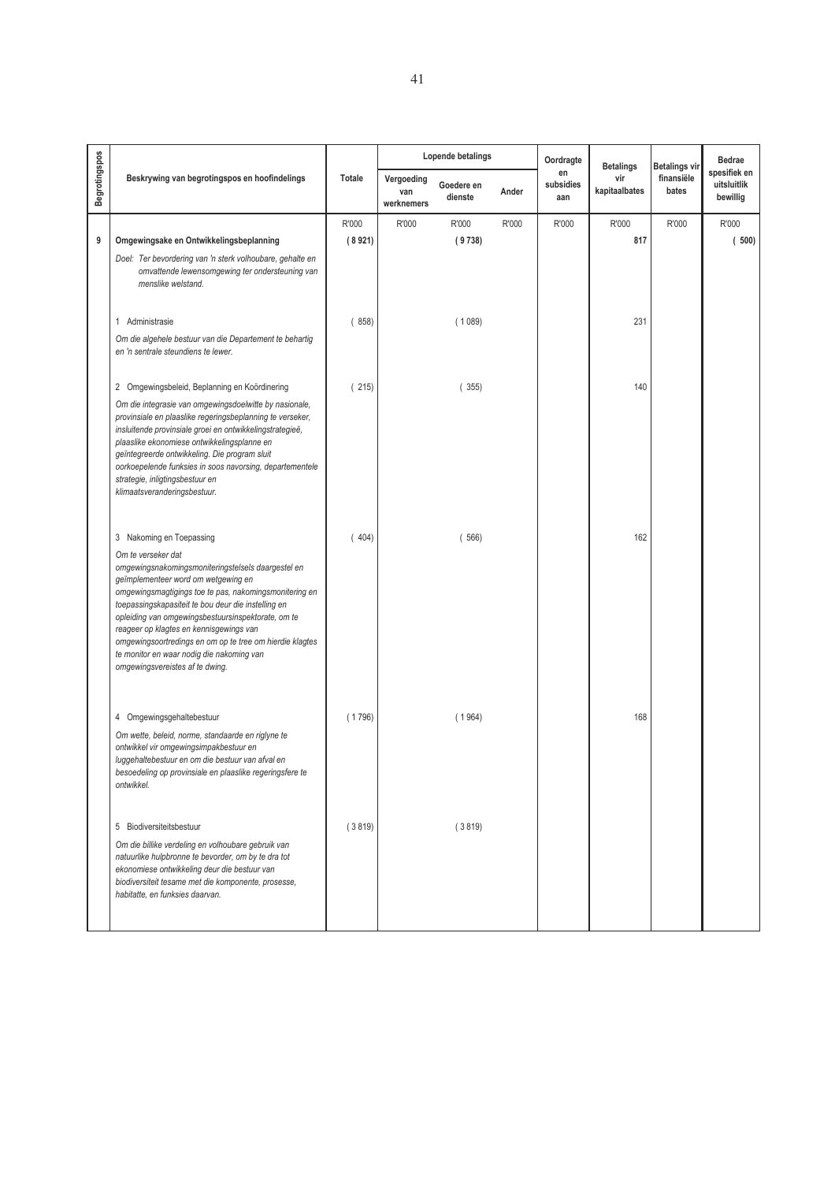| Begrotingspos | Beskrywing van begrotingspos en hoofindelings | Totale | Lopende betalings | | | Oordragte en subsidies aan | Betalings vir kapitaalbates | Betalings vir finansiële bates | Bedrae spesifiek en uitsluitlik bewillig |
|---|---|---|---|---|---|---|---|---|---|
| | | | Vergoeding van werknemers | Goedere en dienste | Ander | | | | |
| | | R'000 | R'000 | R'000 | R'000 | R'000 | R'000 | R'000 | R'000 |
| **9** | **Omgewingsake en Ontwikkelingsbeplanning** | **( 8 921)** | | **( 9 738)** | | | **817** | | **( 500)** |
| | *Doel: Ter bevordering van 'n sterk volhoubare, gehalte en omvattende lewensomgewing ter ondersteuning van menslike welstand.* | | | | | | | | |
| | 1 Administrasie | ( 858) | | ( 1 089) | | | 231 | | |
| | *Om die algehele bestuur van die Departement te behartig en 'n sentrale steundiens te lewer.* | | | | | | | | |
| | 2 Omgewingsbeleid, Beplanning en Koördinering | ( 215) | | ( 355) | | | 140 | | |
| | *Om die integrasie van omgewingsdoelwitte by nasionale, provinsiale en plaaslike regeringsbeplanning te verseker, insluitende provinsiale groei en ontwikkelingstrategieë, plaaslike ekonomiese ontwikkelingsplanne en geïntegreerde ontwikkeling. Die program sluit oorkoepelende funksies in soos navorsing, departementele strategie, inligtingsbestuur en klimaatsveranderingsbestuur.* | | | | | | | | |
| | 3 Nakoming en Toepassing | ( 404) | | ( 566) | | | 162 | | |
| | *Om te verseker dat omgewingsnakomingsmoniteringstelsels daargestel en geïmplementeer word om wetgewing en omgewingsmagtigings toe te pas, nakomingsmonitering en toepassingskapasiteit te bou deur die instelling en opleiding van omgewingsbestuursinspektorate, om te reageer op klagtes en kennisgewings van omgewingsoortredings en om op te tree om hierdie klagtes te monitor en waar nodig die nakoming van omgewingsvereistes af te dwing.* | | | | | | | | |
| | 4 Omgewingsgehaltebestuur | ( 1 796) | | ( 1 964) | | | 168 | | |
| | *Om wette, beleid, norme, standaarde en riglyne te ontwikkel vir omgewingsimpakbestuur en luggehaltebestuur en om die bestuur van afval en besoedeling op provinsiale en plaaslike regeringsfere te ontwikkel.* | | | | | | | | |
| | 5 Biodiversiteitsbestuur | ( 3 819) | | ( 3 819) | | | | | |
| | *Om die billike verdeling en volhoubare gebruik van natuurlike hulpbronne te bevorder, om by te dra tot ekonomiese ontwikkeling deur die bestuur van biodiversiteit tesame met die komponente, prosesse, habitatte, en funksies daarvan.* | | | | | | | | |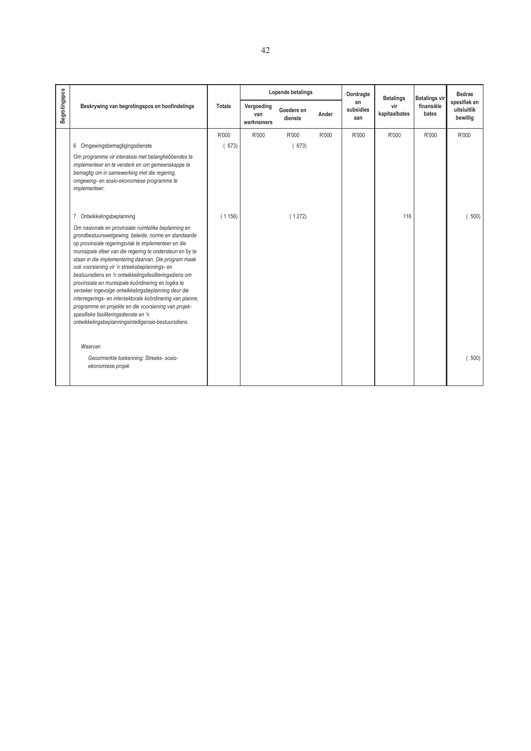| Begrotingspos | Beskrywing van begrotingspos en hoofindelings | Totale | Lopende betalings | | | Oordragte en subsidies aan | Betalings vir kapitaalbates | Betalings vir finansiële bates | Bedrae spesifiek en uitsluitlik bewillig |
|---|---|---|---|---|---|---|---|---|---|
| | | | Vergoeding van werknemers | Goedere en dienste | Ander | | | | |
| | | R'000 | R'000 | R'000 | R'000 | R'000 | R'000 | R'000 | R'000 |
| | 6 Omgewingsbemagtigingsdienste | ( 673) | | ( 673) | | | | | |
| | *Om programme vir interaksie met belanghebbendes te implementeer en te versterk en om gemeenskappe te bemagtig om in samewerking met die regering, omgewing- en sosio-ekonomiese programme te implementeer.* | | | | | | | | |
| | 7 Ontwikkelingsbeplanning | ( 1 156) | | ( 1 272) | | | 116 | | ( 500) |
| | *Om nasionale en provinsiale ruimtelike beplanning en grondbestuurswetgewing, beleide, norme en standaarde op provinsiale regeringsvlak te implementeer en die munisipale sfeer van die regering te ondersteun en by te staan in die implementering daarvan. Die program maak ook voorsiening vir 'n streeksbeplannings- en bestuursdiens en 'n ontwikkelingsfasiliteringsdiens om provinsiale en munisipale koördinering en logika te verseker ingevolge ontwikkelingsbeplanning deur die interregerings- en intersektorale koördinering van planne, programme en projekte en die voorsiening van projek-spesifieke fasiliteringsdienste en 'n ontwikkelingsbeplanningsintelligensie-bestuursdiens.* | | | | | | | | |
| | *Waarvan* | | | | | | | | |
| | *Geoormerkte toekenning: Streeks- sosio-ekonomiese projek* | | | | | | | | ( 500) |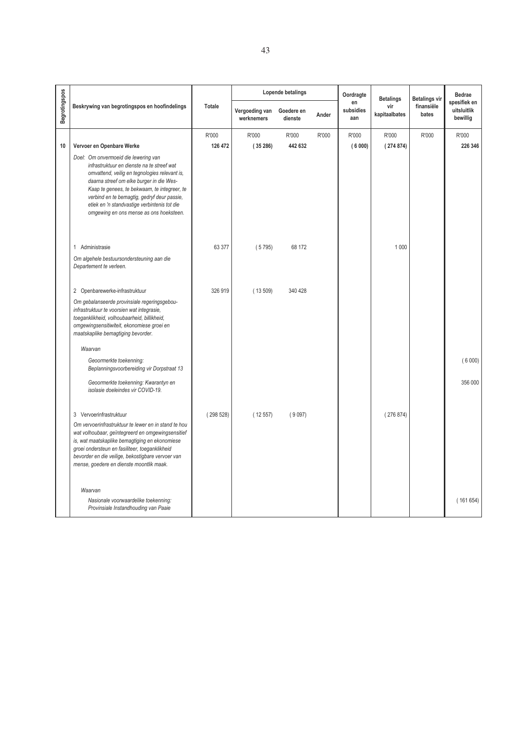| Begrotingspos | Beskrywing van begrotingspos en hoofindelings | Totale | Lopende betalings | | | Oordragte en subsidies aan | Betalings vir kapitaalbates | Betalings vir finansiële bates | Bedrae spesifiek en uitsluitlik bewillig |
|---|---|---|---|---|---|---|---|---|---|
| | | | Vergoeding van werknemers | Goedere en dienste | Ander | | | | |
| | | R'000 | R'000 | R'000 | R'000 | R'000 | R'000 | R'000 | R'000 |
| **10** | **Vervoer en Openbare Werke** | **126 472** | **( 35 286)** | **442 632** | | **( 6 000)** | **( 274 874)** | | **226 346** |
| | Doel: *Om onvermoeid die lewering van infrastruktuur en dienste na te streef wat omvattend, veilig en tegnologies relevant is, daarna streef om elke burger in die Wes-Kaap te genees, te bekwaam, te integreer, te verbind en te bemagtig, gedryf deur passie, etiek en 'n standvastige verbintenis tot die omgewing en ons mense as ons hoeksteen.* | | | | | | | | |
| | 1 Administrasie | 63 377 | ( 5 795) | 68 172 | | | 1 000 | | |
| | *Om algehele bestuursondersteuning aan die Departement te verleen.* | | | | | | | | |
| | 2 Openbarewerke-infrastruktuur | 326 919 | ( 13 509) | 340 428 | | | | | |
| | *Om gebalanseerde provinsiale regeringsgebou-infrastruktuur te voorsien wat integrasie, toeganklikheid, volhoubaarheid, billikheid, omgewingsensitiwiteit, ekonomiese groei en maatskaplike bemagtiging bevorder.* | | | | | | | | |
| | *Waarvan* | | | | | | | | |
| | *Geoormerkte toekenning: Beplanningsvoorbereiding vir Dorpstraat 13* | | | | | | | | ( 6 000) |
| | *Geoormerkte toekenning: Kwarantyn en isolasie doeleindes vir COVID-19.* | | | | | | | | 356 000 |
| | 3 Vervoerinfrastruktuur | ( 298 528) | ( 12 557) | ( 9 097) | | | ( 276 874) | | |
| | *Om vervoerinfrastruktuur te lewer en in stand te hou wat volhoubaar, geïntegreerd en omgewingsensitief is, wat maatskaplike bemagtiging en ekonomiese groei ondersteun en fasiliteer, toeganklikheid bevorder en die veilige, bekostigbare vervoer van mense, goedere en dienste moontlik maak.* | | | | | | | | |
| | *Waarvan* | | | | | | | | |
| | *Nasionale voorwaardelike toekenning: Provinsiale Instandhouding van Paaie* | | | | | | | | ( 161 654) |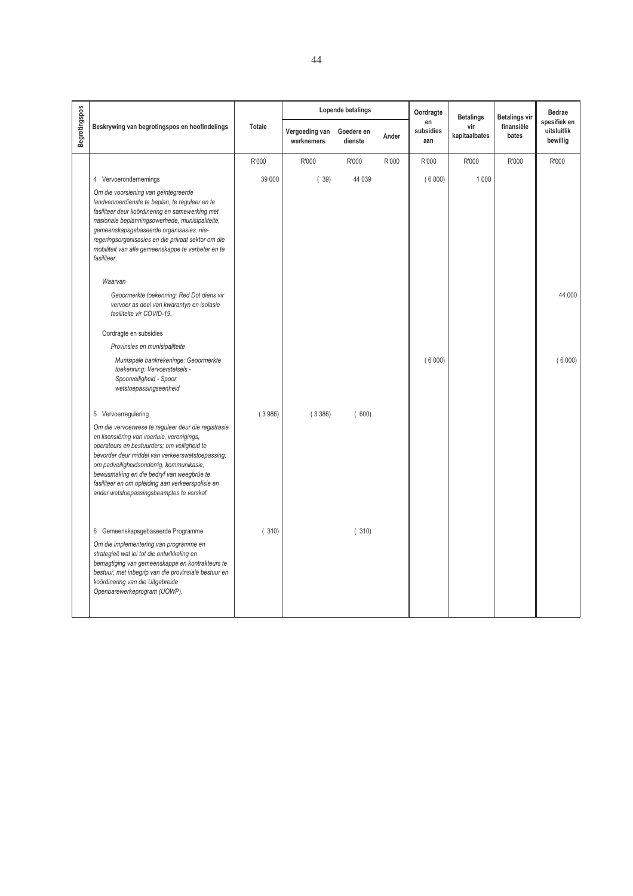| Begrotingspos | Beskrywing van begrotingspos en hoofindelings | Totale | Lopende betalings | | | Oordragte en subsidies aan | Betalings vir kapitaalbates | Betalings vir finansiële bates | Bedrae spesifiek en uitsluitlik bewillig |
|---|---|---|---|---|---|---|---|---|---|
| | | | Vergoeding van werknemers | Goedere en dienste | Ander | | | | |
| | | R'000 | R'000 | R'000 | R'000 | R'000 | R'000 | R'000 | R'000 |
| | 4 Vervoerondernemings | 39 000 | ( 39) | 44 039 | | ( 6 000) | 1 000 | | |
| | *Om die voorsiening van geïntegreerde landvervoerdienste te beplan, te reguleer en te fasiliteer deur koördinering en samewerking met nasionale beplanningsowerhede, munisipaliteite, gemeenskapsgebaseerde organisasies, nie-regeringsorganisasies en die privaat sektor om die mobiliteit van alle gemeenskappe te verbeter en te fasiliteer.* | | | | | | | | |
| | *Waarvan* | | | | | | | | |
| | *Geoormerkte toekenning: Red Dot diens vir vervoer as deel van kwarantyn en isolasie fasiliteite vir COVID-19.* | | | | | | | | 44 000 |
| | Oordragte en subsidies | | | | | | | | |
| | *Provinsies en munisipaliteite* | | | | | | | | |
| | *Munisipale bankrekeninge: Geoormerkte toekenning: Vervoerstelsels - Spoorveiligheid - Spoor wetstoepassingseenheid* | | | | | ( 6 000) | | | ( 6 000) |
| | 5 Vervoerregulering | ( 3 986) | ( 3 386) | ( 600) | | | | | |
| | *Om die vervoerwese te reguleer deur die registrasie en lisensiëring van voertuie, verenigings, operateurs en bestuurders; om veiligheid te bevorder deur middel van verkeerswetstoepassing; om padveiligheidsonderrig, kommunikasie, bewusmaking en die bedryf van weegbrûe te fasiliteer en om opleiding aan verkeerspolisie en ander wetstoepassingsbeamptes te verskaf.* | | | | | | | | |
| | 6 Gemeenskapsgebaseerde Programme | ( 310) | | ( 310) | | | | | |
| | *Om die implementering van programme en strategieë wat lei tot die ontwikkeling en bemagtiging van gemeenskappe en kontrakteurs te bestuur, met inbegrip van die provinsiale bestuur en koördinering van die Uitgebreide Openbarewerkeprogram (UOWP).* | | | | | | | | |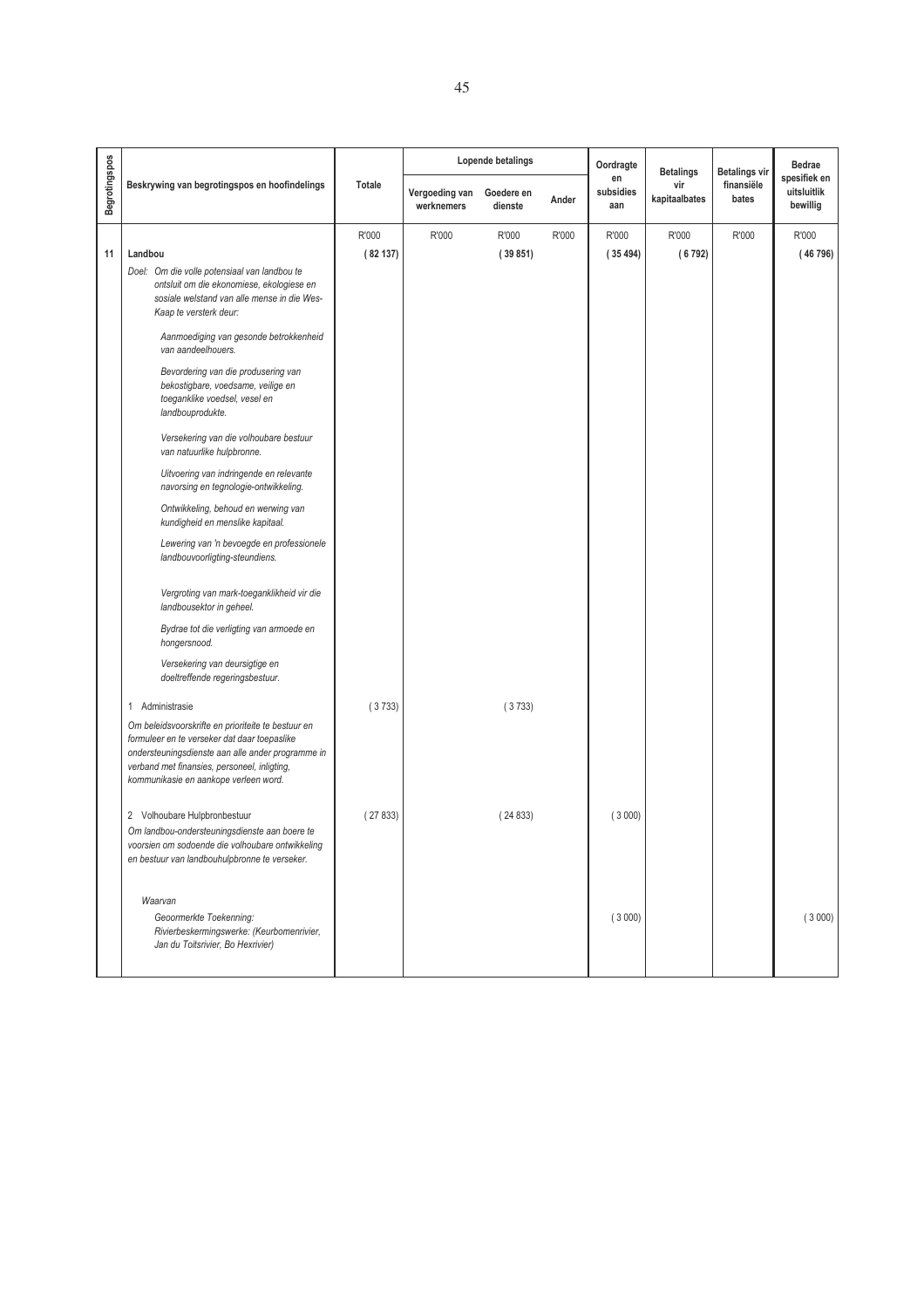| Begrotingspos | Beskrywing van begrotingspos en hoofindelings | Totale | Lopende betalings | | | Oordragte en subsidies aan | Betalings vir kapitaalbates | Betalings vir finansiële bates | Bedrae spesifiek en uitsluitlik bewillig |
|---|---|---|---|---|---|---|---|---|---|
| | | | Vergoeding van werknemers | Goedere en dienste | Ander | | | | |
| | | R'000 | R'000 | R'000 | R'000 | R'000 | R'000 | R'000 | R'000 |
| 11 | **Landbou** | ( 82 137) | | ( 39 851) | | ( 35 494) | ( 6 792) | | ( 46 796) |
| | Doel: *Om die volle potensiaal van landbou te ontsluit om die ekonomiese, ekologiese en sosiale welstand van alle mense in die Wes-Kaap te versterk deur:* | | | | | | | | |
| | *Aanmoediging van gesonde betrokkenheid van aandeelhouers.* | | | | | | | | |
| | *Bevordering van die produsering van bekostigbare, voedsame, veilige en toeganklike voedsel, vesel en landbouprodukte.* | | | | | | | | |
| | *Versekering van die volhoubare bestuur van natuurlike hulpbronne.* | | | | | | | | |
| | *Uitvoering van indringende en relevante navorsing en tegnologie-ontwikkeling.* | | | | | | | | |
| | *Ontwikkeling, behoud en werwing van kundigheid en menslike kapitaal.* | | | | | | | | |
| | *Lewering van 'n bevoegde en professionele landbouvoorligting-steundiens.* | | | | | | | | |
| | *Vergroting van mark-toeganklikheid vir die landbousektor in geheel.* | | | | | | | | |
| | *Bydrae tot die verligting van armoede en hongersnood.* | | | | | | | | |
| | *Versekering van deursigtige en doeltreffende regeringsbestuur.* | | | | | | | | |
| | 1 Administrasie | ( 3 733) | | ( 3 733) | | | | | |
| | *Om beleidsvoorskrifte en prioriteite te bestuur en formuleer en te verseker dat daar toepaslike ondersteuningsdienste aan alle ander programme in verband met finansies, personeel, inligting, kommunikasie en aankope verleen word.* | | | | | | | | |
| | 2 Volhoubare Hulpbronbestuur | ( 27 833) | | ( 24 833) | | ( 3 000) | | | |
| | *Om landbou-ondersteuningsdienste aan boere te voorsien om sodoende die volhoubare ontwikkeling en bestuur van landbouhulpbronne te verseker.* | | | | | | | | |
| | *Waarvan* | | | | | | | | |
| | *Geoormerkte Toekenning: Rivierbeskermingswerke: (Keurbomenrivier, Jan du Toitsrivier, Bo Hexrivier)* | | | | | ( 3 000) | | | ( 3 000) |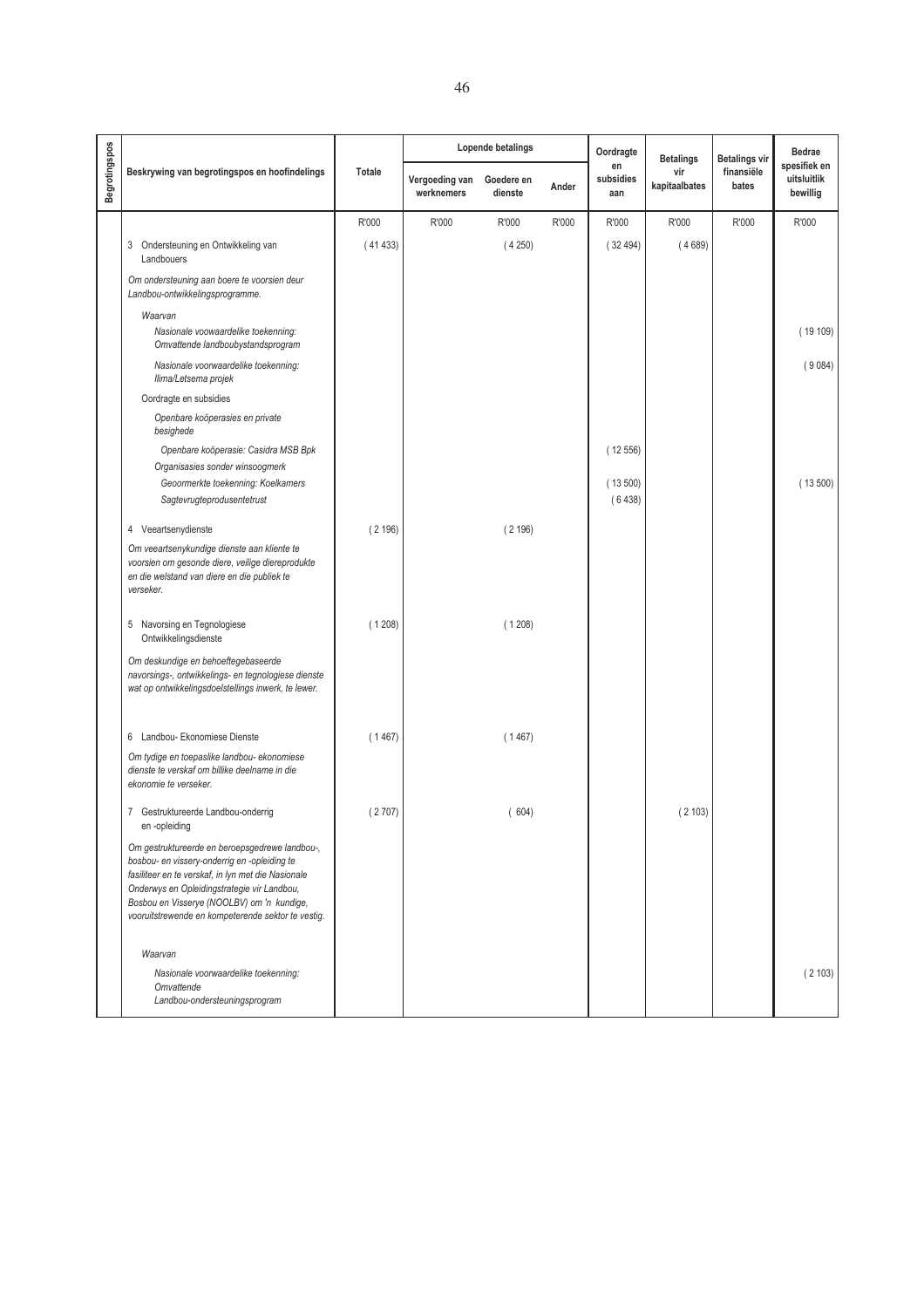| Begrotingspos | Beskrywing van begrotingspos en hoofindelings | Totale | Lopende betalings | | | Oordragte en subsidies aan | Betalings vir kapitaalbates | Betalings vir finansiële bates | Bedrae spesifiek en uitsluitlik bewillig |
|---|---|---|---|---|---|---|---|---|---|
| | | | Vergoeding van werknemers | Goedere en dienste | Ander | | | | |
| | | R'000 | R'000 | R'000 | R'000 | R'000 | R'000 | R'000 | R'000 |
| | 3 Ondersteuning en Ontwikkeling van Landbouers | ( 41 433) | | ( 4 250) | | ( 32 494) | ( 4 689) | | |
| | *Om ondersteuning aan boere te voorsien deur Landbou-ontwikkelingsprogramme.* | | | | | | | | |
| | *Waarvan* | | | | | | | | |
| | *Nasionale voowaardelike toekenning: Omvattende landboubystandsprogram* | | | | | | | | ( 19 109) |
| | *Nasionale voorwaardelike toekenning: Ilima/Letsema projek* | | | | | | | | ( 9 084) |
| | Oordragte en subsidies | | | | | | | | |
| | *Openbare koöperasies en private besighede* | | | | | | | | |
| | *Openbare koöperasie: Casidra MSB Bpk* | | | | | ( 12 556) | | | |
| | *Organisasies sonder winsoogmerk* | | | | | | | | |
| | *Geoormerkte toekenning: Koelkamers* | | | | | ( 13 500) | | | ( 13 500) |
| | *Sagtevrugteprodusentetrust* | | | | | ( 6 438) | | | |
| | 4 Veeartsenydienste | ( 2 196) | | ( 2 196) | | | | | |
| | *Om veeartsenykundige dienste aan kliente te voorsien om gesonde diere, veilige diereprodukte en die welstand van diere en die publiek te verseker.* | | | | | | | | |
| | 5 Navorsing en Tegnologiese Ontwikkelingsdienste | ( 1 208) | | ( 1 208) | | | | | |
| | *Om deskundige en behoeftegebaseerde navorsings-, ontwikkelings- en tegnologiese dienste wat op ontwikkelingsdoelstellings inwerk, te lewer.* | | | | | | | | |
| | 6 Landbou- Ekonomiese Dienste | ( 1 467) | | ( 1 467) | | | | | |
| | *Om tydige en toepaslike landbou- ekonomiese dienste te verskaf om billike deelname in die ekonomie te verseker.* | | | | | | | | |
| | 7 Gestruktureerde Landbou-onderrig en -opleiding | ( 2 707) | | ( 604) | | | ( 2 103) | | |
| | *Om gestruktureerde en beroepsgedrewe landbou-, bosbou- en vissery-onderrig en -opleiding te fasiliteer en te verskaf, in lyn met die Nasionale Onderwys en Opleidingstrategie vir Landbou, Bosbou en Visserye (NOOLBV) om 'n kundige, vooruitstrewende en kompeterende sektor te vestig.* | | | | | | | | |
| | *Waarvan* | | | | | | | | |
| | *Nasionale voorwaardelike toekenning: Omvattende Landbou-ondersteuningsprogram* | | | | | | | | ( 2 103) |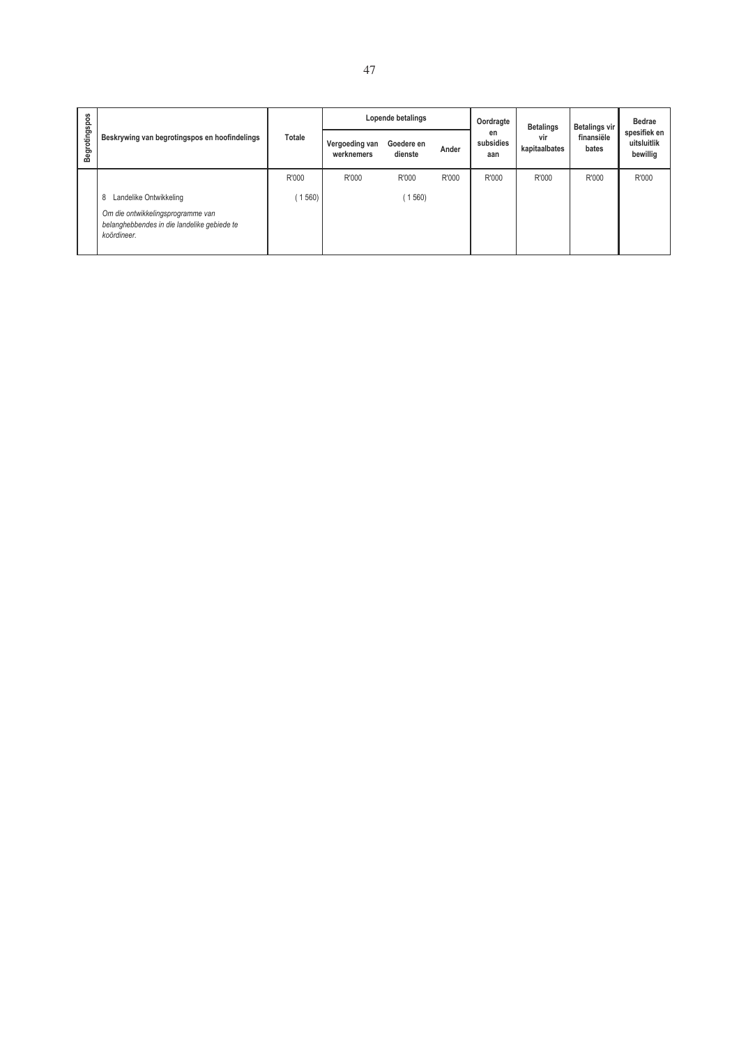| Begrotingspos | Beskrywing van begrotingspos en hoofindelings | Totale | Lopende betalings | | | Oordragte en subsidies aan | Betalings vir kapitaalbates | Betalings vir finansiële bates | Bedrae spesifiek en uitsluitlik bewillig |
|---|---|---|---|---|---|---|---|---|---|
| | | | Vergoeding van werknemers | Goedere en dienste | Ander | | | | |
| | | R'000 | R'000 | R'000 | R'000 | R'000 | R'000 | R'000 | R'000 |
| | 8 Landelike Ontwikkeling | ( 1 560) | | ( 1 560) | | | | | |
| | *Om die ontwikkelingsprogramme van belanghebbendes in die landelike gebiede te koördineer.* | | | | | | | | |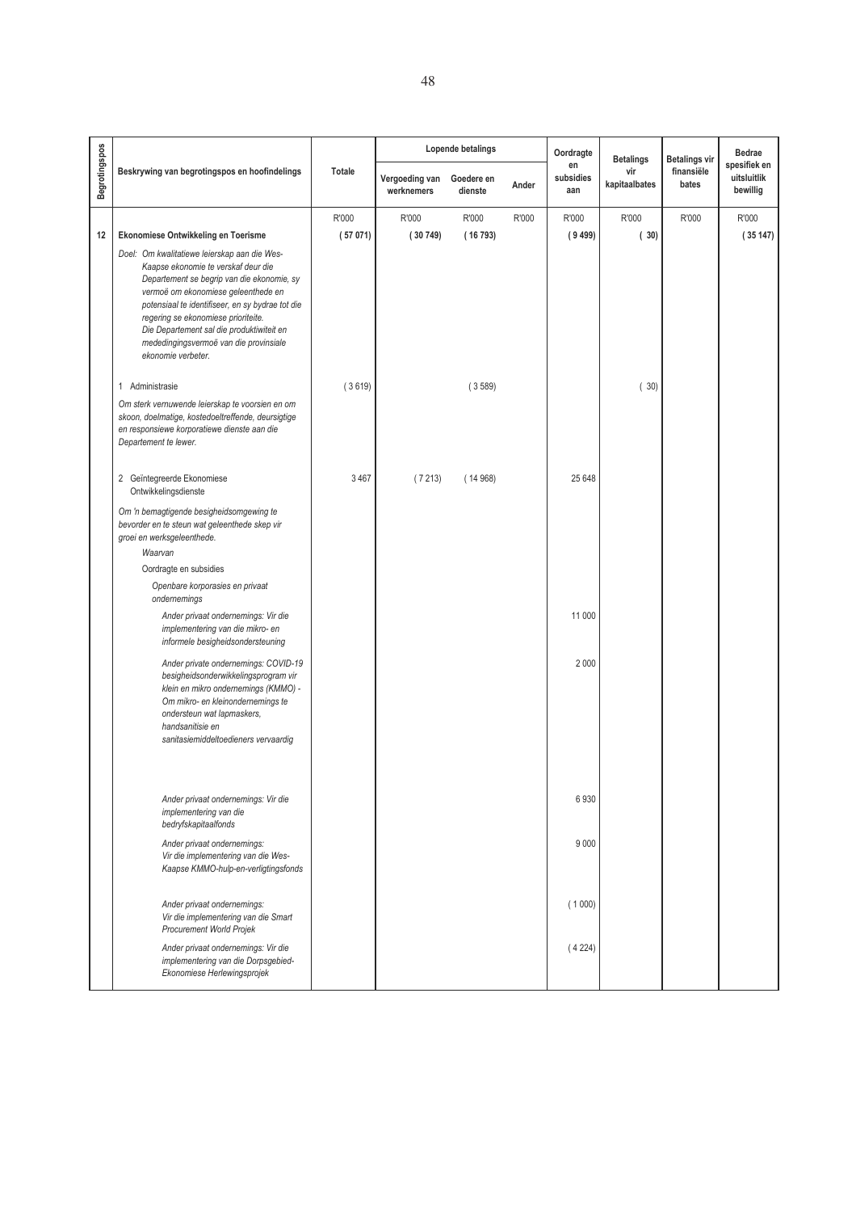| Begrotingspos | Beskrywing van begrotingspos en hoofindelings | Totale | Lopende betalings | | | Oordragte en subsidies aan | Betalings vir kapitaalbates | Betalings vir finansiële bates | Bedrae spesifiek en uitsluitlik bewillig |
|---|---|---|---|---|---|---|---|---|---|
| | | | Vergoeding van werknemers | Goedere en dienste | Ander | | | | |
| | | R'000 | R'000 | R'000 | R'000 | R'000 | R'000 | R'000 | R'000 |
| 12 | **Ekonomiese Ontwikkeling en Toerisme** | **( 57 071)** | **( 30 749)** | **( 16 793)** | | **( 9 499)** | **( 30)** | | **( 35 147)** |
| | *Doel: Om kwalitatiewe leierskap aan die Wes-Kaapse ekonomie te verskaf deur die Departement se begrip van die ekonomie, sy vermoë om ekonomiese geleenthede en potensiaal te identifiseer, en sy bydrae tot die regering se ekonomiese prioriteite. Die Departement sal die produktiwiteit en mededingingsvermoë van die provinsiale ekonomie verbeter.* | | | | | | | | |
| | 1 Administrasie | ( 3 619) | | ( 3 589) | | | ( 30) | | |
| | *Om sterk vernuwende leierskap te voorsien en om skoon, doelmatige, kostedoeltreffende, deursigtige en responsiewe korporatiewe dienste aan die Departement te lewer.* | | | | | | | | |
| | 2 Geïntegreerde Ekonomiese Ontwikkelingsdienste | 3 467 | ( 7 213) | ( 14 968) | | 25 648 | | | |
| | *Om 'n bemagtigende besigheidsomgewing te bevorder en te steun wat geleenthede skep vir groei en werksgeleenthede.* | | | | | | | | |
| | *Waarvan* | | | | | | | | |
| | Oordragte en subsidies | | | | | | | | |
| | *Openbare korporasies en privaat ondernemings* | | | | | | | | |
| | *Ander privaat ondernemings: Vir die implementering van die mikro- en informele besigheidsondersteuning* | | | | | 11 000 | | | |
| | *Ander private ondernemings: COVID-19 besigheidsonderwikkelingsprogram vir klein en mikro ondernemings (KMMO) - Om mikro- en kleinondernemings te ondersteun wat lapmaskers, handsanitisie en sanitasiemiddeltoedieners vervaardig* | | | | | 2 000 | | | |
| | *Ander privaat ondernemings: Vir die implementering van die bedryfskapitaalfonds* | | | | | 6 930 | | | |
| | *Ander privaat ondernemings: Vir die implementering van die Wes-Kaapse KMMO-hulp-en-verligtingsfonds* | | | | | 9 000 | | | |
| | *Ander privaat ondernemings: Vir die implementering van die Smart Procurement World Projek* | | | | | ( 1 000) | | | |
| | *Ander privaat ondernemings: Vir die implementering van die Dorpsgebied-Ekonomiese Herlewingsprojek* | | | | | ( 4 224) | | | |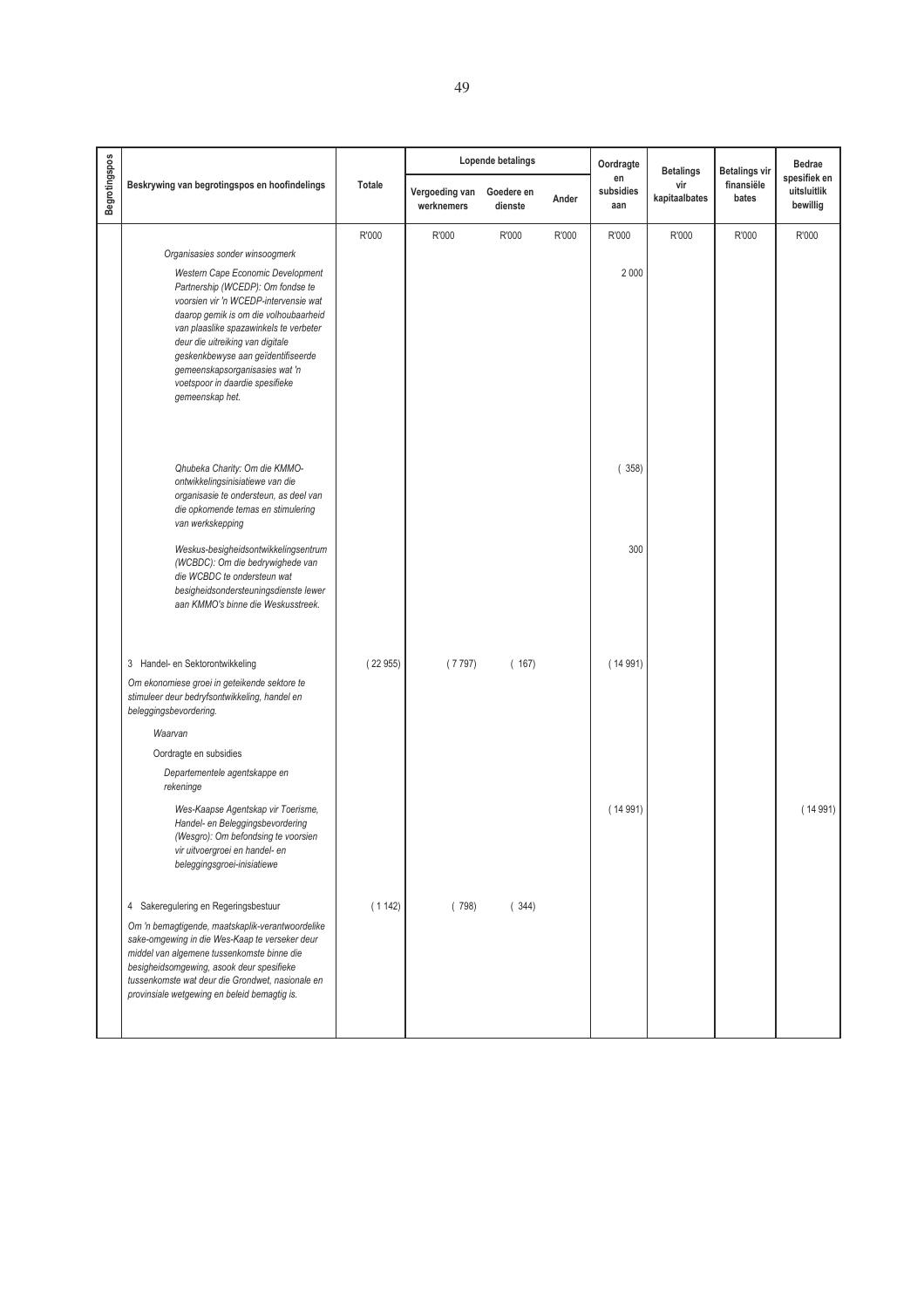| Begrotingspos | Beskrywing van begrotingspos en hoofindelings | Totale | Lopende betalings | | | Oordragte en subsidies aan | Betalings vir kapitaalbates | Betalings vir finansiële bates | Bedrae spesifiek en uitsluitlik bewillig |
|---|---|---|---|---|---|---|---|---|---|
| | | | Vergoeding van werknemers | Goedere en dienste | Ander | | | | |
| | | R'000 | R'000 | R'000 | R'000 | R'000 | R'000 | R'000 | R'000 |
| | *Organisasies sonder winsoogmerk* | | | | | | | | |
| | *Western Cape Economic Development Partnership (WCEDP): Om fondse te voorsien vir 'n WCEDP-intervensie wat daarop gemik is om die volhoubaarheid van plaaslike spazawinkels te verbeter deur die uitreiking van digitale geskenkbewyse aan geïdentifiseerde gemeenskapsorganisasies wat 'n voetspoor in daardie spesifieke gemeenskap het.* | | | | | 2 000 | | | |
| | *Qhubeka Charity: Om die KMMO-ontwikkelingsinisiatiewe van die organisasie te ondersteun, as deel van die opkomende temas en stimulering van werkskepping* | | | | | ( 358) | | | |
| | *Weskus-besigheidsontwikkelingsentrum (WCBDC): Om die bedrywighede van die WCBDC te ondersteun wat besigheidsondersteuningsdienste lewer aan KMMO's binne die Weskusstreek.* | | | | | 300 | | | |
| | 3 Handel- en Sektorontwikkeling | ( 22 955) | ( 7 797) | ( 167) | | ( 14 991) | | | |
| | *Om ekonomiese groei in geteikende sektore te stimuleer deur bedryfsontwikkeling, handel en beleggingsbevordering.* | | | | | | | | |
| | *Waarvan* | | | | | | | | |
| | Oordragte en subsidies | | | | | | | | |
| | *Departementele agentskappe en rekeninge* | | | | | | | | |
| | *Wes-Kaapse Agentskap vir Toerisme, Handel- en Beleggingsbevordering (Wesgro): Om befondsing te voorsien vir uitvoergroei en handel- en beleggingsgroei-inisiatiewe* | | | | | ( 14 991) | | | ( 14 991) |
| | 4 Sakeregulering en Regeringsbestuur | ( 1 142) | ( 798) | ( 344) | | | | | |
| | *Om 'n bemagtigende, maatskaplik-verantwoordelike sake-omgewing in die Wes-Kaap te verseker deur middel van algemene tussenkomste binne die besigheidsomgewing, asook deur spesifieke tussenkomste wat deur die Grondwet, nasionale en provinsiale wetgewing en beleid bemagtig is.* | | | | | | | | |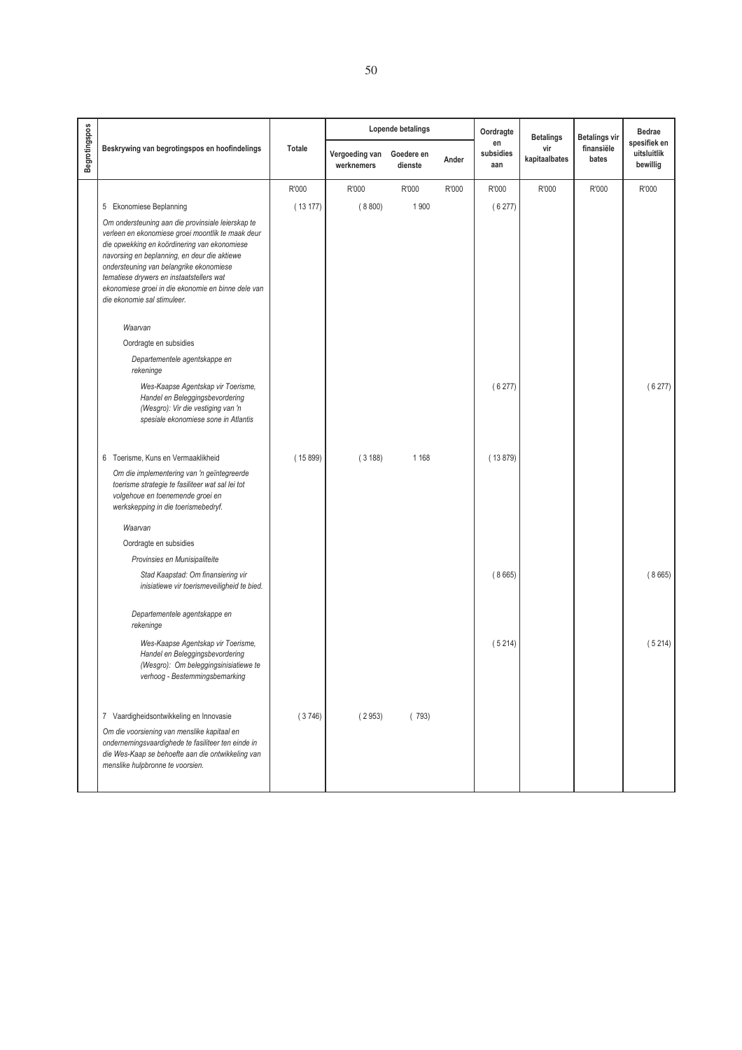| Begrotingspos | Beskrywing van begrotingspos en hoofindelings | Totale | Lopende betalings | | | Oordragte en subsidies aan | Betalings vir kapitaalbates | Betalings vir finansiële bates | Bedrae spesifiek en uitsluitlik bewillig |
|---|---|---|---|---|---|---|---|---|---|
| | | | Vergoeding van werknemers | Goedere en dienste | Ander | | | | |
| | | R'000 | R'000 | R'000 | R'000 | R'000 | R'000 | R'000 | R'000 |
| | 5 Ekonomiese Beplanning | ( 13 177) | ( 8 800) | 1 900 | | ( 6 277) | | | |
| | *Om ondersteuning aan die provinsiale leierskap te verleen en ekonomiese groei moontlik te maak deur die opwekking en koördinering van ekonomiese navorsing en beplanning, en deur die aktiewe ondersteuning van belangrike ekonomiese tematiese drywers en instaatstellers wat ekonomiese groei in die ekonomie en binne dele van die ekonomie sal stimuleer.* | | | | | | | | |
| | *Waarvan* | | | | | | | | |
| | Oordragte en subsidies | | | | | | | | |
| | *Departementele agentskappe en rekeninge* | | | | | | | | |
| | *Wes-Kaapse Agentskap vir Toerisme, Handel en Beleggingsbevordering (Wesgro): Vir die vestiging van 'n spesiale ekonomiese sone in Atlantis* | | | | | ( 6 277) | | | ( 6 277) |
| | 6 Toerisme, Kuns en Vermaaklikheid | ( 15 899) | ( 3 188) | 1 168 | | ( 13 879) | | | |
| | *Om die implementering van 'n geïntegreerde toerisme strategie te fasiliteer wat sal lei tot volgehoue en toenemende groei en werkskepping in die toerismebedryf.* | | | | | | | | |
| | *Waarvan* | | | | | | | | |
| | Oordragte en subsidies | | | | | | | | |
| | *Provinsies en Munisipaliteite* | | | | | | | | |
| | *Stad Kaapstad: Om finansiering vir inisiatiewe vir toerismeveiligheid te bied.* | | | | | ( 8 665) | | | ( 8 665) |
| | *Departementele agentskappe en rekeninge* | | | | | | | | |
| | *Wes-Kaapse Agentskap vir Toerisme, Handel en Beleggingsbevordering (Wesgro): Om beleggingsinisiatiewe te verhoog - Bestemmingsbemarking* | | | | | ( 5 214) | | | ( 5 214) |
| | 7 Vaardigheidsontwikkeling en Innovasie | ( 3 746) | ( 2 953) | ( 793) | | | | | |
| | *Om die voorsiening van menslike kapitaal en ondernemingsvaardighede te fasiliteer ten einde in die Wes-Kaap se behoefte aan die ontwikkeling van menslike hulpbronne te voorsien.* | | | | | | | | |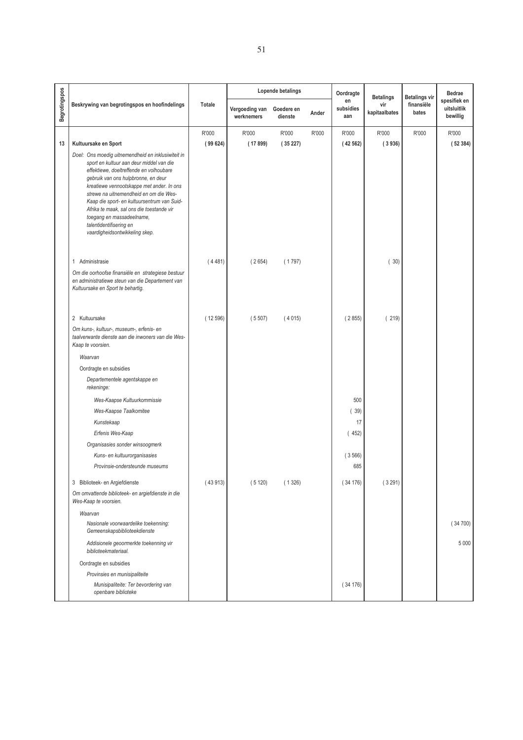| Begrotingspos | Beskrywing van begrotingspos en hoofindelings | Totale | Lopende betalings | | | Oordragte en subsidies aan | Betalings vir kapitaalbates | Betalings vir finansiële bates | Bedrae spesifiek en uitsluitlik bewillig |
|---|---|---|---|---|---|---|---|---|---|
| | | | Vergoeding van werknemers | Goedere en dienste | Ander | | | | |
| | | R'000 | R'000 | R'000 | R'000 | R'000 | R'000 | R'000 | R'000 |
| 13 | **Kultuursake en Sport** | **( 99 624)** | **( 17 899)** | **( 35 227)** | | **( 42 562)** | **( 3 936)** | | **( 52 384)** |
| | *Doel: Ons moedig uitnemendheid en inklusiwiteit in sport en kultuur aan deur middel van die effektiewe, doeltreffende en volhoubare gebruik van ons hulpbronne, en deur kreatiewe vennootskappe met ander. In ons strewe na uitnemendheid en om die Wes-Kaap die sport- en kultuursentrum van Suid-Afrika te maak, sal ons die toestande vir toegang en massadeelname, talentidentifisering en vaardigheidsontwikkeling skep.* | | | | | | | | |
| | 1 Administrasie | ( 4 481) | ( 2 654) | ( 1 797) | | | ( 30) | | |
| | *Om die oorhoofse finansiële en strategiese bestuur en administratiewe steun van die Departement van Kultuursake en Sport te behartig.* | | | | | | | | |
| | 2 Kultuursake | ( 12 596) | ( 5 507) | ( 4 015) | | ( 2 855) | ( 219) | | |
| | *Om kuns-, kultuur-, museum-, erfenis- en taalverwante dienste aan die inwoners van die Wes-Kaap te voorsien.* | | | | | | | | |
| | *Waarvan* | | | | | | | | |
| | Oordragte en subsidies | | | | | | | | |
| | *Departementele agentskappe en rekeninge:* | | | | | | | | |
| | *Wes-Kaapse Kultuurkommissie* | | | | | 500 | | | |
| | *Wes-Kaapse Taalkomitee* | | | | | ( 39) | | | |
| | *Kunstekaap* | | | | | 17 | | | |
| | *Erfenis Wes-Kaap* | | | | | ( 452) | | | |
| | *Organisasies sonder winsoogmerk* | | | | | | | | |
| | *Kuns- en kultuurorganisasies* | | | | | ( 3 566) | | | |
| | *Provinsie-ondersteunde museums* | | | | | 685 | | | |
| | 3 Biblioteek- en Argiefdienste | ( 43 913) | ( 5 120) | ( 1 326) | | ( 34 176) | ( 3 291) | | |
| | *Om omvattende biblioteek- en argiefdienste in die Wes-Kaap te voorsien.* | | | | | | | | |
| | *Waarvan* | | | | | | | | |
| | *Nasionale voorwaardelike toekenning: Gemeenskapsbiblioteekdienste* | | | | | | | | ( 34 700) |
| | *Addisionele geoormerkte toekenning vir biblioteekmateriaal.* | | | | | | | | 5 000 |
| | Oordragte en subsidies | | | | | | | | |
| | *Provinsies en munisipaliteite* | | | | | | | | |
| | *Munisipaliteite: Ter bevordering van openbare biblioteke* | | | | | ( 34 176) | | | |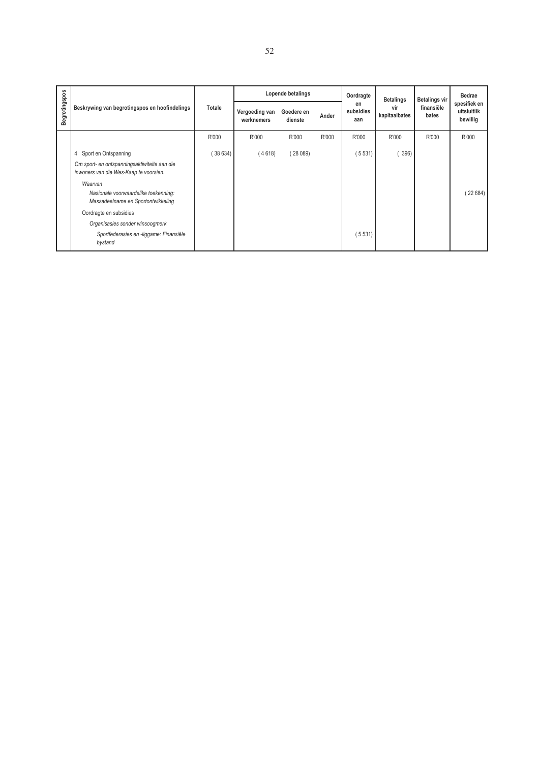| Begrotingspos | Beskrywing van begrotingspos en hoofindelings | Totale | Lopende betalings | | | Oordragte en subsidies aan | Betalings vir kapitaalbates | Betalings vir finansiële bates | Bedrae spesifiek en uitsluitlik bewillig |
|---|---|---|---|---|---|---|---|---|---|
| | | | Vergoeding van werknemers | Goedere en dienste | Ander | | | | |
| | | R'000 | R'000 | R'000 | R'000 | R'000 | R'000 | R'000 | R'000 |
| | 4 Sport en Ontspanning | ( 38 634) | ( 4 618) | ( 28 089) | | ( 5 531) | ( 396) | | |
| | *Om sport- en ontspanningsaktiwiteite aan die inwoners van die Wes-Kaap te voorsien.* | | | | | | | | |
| | *Waarvan* | | | | | | | | |
| | *Nasionale voorwaardelike toekenning: Massadeelname en Sportontwikkeling* | | | | | | | | ( 22 684) |
| | Oordragte en subsidies | | | | | | | | |
| | *Organisasies sonder winsoogmerk* | | | | | | | | |
| | *Sportfederasies en -liggame: Finansiële bystand* | | | | | ( 5 531) | | | |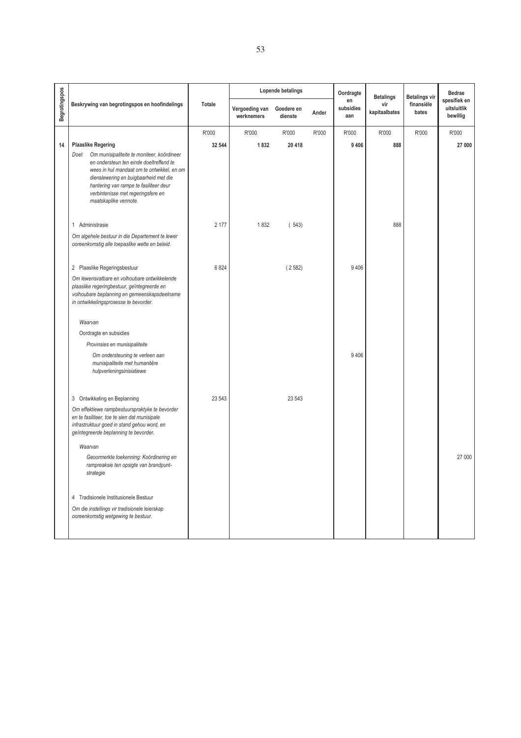| Begrotingspos | Beskrywing van begrotingspos en hoofindelings | Totale | Lopende betalings | | | Oordragte en subsidies aan | Betalings vir kapitaalbates | Betalings vir finansiële bates | Bedrae spesifiek en uitsluitlik bewillig |
|---|---|---|---|---|---|---|---|---|---|
| | | | Vergoeding van werknemers | Goedere en dienste | Ander | | | | |
| | | R'000 | R'000 | R'000 | R'000 | R'000 | R'000 | R'000 | R'000 |
| **14** | **Plaaslike Regering** | **32 544** | **1 832** | **20 418** | | **9 406** | **888** | | **27 000** |
| | Doel: *Om munisipaliteite te moniteer, koördineer en ondersteun ten einde doeltreffend te wees in hul mandaat om te ontwikkel, en om dienslewering en buigbaarheid met die hantering van rampe te fasiliteer deur verbintenisse met regeringsfere en maatskaplike vennote.* | | | | | | | | |
| | 1 Administrasie | 2 177 | 1 832 | ( 543) | | | 888 | | |
| | *Om algehele bestuur in die Departement te lewer ooreenkomstig alle toepaslike wette en beleid.* | | | | | | | | |
| | 2 Plaaslike Regeringsbestuur | 6 824 | | ( 2 582) | | 9 406 | | | |
| | *Om lewensvatbare en volhoubare ontwikkelende plaaslike regeringbestuur, geïntegreerde en volhoubare beplanning en gemeenskapsdeelname in ontwikkelingsprosesse te bevorder.* | | | | | | | | |
| | *Waarvan* | | | | | | | | |
| | Oordragte en subsidies | | | | | | | | |
| | *Provinsies en munisipaliteite* | | | | | | | | |
| | *Om ondersteuning te verleen aan munisipaliteite met humanitêre hulpverleningsinisiatiewe* | | | | | 9 406 | | | |
| | 3 Ontwikkeling en Beplanning | 23 543 | | 23 543 | | | | | |
| | *Om effektiewe rampbestuurspraktyke te bevorder en te fasiliteer, toe te sien dat munisipale infrastruktuur goed in stand gehou word, en geïntegreerde beplanning te bevorder.* | | | | | | | | |
| | *Waarvan* | | | | | | | | |
| | *Geoormerkte toekenning: Koördinering en rampreaksie ten opsigte van brandpunt-strategie* | | | | | | | | 27 000 |
| | 4 Tradisionele Institusionele Bestuur | | | | | | | | |
| | *Om die instellings vir tradisionele leierskap ooreenkomstig wetgewing te bestuur.* | | | | | | | | |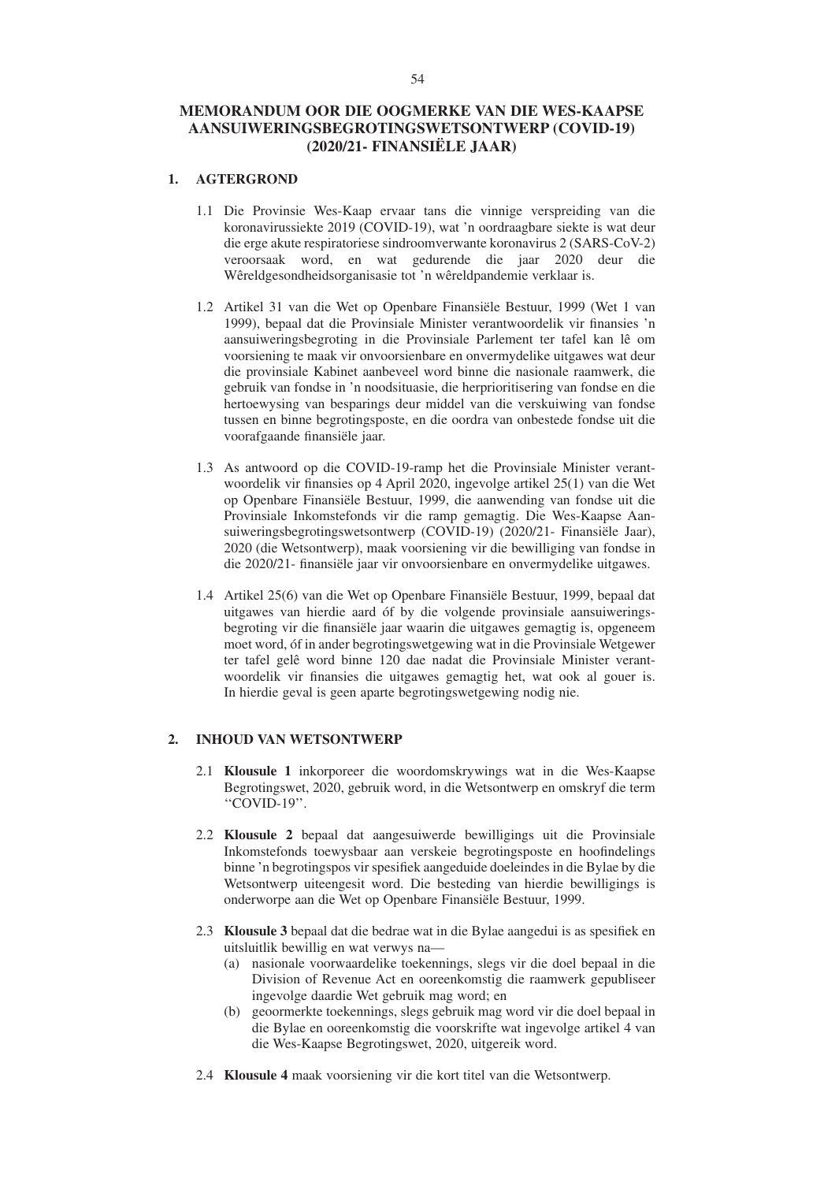# MEMORANDUM OOR DIE OOGMERKE VAN DIE WES-KAAPSE AANSUIWERINGSBEGROTINGSWETSONTWERP (COVID-19) (2020/21- FINANSIËLE JAAR)

## 1. AGTERGROND

1.1 Die Provinsie Wes-Kaap ervaar tans die vinnige verspreiding van die koronavirussiekte 2019 (COVID-19), wat 'n oordraagbare siekte is wat deur die erge akute respiratoriese sindroomverwante koronavirus 2 (SARS-CoV-2) veroorsaak word, en wat gedurende die jaar 2020 deur die Wêreldgesondheidsorganisasie tot 'n wêreldpandemie verklaar is.

1.2 Artikel 31 van die Wet op Openbare Finansiële Bestuur, 1999 (Wet 1 van 1999), bepaal dat die Provinsiale Minister verantwoordelik vir finansies 'n aansuiweringsbegroting in die Provinsiale Parlement ter tafel kan lê om voorsiening te maak vir onvoorsienbare en onvermydelike uitgawes wat deur die provinsiale Kabinet aanbeveel word binne die nasionale raamwerk, die gebruik van fondse in 'n noodsituasie, die herprioritisering van fondse en die hertoewysing van besparings deur middel van die verskuiwing van fondse tussen en binne begrotingsposte, en die oordra van onbestede fondse uit die voorafgaande finansiële jaar.

1.3 As antwoord op die COVID-19-ramp het die Provinsiale Minister verantwoordelik vir finansies op 4 April 2020, ingevolge artikel 25(1) van die Wet op Openbare Finansiële Bestuur, 1999, die aanwending van fondse uit die Provinsiale Inkomstefonds vir die ramp gemagtig. Die Wes-Kaapse Aansuiweringsbegrotingswetsontwerp (COVID-19) (2020/21- Finansiële Jaar), 2020 (die Wetsontwerp), maak voorsiening vir die bewilliging van fondse in die 2020/21- finansiële jaar vir onvoorsienbare en onvermydelike uitgawes.

1.4 Artikel 25(6) van die Wet op Openbare Finansiële Bestuur, 1999, bepaal dat uitgawes van hierdie aard óf by die volgende provinsiale aansuiweringsbegroting vir die finansiële jaar waarin die uitgawes gemagtig is, opgeneem moet word, óf in ander begrotingswetgewing wat in die Provinsiale Wetgewer ter tafel gelê word binne 120 dae nadat die Provinsiale Minister verantwoordelik vir finansies die uitgawes gemagtig het, wat ook al gouer is. In hierdie geval is geen aparte begrotingswetgewing nodig nie.

## 2. INHOUD VAN WETSONTWERP

2.1 **Klousule 1** inkorporeer die woordomskrywings wat in die Wes-Kaapse Begrotingswet, 2020, gebruik word, in die Wetsontwerp en omskryf die term "COVID-19".

2.2 **Klousule 2** bepaal dat aangesuiwerde bewilligings uit die Provinsiale Inkomstefonds toewysbaar aan verskeie begrotingsposte en hoofindelings binne 'n begrotingspos vir spesifiek aangeduide doeleindes in die Bylae by die Wetsontwerp uiteengesit word. Die besteding van hierdie bewilligings is onderworpe aan die Wet op Openbare Finansiële Bestuur, 1999.

2.3 **Klousule 3** bepaal dat die bedrae wat in die Bylae aangedui is as spesifiek en uitsluitlik bewillig en wat verwys na—

- (a) nasionale voorwaardelike toekennings, slegs vir die doel bepaal in die Division of Revenue Act en ooreenkomstig die raamwerk gepubliseer ingevolge daardie Wet gebruik mag word; en
- (b) geoormerkte toekennings, slegs gebruik mag word vir die doel bepaal in die Bylae en ooreenkomstig die voorskrifte wat ingevolge artikel 4 van die Wes-Kaapse Begrotingswet, 2020, uitgereik word.

2.4 **Klousule 4** maak voorsiening vir die kort titel van die Wetsontwerp.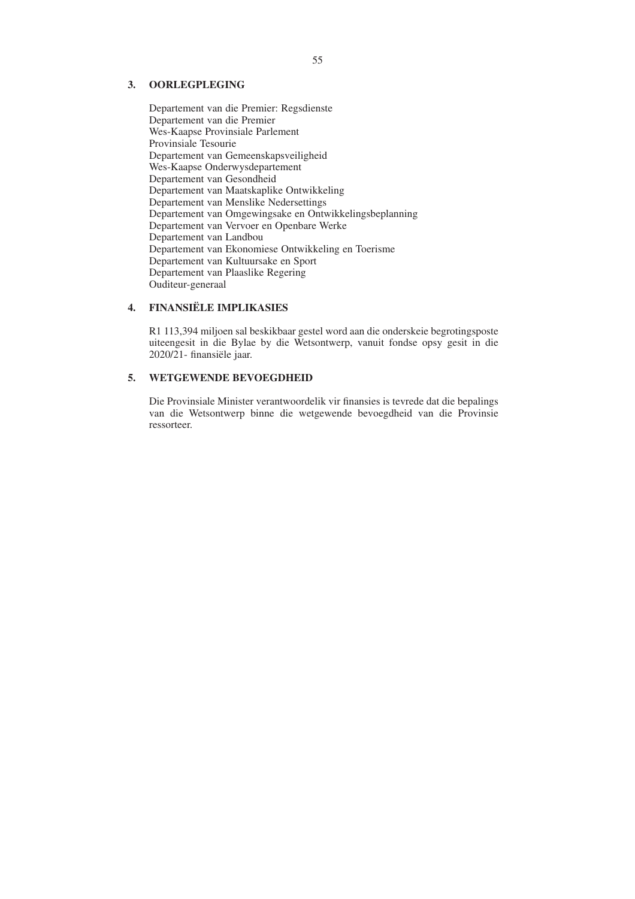## 3. OORLEGPLEGING

Departement van die Premier: Regsdienste
Departement van die Premier
Wes-Kaapse Provinsiale Parlement
Provinsiale Tesourie
Departement van Gemeenskapsveiligheid
Wes-Kaapse Onderwysdepartement
Departement van Gesondheid
Departement van Maatskaplike Ontwikkeling
Departement van Menslike Nedersettings
Departement van Omgewingsake en Ontwikkelingsbeplanning
Departement van Vervoer en Openbare Werke
Departement van Landbou
Departement van Ekonomiese Ontwikkeling en Toerisme
Departement van Kultuursake en Sport
Departement van Plaaslike Regering
Ouditeur-generaal

## 4. FINANSIËLE IMPLIKASIES

R1 113,394 miljoen sal beskikbaar gestel word aan die onderskeie begrotingsposte uiteengesit in die Bylae by die Wetsontwerp, vanuit fondse opsy gesit in die 2020/21- finansiële jaar.

## 5. WETGEWENDE BEVOEGDHEID

Die Provinsiale Minister verantwoordelik vir finansies is tevrede dat die bepalings van die Wetsontwerp binne die wetgewende bevoegdheid van die Provinsie ressorteer.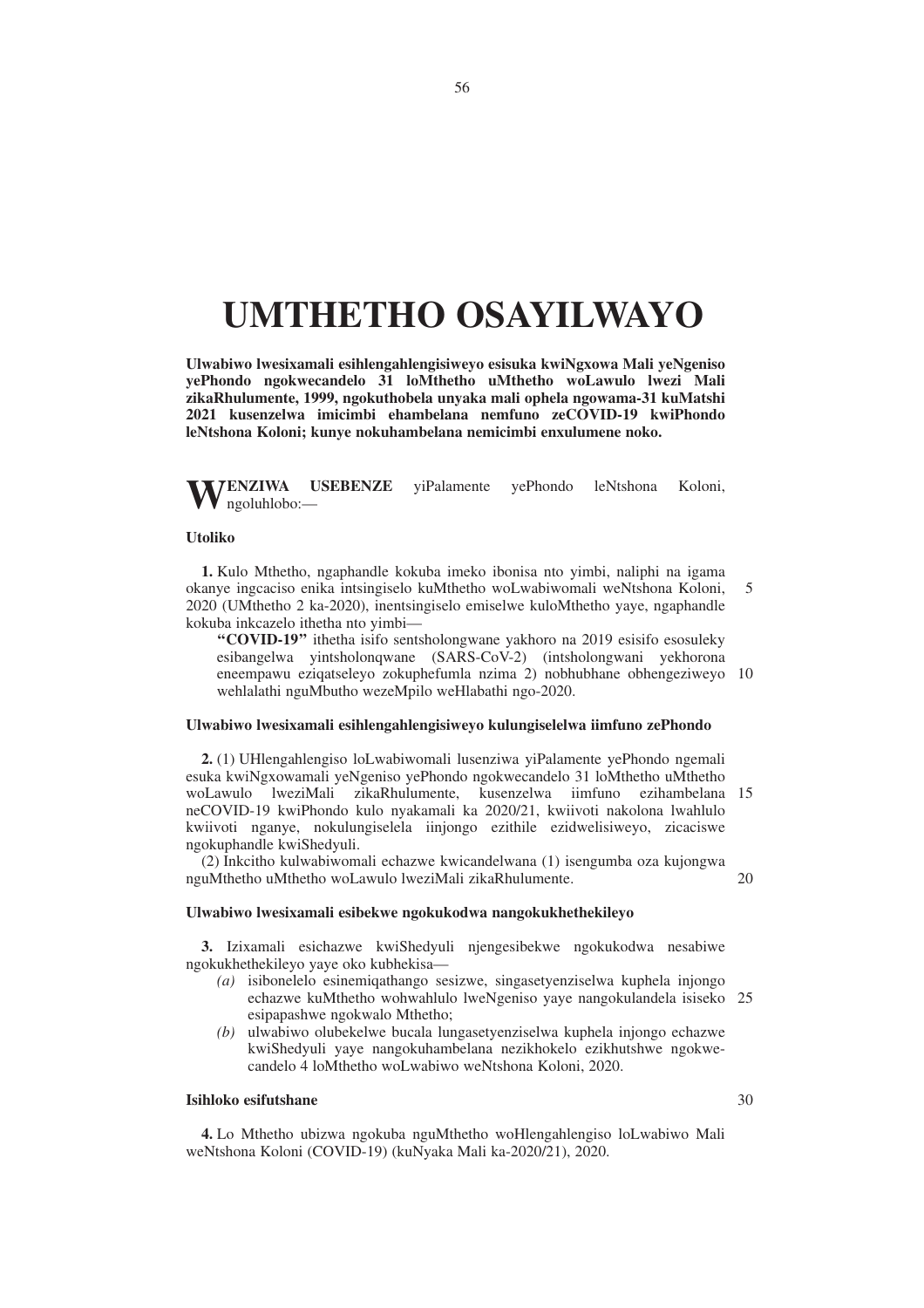# UMTHETHO OSAYILWAYO

**Ulwabiwo lwesixamali esihlengahlengisiweyo esisuka kwiNgxowa Mali yeNgeniso yePhondo ngokwecandelo 31 loMthetho uMthetho woLawulo lwezi Mali zikaRhulumente, 1999, ngokuthobela unyaka mali ophela ngowama-31 kuMatshi 2021 kusenzelwa imicimbi ehambelana nemfuno zeCOVID-19 kwiPhondo leNtshona Koloni; kunye nokuhambelana nemicimbi enxulumene noko.**

**WENZIWA USEBENZE** yiPalamente yePhondo leNtshona Koloni, ngoluhlobo:—

**Utoliko**

**1.** Kulo Mthetho, ngaphandle kokuba imeko ibonisa nto yimbi, naliphi na igama okanye ingcaciso enika intsingiselo kuMthetho woLwabiwomali weNtshona Koloni, 2020 (UMthetho 2 ka-2020), inentsingiselo emiselwe kuloMthetho yaye, ngaphandle kokuba inkcazelo ithetha nto yimbi—

**"COVID-19"** ithetha isifo sentsholongwane yakhoro na 2019 esisifo esosuleky esibangelwa yintsholonqwane (SARS-CoV-2) (intsholongwani yekhorona eneempawu eziqatseleyo zokuphefumla nzima 2) nobhubhane obhengeziweyo wehlalathi nguMbutho wezeMpilo weHlabathi ngo-2020.

**Ulwabiwo lwesixamali esihlengahlengisiweyo kulungiselelwa iimfuno zePhondo**

**2.** (1) UHlengahlengiso loLwabiwomali lusenziwa yiPalamente yePhondo ngemali esuka kwiNgxowamali yeNgeniso yePhondo ngokwecandelo 31 loMthetho uMthetho woLawulo lweziMali zikaRhulumente, kusenzelwa iimfuno ezihambelana neCOVID-19 kwiPhondo kulo nyakamali ka 2020/21, kwiivoti nakolona lwahlulo kwiivoti nganye, nokulungiselela iinjongo ezithile ezidwelisiweyo, zicaciswe ngokuphandle kwiShedyuli.

(2) Inkcitho kulwabiwomali echazwe kwicandelwana (1) isengumba oza kujongwa nguMthetho uMthetho woLawulo lweziMali zikaRhulumente.

**Ulwabiwo lwesixamali esibekwe ngokukodwa nangokukhethekileyo**

**3.** Izixamali esichazwe kwiShedyuli njengesibekwe ngokukodwa nesabiwe ngokukhethekileyo yaye oko kubhekisa—

*(a)* isibonelelo esinemiqathango sesizwe, singasetyenziselwa kuphela injongo echazwe kuMthetho wohwahlulo lweNgeniso yaye nangokulandela isiseko esipapashwe ngokwalo Mthetho;

*(b)* ulwabiwo olubekelwe bucala lungasetyenziselwa kuphela injongo echazwe kwiShedyuli yaye nangokuhambelana nezikhokelo ezikhutshwe ngokwecandelo 4 loMthetho woLwabiwo weNtshona Koloni, 2020.

**Isihloko esifutshane**

**4.** Lo Mthetho ubizwa ngokuba nguMthetho woHlengahlengiso loLwabiwo Mali weNtshona Koloni (COVID-19) (kuNyaka Mali ka-2020/21), 2020.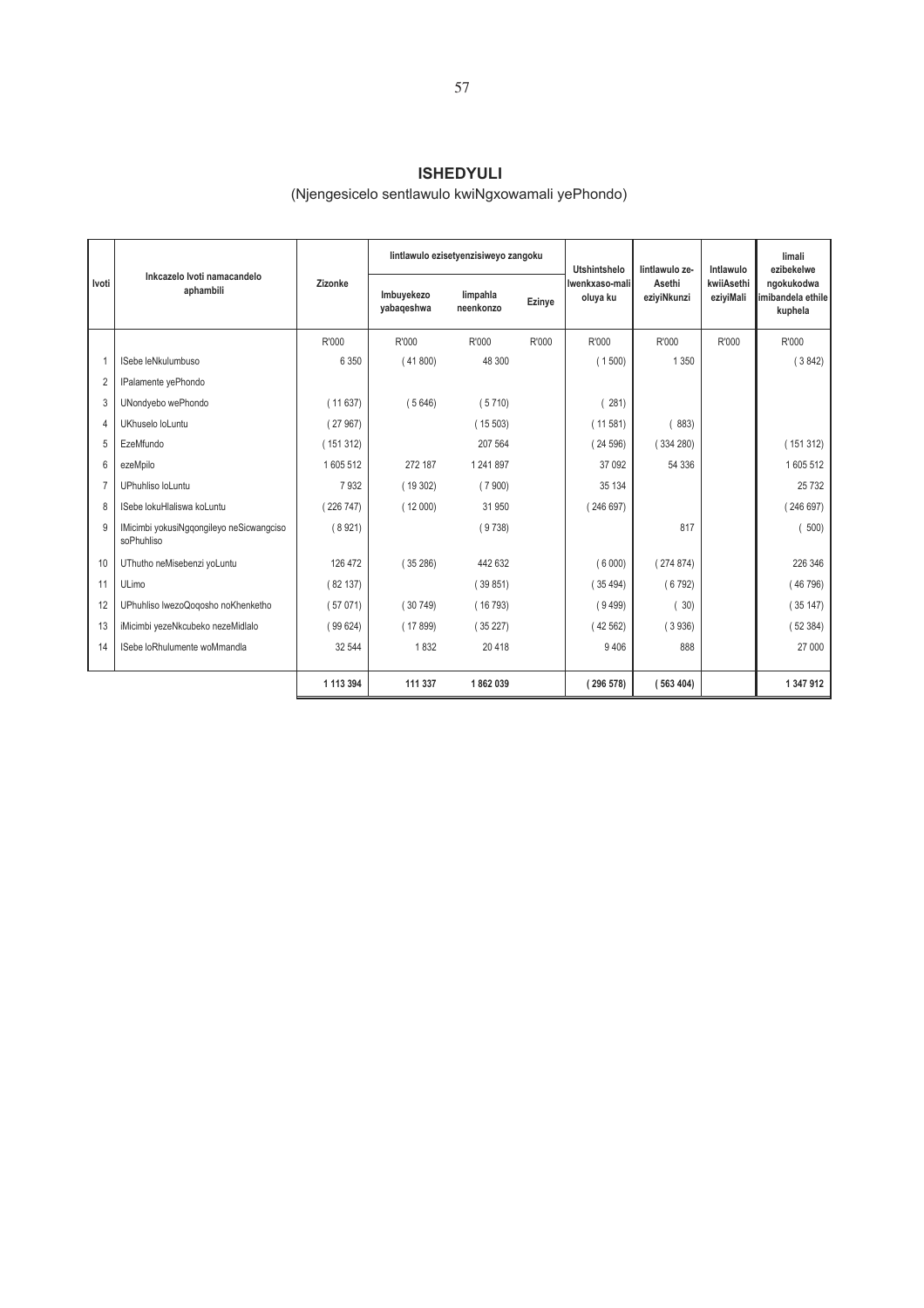## ISHEDYULI

(Njengesicelo sentlawulo kwiNgxowamali yePhondo)

| Ivoti | Inkcazelo Ivoti namacandelo aphambili | Zizonke | Iintlawulo ezisetyenzisiweyo zangoku | | | Utshintshelo lwenkxaso-mali oluya ku | Iintlawulo ze-Asethi eziyiNkunzi | Intlawulo kwiiAsethi eziyiMali | Iimali ezibekelwe ngokukodwa imibandela ethile kuphela |
|---|---|---|---|---|---|---|---|---|---|
| | | | Imbuyekezo yabaqeshwa | Iimpahla neenkonzo | Ezinye | | | | |
| | | R'000 | R'000 | R'000 | R'000 | R'000 | R'000 | R'000 | R'000 |
| 1 | ISebe leNkulumbuso | 6 350 | ( 41 800) | 48 300 | | ( 1 500) | 1 350 | | ( 3 842) |
| 2 | IPalamente yePhondo | | | | | | | | |
| 3 | UNondyebo wePhondo | ( 11 637) | ( 5 646) | ( 5 710) | | ( 281) | | | |
| 4 | UKhuselo loLuntu | ( 27 967) | | ( 15 503) | | ( 11 581) | ( 883) | | |
| 5 | EzeMfundo | ( 151 312) | | 207 564 | | ( 24 596) | ( 334 280) | | ( 151 312) |
| 6 | ezeMpilo | 1 605 512 | 272 187 | 1 241 897 | | 37 092 | 54 336 | | 1 605 512 |
| 7 | UPhuhliso loLuntu | 7 932 | ( 19 302) | ( 7 900) | | 35 134 | | | 25 732 |
| 8 | ISebe lokuHlaliswa koLuntu | ( 226 747) | ( 12 000) | 31 950 | | ( 246 697) | | | ( 246 697) |
| 9 | IMicimbi yokusiNgqongileyo neSicwangciso soPhuhliso | ( 8 921) | | ( 9 738) | | | 817 | | ( 500) |
| 10 | UThutho neMisebenzi yoLuntu | 126 472 | ( 35 286) | 442 632 | | ( 6 000) | ( 274 874) | | 226 346 |
| 11 | ULimo | ( 82 137) | | ( 39 851) | | ( 35 494) | ( 6 792) | | ( 46 796) |
| 12 | UPhuhliso lwezoQoqosho noKhenketho | ( 57 071) | ( 30 749) | ( 16 793) | | ( 9 499) | ( 30) | | ( 35 147) |
| 13 | iMicimbi yezeNkcubeko nezeMidlalo | ( 99 624) | ( 17 899) | ( 35 227) | | ( 42 562) | ( 3 936) | | ( 52 384) |
| 14 | ISebe loRhulumente woMmandla | 32 544 | 1 832 | 20 418 | | 9 406 | 888 | | 27 000 |
| | | **1 113 394** | **111 337** | **1 862 039** | | **( 296 578)** | **( 563 404)** | | **1 347 912** |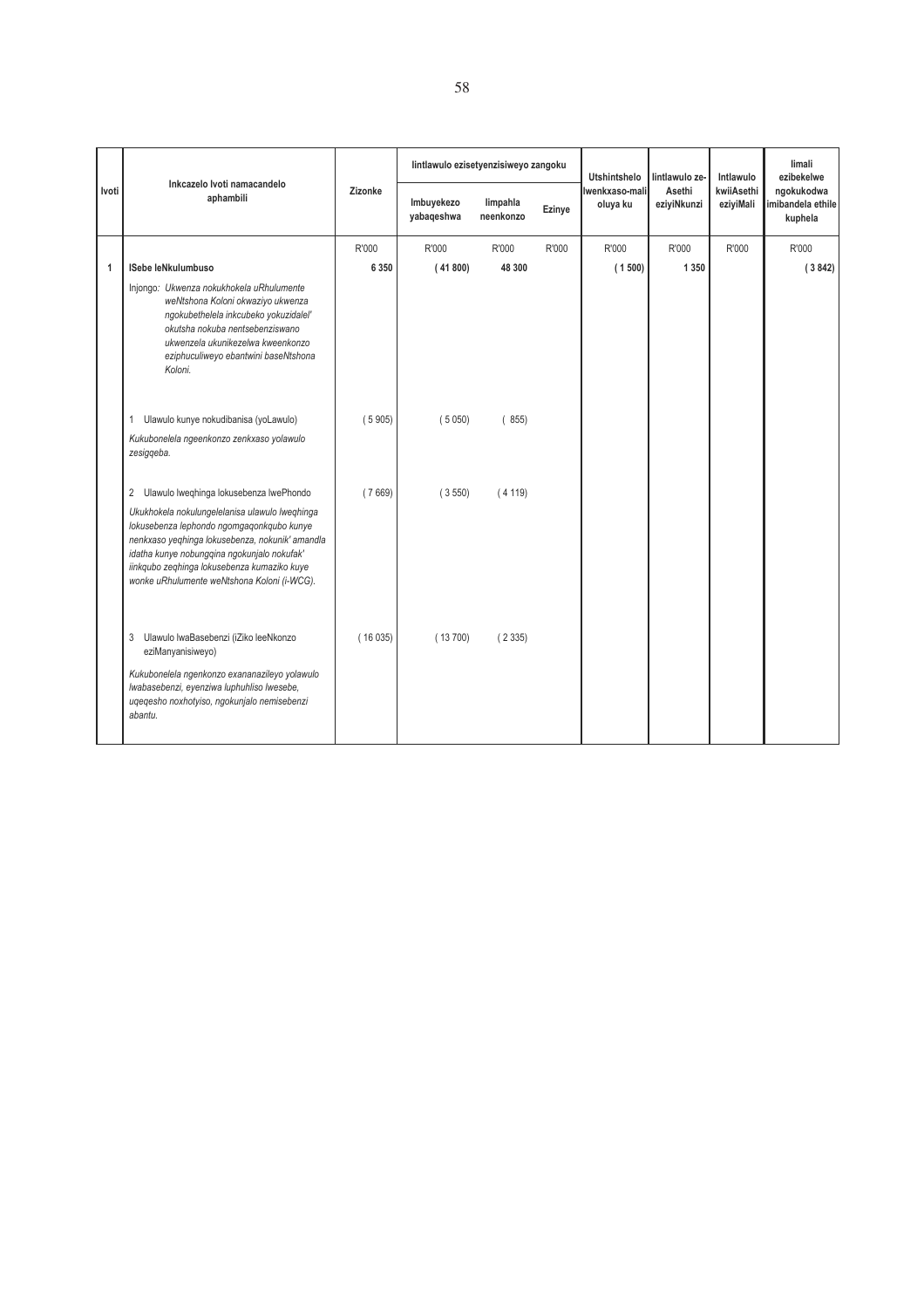| Ivoti | Inkcazelo Ivoti namacandelo aphambili | Zizonke | Iintlawulo ezisetyenzisiweyo zangoku | | | Utshintshelo lwenkxaso-mali oluya ku | Iintlawulo ze-Asethi eziyiNkunzi | Intlawulo kwiiAsethi eziyiMali | Iimali ezibekelwe ngokukodwa imibandela ethile kuphela |
|---|---|---|---|---|---|---|---|---|---|
| | | | Imbuyekezo yabaqeshwa | Iimpahla neenkonzo | Ezinye | | | | |
| | | R'000 | R'000 | R'000 | R'000 | R'000 | R'000 | R'000 | R'000 |
| 1 | **ISebe leNkulumbuso** | **6 350** | **( 41 800)** | **48 300** | | **( 1 500)** | **1 350** | | **( 3 842)** |
| | Injongo: *Ukwenza nokukhokela uRhulumente weNtshona Koloni okwaziyo ukwenza ngokubethelela inkcubeko yokuzidalel' okutsha nokuba nentsebenziswano ukwenzela ukunikezelwa kweenkonzo eziphuculiweyo ebantwini baseNtshona Koloni.* | | | | | | | | |
| | 1 Ulawulo kunye nokudibanisa (yoLawulo) | ( 5 905) | ( 5 050) | ( 855) | | | | | |
| | *Kukubonelela ngeenkonzo zenkxaso yolawulo zesigqeba.* | | | | | | | | |
| | 2 Ulawulo lweqhinga lokusebenza lwePhondo | ( 7 669) | ( 3 550) | ( 4 119) | | | | | |
| | *Ukukhokela nokulungelelanisa ulawulo lweqhinga lokusebenza lephondo ngomgaqonkqubo kunye nenkxaso yeqhinga lokusebenza, nokunik' amandla idatha kunye nobungqina ngokunjalo nokufak' iinkqubo zeqhinga lokusebenza kumaziko kuye wonke uRhulumente weNtshona Koloni (i-WCG).* | | | | | | | | |
| | 3 Ulawulo lwaBasebenzi (iZiko leeNkonzo eziManyanisiweyo) | ( 16 035) | ( 13 700) | ( 2 335) | | | | | |
| | *Kukubonelela ngenkonzo exananazileyo yolawulo lwabasebenzi, eyenziwa luphuhliso lwesebe, uqeqesho noxhotyiso, ngokunjalo nemisebenzi abantu.* | | | | | | | | |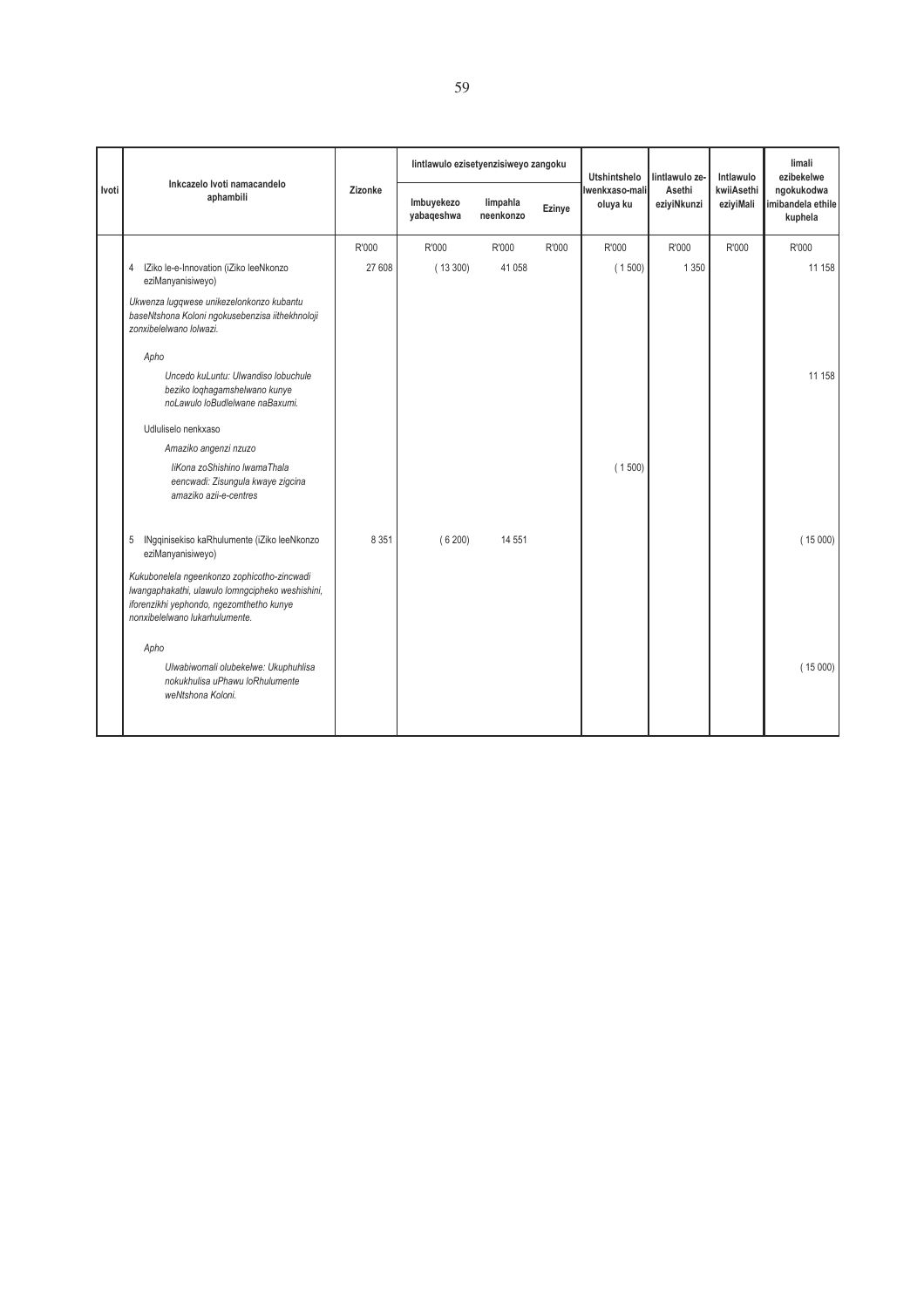| Ivoti | Inkcazelo Ivoti namacandelo aphambili | Zizonke | Iintlawulo ezisetyenzisiweyo zangoku | | | Utshintshelo lwenkxaso-mali oluya ku | Iintlawulo ze-Asethi eziyiNkunzi | Intlawulo kwiiAsethi eziyiMali | Iimali ezibekelwe ngokodwa imibandela ethile kuphela |
|---|---|---|---|---|---|---|---|---|---|
| | | | Imbuyekezo yabaqeshwa | Iimpahla neenkonzo | Ezinye | | | | |
| | | R'000 | R'000 | R'000 | R'000 | R'000 | R'000 | R'000 | R'000 |
| | 4 IZiko le-e-Innovation (iZiko leeNkonzo eziManyanisiweyo) | 27 608 | ( 13 300) | 41 058 | | ( 1 500) | 1 350 | | 11 158 |
| | *Ukwenza lugqwese unikezelonkonzo kubantu baseNtshona Koloni ngokusebenzisa iithekhnoloji zonxibelelwano lolwazi.* | | | | | | | | |
| | *Apho* | | | | | | | | |
| | *Uncedo kuLuntu: Ulwandiso lobuchule beziko loqhagamshelwano kunye noLawulo loBudlelwane naBaxumi.* | | | | | | | | 11 158 |
| | Udluliselo nenkxaso | | | | | | | | |
| | *Amaziko angenzi nzuzo* | | | | | | | | |
| | *IiKona zoShishino lwamaThala eencwadi: Zisungula kwaye zigcina amaziko azii-e-centres* | | | | | ( 1 500) | | | |
| | 5 INgqinisekiso kaRhulumente (iZiko leeNkonzo eziManyanisiweyo) | 8 351 | ( 6 200) | 14 551 | | | | | ( 15 000) |
| | *Kukubonelela ngeenkonzo zophicotho-zincwadi lwangaphakathi, ulawulo lomngcipheko weshishini, iforenzikhi yephondo, ngezomthetho kunye nonxibelelwano lukarhulumente.* | | | | | | | | |
| | *Apho* | | | | | | | | |
| | *Ulwabiwomali olubekelwe: Ukuphuhlisa nokukhulisa uPhawu loRhulumente weNtshona Koloni.* | | | | | | | | ( 15 000) |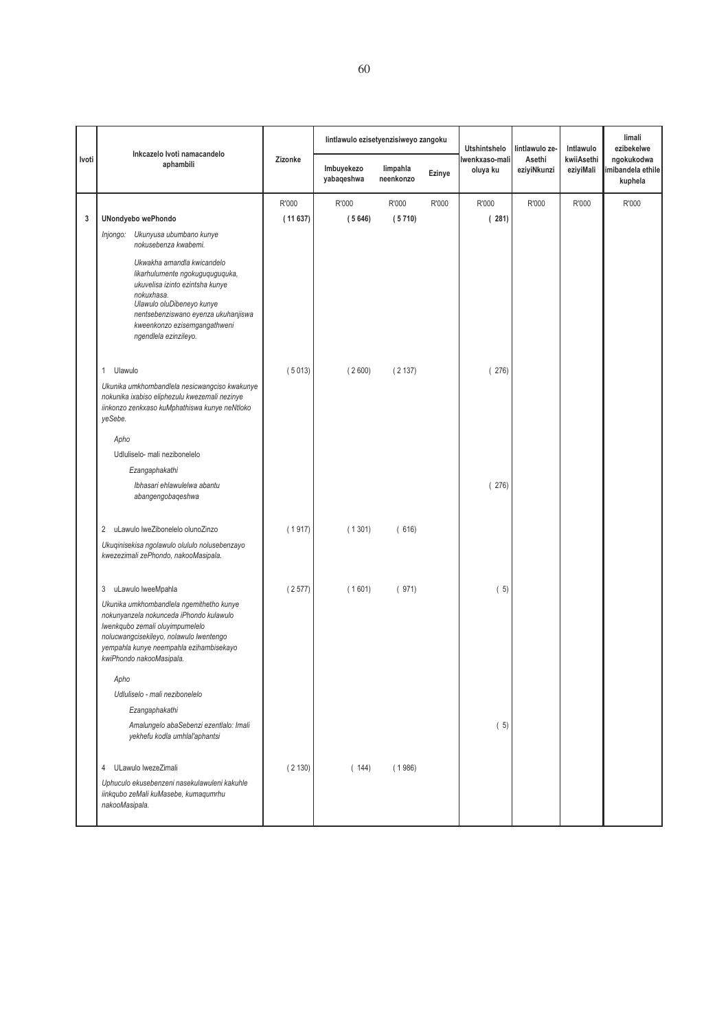| Ivoti | Inkcazelo Ivoti namacandelo aphambili | Zizonke | Iintlawulo ezisetyenzisiweyo zangoku | | | Utshintshelo lwenkxaso-mali oluya ku | Iintlawulo ze-Asethi eziyiNkunzi | Intlawulo kwiiAsethi eziyiMali | Iimali ezibekelwe ngokukodwa imibandela ethile kuphela |
|---|---|---|---|---|---|---|---|---|---|
| | | | Imbuyekezo yabaqeshwa | Iimpahla neenkonzo | Ezinye | | | | |
| | | R'000 | R'000 | R'000 | R'000 | R'000 | R'000 | R'000 | R'000 |
| **3** | **UNondyebo wePhondo** | **( 11 637)** | **( 5 646)** | **( 5 710)** | | **( 281)** | | | |
| | *Injongo:* *Ukunyusa ubumbano kunye nokusebenza kwabemi.* | | | | | | | | |
| | *Ukwakha amandla kwicandelo likarhulumente ngokuguquguquka, ukuvelisa izinto ezintsha kunye nokuxhasa.* *Ulawulo oluDibeneyo kunye nentsebenziswano eyenza ukuhanjiswa kweenkonzo ezisemgangathweni ngendlela ezinzileyo.* | | | | | | | | |
| | 1 Ulawulo | ( 5 013) | ( 2 600) | ( 2 137) | | ( 276) | | | |
| | *Ukunika umkhombandlela nesicwangciso kwakunye nokunika ixabiso eliphezulu kwezemali nezinye iinkonzo zenkxaso kuMphathiswa kunye neNtloko yeSebe.* | | | | | | | | |
| | *Apho* | | | | | | | | |
| | Udluliselo- mali nezibonelelo | | | | | | | | |
| | *Ezangaphakathi* | | | | | | | | |
| | *Ibhasari ehlawulelwa abantu abangengobaqeshwa* | | | | | ( 276) | | | |
| | 2 uLawulo lweZibonelelo olunoZinzo | ( 1 917) | ( 1 301) | ( 616) | | | | | |
| | *Ukuqinisekisa ngolawulo olululo nolusebenzayo kwezezimali zePhondo, nakooMasipala.* | | | | | | | | |
| | 3 uLawulo lweeMpahla | ( 2 577) | ( 1 601) | ( 971) | | ( 5) | | | |
| | *Ukunika umkhombandlela ngemithetho kunye nokunyanzela nokunceda iPhondo kulawulo lwenkqubo zemali oluyimpumelelo nolucwangcisekileyo, nolawulo lwentengo yempahla kunye neempahla ezihambisekayo kwiPhondo nakooMasipala.* | | | | | | | | |
| | *Apho* | | | | | | | | |
| | *Udluliselo - mali nezibonelelo* | | | | | | | | |
| | *Ezangaphakathi* | | | | | | | | |
| | *Amalungelo abaSebenzi ezentlalo: Imali yekhefu kodla umhlal'aphantsi* | | | | | ( 5) | | | |
| | 4 ULawulo lwezeZimali | ( 2 130) | ( 144) | ( 1 986) | | | | | |
| | *Uphuculo ekusebenzeni nasekulawuleni kakuhle iinkqubo zeMali kuMasebe, kumaqumrhu nakooMasipala.* | | | | | | | | |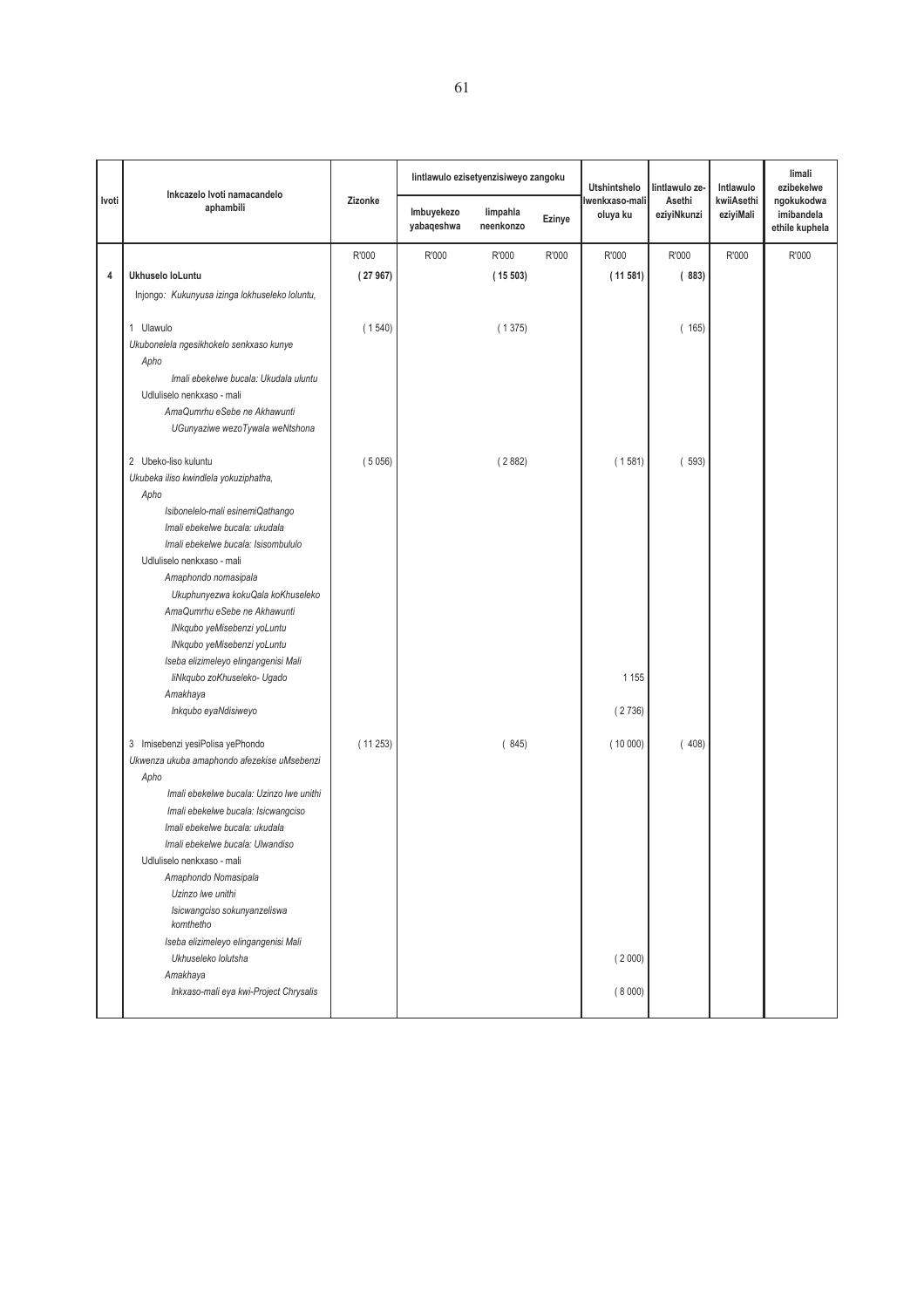| Ivoti | Inkcazelo Ivoti namacandelo aphambili | Zizonke | Iintlawulo ezisetyenzisiweyo zangoku | | | Utshintshelo lwenkxaso-mali oluya ku | Iintlawulo ze-Asethi eziyiNkunzi | Intlawulo kwiiAsethi eziyiMali | Iimali ezibekelwe ngokukodwa imibandela ethile kuphela |
|---|---|---|---|---|---|---|---|---|---|
| | | | Imbuyekezo yabaqeshwa | Iimpahla neenkonzo | Ezinye | | | | |
| | | R'000 | R'000 | R'000 | R'000 | R'000 | R'000 | R'000 | R'000 |
| 4 | **Ukhuselo loLuntu** | **( 27 967)** | | **( 15 503)** | | **( 11 581)** | **( 883)** | | |
| | Injongo: *Kukunyusa izinga lokhuseleko loluntu,* | | | | | | | | |
| | 1 Ulawulo | ( 1 540) | | ( 1 375) | | | ( 165) | | |
| | *Ukubonelela ngesikhokelo senkxaso kunye* | | | | | | | | |
| | *Apho* | | | | | | | | |
| | *Imali ebekelwe bucala: Ukudala uluntu* | | | | | | | | |
| | Udluliselo nenkxaso - mali | | | | | | | | |
| | *AmaQumrhu eSebe ne Akhawunti* | | | | | | | | |
| | *UGunyaziwe wezoTywala weNtshona* | | | | | | | | |
| | 2 Ubeko-liso kuluntu | ( 5 056) | | ( 2 882) | | ( 1 581) | ( 593) | | |
| | *Ukubeka iliso kwindlela yokuziphatha,* | | | | | | | | |
| | *Apho* | | | | | | | | |
| | *Isibonelelo-mali esinemiQathango* | | | | | | | | |
| | *Imali ebekelwe bucala: ukudala* | | | | | | | | |
| | *Imali ebekelwe bucala: Isisombululo* | | | | | | | | |
| | Udluliselo nenkxaso - mali | | | | | | | | |
| | *Amaphondo nomasipala* | | | | | | | | |
| | *Ukuphunyezwa kokuQala koKhuseleko* | | | | | | | | |
| | *AmaQumrhu eSebe ne Akhawunti* | | | | | | | | |
| | *INkqubo yeMisebenzi yoLuntu* | | | | | | | | |
| | *INkqubo yeMisebenzi yoLuntu* | | | | | | | | |
| | *Iseba elizimeleyo elingangenisi Mali* | | | | | | | | |
| | *IiNkqubo zoKhuseleko- Ugado* | | | | | 1 155 | | | |
| | *Amakhaya* | | | | | | | | |
| | *Inkqubo eyaNdisiweyo* | | | | | ( 2 736) | | | |
| | 3 Imisebenzi yesiPolisa yePhondo | ( 11 253) | | ( 845) | | ( 10 000) | ( 408) | | |
| | *Ukwenza ukuba amaphondo afezekise uMsebenzi* | | | | | | | | |
| | *Apho* | | | | | | | | |
| | *Imali ebekelwe bucala: Uzinzo lwe unithi* | | | | | | | | |
| | *Imali ebekelwe bucala: Isicwangciso* | | | | | | | | |
| | *Imali ebekelwe bucala: ukudala* | | | | | | | | |
| | *Imali ebekelwe bucala: Ulwandiso* | | | | | | | | |
| | Udluliselo nenkxaso - mali | | | | | | | | |
| | *Amaphondo Nomasipala* | | | | | | | | |
| | *Uzinzo lwe unithi* | | | | | | | | |
| | *Isicwangciso sokunyanzeliswa komthetho* | | | | | | | | |
| | *Iseba elizimeleyo elingangenisi Mali* | | | | | | | | |
| | *Ukhuseleko lolutsha* | | | | | ( 2 000) | | | |
| | *Amakhaya* | | | | | | | | |
| | *Inkxaso-mali eya kwi-Project Chrysalis* | | | | | ( 8 000) | | | |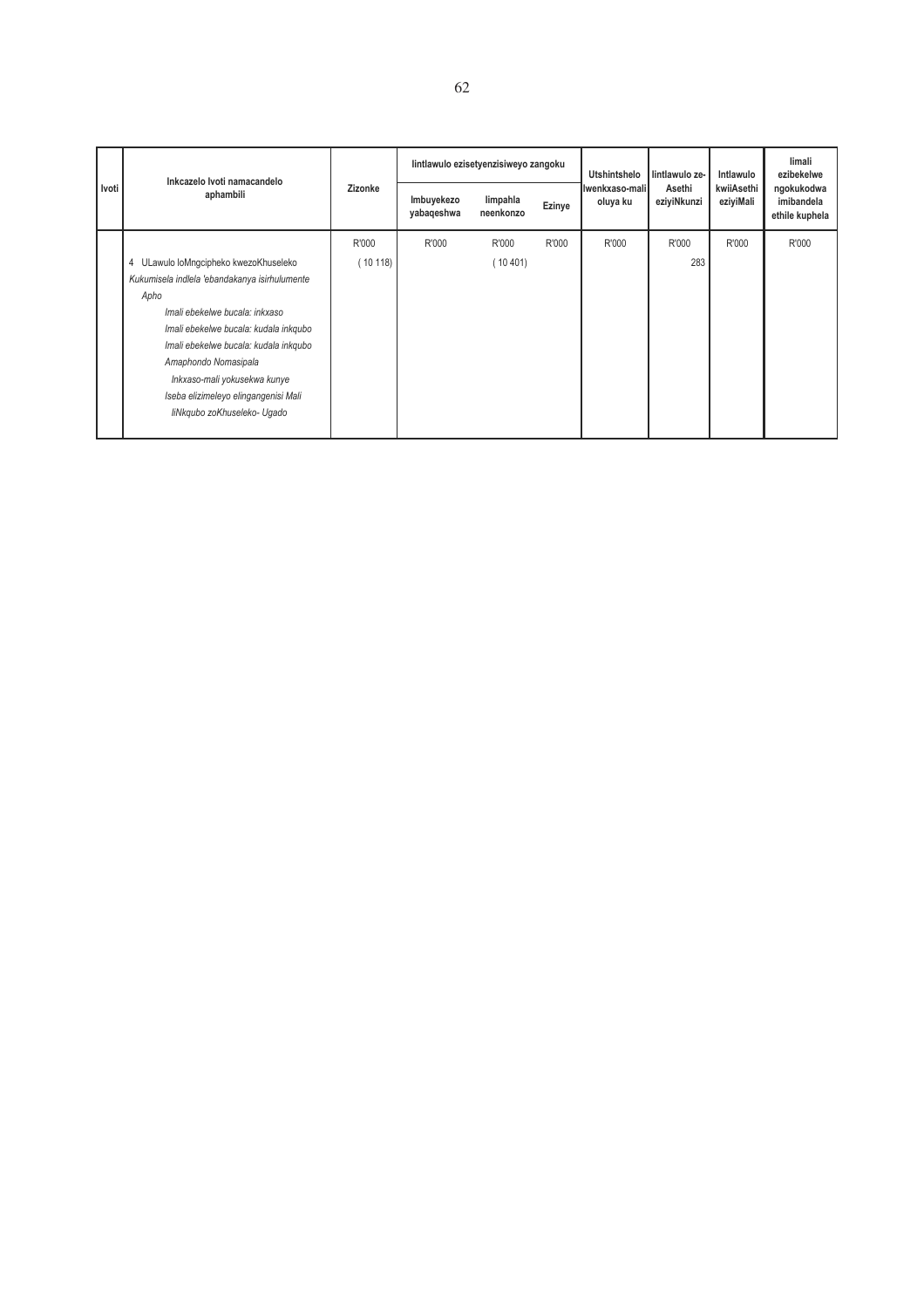| Ivoti | Inkcazelo Ivoti namacandelo aphambili | Zizonke | Iintlawulo ezisetyenzisiweyo zangoku | | | Utshintshelo Iwenkxaso-mali oluya ku | Iintlawulo ze-Asethi eziyiNkunzi | Intlawulo kwiiAsethi eziyiMali | Iimali ezibekelwe ngokukodwa imibandela ethile kuphela |
|---|---|---|---|---|---|---|---|---|---|
| | | | Imbuyekezo yabaqeshwa | Iimpahla neenkonzo | Ezinye | | | | |
| | | R'000 | R'000 | R'000 | R'000 | R'000 | R'000 | R'000 | R'000 |
| | 4 ULawulo loMngcipheko kwezoKhuseleko | ( 10 118) | | ( 10 401) | | | 283 | | |
| | *Kukumisela indlela 'ebandakanya isirhulumente* | | | | | | | | |
| | *Apho* | | | | | | | | |
| | *Imali ebekelwe bucala: inkxaso* | | | | | | | | |
| | *Imali ebekelwe bucala: kudala inkqubo* | | | | | | | | |
| | *Imali ebekelwe bucala: kudala inkqubo* | | | | | | | | |
| | *Amaphondo Nomasipala* | | | | | | | | |
| | *Inkxaso-mali yokusekwa kunye* | | | | | | | | |
| | *Iseba elizimeleyo elingangenisi Mali* | | | | | | | | |
| | *IiNkqubo zoKhuseleko- Ugado* | | | | | | | | |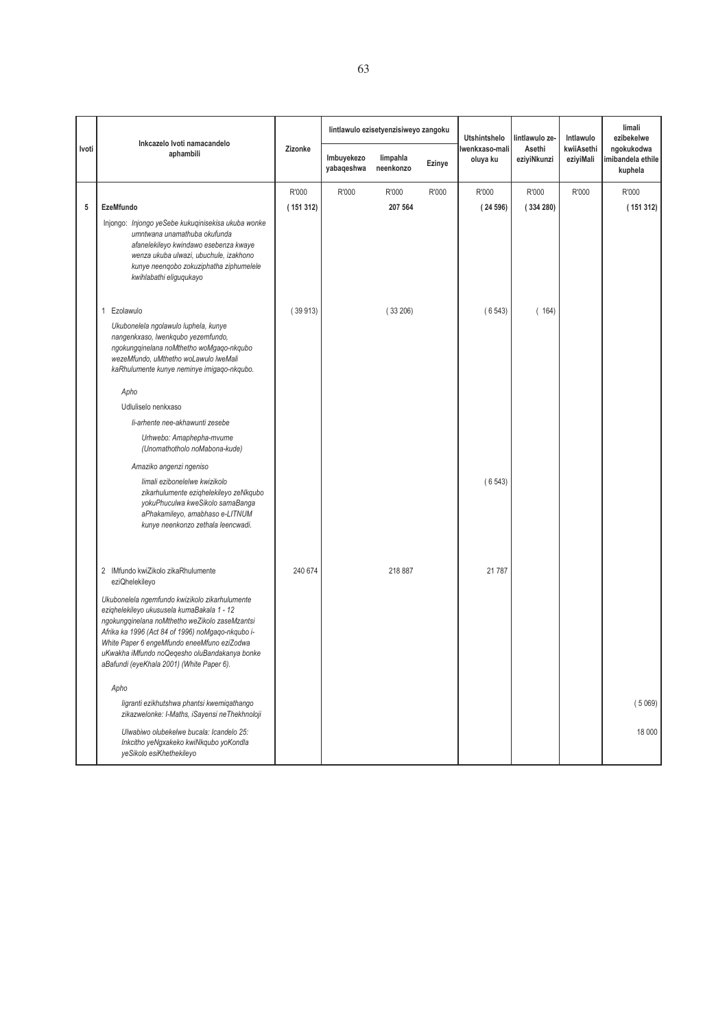| Ivoti | Inkcazelo Ivoti namacandelo aphambili | Zizonke | Iintlawulo ezisetyenzisiweyo zangoku | | | Utshintshelo lwenkxaso-mali oluya ku | Iintlawulo ze-Asethi eziyiNkunzi | Intlawulo kwiiAsethi eziyiMali | Iimali ezibekelwe ngokukodwa imibandela ethile kuphela |
|---|---|---|---|---|---|---|---|---|---|
| | | | Imbuyekezo yabaqeshwa | Iimpahla neenkonzo | Ezinye | | | | |
| | | R'000 | R'000 | R'000 | R'000 | R'000 | R'000 | R'000 | R'000 |
| 5 | **EzeMfundo** | **( 151 312)** | | **207 564** | | **( 24 596)** | **( 334 280)** | | **( 151 312)** |
| | Injongo: *Injongo yeSebe kukuqinisekisa ukuba wonke umntwana unamathuba okufunda afanelekileyo kwindawo esebenza kwaye wenza ukuba ulwazi, ubuchule, izakhono kunye neenqobo zokuziphatha ziphumelele kwihlabathi eliguqukayo* | | | | | | | | |
| | 1 Ezolawulo | ( 39 913) | | ( 33 206) | | ( 6 543) | ( 164) | | |
| | *Ukubonelela ngolawulo luphela, kunye nangenkxaso, lwenkqubo yezemfundo, ngokungqinelana noMthetho woMgaqo-nkqubo wezeMfundo, uMthetho woLawulo lweMali kaRhulumente kunye neminye imigaqo-nkqubo.* | | | | | | | | |
| | *Apho* | | | | | | | | |
| | Udluliselo nenkxaso | | | | | | | | |
| | *Ii-arhente nee-akhawunti zesebe* | | | | | | | | |
| | *Urhwebo: Amaphepha-mvume (Unomathotholo noMabona-kude)* | | | | | | | | |
| | *Amaziko angenzi ngeniso* | | | | | | | | |
| | *Iimali ezibonelelwe kwizikolo zikarhulumente eziqhelekileyo zeNkqubo yokuPhuculwa kweSikolo samaBanga aPhakamileyo, amabhaso e-LITNUM kunye neenkonzo zethala leencwadi.* | | | | | ( 6 543) | | | |
| | 2 IMfundo kwiZikolo zikaRhulumente eziQhelekileyo | 240 674 | | 218 887 | | 21 787 | | | |
| | *Ukubonelela ngemfundo kwizikolo zikarhulumente eziqhelekileyo ukususela kumaBakala 1 - 12 ngokungqinelana noMthetho weZikolo zaseMzantsi Afrika ka 1996 (Act 84 of 1996) noMgaqo-nkqubo i-White Paper 6 engeMfundo eneeMfuno eziZodwa uKwakha iMfundo noQeqesho oluBandakanya bonke aBafundi (eyeKhala 2001) (White Paper 6).* | | | | | | | | |
| | *Apho* | | | | | | | | |
| | *Iigranti ezikhutshwa phantsi kwemiqathango zikazwelonke: I-Maths, iSayensi neThekhnoloji* | | | | | | | | ( 5 069) |
| | *Ulwabiwo olubekelwe bucala: Icandelo 25: Inkcitho yeNgxakeko kwiNkqubo yoKondla yeSikolo esiKhethekileyo* | | | | | | | | 18 000 |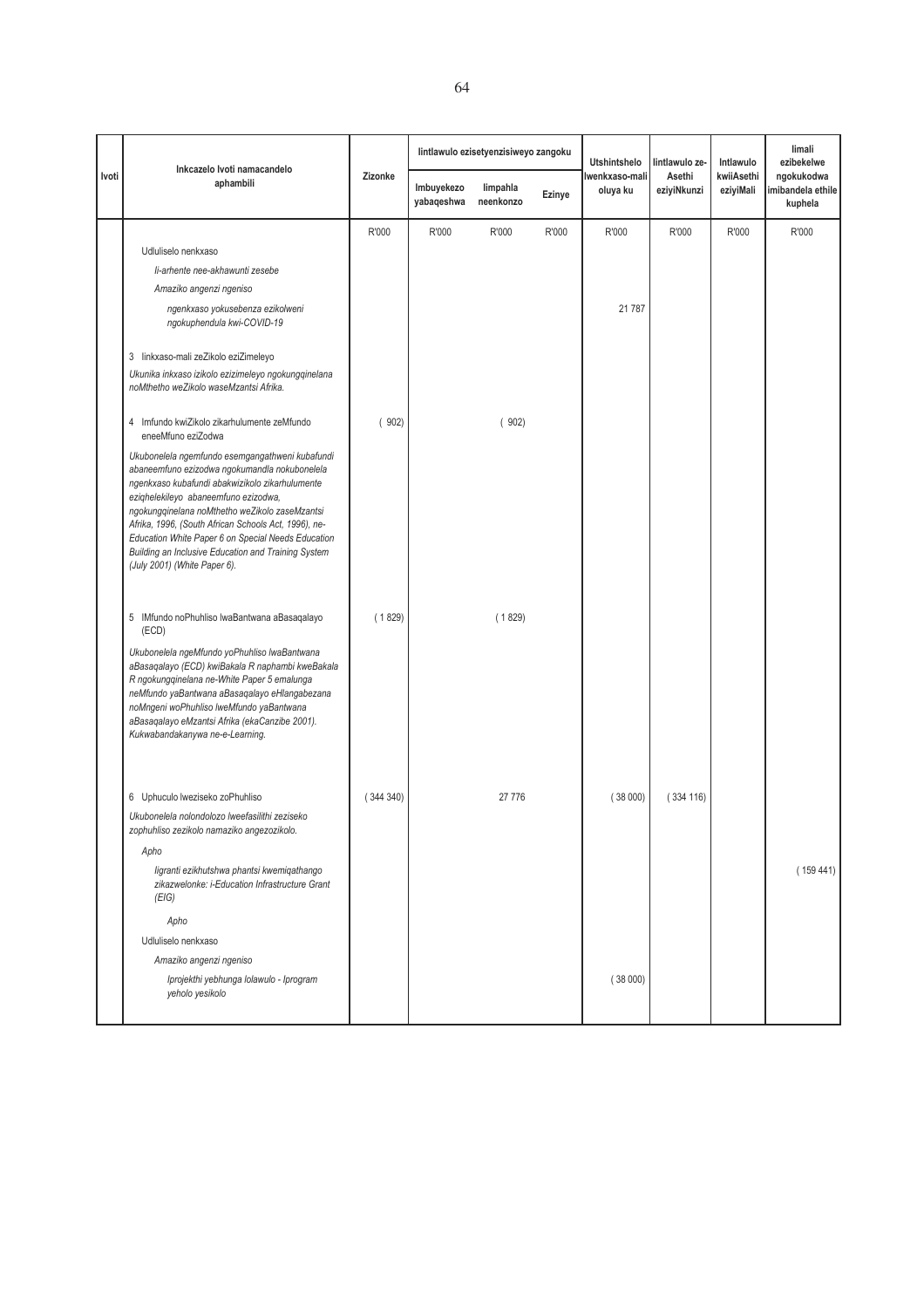| Ivoti | Inkcazelo Ivoti namacandelo aphambili | Zizonke | Iintlawulo ezisetyenzisiweyo zangoku | | | Utshintshelo lwenkxaso-mali oluya ku | Iintlawulo ze-Asethi eziyiNkunzi | Intlawulo kwiiAsethi eziyiMali | Iimali ezibekelwe ngokukodwa imibandela ethile kuphela |
|---|---|---|---|---|---|---|---|---|---|
| | | | Imbuyekezo yabaqeshwa | Iimpahla neenkonzo | Ezinye | | | | |
| | | R'000 | R'000 | R'000 | R'000 | R'000 | R'000 | R'000 | R'000 |
| | Udluliselo nenkxaso | | | | | | | | |
| | *Ii-arhente nee-akhawunti zesebe* | | | | | | | | |
| | *Amaziko angenzi ngeniso* | | | | | | | | |
| | *ngenkxaso yokusebenza ezikolweni ngokuphendula kwi-COVID-19* | | | | | 21 787 | | | |
| | 3 Iinkxaso-mali zeZikolo eziZimeleyo | | | | | | | | |
| | *Ukunika inkxaso izikolo ezizimeleyo ngokungqinelana noMthetho weZikolo waseMzantsi Afrika.* | | | | | | | | |
| | 4 Imfundo kwiZikolo zikarhulumente zeMfundo eneeMfuno eziZodwa | ( 902) | | ( 902) | | | | | |
| | *Ukubonelela ngemfundo esemgangathweni kubafundi abaneemfuno ezizodwa ngokumandla nokubonelela ngenkxaso kubafundi abakwizikolo zikarhulumente eziqhelekileyo abaneemfuno ezizodwa, ngokungqinelana noMthetho weZikolo zaseMzantsi Afrika, 1996, (South African Schools Act, 1996), ne-Education White Paper 6 on Special Needs Education Building an Inclusive Education and Training System (July 2001) (White Paper 6).* | | | | | | | | |
| | 5 IMfundo noPhuhliso lwaBantwana aBasaqalayo (ECD) | ( 1 829) | | ( 1 829) | | | | | |
| | *Ukubonelela ngeMfundo yoPhuhliso lwaBantwana aBasaqalayo (ECD) kwiBakala R naphambi kweBakala R ngokungqinelana ne-White Paper 5 emalunga neMfundo yaBantwana aBasaqalayo eHlangabezana noMngeni woPhuhliso lweMfundo yaBantwana aBasaqalayo eMzantsi Afrika (ekaCanzibe 2001). Kukwabandakanywa ne-e-Learning.* | | | | | | | | |
| | 6 Uphuculo lweziseko zoPhuhliso | ( 344 340) | | 27 776 | | ( 38 000) | ( 334 116) | | |
| | *Ukubonelela nolondolozo lweefasilithi zeziseko zophuhliso zezikolo namaziko angezozikolo.* | | | | | | | | |
| | *Apho* | | | | | | | | |
| | *Iigranti ezikhutshwa phantsi kwemiqathango zikazwelonke: i-Education Infrastructure Grant (EIG)* | | | | | | | | ( 159 441) |
| | *Apho* | | | | | | | | |
| | Udluliselo nenkxaso | | | | | | | | |
| | *Amaziko angenzi ngeniso* | | | | | | | | |
| | *Iprojekthi yebhunga lolawulo - Iprogram yeholo yesikolo* | | | | | ( 38 000) | | | |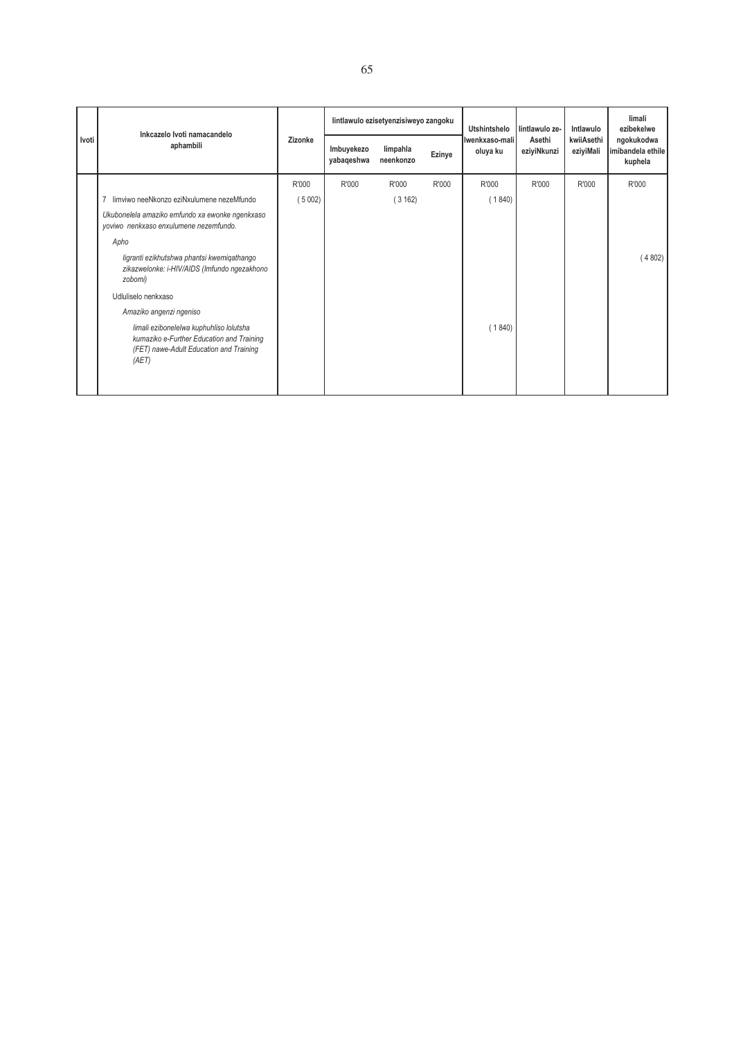| Ivoti | Inkcazelo Ivoti namacandelo aphambili | Zizonke | Iintlawulo ezisetyenzisiweyo zangoku | | | Utshintshelo lwenkxaso-mali oluya ku | Iintlawulo ze-Asethi eziyiNkunzi | Intlawulo kwiiAsethi eziyiMali | Iimali ezibekelwe ngokukodwa imibandela ethile kuphela |
|---|---|---|---|---|---|---|---|---|---|
| | | | Imbuyekezo yabaqeshwa | Iimpahla neenkonzo | Ezinye | | | | |
| | | R'000 | R'000 | R'000 | R'000 | R'000 | R'000 | R'000 | R'000 |
| | 7 Iimviwo neeNkonzo eziNxulumene nezeMfundo | ( 5 002) | | ( 3 162) | | ( 1 840) | | | |
| | *Ukubonelela amaziko emfundo xa ewonke ngenkxaso yoviwo nenkxaso enxulumene nezemfundo.* | | | | | | | | |
| | *Apho* | | | | | | | | |
| | *Iigranti ezikhutshwa phantsi kwemiqathango zikazwelonke: i-HIV/AIDS (Imfundo ngezakhono zobomi)* | | | | | | | | ( 4 802) |
| | Udluliselo nenkxaso | | | | | | | | |
| | *Amaziko angenzi ngeniso* | | | | | | | | |
| | *Iimali ezibonelelwa kuphuhliso lolutsha kumaziko e-Further Education and Training (FET) nawe-Adult Education and Training (AET)* | | | | | ( 1 840) | | | |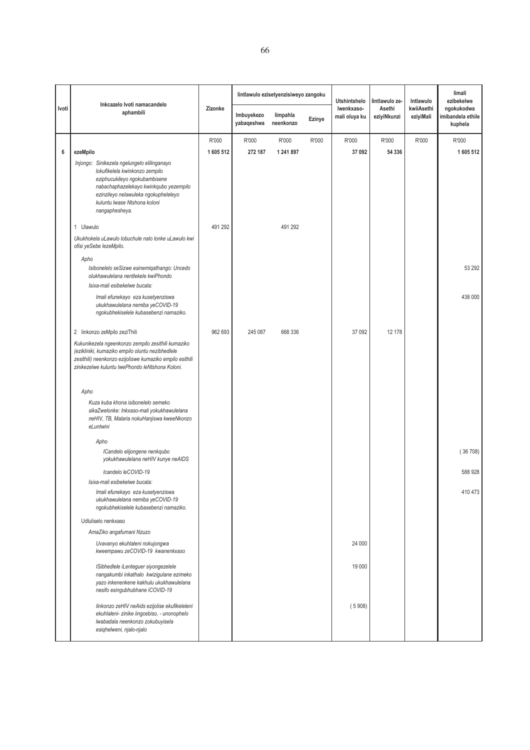| Ivoti | Inkcazelo Ivoti namacandelo aphambili | Zizonke | Iintlawulo ezisetyenzisiweyo zangoku | | | Utshintshelo lwenkxaso-mali oluya ku | Iintlawulo ze-Asethi eziyiNkunzi | Intlawulo kwiiAsethi eziyiMali | Iimali ezibekelwe ngokodwa imibandela ethile kuphela |
|---|---|---|---|---|---|---|---|---|---|
| | | | Imbuyekezo yabaqeshwa | Iimpahla neenkonzo | Ezinye | | | | |
| | | R'000 | R'000 | R'000 | R'000 | R'000 | R'000 | R'000 | R'000 |
| 6 | **ezeMpilo** | **1 605 512** | **272 187** | **1 241 897** | | **37 092** | **54 336** | | **1 605 512** |
| | *Injongo: Sinikezela ngelungelo elilinganayo lokufikelela kwinkonzo zempilo eziphucukileyo ngokubambisene nabachaphazelekayo kwinkqubo yezempilo ezinzileyo nelawuleka ngokupheleleyo kuluntu lwase Ntshona koloni nangaphesheya.* | | | | | | | | |
| | 1 Ulawulo | 491 292 | | 491 292 | | | | | |
| | *Ukukhokela uLawulo lobuchule nalo lonke uLawulo kwi ofisi yeSebe lezeMpilo.* | | | | | | | | |
| | *Apho* | | | | | | | | |
| | *Isibonelelo seSizwe esinemiqathango: Uncedo olukhawulelana nentlekele kwiPhondo* | | | | | | | | 53 292 |
| | *Isixa-mali esibekelwe bucala:* | | | | | | | | |
| | *Imali efunekayo eza kusetyenziswa ukukhawulelana nemiba yeCOVID-19 ngokubhekiselele kubasebenzi namaziko.* | | | | | | | | 438 000 |
| | 2 Iinkonzo zeMpilo zeziThili | 962 693 | 245 087 | 668 336 | | 37 092 | 12 178 | | |
| | *Kukunikezela ngeenkonzo zempilo zesithili kumaziko (ezikliniki, kumaziko empilo oluntu nezibhedlele zesithili) neenkonzo ezijoliswe kumaziko empilo esithili zinikezelwe kuluntu lwePhondo leNtshona Koloni.* | | | | | | | | |
| | *Apho* | | | | | | | | |
| | *Kuza kuba khona isibonelelo semeko sikaZwelonke: Inkxaso-mali yokukhawulelana neHIV, TB, Malaria nokuHanjiswa kweeNkonzo eLuntwini* | | | | | | | | |
| | *Apho* | | | | | | | | |
| | *ICandelo elijongene nenkqubo yokukhawulelana neHIV kunye neAIDS* | | | | | | | | ( 36 708) |
| | *Icandelo leCOVID-19* | | | | | | | | 588 928 |
| | *Isixa-mali esibekelwe bucala:* | | | | | | | | |
| | *Imali efunekayo eza kusetyenziswa ukukhawulelana nemiba yeCOVID-19 ngokubhekiselele kubasebenzi namaziko.* | | | | | | | | 410 473 |
| | Udluliselo nenkxaso | | | | | | | | |
| | *AmaZiko angafumani Nzuzo* | | | | | | | | |
| | *Uvavanyo ekuhlaleni nokujongwa kweempawu zeCOVID-19 kwanenkxaso* | | | | | 24 000 | | | |
| | *ISibhedlele iLenteguer siyongezelele nangakumbi inkathalo kwizigulane ezimeko yazo inkenenkene kakhulu ukukhawulelana nesifo esingubhubhane iCOVID-19* | | | | | 19 000 | | | |
| | *Iinkonzo zeHIV neAids ezijolise ekufikeleleni ekuhlaleni- zinike iingcebiso, - unonophelo lwabadala neenkonzo zokubuyisela esiqhelweni, njalo-njalo* | | | | | ( 5 908) | | | |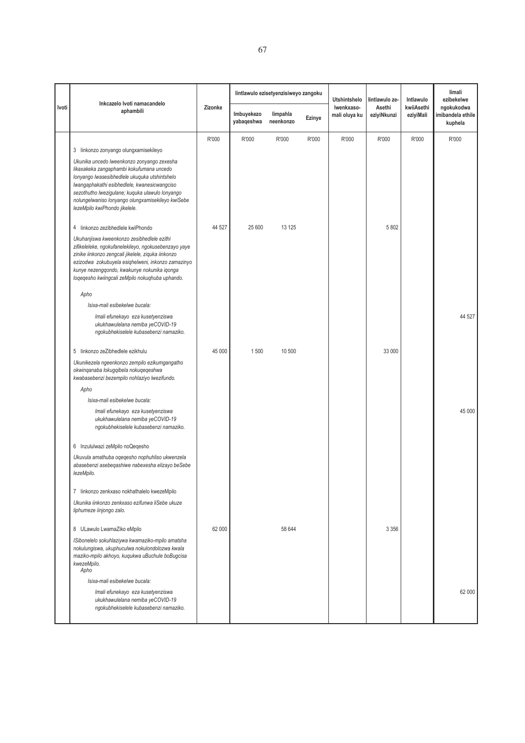| Ivoti | Inkcazelo Ivoti namacandelo aphambili | Zizonke | Iintlawulo ezisetyenzisiweyo zangoku | | | Utshintshelo Iwenkxaso-mali oluya ku | Iintlawulo ze-Asethi eziyiNkunzi | Intlawulo kwiiAsethi eziyiMali | Iimali ezibekelwe ngokukodwa imibandela ethile kuphela |
|---|---|---|---|---|---|---|---|---|---|
| | | | Imbuyekezo yabaqeshwa | Iimpahla neenkonzo | Ezinye | | | | |
| | | R'000 | R'000 | R'000 | R'000 | R'000 | R'000 | R'000 | R'000 |
| | 3 Iinkonzo zonyango olungxamisekileyo | | | | | | | | |
| | *Ukunika uncedo lweenkonzo zonyango zexesha likaxakeka zangaphambi kokufumana uncedo lonyango lwasesibhedlele ukuquka utshintshelo lwangaphakathi esibhedlele, kwanesicwangciso sezothutho lwezigulane; kuquka ulawulo lonyango nolungelwaniso lonyango olungxamisekileyo kwiSebe lezeMpilo kwiPhondo jikelele.* | | | | | | | | |
| | 4 Iinkonzo zezibhedlele kwiPhondo | 44 527 | 25 600 | 13 125 | | | 5 802 | | |
| | *Ukuhanjiswa kweenkonzo zesibhedlele ezithi zifikeleleke, ngokufanelekileyo, ngokusebenzayo yaye zinike iinkonzo zengcali jikelele, ziquka iinkonzo ezizodwa zokubuyela esiqhelweni, inkonzo zamazinyo kunye nezengqondo, kwakunye nokunika iqonga loqeqesho kwiingcali zeMpilo nokuqhuba uphando.* | | | | | | | | |
| | *Apho* | | | | | | | | |
| | *Isixa-mali esibekelwe bucala:* | | | | | | | | |
| | *Imali efunekayo eza kusetyenziswa ukukhawulelana nemiba yeCOVID-19 ngokubhekiselele kubasebenzi namaziko.* | | | | | | | | 44 527 |
| | 5 Iinkonzo zeZibhedlele ezikhulu | 45 000 | 1 500 | 10 500 | | | 33 000 | | |
| | *Ukunikezela ngeenkonzo zempilo ezikumgangatho okwinqanaba lokugqibela nokuqeqeshwa kwabasebenzi bezempilo nohlaziyo lwezifundo.* | | | | | | | | |
| | *Apho* | | | | | | | | |
| | *Isixa-mali esibekelwe bucala:* | | | | | | | | |
| | *Imali efunekayo eza kusetyenziswa ukukhawulelana nemiba yeCOVID-19 ngokubhekiselele kubasebenzi namaziko.* | | | | | | | | 45 000 |
| | 6 Inzululwazi zeMpilo noQeqesho | | | | | | | | |
| | *Ukuvula amathuba oqeqesho nophuhliso ukwenzela abasebenzi asebeqashiwe nabexesha elizayo beSebe lezeMpilo.* | | | | | | | | |
| | 7 Iinkonzo zenkxaso nokhathalelo kwezeMpilo | | | | | | | | |
| | *Ukunika iinkonzo zenkxaso ezifunwa liSebe ukuze liphumeze iinjongo zalo.* | | | | | | | | |
| | 8 ULawulo LwamaZiko eMpilo | 62 000 | | 58 644 | | | 3 356 | | |
| | *ISibonelelo sokuhlaziywa kwamaziko-mpilo amatsha nokulungiswa, ukuphuculwa nokulondolozwa kwala maziko-mpilo akhoyo, kuqukwa uBuchule boBugcisa kwezeMpilo.* | | | | | | | | |
| | *Apho* | | | | | | | | |
| | *Isixa-mali esibekelwe bucala:* | | | | | | | | |
| | *Imali efunekayo eza kusetyenziswa ukukhawulelana nemiba yeCOVID-19 ngokubhekiselele kubasebenzi namaziko.* | | | | | | | | 62 000 |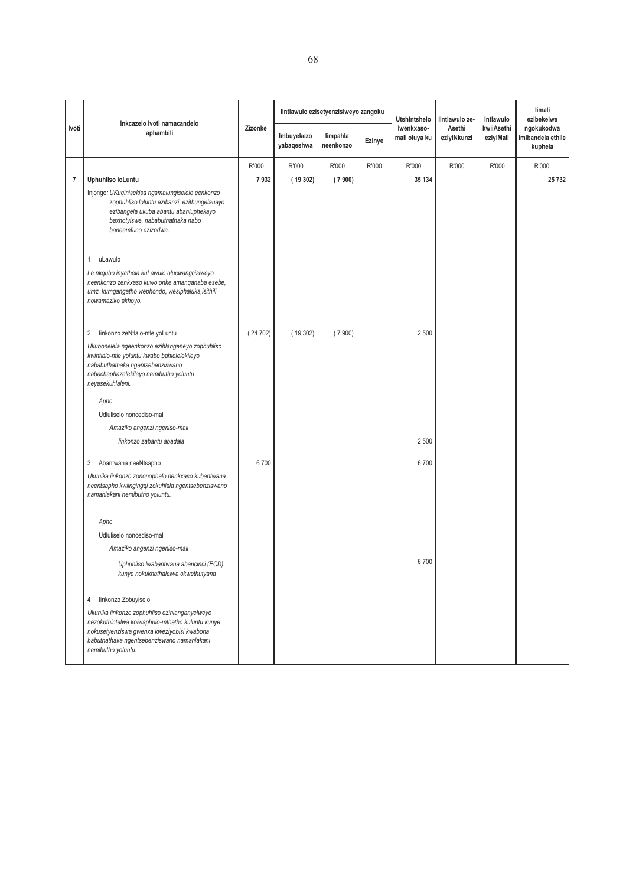| Ivoti | Inkcazelo Ivoti namacandelo aphambili | Zizonke | Iintlawulo ezisetyenzisiweyo zangoku | | | Utshintshelo lwenkxaso-mali oluya ku | Iintlawulo ze-Asethi eziyiNkunzi | Intlawulo kwiiAsethi eziyiMali | Iimali ezibekelwe ngokukodwa imibandela ethile kuphela |
|---|---|---|---|---|---|---|---|---|---|
| | | | Imbuyekezo yabaqeshwa | Iimpahla neenkonzo | Ezinye | | | | |
| | | R'000 | R'000 | R'000 | R'000 | R'000 | R'000 | R'000 | R'000 |
| 7 | **Uphuhliso loLuntu** | **7 932** | **( 19 302)** | **( 7 900)** | | **35 134** | | | **25 732** |
| | Injongo: *UKuqinisekisa ngamalungiselelo eenkonzo zophuhliso loluntu ezibanzi ezithungelanayo ezibangela ukuba abantu abahluphekayo baxhotyiswe, nababuthathaka nabo baneemfuno ezizodwa.* | | | | | | | | |
| | 1 uLawulo | | | | | | | | |
| | *Le nkqubo inyathela kuLawulo olucwangcisiweyo neenkonzo zenkxaso kuwo onke amanqanaba esebe, umz. kumgangatho wephondo, wesiphaluka,isithili nowamaziko akhoyo.* | | | | | | | | |
| | 2 Iinkonzo zeNtlalo-ntle yoLuntu | ( 24 702) | ( 19 302) | ( 7 900) | | 2 500 | | | |
| | *Ukubonelela ngeenkonzo ezihlangeneyo zophuhliso kwintlalo-ntle yoluntu kwabo bahlelelekileyo nababuthathaka ngentsebenziswano nabachaphazelekileyo nemibutho yoluntu neyasekuhlaleni.* | | | | | | | | |
| | *Apho* | | | | | | | | |
| | Udluliselo noncediso-mali | | | | | | | | |
| | *Amaziko angenzi ngeniso-mali* | | | | | | | | |
| | *Iinkonzo zabantu abadala* | | | | | 2 500 | | | |
| | 3 Abantwana neeNtsapho | 6 700 | | | | 6 700 | | | |
| | *Ukunika iinkonzo zononophelo nenkxaso kubantwana neentsapho kwiingingqi zokuhlala ngentsebenziswano namahlakani nemibutho yoluntu.* | | | | | | | | |
| | *Apho* | | | | | | | | |
| | Udluliselo noncediso-mali | | | | | | | | |
| | *Amaziko angenzi ngeniso-mali* | | | | | | | | |
| | *Uphuhliso lwabantwana abancinci (ECD) kunye nokukhathalelwa okwethutyana* | | | | | 6 700 | | | |
| | 4 Iinkonzo Zobuyiselo | | | | | | | | |
| | *Ukunika iinkonzo zophuhliso ezihlanganyelweyo nezokuthintelwa kolwaphulo-mthetho kuluntu kunye nokusetyenziswa gwenxa kweziyobisi kwabona babuthathaka ngentsebenziswano namahlakani nemibutho yoluntu.* | | | | | | | | |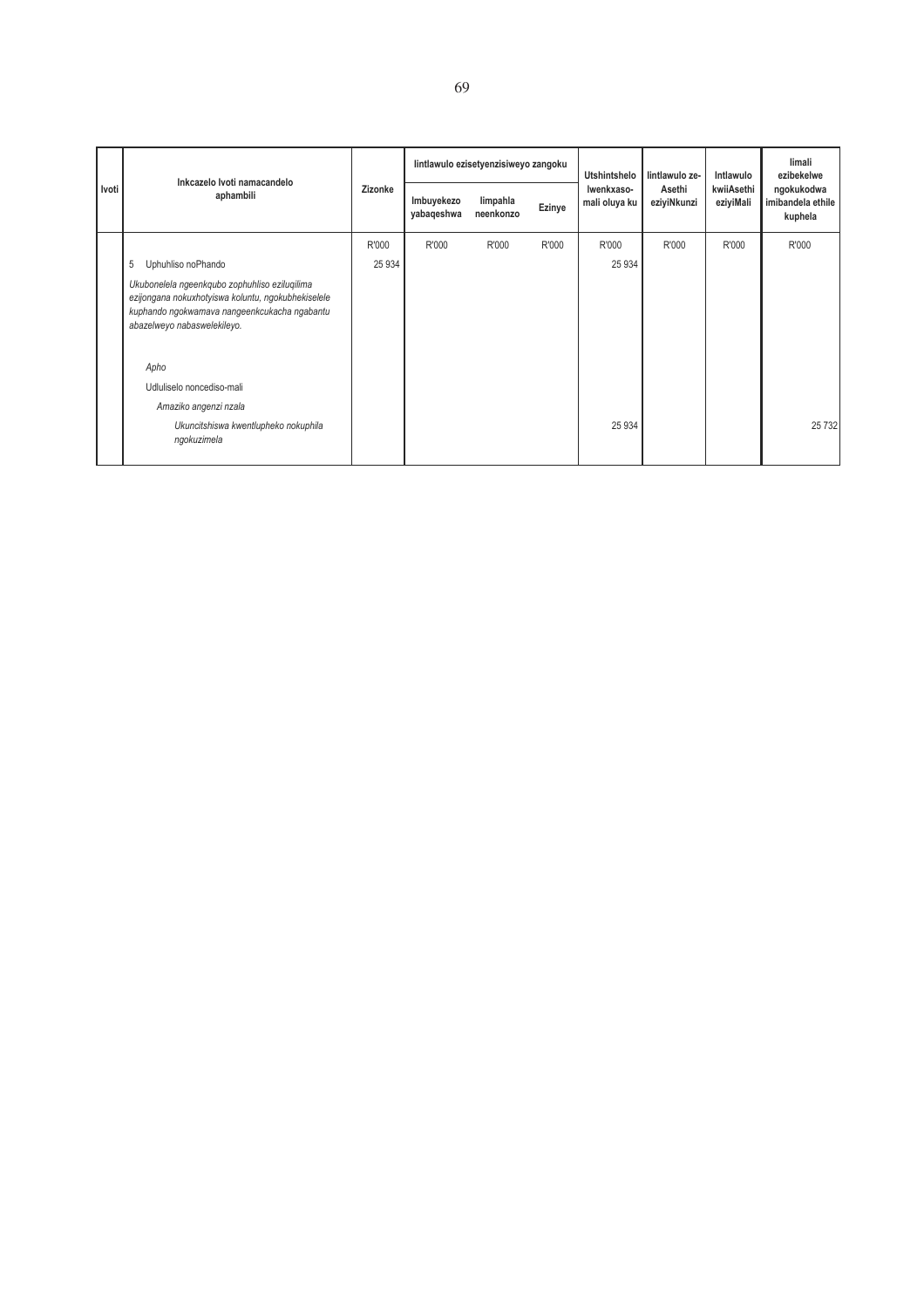| Ivoti | Inkcazelo Ivoti namacandelo aphambili | Zizonke | Iintlawulo ezisetyenzisiweyo zangoku | | | Utshintshelo lwenkxaso-mali oluya ku | Iintlawulo ze-Asethi eziyiNkunzi | Intlawulo kwiiAsethi eziyiMali | Iimali ezibekelwe ngokukodwa imibandela ethile kuphela |
|---|---|---|---|---|---|---|---|---|---|
| | | | Imbuyekezo yabaqeshwa | Iimpahla neenkonzo | Ezinye | | | | |
| | | R'000 | R'000 | R'000 | R'000 | R'000 | R'000 | R'000 | R'000 |
| | 5 Uphuhliso noPhando | 25 934 | | | | 25 934 | | | |
| | *Ukubonelela ngeenkqubo zophuhliso eziluqilima ezijongana nokuxhotyiswa koluntu, ngokubhekiselele kuphando ngokwamava nangeenkcukacha ngabantu abazelweyo nabaswelekileyo.* | | | | | | | | |
| | *Apho* | | | | | | | | |
| | Udluliselo noncediso-mali | | | | | | | | |
| | *Amaziko angenzi nzala* | | | | | | | | |
| | *Ukuncitshiswa kwentlupheko nokuphila ngokuzimela* | | | | | 25 934 | | | 25 732 |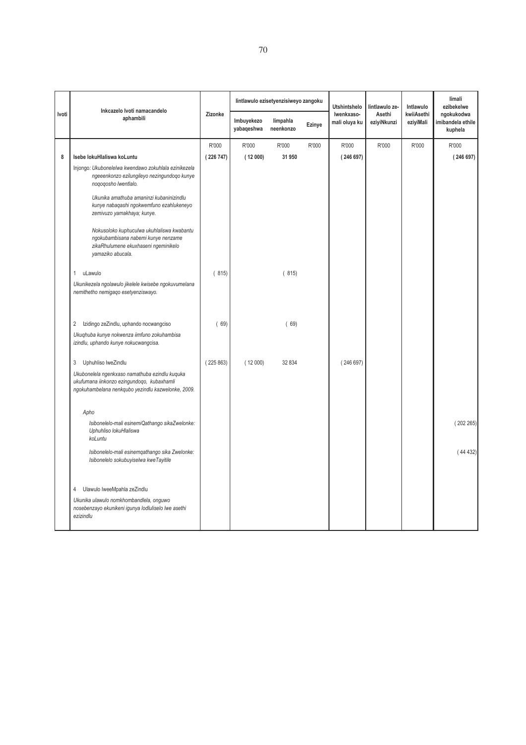| Ivoti | Inkcazelo Ivoti namacandelo aphambili | Izizonke | Iintlawulo ezisetyenzisiweyo zangoku | | | Utshintshelo lwenkxaso-mali oluya ku | Iintlawulo ze-Asethi eziyiNkunzi | Intlawulo kwiiAsethi eziyiMali | Iimali ezibekelwe ngokukodwa imibandela ethile kuphela |
|---|---|---|---|---|---|---|---|---|---|
| | | | Imbuyekezo yabaqeshwa | Iimpahla neenkonzo | Ezinye | | | | |
| | | R'000 | R'000 | R'000 | R'000 | R'000 | R'000 | R'000 | R'000 |
| 8 | **Isebe lokuHlaliswa koLuntu** | **( 226 747)** | **( 12 000)** | **31 950** | | **( 246 697)** | | | **( 246 697)** |
| | *Injongo: Ukubonelelwa kwendawo zokuhlala ezinikezela ngeeenkonzo ezilungileyo nezingundoqo kunye noqoqosho lwentlalo.* | | | | | | | | |
| | *Ukunika amathuba amaninzi kubaninizindlu kunye nabaqashi ngokwemfuno ezahlukeneyo zemivuzo yamakhaya; kunye.* | | | | | | | | |
| | *Nokusoloko kuphuculwa ukuhlaliswa kwabantu ngokubambisana nabemi kunye nenzame zikaRhulumente ekuxhaseni ngeminikelo yamaziko abucala.* | | | | | | | | |
| | 1 uLawulo | ( 815) | | ( 815) | | | | | |
| | *Ukunikezela ngolawulo jikelele kwisebe ngokuvumelana nemithetho nemigaqo esetyenziswayo.* | | | | | | | | |
| | 2 Izidingo zeZindlu, uphando nocwangciso | ( 69) | | ( 69) | | | | | |
| | *Ukuqhuba kunye nokwenza iimfuno zokuhambisa izindlu, uphando kunye nokucwangcisa.* | | | | | | | | |
| | 3 Uphuhliso lweZindlu | ( 225 863) | ( 12 000) | 32 834 | | ( 246 697) | | | |
| | *Ukubonelela ngenkxaso namathuba ezindlu kuquka ukufumana iinkonzo ezingundoqo, kubaxhamli ngokuhambelana nenkqubo yezindlu kazwelonke, 2009.* | | | | | | | | |
| | *Apho* | | | | | | | | |
| | *Isibonelelo-mali esinemiQathango sikaZwelonke: Uphuhliso lokuHlaliswa koLuntu* | | | | | | | | ( 202 265) |
| | *Isibonelelo-mali esinemqathangisi sika Zwelonke: Isibonelelo sokubuyiselwa kweTayitile* | | | | | | | | ( 44 432) |
| | 4 Ulawulo lweeMpahla zeZindlu | | | | | | | | |
| | *Ukunika ulawulo nomkhombandlela, onguwo nosebenzayo ekunikeni igunya lodluliselo lwe asethi ezizindlu* | | | | | | | | |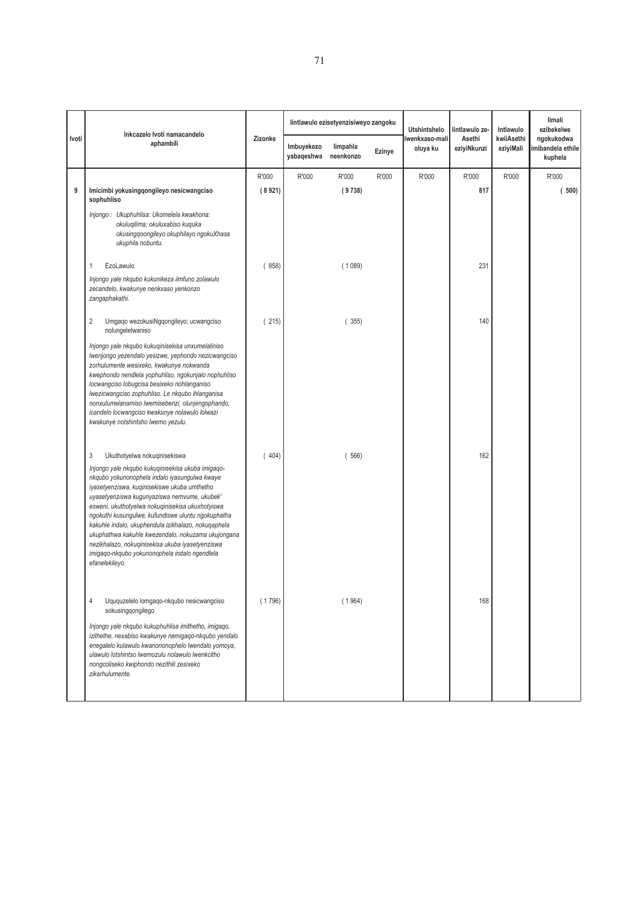| Ivoti | Inkcazelo Ivoti namacandelo aphambili | Zizonke | Iintlawulo ezisetyenzisiweyo zangoku | | | Utshintshelo lwenkxaso-mali oluya ku | Iintlawulo ze-Asethi eziyiNkunzi | Intlawulo kwiiAsethi eziyiMali | Iimali ezibekelwe ngokukodwa imibandela ethile kuphela |
|---|---|---|---|---|---|---|---|---|---|
| | | | Imbuyekezo yabaqeshwa | Iimpahla neenkonzo | Ezinye | | | | |
| | | R'000 | R'000 | R'000 | R'000 | R'000 | R'000 | R'000 | R'000 |
| 9 | **Imicimbi yokusingqongileyo nesicwangciso sophuhliso** | **( 8 921)** | | **( 9 738)** | | | **817** | | **( 500)** |
| | *Injongo : Ukuphuhlisa: Ukomelela kwakhona: okuluqilima; okuluxabiso kuquka okusingqoongileyo okuphilayo ngokuXhasa ukuphila nobuntu.* | | | | | | | | |
| | 1 EzoLawulo | ( 858) | | ( 1 089) | | | 231 | | |
| | *Injongo yale nkqubo kukunikeza iimfuno zolawulo zecandelo, kwakunye nenkxaso yenkonzo zangaphakathi.* | | | | | | | | |
| | 2 Umgaqo wezokusiNgqongileyo; ucwangciso nolungelelwaniso | ( 215) | | ( 355) | | | 140 | | |
| | *Injongo yale nkqubo kukuqinisekisa unxumelaliniso lwenjongo yezendalo yesizwe, yephondo nezicwangciso zorhulumente wesixeko, kwakunye nokwanda kwephondo nendlela yophuhliso, ngokunjalo nophuhliso locwangciso lobugcisa besixeko nohlanganiso lwezicwangciso zophuhliso. Le nkqubo ihlanganisa nonxulumelanamiso lwemisebenzi, olunjengophando, icandelo locwangciso kwakunye nolawulo lolwazi kwakunye notshintsho lwemo yezulu.* | | | | | | | | |
| | 3 Ukuthotyelwa nokuqinisekiswa | ( 404) | | ( 566) | | | 162 | | |
| | *Injongo yale nkqubo kukuqinisekisa ukuba imigaqo-nkqubo yokunonophela indalo iyasungulwa kwaye iyasetyenziswa, kuqinisekiswe ukuba umthetho uyasetyenziswa kugunyaziswa nemvume, ukubek' esweni, ukuthotyelwa nokuqinisekisa ukuxhotyiswa ngokuthi kusungulwe, kufundiswe uluntu ngokuphatha kakuhle indalo, ukuphendula izikhalazo, nokuqaphela ukuphathwa kakuhle kwezendalo, nokuzama ukujongana nezikhalazo, nokuqinisekisa ukuba iyasetyenziswa imigaqo-nkqubo yokunonophela indalo ngendlela efanelekileyo.* | | | | | | | | |
| | 4 Uququzelelo lomgaqo-nkqubo nesicwangciso sokusingqongilego | ( 1 796) | | ( 1 964) | | | 168 | | |
| | *Injongo yale nkqubo kukuphuhlisa imithetho, imigaqo, izithethe, nexabiso kwakunye nemigaqo-nkqubo yendalo enegalelo kulawulo kwanononophelo lwendalo yomoya, ulawulo lotshintso lwemozulu nolawulo lwenkcitho nongcoliseko kwiphondo nezithili zesixeko zikarhulumente.* | | | | | | | | |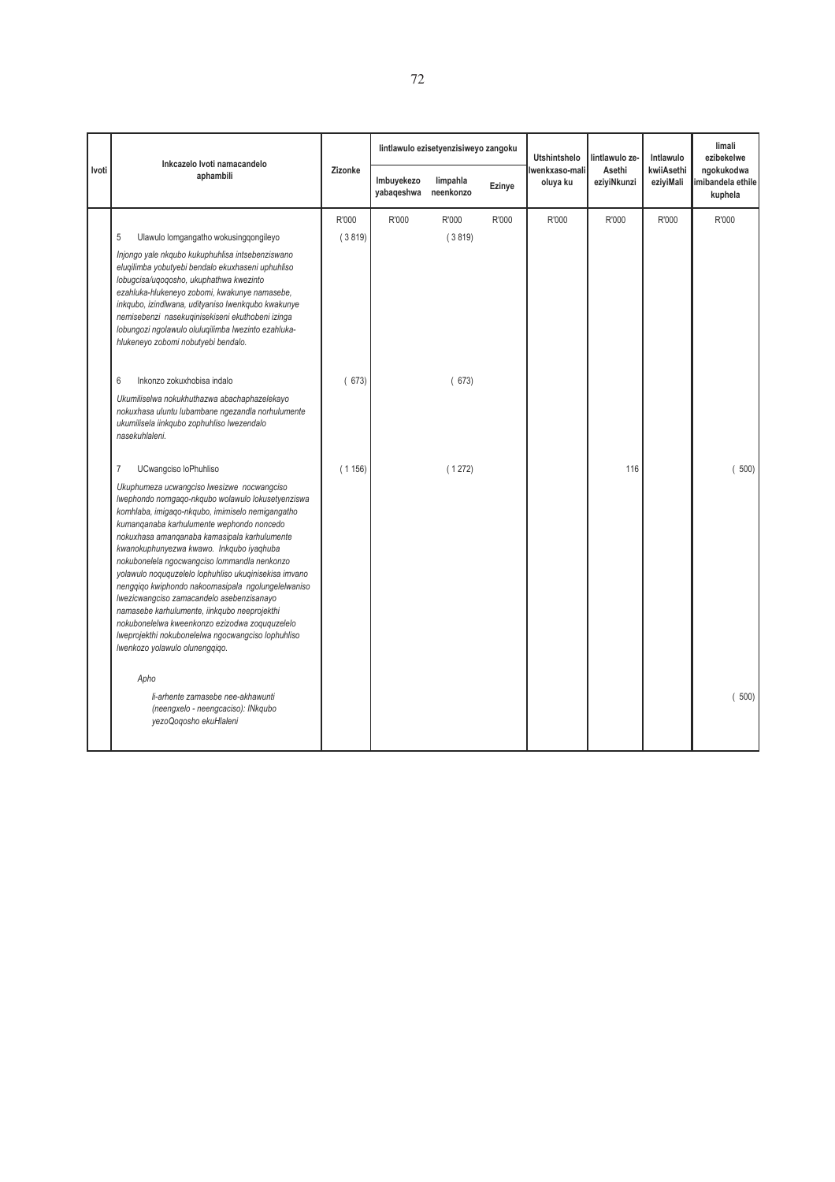| Ivoti | Inkcazelo Ivoti namacandelo aphambili | Zizonke | Iintlawulo ezisetyenzisiweyo zangoku | | | Utshintshelo lwenkxaso-mali oluya ku | Iintlawulo ze-Asethi eziyiNkunzi | Intlawulo kwiiAsethi eziyiMali | Iimali ezibekelwe ngokukodwa imibandela ethile kuphela |
|---|---|---|---|---|---|---|---|---|---|
| | | | Imbuyekezo yabaqeshwa | Iimpahla neenkonzo | Ezinye | | | | |
| | | R'000 | R'000 | R'000 | R'000 | R'000 | R'000 | R'000 | R'000 |
| | 5 Ulawulo lomgangatho wokusingqongileyo | ( 3 819) | | ( 3 819) | | | | | |
| | *Injongo yale nkqubo kukuphuhlisa intsebenziswano eluqilimba yobutyebi bendalo ekuxhaseni uphuhliso lobugcisa/uqoqosho, ukuphathwa kwezinto ezahluka-hlukeneyo zobomi, kwakunye namasebe, inkqubo, izindlwana, udityaniso lwenkqubo kwakunye nemisebenzi nasekuqinisekiseni ekuthobeni izinga lobungozi ngolawulo oluluqilimba lwezinto ezahluka-hlukeneyo zobomi nobutyebi bendalo.* | | | | | | | | |
| | 6 Inkonzo zokuxhobisa indalo | ( 673) | | ( 673) | | | | | |
| | *Ukumiliselwa nokukhuthazwa abachaphazelekayo nokuxhasa uluntu lubambane ngezandla norhulumente ukumilisela iinkqubo zophuhliso lwezendalo nasekuhlaleni.* | | | | | | | | |
| | 7 UCwangciso loPhuhliso | ( 1 156) | | ( 1 272) | | | 116 | | ( 500) |
| | *Ukuphumeza ucwangciso lwesizwe nocwangciso lwephondo nomgaqo-nkqubo wolawulo lokusetyenziswa komhlaba, imigaqo-nkqubo, imimiselo nemigangatho kumanqanaba karhulumente wephondo noncedo nokuxhasa amanqanaba kamasipala karhulumente kwanokuphunyezwa kwawo. Inkqubo iyaqhuba nokubonelela ngocwangciso lommandla nenkonzo yolawulo noququzelelo lophuhliso ukuqinisekisa imvano nengqiqo kwiphondo nakoomasipala ngolungelelwaniso lwezicwangciso zamacandelo asebenzisanayo namasebe karhulumente, iinkqubo neeprojekthi nokubonelelwa kweenkonzo ezizodwa zoququzelelo lweprojekthi nokubonelelwa ngocwangciso lophuhliso lwenkozo yolawulo olunengqiqo.* | | | | | | | | |
| | *Apho* | | | | | | | | |
| | *Ii-arhente zamasebe nee-akhawunti (neengxelo - neengcaciso): INkqubo yezoQoqosho ekuHlaleni* | | | | | | | | ( 500) |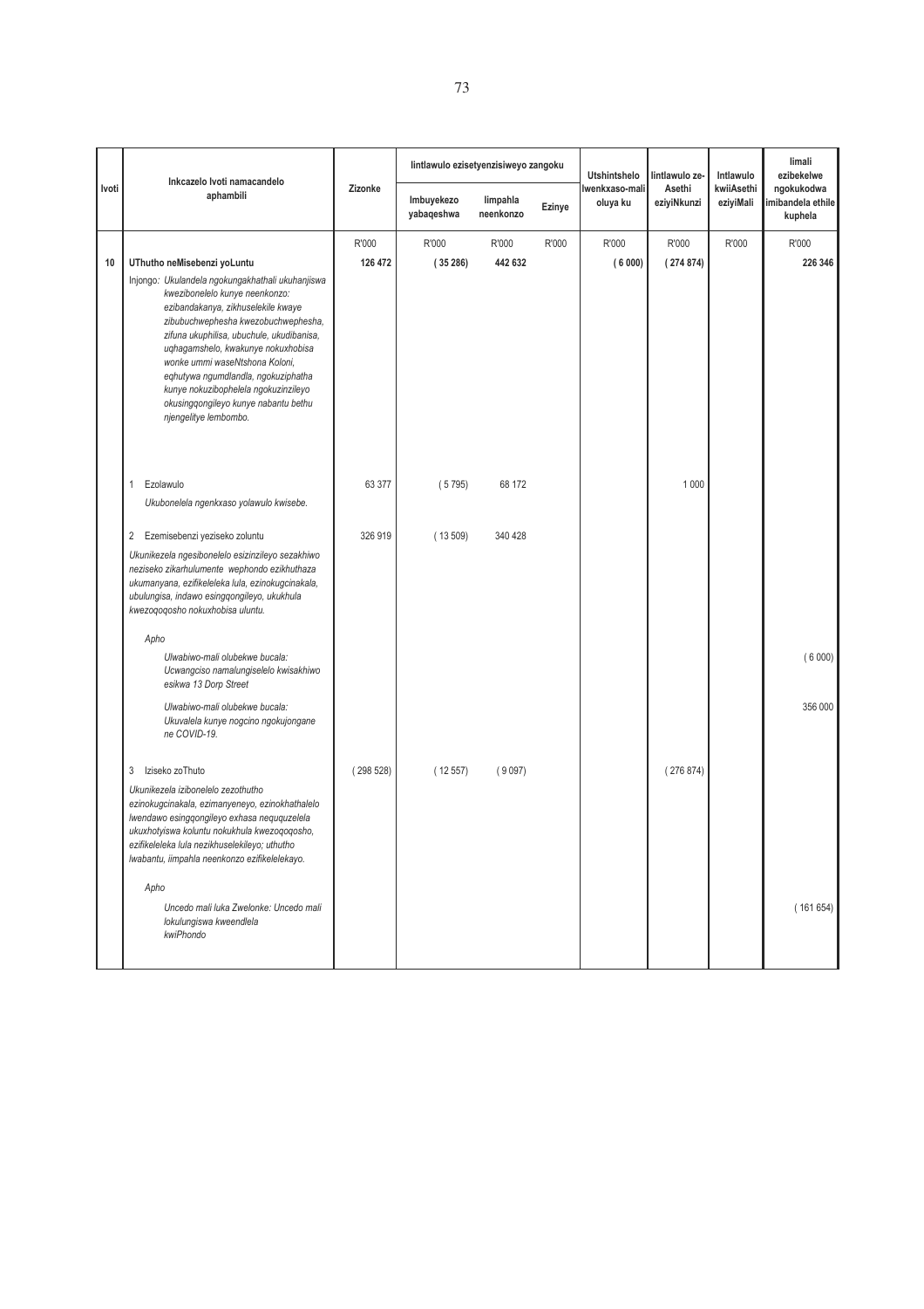| Ivoti | Inkcazelo Ivoti namacandelo aphambili | Zizonke | Iintlawulo ezisetyenzisiweyo zangoku | | | Utshintshelo lwenkxaso-mali oluya ku | Iintlawulo ze-Asethi eziyiNkunzi | Intlawulo kwiiAsethi eziyiMali | Iimali ezibekelwe ngokukodwa imibandela ethile kuphela |
|---|---|---|---|---|---|---|---|---|---|
| | | | Imbuyekezo yabaqeshwa | Iimpahla neenkonzo | Ezinye | | | | |
| | | R'000 | R'000 | R'000 | R'000 | R'000 | R'000 | R'000 | R'000 |
| **10** | **UThutho neMisebenzi yoLuntu** | **126 472** | **( 35 286)** | **442 632** | | **( 6 000)** | **( 274 874)** | | **226 346** |
| | Injongo: *Ukulandela ngokungakhathali ukuhanjiswa kwezibonelelo kunye neenkonzo: ezibandakanya, zikhuselekile kwaye zibubuchwephesha kwezobuchwephesha, zifuna ukuphilisa, ubuchule, ukudibanisa, uqhagamshelo, kwakunye nokuxhobisa wonke ummi waseNtshona Koloni, eqhutywa ngumdlandla, ngokuziphatha kunye nokuzibophelela ngokuzinzileyo okusingqongileyo kunye nabantu bethu njengelitye lembombo.* | | | | | | | | |
| | 1 Ezolawulo | 63 377 | ( 5 795) | 68 172 | | | 1 000 | | |
| | *Ukubonelela ngenkxaso yolawulo kwisebe.* | | | | | | | | |
| | 2 Ezemisebenzi yeziseko zoluntu | 326 919 | ( 13 509) | 340 428 | | | | | |
| | *Ukunikezela ngesibonelelo esizinzileyo sezakhiwo neziseko zikarhulumente wephondo ezikhuthaza ukumanyana, ezifikeleleka lula, ezinokugcinakala, ubulungisa, indawo esingqongileyo, ukukhula kwezoqoqosho nokuxhobisa uluntu.* | | | | | | | | |
| | *Apho* | | | | | | | | |
| | *Ulwabiwo-mali olubekwe bucala: Ucwangciso namalungiselelo kwisakhiwo esikwa 13 Dorp Street* | | | | | | | | ( 6 000) |
| | *Ulwabiwo-mali olubekwe bucala: Ukuvalela kunye nogcino ngokujongane ne COVID-19.* | | | | | | | | 356 000 |
| | 3 Iziseko zoThuto | ( 298 528) | ( 12 557) | ( 9 097) | | | ( 276 874) | | |
| | *Ukunikezela izibonelelo zezothutho ezinokugcinakala, ezimanyeneyo, ezinokhathalelo lwendawo esingqongileyo exhasa neququzelela ukuxhotyiswa koluntu nokukhula kwezoqoqosho, ezifikeleleka lula nezikhuselekileyo; uthutho lwabantu, iimpahla neenkonzo ezifikelelekayo.* | | | | | | | | |
| | *Apho* | | | | | | | | |
| | *Uncedo mali luka Zwelonke: Uncedo mali lokulungiswa kweendlela kwiPhondo* | | | | | | | | ( 161 654) |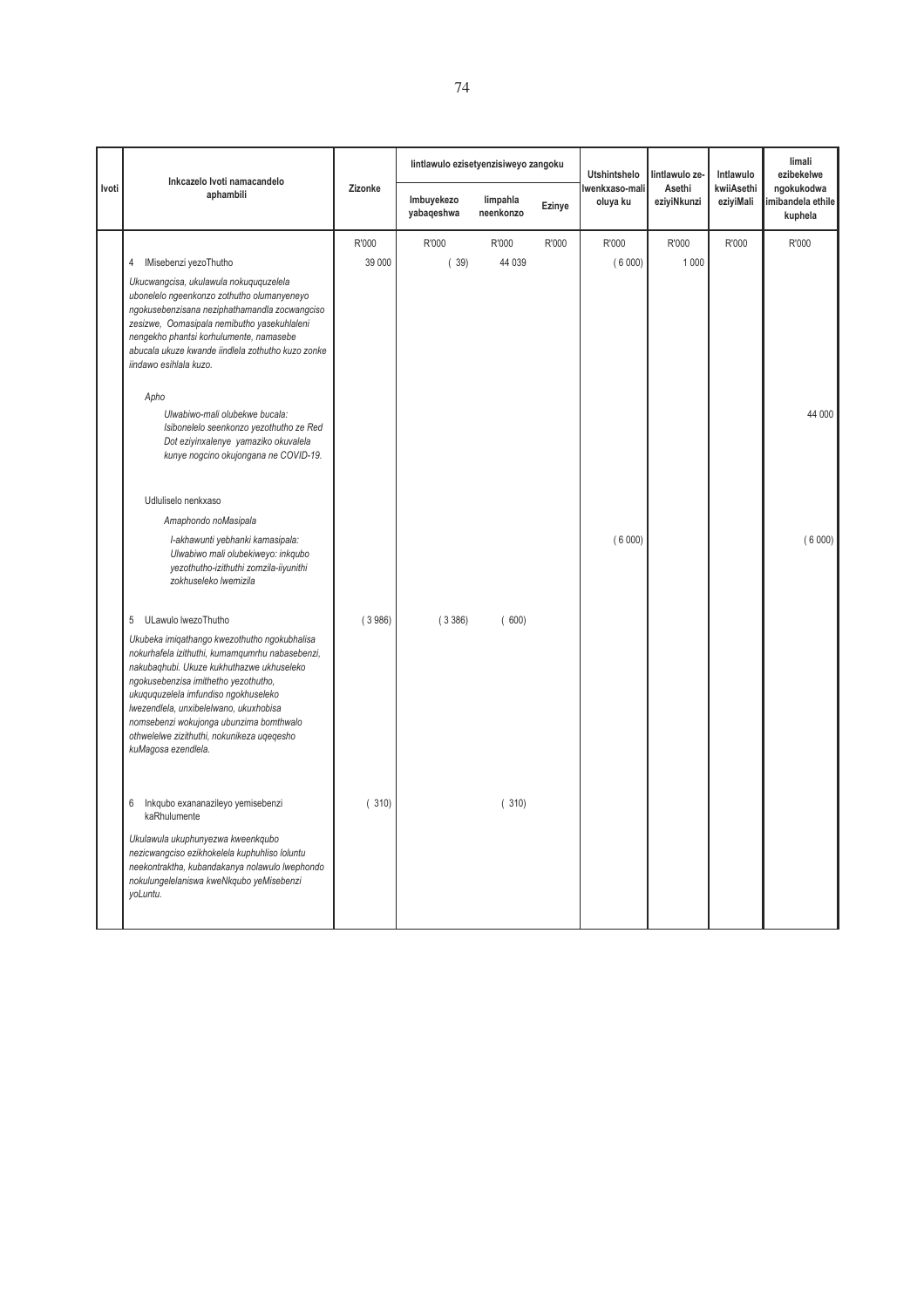| Ivoti | Inkcazelo Ivoti namacandelo aphambili | Zizonke | Iintlawulo ezisetyenzisiweyo zangoku | | | Utshintshelo lwenkxaso-mali oluya ku | Iintlawulo ze-Asethi eziyiNkunzi | Intlawulo kwiiAsethi eziyiMali | Iimali ezibekelwe ngokukodwa imibandela ethile kuphela |
|---|---|---|---|---|---|---|---|---|---|
| | | | Imbuyekezo yabaqeshwa | Iimpahla neenkonzo | Ezinye | | | | |
| | | R'000 | R'000 | R'000 | R'000 | R'000 | R'000 | R'000 | R'000 |
| | 4 IMisebenzi yezoThutho | 39 000 | ( 39) | 44 039 | | ( 6 000) | 1 000 | | |
| | *Ukucwangcisa, ukulawula nokuququzelela ubonelelo ngeenkonzo zothutho olumanyeneyo ngokusebenzisana neziphathamandla zocwangciso zesizwe, Oomasipala nemibutho yasekuhlaleni nengekho phantsi korhulumente, namasebe abucala ukuze kwande iindlela zothutho kuzo zonke iindawo esihlala kuzo.* | | | | | | | | |
| | *Apho* | | | | | | | | |
| | *Ulwabiwo-mali olubekwe bucala: Isibonelelo seenkonzo yezothutho ze Red Dot eziyinxalenye yamaziko okuvalela kunye nogcino okujongana ne COVID-19.* | | | | | | | | 44 000 |
| | Udluliselo nenkxaso | | | | | | | | |
| | *Amaphondo noMasipala* | | | | | | | | |
| | *I-akhawunti yebhanki kamasipala: Ulwabiwo mali olubekiweyo: inkqubo yezothutho-izithuthi zomzila-iiyunithi zokhuseleko lwemizila* | | | | | ( 6 000) | | | ( 6 000) |
| | 5 ULawulo lwezoThutho | ( 3 986) | ( 3 386) | ( 600) | | | | | |
| | *Ukubeka imiqathango kwezothutho ngokubhalisa nokurhafela izithuthi, kumamqumrhu nabasebenzi, nakubaqhubi. Ukuze kukhuthazwe ukhuseleko ngokusebenzisa imithetho yezothutho, ukuququzelela imfundiso ngokhuseleko lwezendlela, unxibelelwano, ukuxhobisa nomsebenzi wokujonga ubunzima bomthwalo othwelelwe zizithuthi, nokunikeza uqeqesho kuMagosa ezendlela.* | | | | | | | | |
| | 6 Inkqubo exananazileyo yemisebenzi kaRhulumente | ( 310) | | ( 310) | | | | | |
| | *Ukulawula ukuphunyezwa kweenkqubo nezicwangciso ezikhokelela kuphuhliso loluntu neekontraktha, kubandakanya nolawulo lwephondo nokulungelelaniswa kweNkqubo yeMisebenzi yoLuntu.* | | | | | | | | |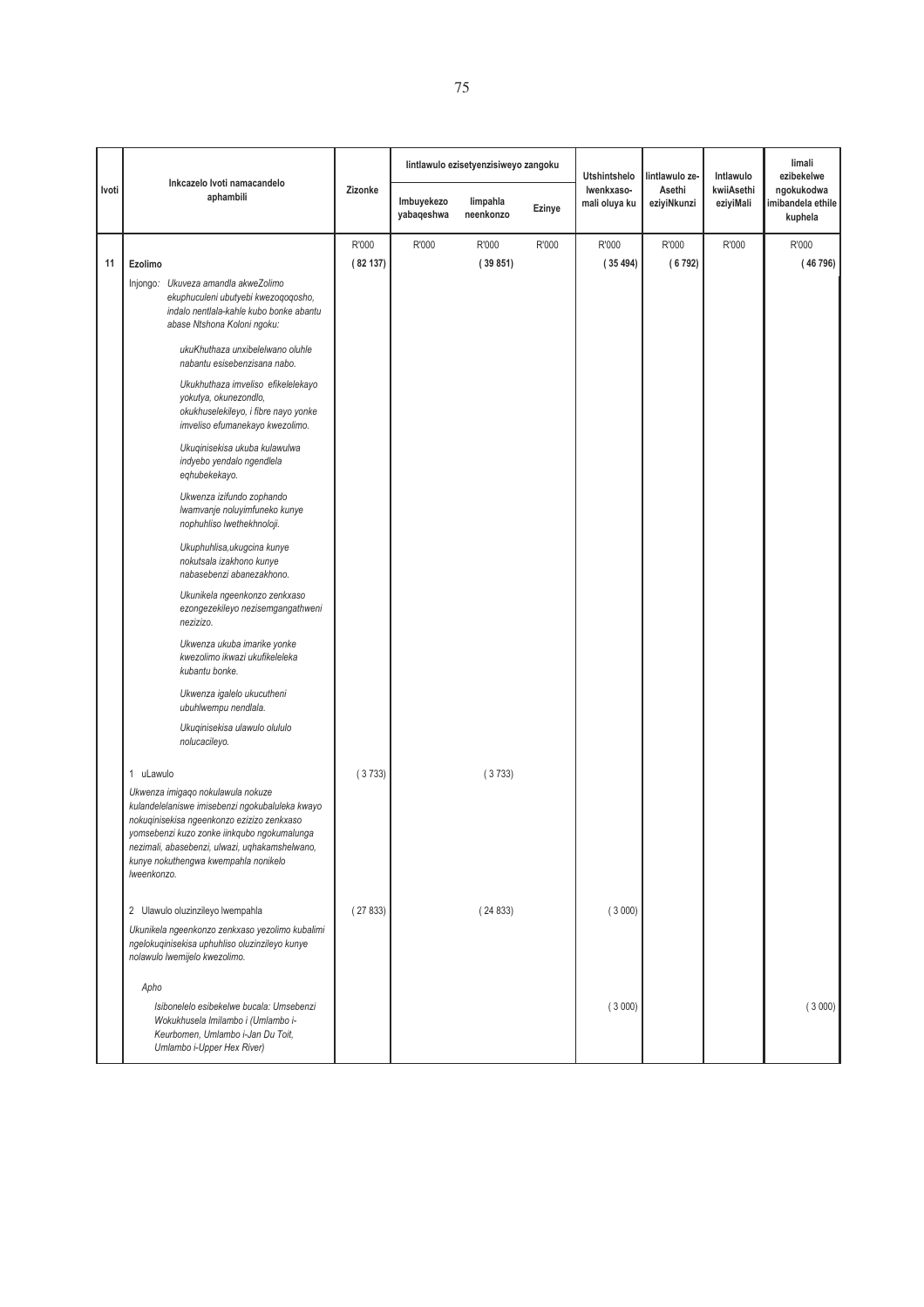| Ivoti | Inkcazelo Ivoti namacandelo aphambili | Zizonke | Iintlawulo ezisetyenzisiweyo zangoku | | | Utshintshelo lwenkxaso-mali oluya ku | Iintlawulo ze-Asethi eziyiNkunzi | Intlawulo kwiiAsethi eziyiMali | Iimali ezibekelwe ngokukodwa imibandela ethile kuphela |
|---|---|---|---|---|---|---|---|---|---|
| | | | Imbuyekezo yabaqeshwa | Iimpahla neenkonzo | Ezinye | | | | |
| | | R'000 | R'000 | R'000 | R'000 | R'000 | R'000 | R'000 | R'000 |
| **11** | **Ezolimo** | (82 137) | | (39 851) | | (35 494) | (6 792) | | (46 796) |
| | Injongo: *Ukuveza amandla akweZolimo ekuphuculeni ubutyebi kwezoqoqosho, indalo nentlala-kahle kubo bonke abantu abase Ntshona Koloni ngoku:* | | | | | | | | |
| | *ukuKhuthaza unxibelelwano oluhle nabantu esisebenzisana nabo.* | | | | | | | | |
| | *Ukukhuthaza imveliso efikelelekayo yokutya, okunezondlo, okukhuselekileyo, i fibre nayo yonke imveliso efumanekayo kwezolimo.* | | | | | | | | |
| | *Ukuqinisekisa ukuba kulawulwa indyebo yendalo ngendlela eqhubekekayo.* | | | | | | | | |
| | *Ukwenza izifundo zophando lwamvanje noluyimfuneko kunye nophuhliso lwethekhnoloji.* | | | | | | | | |
| | *Ukuphuhlisa,ukugcina kunye nokutsala izakhono kunye nabasebenzi abanezakhono.* | | | | | | | | |
| | *Ukunikela ngeenkonzo zenkxaso ezongezekileyo nezisemgangathweni nezizizo.* | | | | | | | | |
| | *Ukwenza ukuba imarike yonke kwezolimo ikwazi ukufikeleleka kubantu bonke.* | | | | | | | | |
| | *Ukwenza igalelo ukucutheni ubuhlwempu nendlala.* | | | | | | | | |
| | *Ukuqinisekisa ulawulo olululo nolucacileyo.* | | | | | | | | |
| | 1 uLawulo | (3 733) | | (3 733) | | | | | |
| | *Ukwenza imigaqo nokulawula nokuze kulandelelaniswe imisebenzi ngokubaluleka kwayo nokuqinisekisa ngeenkonzo ezizizo zenkxaso yomsebenzi kuzo zonke iinkqubo ngokumalunga nezimali, abasebenzi, ulwazi, uqhakamshelwano, kunye nokuthengwa kwempahla nonikelo lweenkonzo.* | | | | | | | | |
| | 2 Ulawulo oluzinzileyo lwempahla | (27 833) | | (24 833) | | (3 000) | | | |
| | *Ukunikela ngeenkonzo zenkxaso yezolimo kubalimi ngelokuqinisekisa uphuhliso oluzinzileyo kunye nolawulo lwemijelo kwezolimo.* | | | | | | | | |
| | *Apho* | | | | | | | | |
| | *Isibonelelo esibekelwe bucala: Umsebenzi Wokukhusela Imilambo i (Umlambo i-Keurbomen, Umlambo i-Jan Du Toit, Umlambo i-Upper Hex River)* | | | | | (3 000) | | | (3 000) |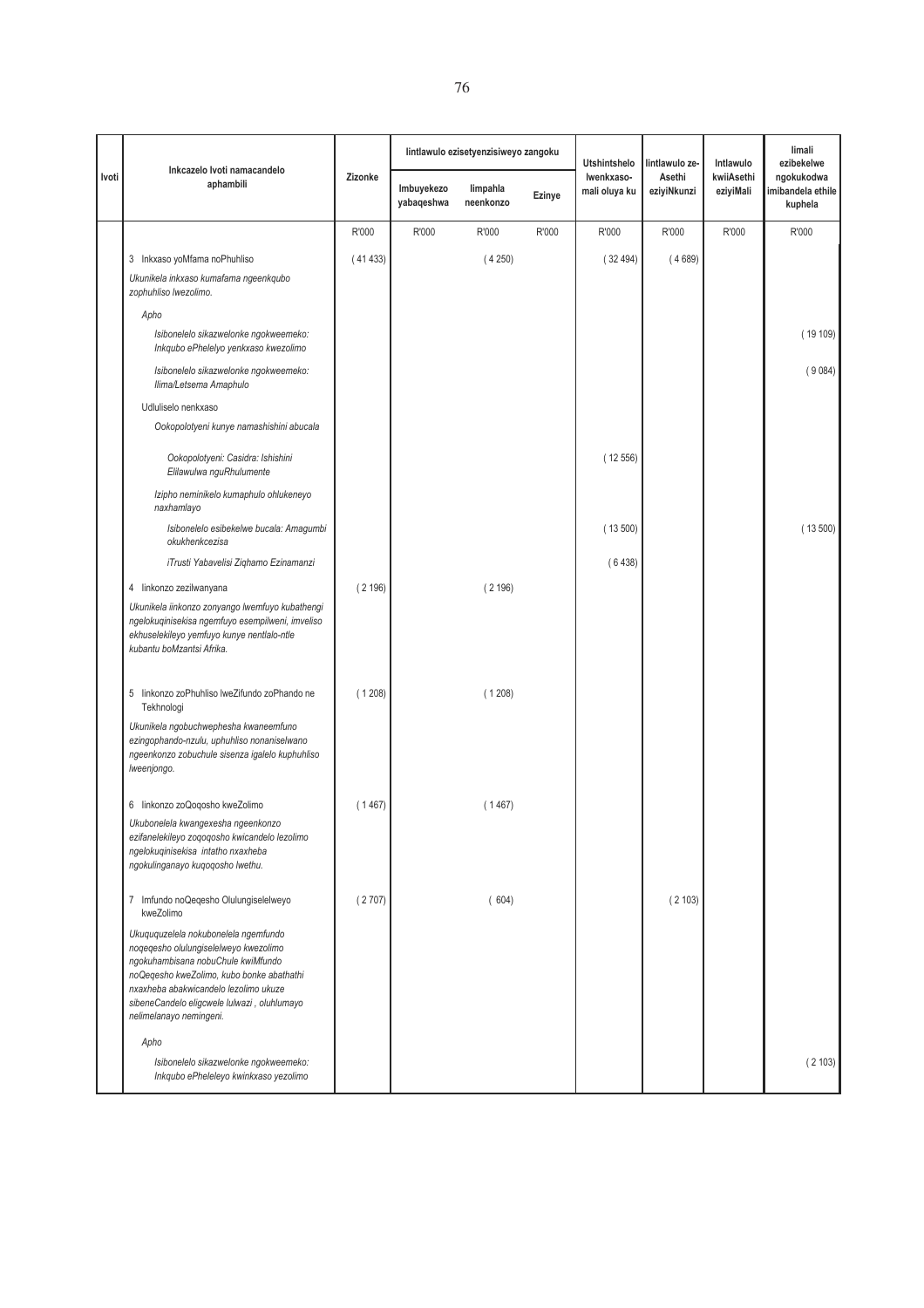| Ivoti | Inkcazelo Ivoti namacandelo aphambili | Zizonke | Iintlawulo ezisetyenzisiweyo zangoku | | | Utshintshelo lwenkxaso-mali oluya ku | Iintlawulo ze-Asethi eziyiNkunzi | Intlawulo kwiiAsethi eziyiMali | Iimali ezibekelwe ngokukodwa imibandela ethile kuphela |
|---|---|---|---|---|---|---|---|---|---|
| | | | Imbuyekezo yabaqeshwa | Iimpahla neenkonzo | Ezinye | | | | |
| | | R'000 | R'000 | R'000 | R'000 | R'000 | R'000 | R'000 | R'000 |
| | 3 Inkxaso yoMfama noPhuhliso | ( 41 433) | | ( 4 250) | | ( 32 494) | ( 4 689) | | |
| | *Ukunikela inkxaso kumafama ngeenkqubo zophuhliso lwezolimo.* | | | | | | | | |
| | *Apho* | | | | | | | | |
| | *Isibonelelo sikazwelonke ngokweemeko: Inkqubo ePhelelyo yenkxaso kwezolimo* | | | | | | | | ( 19 109) |
| | *Isibonelelo sikazwelonke ngokweemeko: Ilima/Letsema Amaphulo* | | | | | | | | ( 9 084) |
| | Udluliselo nenkxaso | | | | | | | | |
| | *Ookopolotyeni kunye namashishini abucala* | | | | | | | | |
| | *Ookopolotyeni: Casidra: Ishishini Elilawulwa nguRhulumente* | | | | | ( 12 556) | | | |
| | *Izipho neminikelo kumaphulo ohlukeneyo naxhamlayo* | | | | | | | | |
| | *Isibonelelo esibekelwe bucala: Amagumbi okukhenkcezisa* | | | | | ( 13 500) | | | ( 13 500) |
| | *iTrusti Yabavelisi Ziqhamo Ezinamanzi* | | | | | ( 6 438) | | | |
| | 4 Iinkonzo zezilwanyana | ( 2 196) | | ( 2 196) | | | | | |
| | *Ukunikela iinkonzo zonyango lwemfuyo kubathengi ngelokuqinisekisa ngemfuyo esempilweni, imveliso ekhuselekileyo yemfuyo kunye nentlalo-ntle kubantu boMzantsi Afrika.* | | | | | | | | |
| | 5 Iinkonzo zoPhuhliso lweZifundo zoPhando ne Tekhnologi | ( 1 208) | | ( 1 208) | | | | | |
| | *Ukunikela ngobuchwephesha kwaneemfuno ezingophando-nzulu, uphuhliso nonaniselwano ngeenkonzo zobuchule sisenza igalelo kuphuhliso lweenjongo.* | | | | | | | | |
| | 6 Iinkonzo zoQoqosho kweZolimo | ( 1 467) | | ( 1 467) | | | | | |
| | *Ukubonelela kwangexesha ngeenkonzo ezifanelekileyo zoqoqosho kwicandelo lezolimo ngelokuqinisekisa intatho nxaxheba ngokulinganayo kuqoqosho lwethu.* | | | | | | | | |
| | 7 Imfundo noQeqesho Olulungiselelweyo kweZolimo | ( 2 707) | | ( 604) | | | ( 2 103) | | |
| | *Ukuququzelela nokubonelela ngemfundo noqeqesho olulungiselelweyo kwezolimo ngokuhambisana nobuChule kwiMfundo noQeqesho kweZolimo, kubo bonke abathathi nxaxheba abakwicandelo lezolimo ukuze sibeneCandelo eligcwele lulwazi , oluhlumayo nelimelanayo nemingeni.* | | | | | | | | |
| | *Apho* | | | | | | | | |
| | *Isibonelelo sikazwelonke ngokweemeko: Inkqubo ePheleleyo kwinkxaso yezolimo* | | | | | | | | ( 2 103) |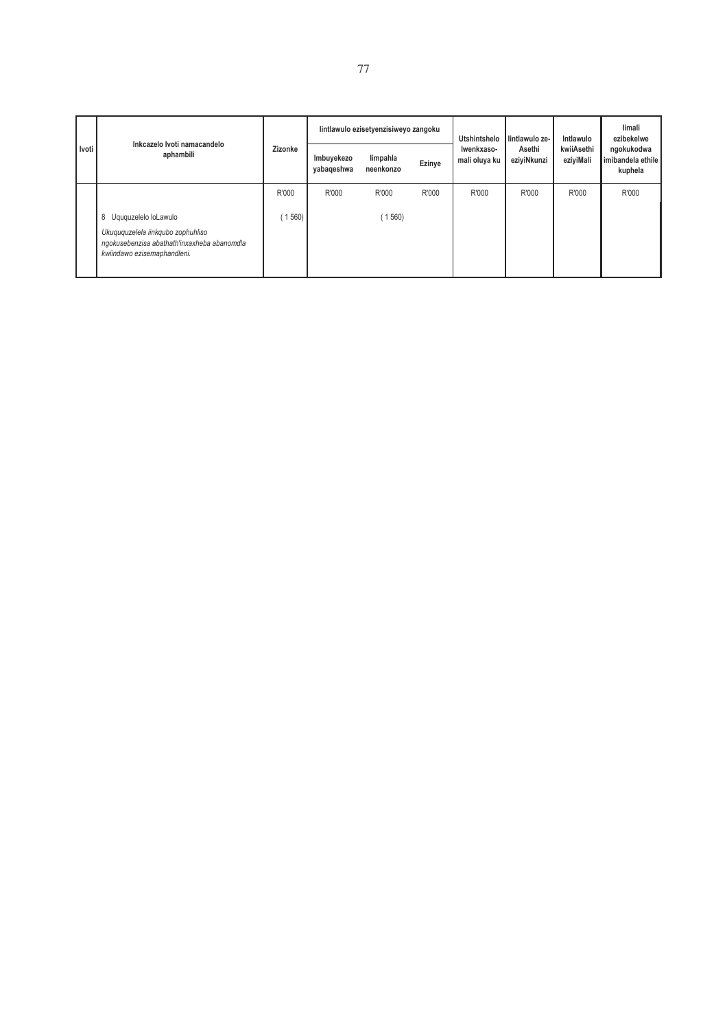| Ivoti | Inkcazelo Ivoti namacandelo aphambili | Zizonke | Iintlawulo ezisetyenzisiweyo zangoku | | | Utshintshelo lwenkxaso-mali oluya ku | Iintlawulo ze-Asethi eziyiNkunzi | Intlawulo kwiiAsethi eziyiMali | Iimali ezibekelwe ngokukodwa imibandela ethile kuphela |
|---|---|---|---|---|---|---|---|---|---|
| | | | Imbuyekezo yabaqeshwa | Iimpahla neenkonzo | Ezinye | | | | |
| | | R'000 | R'000 | R'000 | R'000 | R'000 | R'000 | R'000 | R'000 |
| | 8 Uququzelelo loLawulo<br>*Ukuququzelela iinkqubo zophuhliso ngokusebenzisa abathath'inxaxheba abanomdla kwiindawo ezisemaphandleni.* | ( 1 560) | | ( 1 560) | | | | | |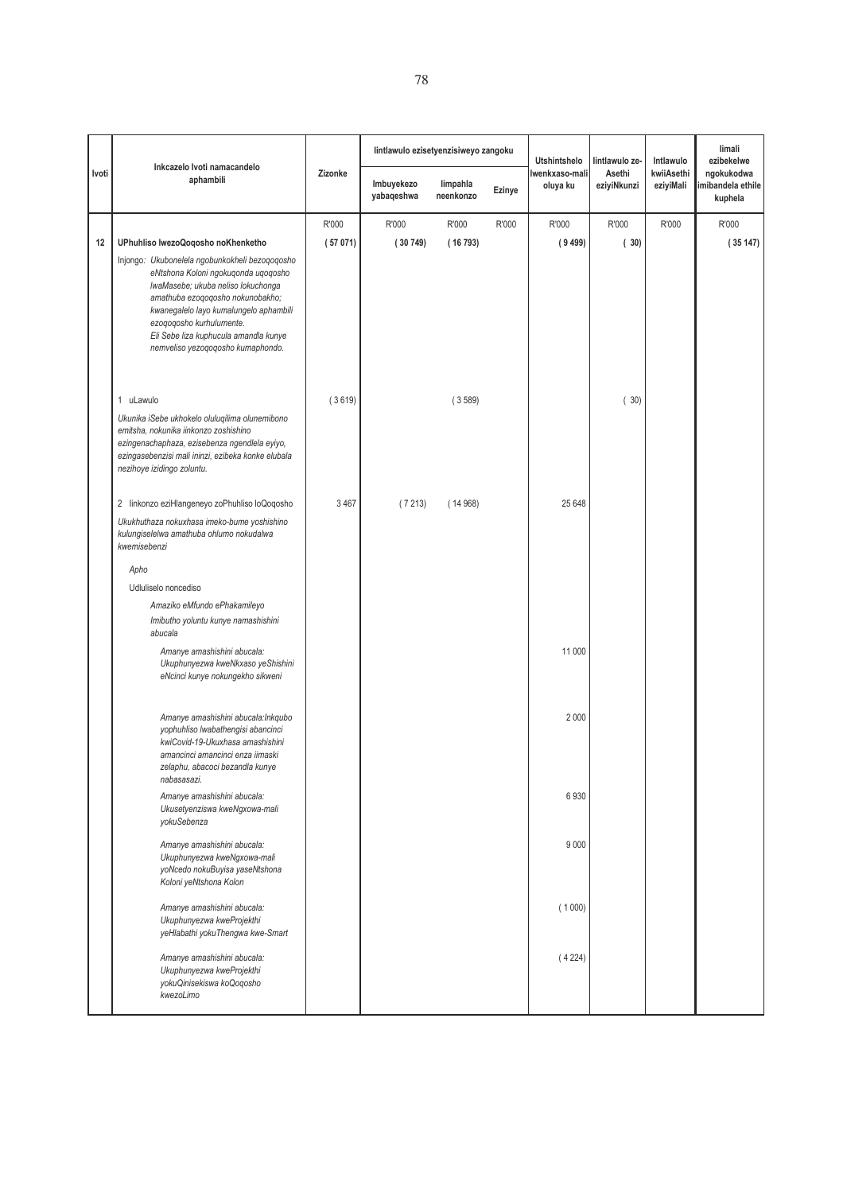| Ivoti | Inkcazelo Ivoti namacandelo aphambili | Zizonke | Iintlawulo ezisetyenzisiweyo zangoku | | | Utshintshelo lwenkxaso-mali oluya ku | Iintlawulo ze-Asethi eziyiNkunzi | Intlawulo kwiiAsethi eziyiMali | Iimali ezibekelwe ngokukodwa imibandela ethile kuphela |
|---|---|---|---|---|---|---|---|---|---|
| | | | Imbuyekezo yabaqeshwa | Iimpahla neenkonzo | Ezinye | | | | |
| | | R'000 | R'000 | R'000 | R'000 | R'000 | R'000 | R'000 | R'000 |
| 12 | **UPhuhliso lwezoQoqosho noKhenketho** | **( 57 071)** | **( 30 749)** | **( 16 793)** | | **( 9 499)** | **( 30)** | | **( 35 147)** |
| | Injongo: *Ukubonelela ngobunkokheli bezoqoqosho eNtshona Koloni ngokuqonda uqoqosho lwaMasebe; ukuba neliso lokuchonga amathuba ezoqoqosho nokunobakho; kwanegalelo layo kumalungelo aphambili ezoqoqosho kurhulumente. Eli Sebe liza kuphucula amandla kunye nemveliso yezoqoqosho kumaphondo.* | | | | | | | | |
| | 1 uLawulo | ( 3 619) | | ( 3 589) | | | ( 30) | | |
| | *Ukunika iSebe ukhokelo oluluqilima olunemibono emitsha, nokunika iinkonzo zoshishino ezingenachaphaza, ezisebenza ngendlela eyiyo, ezingasebenzisi mali ininzi, ezibeka konke elubala nezihoye izidingo zoluntu.* | | | | | | | | |
| | 2 Iinkonzo eziHlangeneyo zoPhuhliso loQoqosho | 3 467 | ( 7 213) | ( 14 968) | | 25 648 | | | |
| | *Ukukhuthaza nokuxhasa imeko-bume yoshishino kulungiselelwa amathuba ohlumo nokudalwa kwemisebenzi* | | | | | | | | |
| | *Apho* | | | | | | | | |
| | Udluliselo noncediso | | | | | | | | |
| | *Amaziko eMfundo ePhakamileyo* | | | | | | | | |
| | *Imibutho yoluntu kunye namashishini abucala* | | | | | | | | |
| | *Amanye amashishini abucala: Ukuphunyezwa kweNkxaso yeShishini eNcinci kunye nokungekho sikweni* | | | | | 11 000 | | | |
| | *Amanye amashishini abucala:Inkqubo yophuhliso lwabathengisi abancinci kwiCovid-19-Ukuxhasa amashishini amancinci amancinci enza iimaski zelaphu, abacoci bezandla kunye nabasasazi.* | | | | | 2 000 | | | |
| | *Amanye amashishini abucala: Ukusetyenziswa kweNgxowa-mali yokuSebenza* | | | | | 6 930 | | | |
| | *Amanye amashishini abucala: Ukuphunyezwa kweNgxowa-mali yoNcedo nokuBuyisa yaseNtshona Koloni yeNtshona Kolon* | | | | | 9 000 | | | |
| | *Amanye amashishini abucala: Ukuphunyezwa kweProjekthi yeHlabathi yokuThengwa kwe-Smart* | | | | | ( 1 000) | | | |
| | *Amanye amashishini abucala: Ukuphunyezwa kweProjekthi yokuQinisekiswa koQoqosho kwezoLimo* | | | | | ( 4 224) | | | |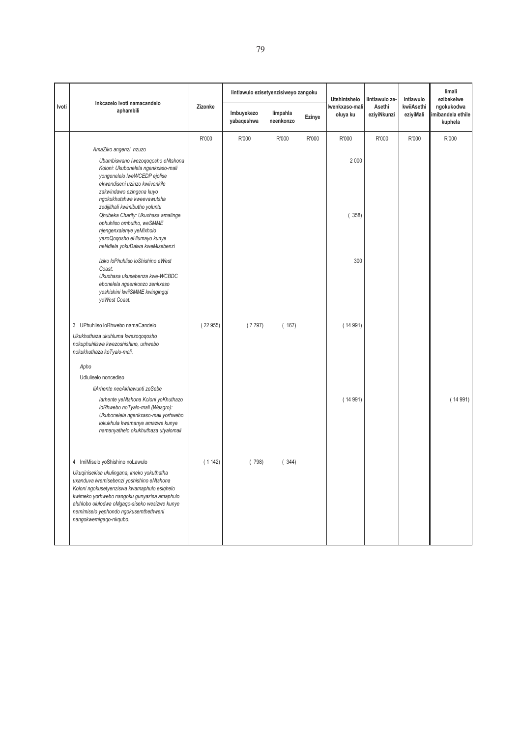| Ivoti | Inkcazelo Ivoti namacandelo aphambili | Zizonke | Iintlawulo ezisetyenzisiweyo zangoku | | | Utshintshelo lwenkxaso-mali oluya ku | Iintlawulo ze-Asethi eziyiNkunzi | Intlawulo kwiiAsethi eziyiMali | Iimali ezibekelwe ngokukodwa imibandela ethile kuphela |
|---|---|---|---|---|---|---|---|---|---|
| | | | Imbuyekezo yabaqeshwa | Iimpahla neenkonzo | Ezinye | | | | |
| | | R'000 | R'000 | R'000 | R'000 | R'000 | R'000 | R'000 | R'000 |
| | *AmaZiko angenzi nzuzo* | | | | | | | | |
| | *Ubambiswano lwezoqoqosho eNtshona Koloni: Ukubonelela ngenkxaso-mali yongenelelo lweWCEDP ejolise ekwandiseni uzinzo kwiivenkile zakwindawo ezingena kuyo ngokukhutshwa kweevawutsha zedijithali kwimibutho yoluntu* | | | | | 2 000 | | | |
| | *Qhubeka Charity: Ukuxhasa amalinge ophuhliso ombutho, weSMME njengenxalenye yeMixholo yezoQoqosho eHlumayo kunye neNdlela yokuDalwa kweMisebenzi* | | | | | ( 358) | | | |
| | *Iziko loPhuhliso loShishino eWest Coast: Ukuxhasa ukusebenza kwe-WCBDC ebonelela ngeenkonzo zenkxaso yeshishini kwiiSMME kwingingqi yeWest Coast.* | | | | | 300 | | | |
| | 3 UPhuhliso loRhwebo namaCandelo | ( 22 955) | ( 7 797) | ( 167) | | ( 14 991) | | | |
| | *Ukukhuthaza ukuhluma kwezoqoqosho nokuphuhliswa kwezoshishino, urhwebo nokukhuthaza koTyalo-mali.* | | | | | | | | |
| | *Apho* | | | | | | | | |
| | Udluliselo noncediso | | | | | | | | |
| | *IiArhente neeAkhawunti zeSebe* | | | | | | | | |
| | *Iarhente yeNtshona Koloni yoKhuthazo loRhwebo noTyalo-mali (Wesgro): Ukubonelela ngenkxaso-mali yorhwebo lokukhula kwamanye amazwe kunye namanyathelo okukhuthaza utyalomali* | | | | | ( 14 991) | | | ( 14 991) |
| | 4 ImiMiselo yoShishino noLawulo | ( 1 142) | ( 798) | ( 344) | | | | | |
| | *Ukuqinisekisa ukulingana, imeko yokuthatha uxanduva lwemisebenzi yoshishino eNtshona Koloni ngokusetyenziswa kwamaphulo esiqhelo kwimeko yorhwebo nangoku gunyazisa amaphulo aluhlobo olulodwa oMgaqo-siseko wesizwe kunye nemimiselo yephondo ngokusemthethweni nangokwemigaqo-nkqubo.* | | | | | | | | |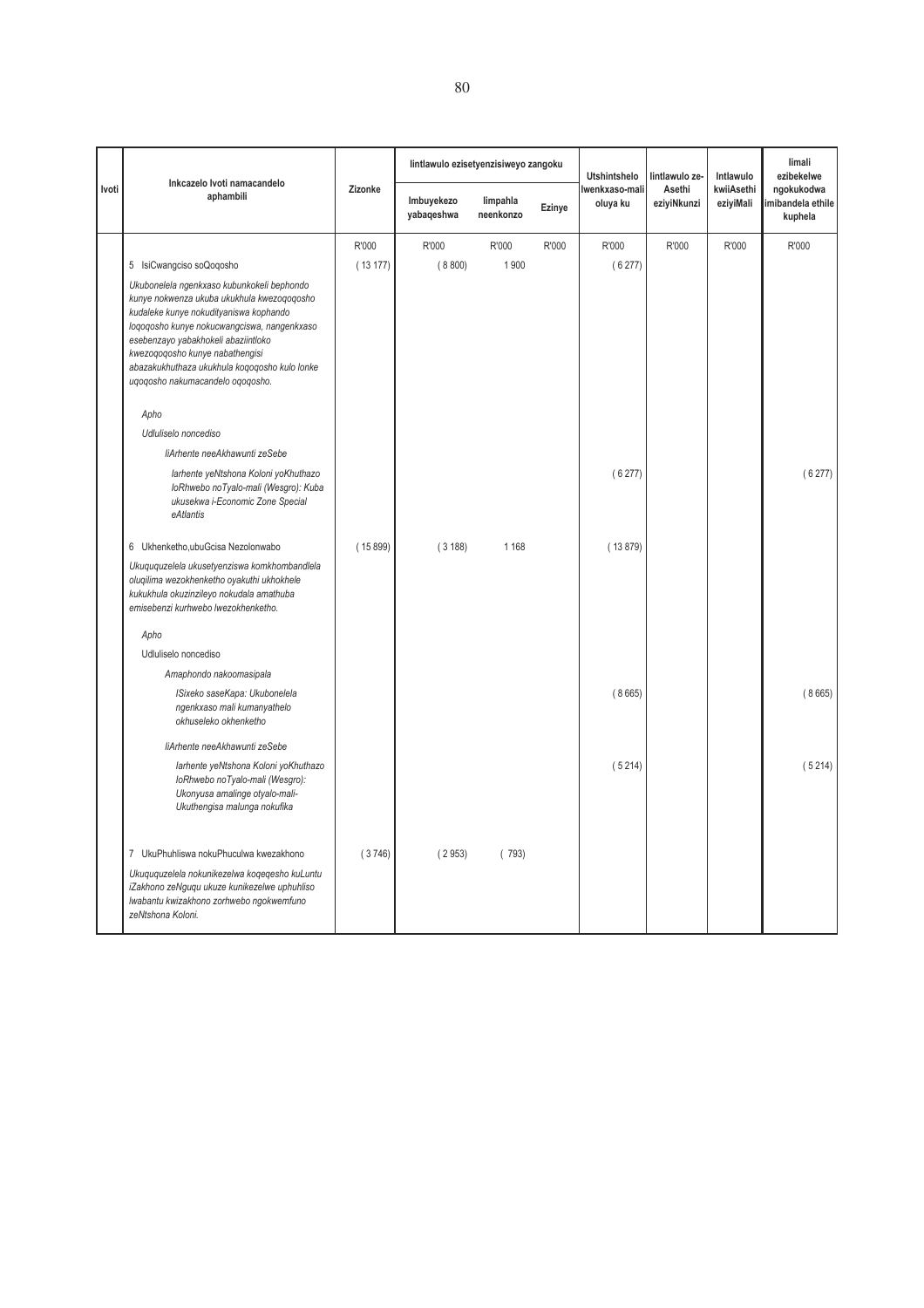| Ivoti | Inkcazelo Ivoti namacandelo aphambili | Zizonke | Iintlawulo ezisetyenzisiweyo zangoku | | | Utshintshelo lwenkxaso-mali oluya ku | Iintlawulo ze-Asethi eziyiNkunzi | Intlawulo kwiiAsethi eziyiMali | Iimali ezibekelwe ngokukodwa imibandela ethile kuphela |
|---|---|---|---|---|---|---|---|---|---|
| | | | Imbuyekezo yabaqeshwa | Iimpahla neenkonzo | Ezinye | | | | |
| | | R'000 | R'000 | R'000 | R'000 | R'000 | R'000 | R'000 | R'000 |
| | 5 IsiCwangciso soQoqosho | ( 13 177) | ( 8 800) | 1 900 | | ( 6 277) | | | |
| | *Ukubonelela ngenkxaso kubunkokeli bephondo kunye nokwenza ukuba ukukhula kwezoqoqosho kudaleke kunye nokudityaniswa kophando loqoqosho kunye nokucwangciswa, nangenkxaso esebenzayo yabakhokeli abaziintloko kwezoqoqosho kunye nabathengisi abazakukhuthaza ukukhula koqoqosho kulo lonke uqoqosho nakumacandelo oqoqosho.* | | | | | | | | |
| | *Apho* | | | | | | | | |
| | *Udluliselo noncediso* | | | | | | | | |
| | *IiArhente neeAkhawunti zeSebe* | | | | | | | | |
| | *Iarhente yeNtshona Koloni yoKhuthazo loRhwebo noTyalo-mali (Wesgro): Kuba ukusekwa i-Economic Zone Special eAtlantis* | | | | | ( 6 277) | | | ( 6 277) |
| | 6 Ukhenketho,ubuGcisa Nezolonwabo | ( 15 899) | ( 3 188) | 1 168 | | ( 13 879) | | | |
| | *Ukuququzelela ukusetyenziswa komkhombandlela oluqilima wezokhenketho oyakuthi ukhokhele kukukhula okuzinzileyo nokudala amathuba emisebenzi kurhwebo lwezokhenketho.* | | | | | | | | |
| | *Apho* | | | | | | | | |
| | Udluliselo noncediso | | | | | | | | |
| | *Amaphondo nakoomasipala* | | | | | | | | |
| | *ISixeko saseKapa: Ukubonelela ngenkxaso mali kumanyathelo okhuseleko okhenketho* | | | | | ( 8 665) | | | ( 8 665) |
| | *IiArhente neeAkhawunti zeSebe* | | | | | | | | |
| | *Iarhente yeNtshona Koloni yoKhuthazo loRhwebo noTyalo-mali (Wesgro): Ukonyusa amalinge otyalo-mali-Ukuthengisa malunga nokufika* | | | | | ( 5 214) | | | ( 5 214) |
| | 7 UkuPhuhliswa nokuPhuculwa kwezakhono | ( 3 746) | ( 2 953) | ( 793) | | | | | |
| | *Ukuququzelela nokunikezelwa koqeqesho kuLuntu iZakhono zeNguqu ukuze kunikezelwe uphuhliso lwabantu kwizakhono zorhwebo ngokwemfuno zeNtshona Koloni.* | | | | | | | | |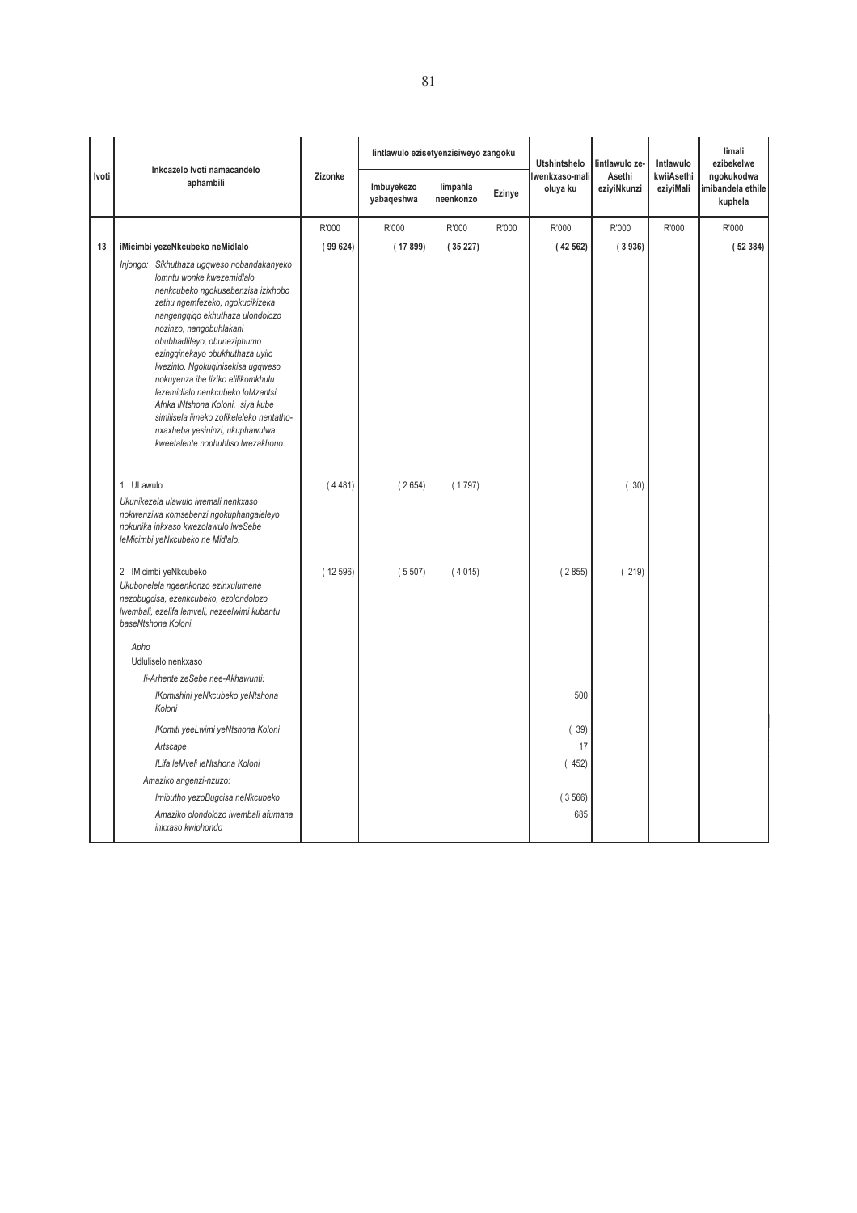| Ivoti | Inkcazelo Ivoti namacandelo aphambili | Zizonke | Iintlawulo ezisetyenzisiweyo zangoku | | | Utshintshelo lwenkxaso-mali oluya ku | Iintlawulo ze-Asethi eziyiNkunzi | Intlawulo kwiiAsethi eziyiMali | Iimali ezibekelwe ngokukodwa imibandela ethile kuphela |
|---|---|---|---|---|---|---|---|---|---|
| | | | Imbuyekezo yabaqeshwa | Iimpahla neenkonzo | Ezinye | | | | |
| | | R'000 | R'000 | R'000 | R'000 | R'000 | R'000 | R'000 | R'000 |
| 13 | **iMicimbi yezeNkcubeko neMidlalo** | **( 99 624)** | **( 17 899)** | **( 35 227)** | | **( 42 562)** | **( 3 936)** | | **( 52 384)** |
| | *Injongo: Sikhuthaza ugqweso nobandakanyeko lomntu wonke kwezemidlalo nenkcubeko ngokusebenzisa izixhobo zethu ngemfezeko, ngokucikizeka nangengqiqo ekhuthaza ulondolozo nozinzo, nangobuhlakani obubhadlileyo, obuneziphumo ezingqinekayo obukhuthaza uyilo lwezinto. Ngokuqinisekisa ugqweso nokuyenza ibe liziko elilikomkhulu lezemidlalo nenkcubeko loMzantsi Afrika iNtshona Koloni, siya kube similisela iimeko zofikeleleko nentatho-nxaxheba yesininzi, ukuphawulwa kweetalente nophuhliso lwezakhono.* | | | | | | | | |
| | 1 ULawulo<br>*Ukunikezela ulawulo lwemali nenkxaso nokwenziwa komsebenzi ngokuphangaleleyo nokunika inkxaso kwezolawulo lweSebe leMicimbi yeNkcubeko ne Midlalo.* | ( 4 481) | ( 2 654) | ( 1 797) | | | ( 30) | | |
| | 2 IMicimbi yeNkcubeko<br>*Ukubonelela ngeenkonzo ezinxulumene nezobugcisa, ezenkcubeko, ezolondolozo lwembali, ezelifa lemveli, nezeelwimi kubantu baseNtshona Koloni.* | ( 12 596) | ( 5 507) | ( 4 015) | | ( 2 855) | ( 219) | | |
| | *Apho* | | | | | | | | |
| | Udluliselo nenkxaso | | | | | | | | |
| | *Ii-Arhente zeSebe nee-Akhawunti:* | | | | | | | | |
| | *IKomishini yeNkcubeko yeNtshona Koloni* | | | | | 500 | | | |
| | *IKomiti yeeLwimi yeNtshona Koloni* | | | | | ( 39) | | | |
| | *Artscape* | | | | | 17 | | | |
| | *ILifa leMveli leNtshona Koloni* | | | | | ( 452) | | | |
| | *Amaziko angenzi-nzuzo:* | | | | | | | | |
| | *Imibutho yezoBugcisa neNkcubeko* | | | | | ( 3 566) | | | |
| | *Amaziko olondolozo lwembali afumana inkxaso kwiphondo* | | | | | 685 | | | |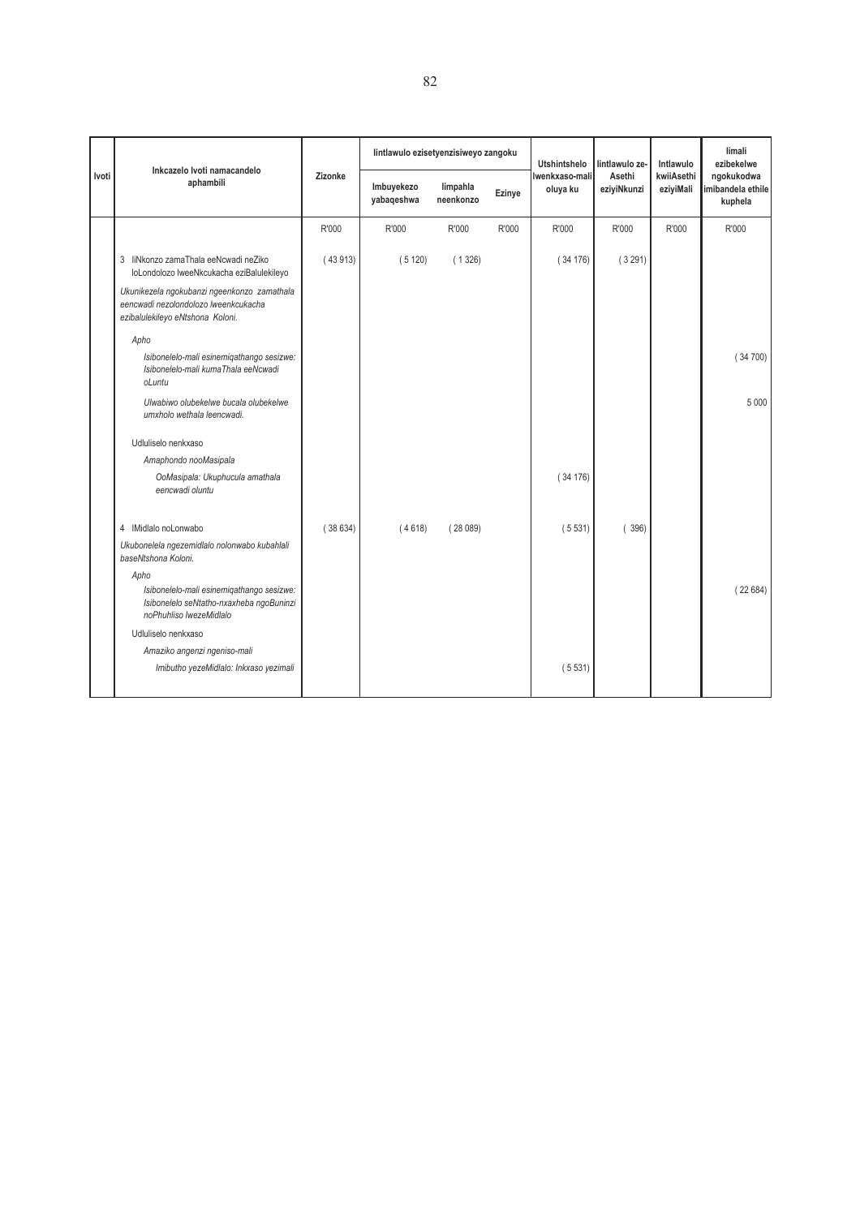| Ivoti | Inkcazelo Ivoti namacandelo aphambili | Zizonke | Iintlawulo ezisetyenzisiweyo zangoku | | | Utshintshelo lwenkxaso-mali oluya ku | Iintlawulo ze-Asethi eziyiNkunzi | Intlawulo kwiiAsethi eziyiMali | Iimali ezibekelwe ngokukodwa imibandela ethile kuphela |
|---|---|---|---|---|---|---|---|---|---|
| | | | Imbuyekezo yabaqeshwa | Iimpahla neenkonzo | Ezinye | | | | |
| | | R'000 | R'000 | R'000 | R'000 | R'000 | R'000 | R'000 | R'000 |
| | 3 IiNkonzo zamaThala eeNcwadi neZiko loLondolozo lweeNkcukacha eziBalulekileyo | ( 43 913) | ( 5 120) | ( 1 326) | | ( 34 176) | ( 3 291) | | |
| | *Ukunikezela ngokubanzi ngeenkonzo zamathala eencwadi nezolondolozo lweenkcukacha ezibalulekileyo eNtshona Koloni.* | | | | | | | | |
| | *Apho* | | | | | | | | |
| | *Isibonelelo-mali esinemiqathango sesizwe: Isibonelelo-mali kumaThala eeNcwadi oLuntu* | | | | | | | | ( 34 700) |
| | *Ulwabiwo olubekelwe bucala olubekelwe umxholo wethala leencwadi.* | | | | | | | | 5 000 |
| | Udluliselo nenkxaso | | | | | | | | |
| | *Amaphondo nooMasipala* | | | | | | | | |
| | *OoMasipala: Ukuphucula amathala eencwadi oluntu* | | | | | ( 34 176) | | | |
| | 4 IMidlalo noLonwabo | ( 38 634) | ( 4 618) | ( 28 089) | | ( 5 531) | ( 396) | | |
| | *Ukubonelela ngezemidlalo nolonwabo kubahlali baseNtshona Koloni.* | | | | | | | | |
| | *Apho* | | | | | | | | |
| | *Isibonelelo-mali esinemiqathango sesizwe: Isibonelelo seNtatho-nxaxheba ngoBuninzi noPhuhliso lwezeMidlalo* | | | | | | | | ( 22 684) |
| | Udluliselo nenkxaso | | | | | | | | |
| | *Amaziko angenzi ngeniso-mali* | | | | | | | | |
| | *Imibutho yezeMidlalo: Inkxaso yezimali* | | | | | ( 5 531) | | | |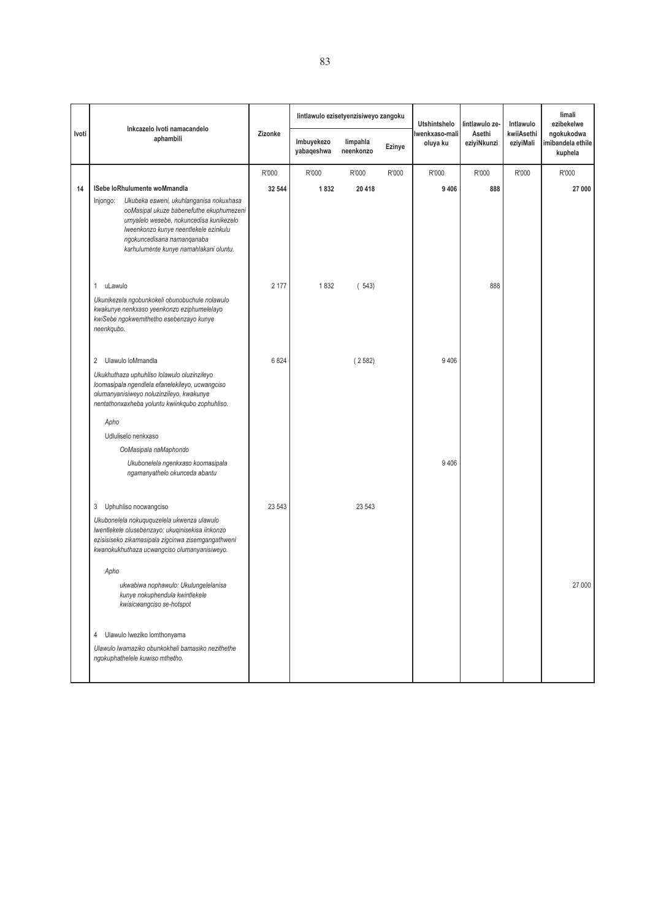| Ivoti | Inkcazelo Ivoti namacandelo aphambili | Zizonke | Iintlawulo ezisetyenzisiweyo zangoku | | | Utshintshelo lwenkxaso-mali oluya ku | Iintlawulo ze-Asethi eziyiNkunzi | Intlawulo kwiiAsethi eziyiMali | Iimali ezibekelwe ngokukodwa imibandela ethile kuphela |
|---|---|---|---|---|---|---|---|---|---|
| | | | Imbuyekezo yabaqeshwa | Iimpahla neenkonzo | Ezinye | | | | |
| | | R'000 | R'000 | R'000 | R'000 | R'000 | R'000 | R'000 | R'000 |
| **14** | **ISebe loRhulumente woMmandla** | **32 544** | **1 832** | **20 418** | | **9 406** | **888** | | **27 000** |
| | Injongo: *Ukubeka esweni, ukuhlanganisa nokuxhasa ooMasipal ukuze babenefuthe ekuphumezeni umyalelo wesebe, nokuncedisa kunikezelo lweenkonzo kunye neentlekele ezinkulu ngokuncedisana namanqanaba karhulumente kunye namahlakani oluntu.* | | | | | | | | |
| | 1 uLawulo | 2 177 | 1 832 | ( 543) | | | 888 | | |
| | *Ukunikezela ngobunkokeli obunobuchule nolawulo kwakunye nenkxaso yeenkonzo eziphumelelayo kwiSebe ngokwemithetho esebenzayo kunye neenkqubo.* | | | | | | | | |
| | 2 Ulawulo loMmandla | 6 824 | | ( 2 582) | | 9 406 | | | |
| | *Ukukhuthaza uphuhliso lolawulo oluzinzileyo loomasipala ngendlela efanelekileyo, ucwangciso olumanyanisiweyo noluzinzileyo, kwakunye nentathonxaxheba yoluntu kwiinkqubo zophuhliso.* | | | | | | | | |
| | *Apho* | | | | | | | | |
| | Udluliselo nenkxaso | | | | | | | | |
| | *OoMasipala naMaphondo* | | | | | | | | |
| | *Ukubonelela ngenkxaso koomasipala ngamanyathelo okunceda abantu* | | | | | 9 406 | | | |
| | 3 Uphuhliso nocwangciso | 23 543 | | 23 543 | | | | | |
| | *Ukubonelela nokuququzelela ukwenza ulawulo lwentlekele olusebenzayo; ukuqinisekisa iinkonzo ezisisiseko zikamasipala zigcinwa zisemgangathweni kwanokukhuthaza ucwangciso olumanyanisiweyo.* | | | | | | | | |
| | *Apho* | | | | | | | | |
| | *ukwabiwa nophawulo: Ukulungelelanisa kunye nokuphendula kwintlekele kwisicwangciso se-hotspot* | | | | | | | | 27 000 |
| | 4 Ulawulo lweziko lomthonyama | | | | | | | | |
| | *Ulawulo lwamaziko obunkokheli bamasiko nezithethe ngokuphathelele kuwiso mthetho.* | | | | | | | | |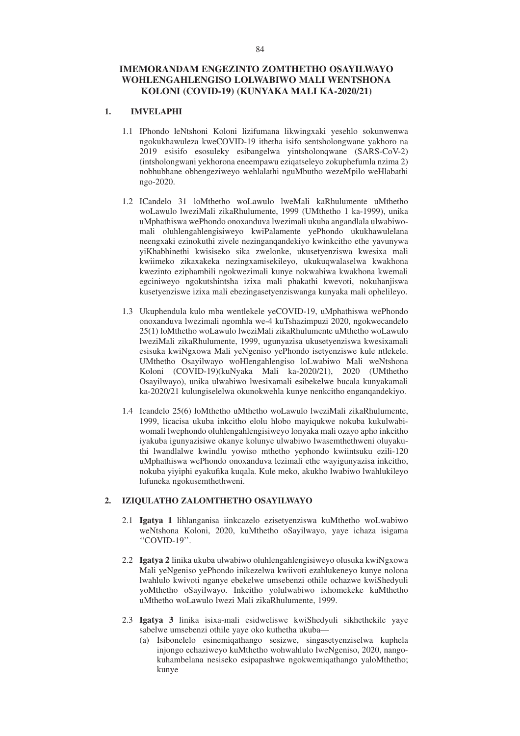# IMEMORANDAM ENGEZINTO ZOMTHETHO OSAYILWAYO WOHLENGAHLENGISO LOLWABIWO MALI WENTSHONA KOLONI (COVID-19) (KUNYAKA MALI KA-2020/21)

## 1. IMVELAPHI

1.1 IPhondo leNtshoni Koloni lizifumana likwingxaki yesehlo sokunwenwa ngokukhawuleza kweCOVID-19 ithetha isifo sentsholongwane yakhoro na 2019 esisifo esosuleky esibangelwa yintsholonqwane (SARS-CoV-2) (intsholongwani yekhorona eneempawu eziqatseleyo zokuphefumla nzima 2) nobhubhane obhengeziweyo wehlalathi nguMbutho wezeMpilo weHlabathi ngo-2020.

1.2 ICandelo 31 loMthetho woLawulo lweMali kaRhulumente uMthetho woLawulo lweziMali zikaRhulumente, 1999 (UMthetho 1 ka-1999), unika uMphathiswa wePhondo onoxanduva lwezimali ukuba angandlala ulwabiwo-mali oluhlengahlengisiweyo kwiPalamente yePhondo ukukhawulelana neengxaki ezinokuthi zivele nezinganqandekiyo kwinkcitho ethe yavunywa yiKhabhinethi kwisiseko sika zwelonke, ukusetyenziswa kwesixa mali kwiimeko zikaxakeka nezingxamisekileyo, ukukuqwalaselwa kwakhona kwezinto eziphambili ngokwezimali kunye nokwabiwa kwakhona kwemali egciniweyo ngokutshintsha izixa mali phakathi kwevoti, nokuhanjiswa kusetyenziswe izixa mali ebezingasetyenziswanga kunyaka mali opheliley o.

1.3 Ukuphendula kulo mba wentlekele yeCOVID-19, uMphathiswa wePhondo onoxanduva lwezimali ngomhla we-4 kuTshazimpuzi 2020, ngokwecandelo 25(1) loMthetho woLawulo lweziMali zikaRhulumente uMthetho woLawulo lweziMali zikaRhulumente, 1999, ugunyazisa ukusetyenziswa kwesixamali esisuka kwiNgxowa Mali yeNgeniso yePhondo isetyenziswe kule ntlekele. UMthetho Osayilwayo woHlengahlengiso loLwabiwo Mali weNtshona Koloni (COVID-19)(kuNyaka Mali ka-2020/21), 2020 (UMthetho Osayilwayo), unika ulwabiwo lwesixamali esibekelwe bucala kunyakamali ka-2020/21 kulungiselelwa okunokwehla kunye nenkcitho enganqandekiyo.

1.4 Icandelo 25(6) loMthetho uMthetho woLawulo lweziMali zikaRhulumente, 1999, licacisa ukuba inkcitho elolu hlobo mayiqukwe nokuba kukulwabiwomali lwephondo oluhlengahlengisiweyo lonyaka mali ozayo apho inkcitho iyakuba igunyazisiwe okanye kolunye ulwabiwo lwasemthethweni oluyakuthi lwandlalwe kwindlu yowiso mthetho yephondo kwiintsuku ezili-120 uMphathiswa wePhondo onoxanduva lezimali ethe wayigunyazisa inkcitho, nokuba yiyiphi eyakufika kuqala. Kule meko, akukho lwabiwo lwahlukileyo lufuneka ngokusemthethweni.

## 2. IZIQULATHO ZALOMTHETHO OSAYILWAYO

2.1 **Igatya 1** lihlanganisa iinkcazelo ezisetyenziswa kuMthetho woLwabiwo weNtshona Koloni, 2020, kuMthetho oSayilwayo, yaye ichaza isigama ''COVID-19''.

2.2 **Igatya 2** linika ukuba ulwabiwo oluhlengahlengisiweyo olusuka kwiNgxowa Mali yeNgeniso yePhondo inikezelwa kwiivoti ezahlukeneyo kunye nolona lwahlulo kwivoti nganye ebekelwe umsebenzi othile ochazwe kwiShedyuli yoMthetho oSayilwayo. Inkcitho yolulwabiwo ixhomekeke kuMthetho uMthetho woLawulo lwezi Mali zikaRhulumente, 1999.

2.3 **Igatya 3** linika isixa-mali esidweliswe kwiShedyuli sikhethekile yaye sabelwe umsebenzi othile yaye oko kuthetha ukuba—

(a) Isibonelelo esinemiqathango sesizwe, singasetyenziselwa kuphela injongo echaziweyo kuMthetho wohwahlulo lweNgeniso, 2020, nangokuhambelana nesiseko esipapashwe ngokwemiqathango yaloMthetho; kunye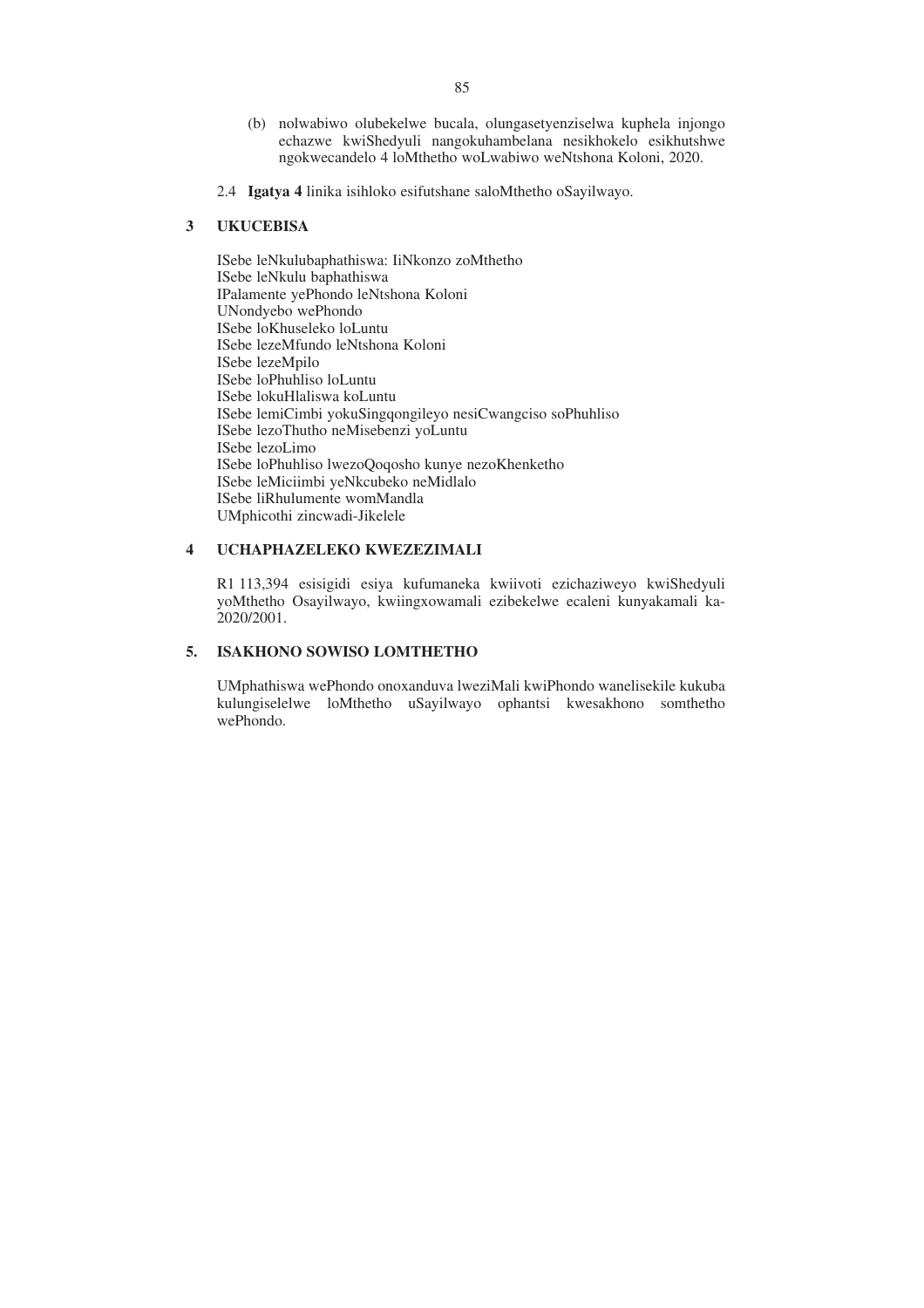(b) nolwabiwo olubekelwe bucala, olungasetyenziselwa kuphela injongo echazwe kwiShedyuli nangokuhambelana nesikhokelo esikhutshwe ngokwecandelo 4 loMthetho woLwabiwo weNtshona Koloni, 2020.

2.4 **Igatya 4** linika isihloko esifutshane saloMthetho oSayilwayo.

## 3 UKUCEBISA

ISebe leNkulubaphathiswa: IiNkonzo zoMthetho
ISebe leNkulu baphathiswa
IPalamente yePhondo leNtshona Koloni
UNondyebo wePhondo
ISebe loKhuseleko loLuntu
ISebe lezeMfundo leNtshona Koloni
ISebe lezeMpilo
ISebe loPhuhliso loLuntu
ISebe lokuHlaliswa koLuntu
ISebe lemiCimbi yokuSingqongileyo nesiCwangciso soPhuhliso
ISebe lezoThutho neMisebenzi yoLuntu
ISebe lezoLimo
ISebe loPhuhliso lwezoQoqosho kunye nezoKhenketho
ISebe leMiciimbi yeNkcubeko neMidlalo
ISebe liRhulumente womMandla
UMphicothi zincwadi-Jikelele

## 4 UCHAPHAZELEKO KWEZEZIMALI

R1 113,394 esisigidi esiya kufumaneka kwiivoti ezichaziweyo kwiShedyuli yoMthetho Osayilwayo, kwiingxowamali ezibekelwe ecaleni kunyakamali ka-2020/2001.

## 5. ISAKHONO SOWISO LOMTHETHO

UMphathiswa wePhondo onoxanduva lweziMali kwiPhondo wanelisekile kukuba kulungiselelwe loMthetho uSayilwayo ophantsi kwesakhono somthetho wePhondo.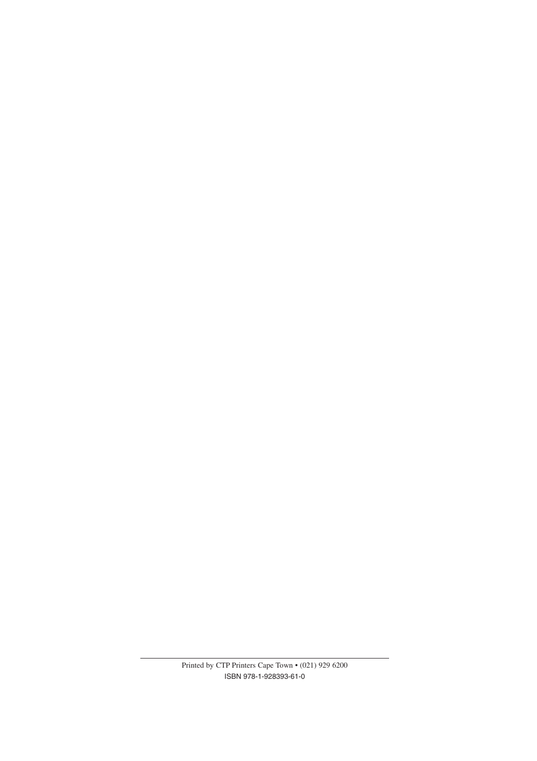---

Printed by CTP Printers Cape Town • (021) 929 6200

ISBN 978-1-928393-61-0